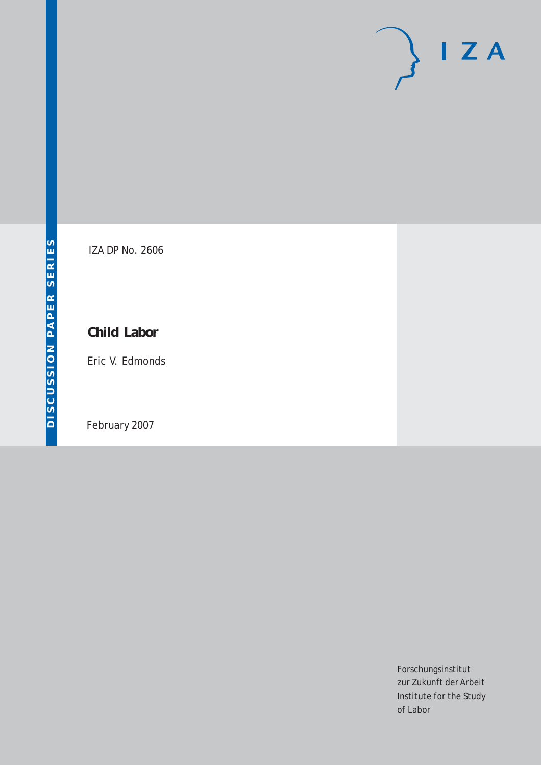DISCUSSION PAPER SERIES

IZA DP No. 2606

# Child Labor

Eric V. Edmonds

February 2007

Forschungsinstitut
zur Zukunft der Arbeit
Institute for the Study
of Labor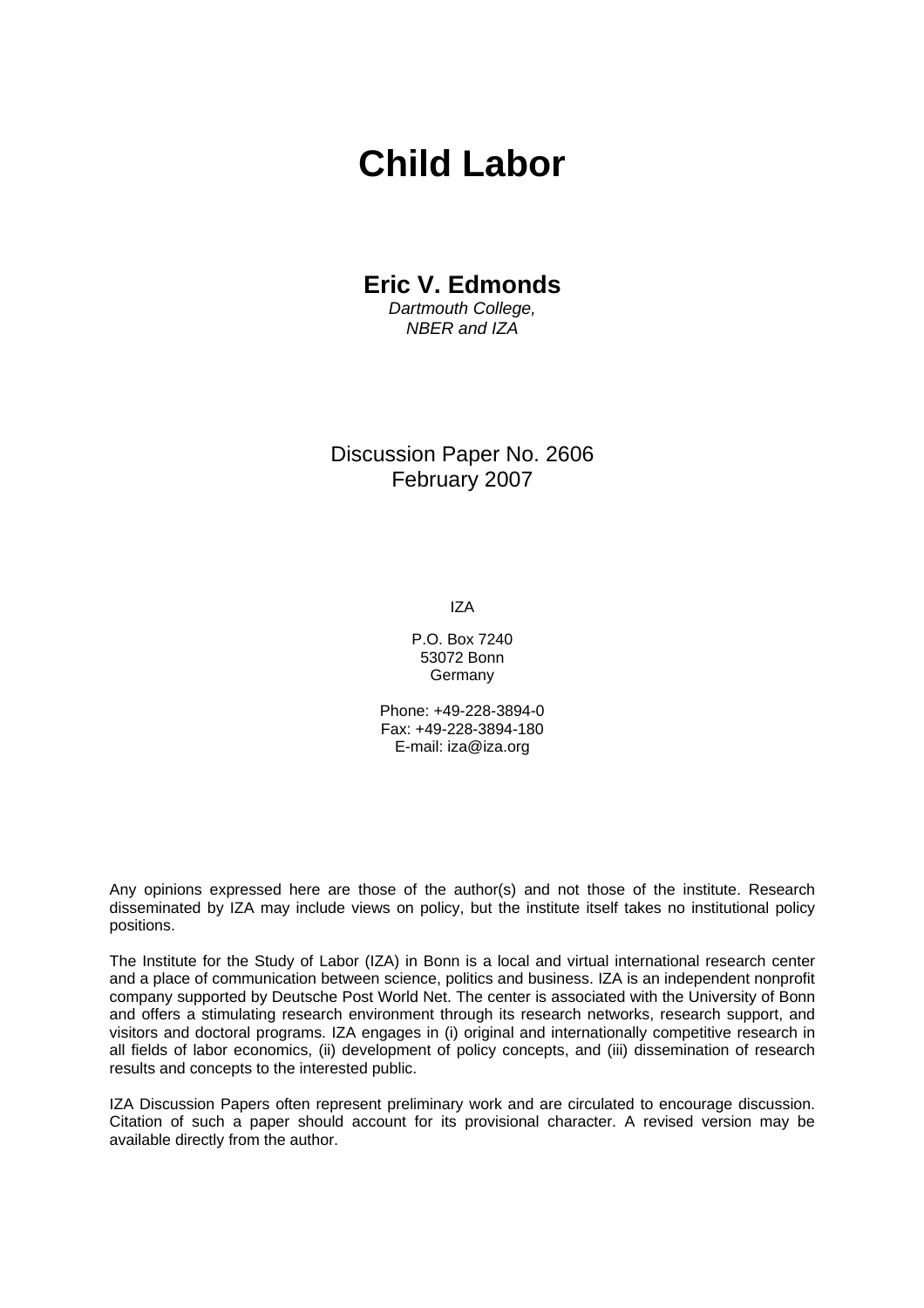# Child Labor

**Eric V. Edmonds**

*Dartmouth College,*
*NBER and IZA*

Discussion Paper No. 2606
February 2007

IZA

P.O. Box 7240
53072 Bonn
Germany

Phone: +49-228-3894-0
Fax: +49-228-3894-180
E-mail: iza@iza.org

Any opinions expressed here are those of the author(s) and not those of the institute. Research disseminated by IZA may include views on policy, but the institute itself takes no institutional policy positions.

The Institute for the Study of Labor (IZA) in Bonn is a local and virtual international research center and a place of communication between science, politics and business. IZA is an independent nonprofit company supported by Deutsche Post World Net. The center is associated with the University of Bonn and offers a stimulating research environment through its research networks, research support, and visitors and doctoral programs. IZA engages in (i) original and internationally competitive research in all fields of labor economics, (ii) development of policy concepts, and (iii) dissemination of research results and concepts to the interested public.

IZA Discussion Papers often represent preliminary work and are circulated to encourage discussion. Citation of such a paper should account for its provisional character. A revised version may be available directly from the author.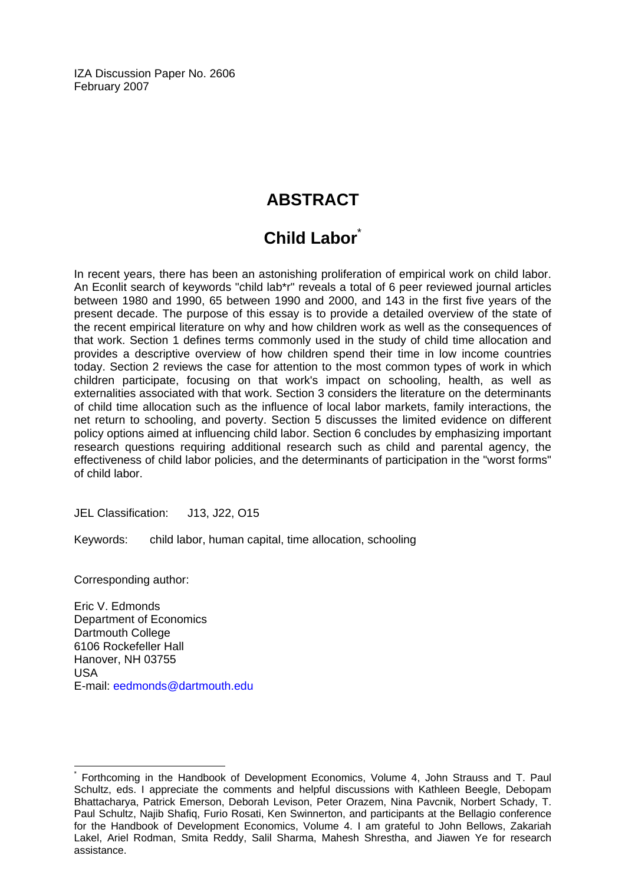IZA Discussion Paper No. 2606
February 2007

# ABSTRACT

## Child Labor[*]

In recent years, there has been an astonishing proliferation of empirical work on child labor. An Econlit search of keywords "child lab*r" reveals a total of 6 peer reviewed journal articles between 1980 and 1990, 65 between 1990 and 2000, and 143 in the first five years of the present decade. The purpose of this essay is to provide a detailed overview of the state of the recent empirical literature on why and how children work as well as the consequences of that work. Section 1 defines terms commonly used in the study of child time allocation and provides a descriptive overview of how children spend their time in low income countries today. Section 2 reviews the case for attention to the most common types of work in which children participate, focusing on that work's impact on schooling, health, as well as externalities associated with that work. Section 3 considers the literature on the determinants of child time allocation such as the influence of local labor markets, family interactions, the net return to schooling, and poverty. Section 5 discusses the limited evidence on different policy options aimed at influencing child labor. Section 6 concludes by emphasizing important research questions requiring additional research such as child and parental agency, the effectiveness of child labor policies, and the determinants of participation in the "worst forms" of child labor.

JEL Classification: J13, J22, O15

Keywords: child labor, human capital, time allocation, schooling

Corresponding author:

Eric V. Edmonds
Department of Economics
Dartmouth College
6106 Rockefeller Hall
Hanover, NH 03755
USA
E-mail: eedmonds@dartmouth.edu

---

[*] Forthcoming in the Handbook of Development Economics, Volume 4, John Strauss and T. Paul Schultz, eds. I appreciate the comments and helpful discussions with Kathleen Beegle, Debopam Bhattacharya, Patrick Emerson, Deborah Levison, Peter Orazem, Nina Pavcnik, Norbert Schady, T. Paul Schultz, Najib Shafiq, Furio Rosati, Ken Swinnerton, and participants at the Bellagio conference for the Handbook of Development Economics, Volume 4. I am grateful to John Bellows, Zakariah Lakel, Ariel Rodman, Smita Reddy, Salil Sharma, Mahesh Shrestha, and Jiawen Ye for research assistance.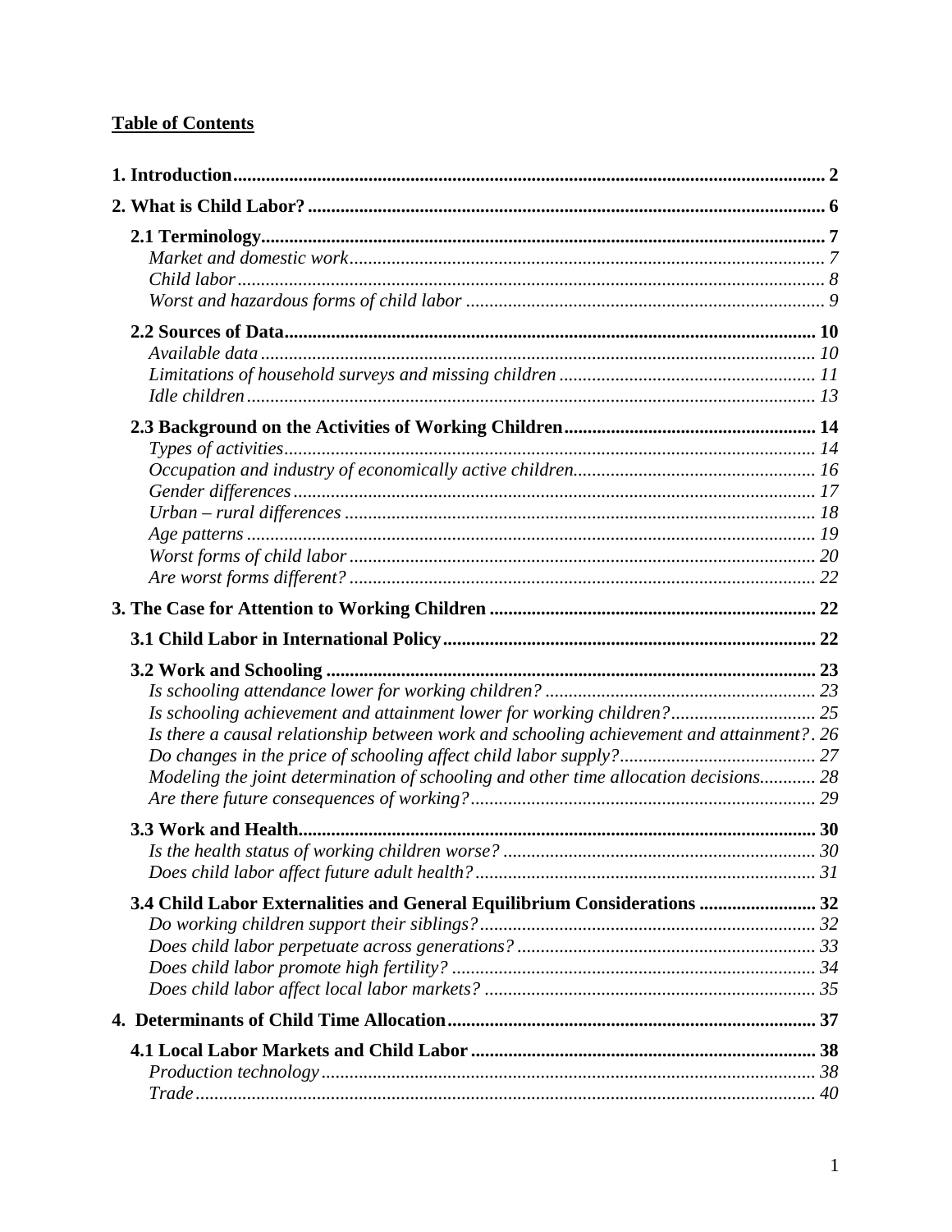**Table of Contents**

**1. Introduction** .......... 2

**2. What is Child Labor?** .......... 6

**2.1 Terminology** .......... 7
*Market and domestic work* .......... 7
*Child labor* .......... 8
*Worst and hazardous forms of child labor* .......... 9

**2.2 Sources of Data** .......... 10
*Available data* .......... 10
*Limitations of household surveys and missing children* .......... 11
*Idle children* .......... 13

**2.3 Background on the Activities of Working Children** .......... 14
*Types of activities* .......... 14
*Occupation and industry of economically active children* .......... 16
*Gender differences* .......... 17
*Urban – rural differences* .......... 18
*Age patterns* .......... 19
*Worst forms of child labor* .......... 20
*Are worst forms different?* .......... 22

**3. The Case for Attention to Working Children** .......... 22

**3.1 Child Labor in International Policy** .......... 22

**3.2 Work and Schooling** .......... 23
*Is schooling attendance lower for working children?* .......... 23
*Is schooling achievement and attainment lower for working children?* .......... 25
*Is there a causal relationship between work and schooling achievement and attainment?* . 26
*Do changes in the price of schooling affect child labor supply?* .......... 27
*Modeling the joint determination of schooling and other time allocation decisions* .......... 28
*Are there future consequences of working?* .......... 29

**3.3 Work and Health** .......... 30
*Is the health status of working children worse?* .......... 30
*Does child labor affect future adult health?* .......... 31

**3.4 Child Labor Externalities and General Equilibrium Considerations** .......... 32
*Do working children support their siblings?* .......... 32
*Does child labor perpetuate across generations?* .......... 33
*Does child labor promote high fertility?* .......... 34
*Does child labor affect local labor markets?* .......... 35

**4. Determinants of Child Time Allocation** .......... 37

**4.1 Local Labor Markets and Child Labor** .......... 38
*Production technology* .......... 38
*Trade* .......... 40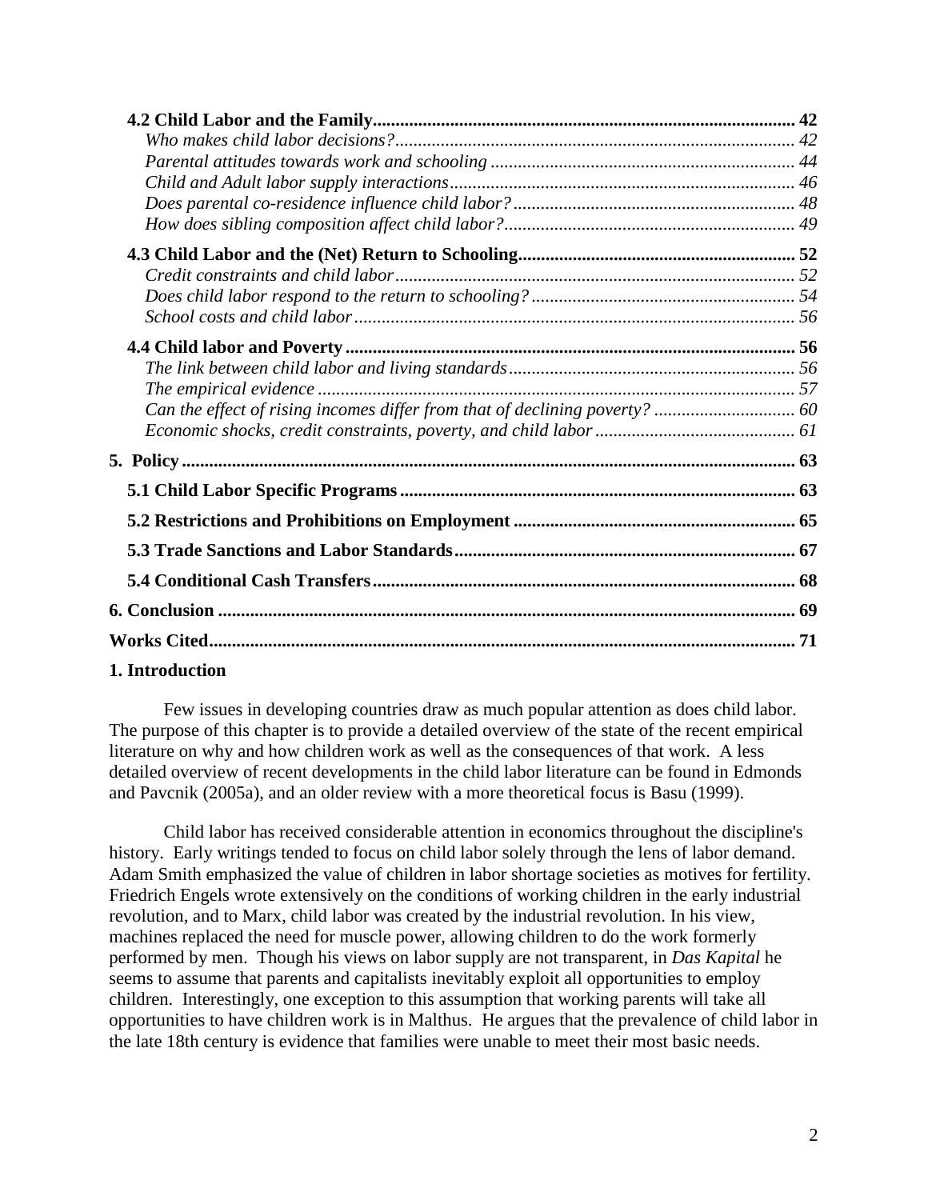**4.2 Child Labor and the Family** ........ 42
*Who makes child labor decisions?* ........ 42
*Parental attitudes towards work and schooling* ........ 44
*Child and Adult labor supply interactions* ........ 46
*Does parental co-residence influence child labor?* ........ 48
*How does sibling composition affect child labor?* ........ 49

**4.3 Child Labor and the (Net) Return to Schooling** ........ 52
*Credit constraints and child labor* ........ 52
*Does child labor respond to the return to schooling?* ........ 54
*School costs and child labor* ........ 56

**4.4 Child labor and Poverty** ........ 56
*The link between child labor and living standards* ........ 56
*The empirical evidence* ........ 57
*Can the effect of rising incomes differ from that of declining poverty?* ........ 60
*Economic shocks, credit constraints, poverty, and child labor* ........ 61

**5. Policy** ........ 63

**5.1 Child Labor Specific Programs** ........ 63

**5.2 Restrictions and Prohibitions on Employment** ........ 65

**5.3 Trade Sanctions and Labor Standards** ........ 67

**5.4 Conditional Cash Transfers** ........ 68

**6. Conclusion** ........ 69

**Works Cited** ........ 71

## 1. Introduction

Few issues in developing countries draw as much popular attention as does child labor. The purpose of this chapter is to provide a detailed overview of the state of the recent empirical literature on why and how children work as well as the consequences of that work. A less detailed overview of recent developments in the child labor literature can be found in Edmonds and Pavcnik (2005a), and an older review with a more theoretical focus is Basu (1999).

Child labor has received considerable attention in economics throughout the discipline's history. Early writings tended to focus on child labor solely through the lens of labor demand. Adam Smith emphasized the value of children in labor shortage societies as motives for fertility. Friedrich Engels wrote extensively on the conditions of working children in the early industrial revolution, and to Marx, child labor was created by the industrial revolution. In his view, machines replaced the need for muscle power, allowing children to do the work formerly performed by men. Though his views on labor supply are not transparent, in *Das Kapital* he seems to assume that parents and capitalists inevitably exploit all opportunities to employ children. Interestingly, one exception to this assumption that working parents will take all opportunities to have children work is in Malthus. He argues that the prevalence of child labor in the late 18th century is evidence that families were unable to meet their most basic needs.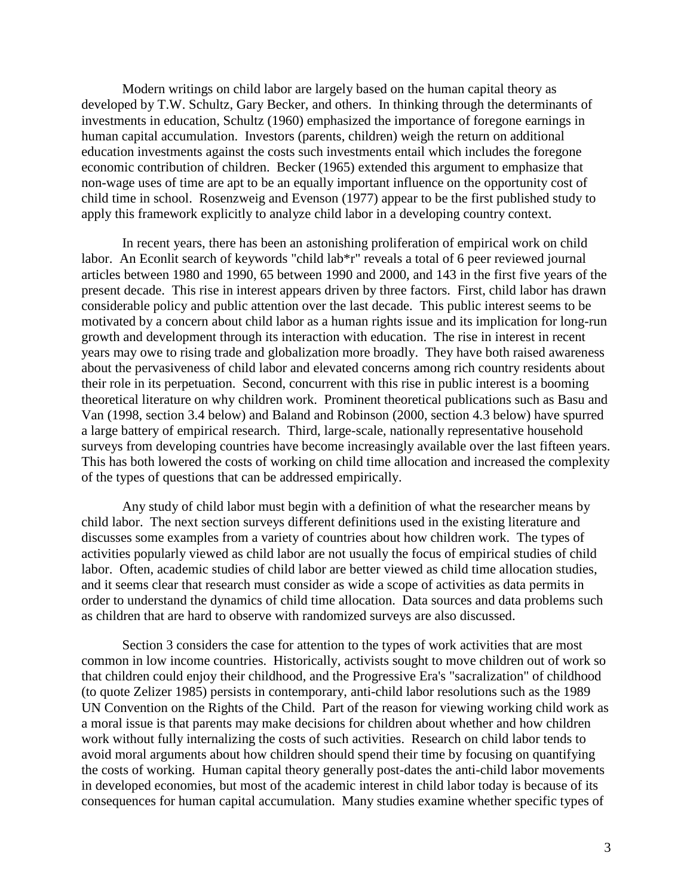Modern writings on child labor are largely based on the human capital theory as developed by T.W. Schultz, Gary Becker, and others. In thinking through the determinants of investments in education, Schultz (1960) emphasized the importance of foregone earnings in human capital accumulation. Investors (parents, children) weigh the return on additional education investments against the costs such investments entail which includes the foregone economic contribution of children. Becker (1965) extended this argument to emphasize that non-wage uses of time are apt to be an equally important influence on the opportunity cost of child time in school. Rosenzweig and Evenson (1977) appear to be the first published study to apply this framework explicitly to analyze child labor in a developing country context.

In recent years, there has been an astonishing proliferation of empirical work on child labor. An Econlit search of keywords "child lab*r" reveals a total of 6 peer reviewed journal articles between 1980 and 1990, 65 between 1990 and 2000, and 143 in the first five years of the present decade. This rise in interest appears driven by three factors. First, child labor has drawn considerable policy and public attention over the last decade. This public interest seems to be motivated by a concern about child labor as a human rights issue and its implication for long-run growth and development through its interaction with education. The rise in interest in recent years may owe to rising trade and globalization more broadly. They have both raised awareness about the pervasiveness of child labor and elevated concerns among rich country residents about their role in its perpetuation. Second, concurrent with this rise in public interest is a booming theoretical literature on why children work. Prominent theoretical publications such as Basu and Van (1998, section 3.4 below) and Baland and Robinson (2000, section 4.3 below) have spurred a large battery of empirical research. Third, large-scale, nationally representative household surveys from developing countries have become increasingly available over the last fifteen years. This has both lowered the costs of working on child time allocation and increased the complexity of the types of questions that can be addressed empirically.

Any study of child labor must begin with a definition of what the researcher means by child labor. The next section surveys different definitions used in the existing literature and discusses some examples from a variety of countries about how children work. The types of activities popularly viewed as child labor are not usually the focus of empirical studies of child labor. Often, academic studies of child labor are better viewed as child time allocation studies, and it seems clear that research must consider as wide a scope of activities as data permits in order to understand the dynamics of child time allocation. Data sources and data problems such as children that are hard to observe with randomized surveys are also discussed.

Section 3 considers the case for attention to the types of work activities that are most common in low income countries. Historically, activists sought to move children out of work so that children could enjoy their childhood, and the Progressive Era's "sacralization" of childhood (to quote Zelizer 1985) persists in contemporary, anti-child labor resolutions such as the 1989 UN Convention on the Rights of the Child. Part of the reason for viewing working child work as a moral issue is that parents may make decisions for children about whether and how children work without fully internalizing the costs of such activities. Research on child labor tends to avoid moral arguments about how children should spend their time by focusing on quantifying the costs of working. Human capital theory generally post-dates the anti-child labor movements in developed economies, but most of the academic interest in child labor today is because of its consequences for human capital accumulation. Many studies examine whether specific types of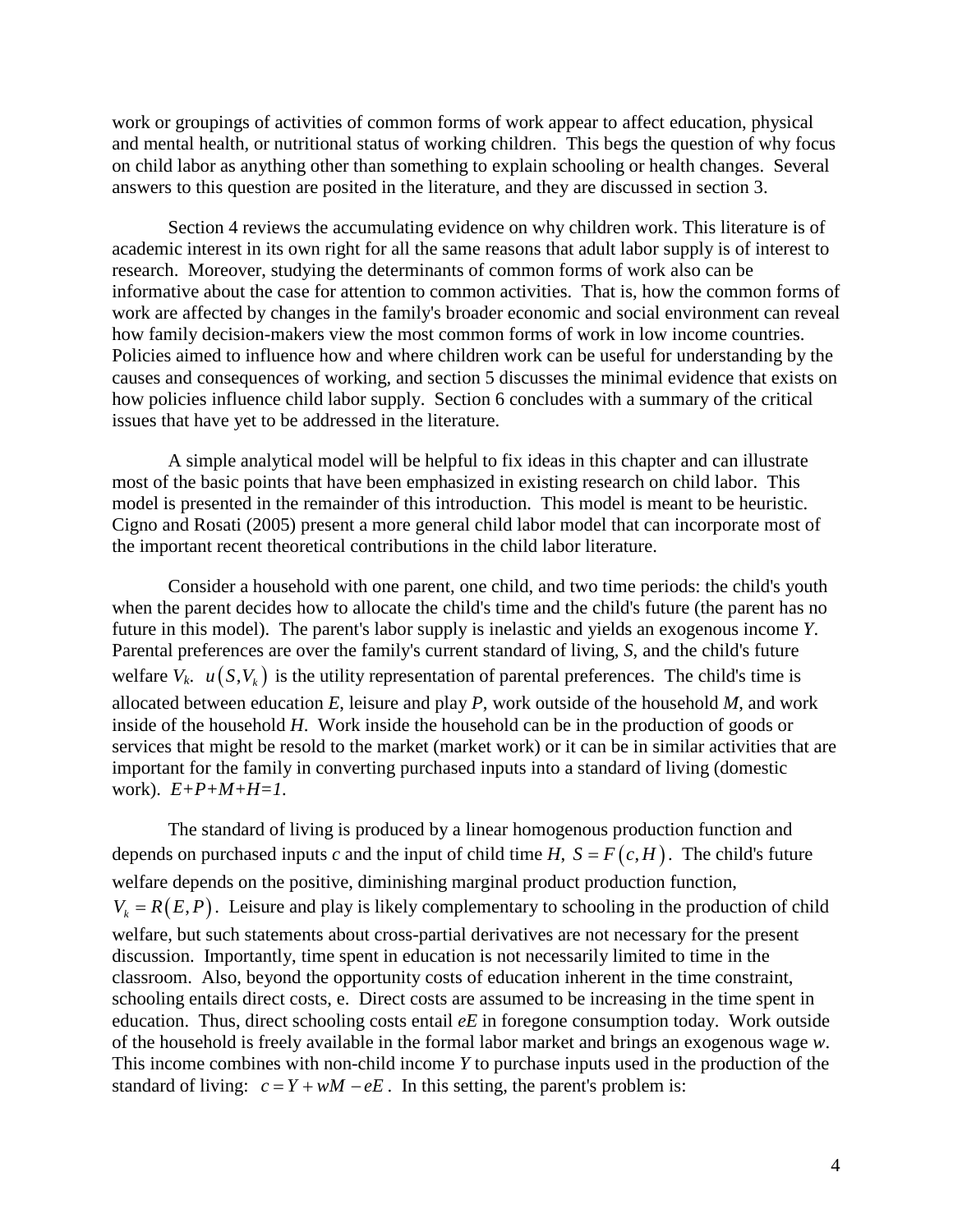work or groupings of activities of common forms of work appear to affect education, physical and mental health, or nutritional status of working children. This begs the question of why focus on child labor as anything other than something to explain schooling or health changes. Several answers to this question are posited in the literature, and they are discussed in section 3.

Section 4 reviews the accumulating evidence on why children work. This literature is of academic interest in its own right for all the same reasons that adult labor supply is of interest to research. Moreover, studying the determinants of common forms of work also can be informative about the case for attention to common activities. That is, how the common forms of work are affected by changes in the family's broader economic and social environment can reveal how family decision-makers view the most common forms of work in low income countries. Policies aimed to influence how and where children work can be useful for understanding by the causes and consequences of working, and section 5 discusses the minimal evidence that exists on how policies influence child labor supply. Section 6 concludes with a summary of the critical issues that have yet to be addressed in the literature.

A simple analytical model will be helpful to fix ideas in this chapter and can illustrate most of the basic points that have been emphasized in existing research on child labor. This model is presented in the remainder of this introduction. This model is meant to be heuristic. Cigno and Rosati (2005) present a more general child labor model that can incorporate most of the important recent theoretical contributions in the child labor literature.

Consider a household with one parent, one child, and two time periods: the child's youth when the parent decides how to allocate the child's time and the child's future (the parent has no future in this model). The parent's labor supply is inelastic and yields an exogenous income $Y$. Parental preferences are over the family's current standard of living, $S$, and the child's future welfare $V_k$. $u(S,V_k)$ is the utility representation of parental preferences. The child's time is allocated between education $E$, leisure and play $P$, work outside of the household $M$, and work inside of the household $H$. Work inside the household can be in the production of goods or services that might be resold to the market (market work) or it can be in similar activities that are important for the family in converting purchased inputs into a standard of living (domestic work). $E+P+M+H=1$.

The standard of living is produced by a linear homogenous production function and depends on purchased inputs $c$ and the input of child time $H$, $S = F(c,H)$. The child's future welfare depends on the positive, diminishing marginal product production function, $V_k = R(E,P)$. Leisure and play is likely complementary to schooling in the production of child welfare, but such statements about cross-partial derivatives are not necessary for the present discussion. Importantly, time spent in education is not necessarily limited to time in the classroom. Also, beyond the opportunity costs of education inherent in the time constraint, schooling entails direct costs, e. Direct costs are assumed to be increasing in the time spent in education. Thus, direct schooling costs entail $eE$ in foregone consumption today. Work outside of the household is freely available in the formal labor market and brings an exogenous wage $w$. This income combines with non-child income $Y$ to purchase inputs used in the production of the standard of living: $c = Y + wM - eE$. In this setting, the parent's problem is: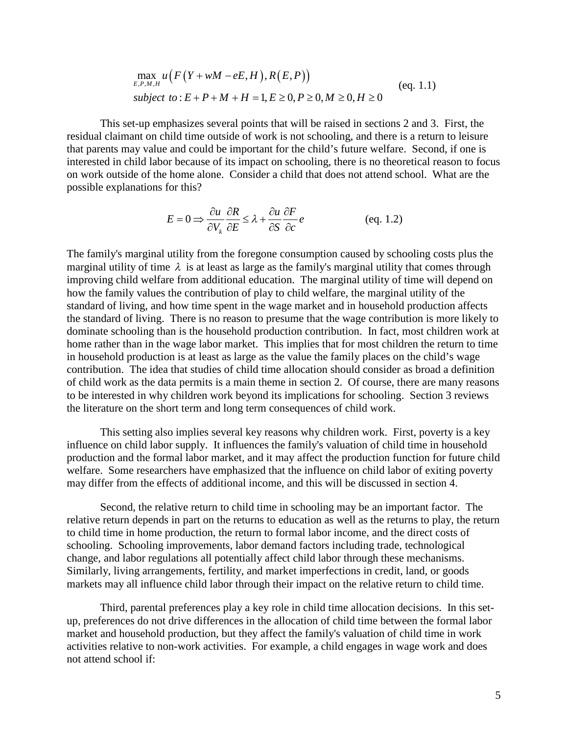$$\max_{E,P,M,H} u\left(F\left(Y+wM-eE,H\right),R\left(E,P\right)\right)$$
$$subject\ to: E+P+M+H=1, E\geq 0, P\geq 0, M\geq 0, H\geq 0 \qquad \text{(eq. 1.1)}$$

This set-up emphasizes several points that will be raised in sections 2 and 3. First, the residual claimant on child time outside of work is not schooling, and there is a return to leisure that parents may value and could be important for the child's future welfare. Second, if one is interested in child labor because of its impact on schooling, there is no theoretical reason to focus on work outside of the home alone. Consider a child that does not attend school. What are the possible explanations for this?

$$E=0 \Rightarrow \frac{\partial u}{\partial V_k}\frac{\partial R}{\partial E} \leq \lambda + \frac{\partial u}{\partial S}\frac{\partial F}{\partial c}e \qquad \text{(eq. 1.2)}$$

The family's marginal utility from the foregone consumption caused by schooling costs plus the marginal utility of time $\lambda$ is at least as large as the family's marginal utility that comes through improving child welfare from additional education. The marginal utility of time will depend on how the family values the contribution of play to child welfare, the marginal utility of the standard of living, and how time spent in the wage market and in household production affects the standard of living. There is no reason to presume that the wage contribution is more likely to dominate schooling than is the household production contribution. In fact, most children work at home rather than in the wage labor market. This implies that for most children the return to time in household production is at least as large as the value the family places on the child's wage contribution. The idea that studies of child time allocation should consider as broad a definition of child work as the data permits is a main theme in section 2. Of course, there are many reasons to be interested in why children work beyond its implications for schooling. Section 3 reviews the literature on the short term and long term consequences of child work.

This setting also implies several key reasons why children work. First, poverty is a key influence on child labor supply. It influences the family's valuation of child time in household production and the formal labor market, and it may affect the production function for future child welfare. Some researchers have emphasized that the influence on child labor of exiting poverty may differ from the effects of additional income, and this will be discussed in section 4.

Second, the relative return to child time in schooling may be an important factor. The relative return depends in part on the returns to education as well as the returns to play, the return to child time in home production, the return to formal labor income, and the direct costs of schooling. Schooling improvements, labor demand factors including trade, technological change, and labor regulations all potentially affect child labor through these mechanisms. Similarly, living arrangements, fertility, and market imperfections in credit, land, or goods markets may all influence child labor through their impact on the relative return to child time.

Third, parental preferences play a key role in child time allocation decisions. In this set-up, preferences do not drive differences in the allocation of child time between the formal labor market and household production, but they affect the family's valuation of child time in work activities relative to non-work activities. For example, a child engages in wage work and does not attend school if: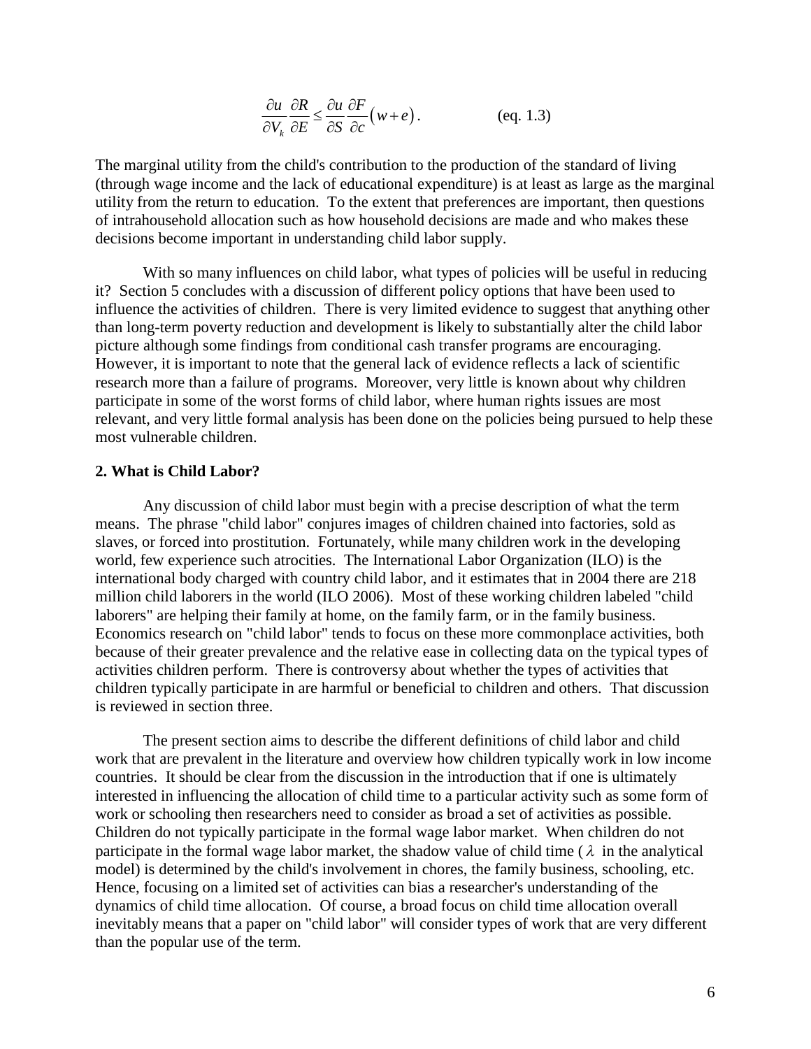$$\frac{\partial u}{\partial V_k}\frac{\partial R}{\partial E} \leq \frac{\partial u}{\partial S}\frac{\partial F}{\partial c}\left(w+e\right). \qquad \text{(eq. 1.3)}$$

The marginal utility from the child's contribution to the production of the standard of living (through wage income and the lack of educational expenditure) is at least as large as the marginal utility from the return to education. To the extent that preferences are important, then questions of intrahousehold allocation such as how household decisions are made and who makes these decisions become important in understanding child labor supply.

With so many influences on child labor, what types of policies will be useful in reducing it? Section 5 concludes with a discussion of different policy options that have been used to influence the activities of children. There is very limited evidence to suggest that anything other than long-term poverty reduction and development is likely to substantially alter the child labor picture although some findings from conditional cash transfer programs are encouraging. However, it is important to note that the general lack of evidence reflects a lack of scientific research more than a failure of programs. Moreover, very little is known about why children participate in some of the worst forms of child labor, where human rights issues are most relevant, and very little formal analysis has been done on the policies being pursued to help these most vulnerable children.

## 2. What is Child Labor?

Any discussion of child labor must begin with a precise description of what the term means. The phrase "child labor" conjures images of children chained into factories, sold as slaves, or forced into prostitution. Fortunately, while many children work in the developing world, few experience such atrocities. The International Labor Organization (ILO) is the international body charged with country child labor, and it estimates that in 2004 there are 218 million child laborers in the world (ILO 2006). Most of these working children labeled "child laborers" are helping their family at home, on the family farm, or in the family business. Economics research on "child labor" tends to focus on these more commonplace activities, both because of their greater prevalence and the relative ease in collecting data on the typical types of activities children perform. There is controversy about whether the types of activities that children typically participate in are harmful or beneficial to children and others. That discussion is reviewed in section three.

The present section aims to describe the different definitions of child labor and child work that are prevalent in the literature and overview how children typically work in low income countries. It should be clear from the discussion in the introduction that if one is ultimately interested in influencing the allocation of child time to a particular activity such as some form of work or schooling then researchers need to consider as broad a set of activities as possible. Children do not typically participate in the formal wage labor market. When children do not participate in the formal wage labor market, the shadow value of child time ($\lambda$ in the analytical model) is determined by the child's involvement in chores, the family business, schooling, etc. Hence, focusing on a limited set of activities can bias a researcher's understanding of the dynamics of child time allocation. Of course, a broad focus on child time allocation overall inevitably means that a paper on "child labor" will consider types of work that are very different than the popular use of the term.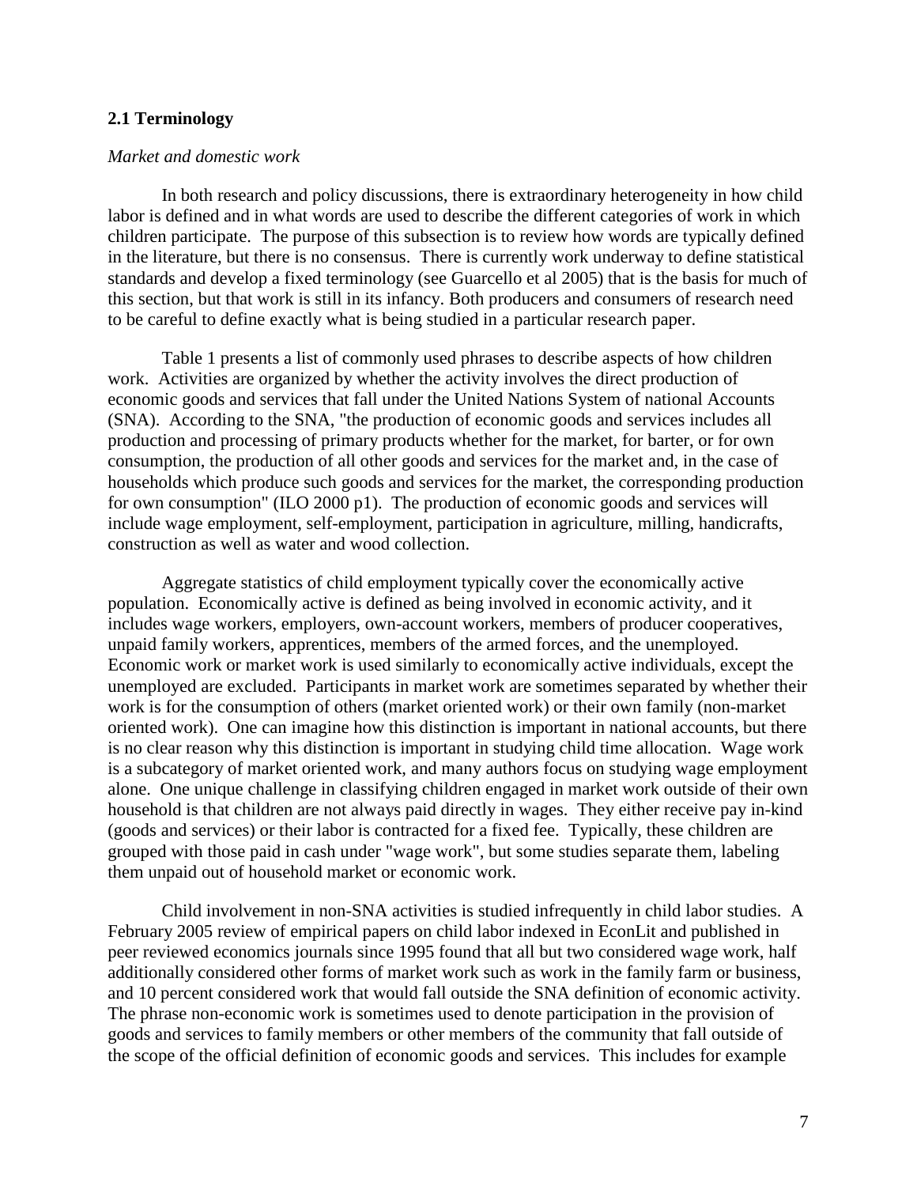### 2.1 Terminology

*Market and domestic work*

In both research and policy discussions, there is extraordinary heterogeneity in how child labor is defined and in what words are used to describe the different categories of work in which children participate. The purpose of this subsection is to review how words are typically defined in the literature, but there is no consensus. There is currently work underway to define statistical standards and develop a fixed terminology (see Guarcello et al 2005) that is the basis for much of this section, but that work is still in its infancy. Both producers and consumers of research need to be careful to define exactly what is being studied in a particular research paper.

Table 1 presents a list of commonly used phrases to describe aspects of how children work. Activities are organized by whether the activity involves the direct production of economic goods and services that fall under the United Nations System of national Accounts (SNA). According to the SNA, "the production of economic goods and services includes all production and processing of primary products whether for the market, for barter, or for own consumption, the production of all other goods and services for the market and, in the case of households which produce such goods and services for the market, the corresponding production for own consumption" (ILO 2000 p1). The production of economic goods and services will include wage employment, self-employment, participation in agriculture, milling, handicrafts, construction as well as water and wood collection.

Aggregate statistics of child employment typically cover the economically active population. Economically active is defined as being involved in economic activity, and it includes wage workers, employers, own-account workers, members of producer cooperatives, unpaid family workers, apprentices, members of the armed forces, and the unemployed. Economic work or market work is used similarly to economically active individuals, except the unemployed are excluded. Participants in market work are sometimes separated by whether their work is for the consumption of others (market oriented work) or their own family (non-market oriented work). One can imagine how this distinction is important in national accounts, but there is no clear reason why this distinction is important in studying child time allocation. Wage work is a subcategory of market oriented work, and many authors focus on studying wage employment alone. One unique challenge in classifying children engaged in market work outside of their own household is that children are not always paid directly in wages. They either receive pay in-kind (goods and services) or their labor is contracted for a fixed fee. Typically, these children are grouped with those paid in cash under "wage work", but some studies separate them, labeling them unpaid out of household market or economic work.

Child involvement in non-SNA activities is studied infrequently in child labor studies. A February 2005 review of empirical papers on child labor indexed in EconLit and published in peer reviewed economics journals since 1995 found that all but two considered wage work, half additionally considered other forms of market work such as work in the family farm or business, and 10 percent considered work that would fall outside the SNA definition of economic activity. The phrase non-economic work is sometimes used to denote participation in the provision of goods and services to family members or other members of the community that fall outside of the scope of the official definition of economic goods and services. This includes for example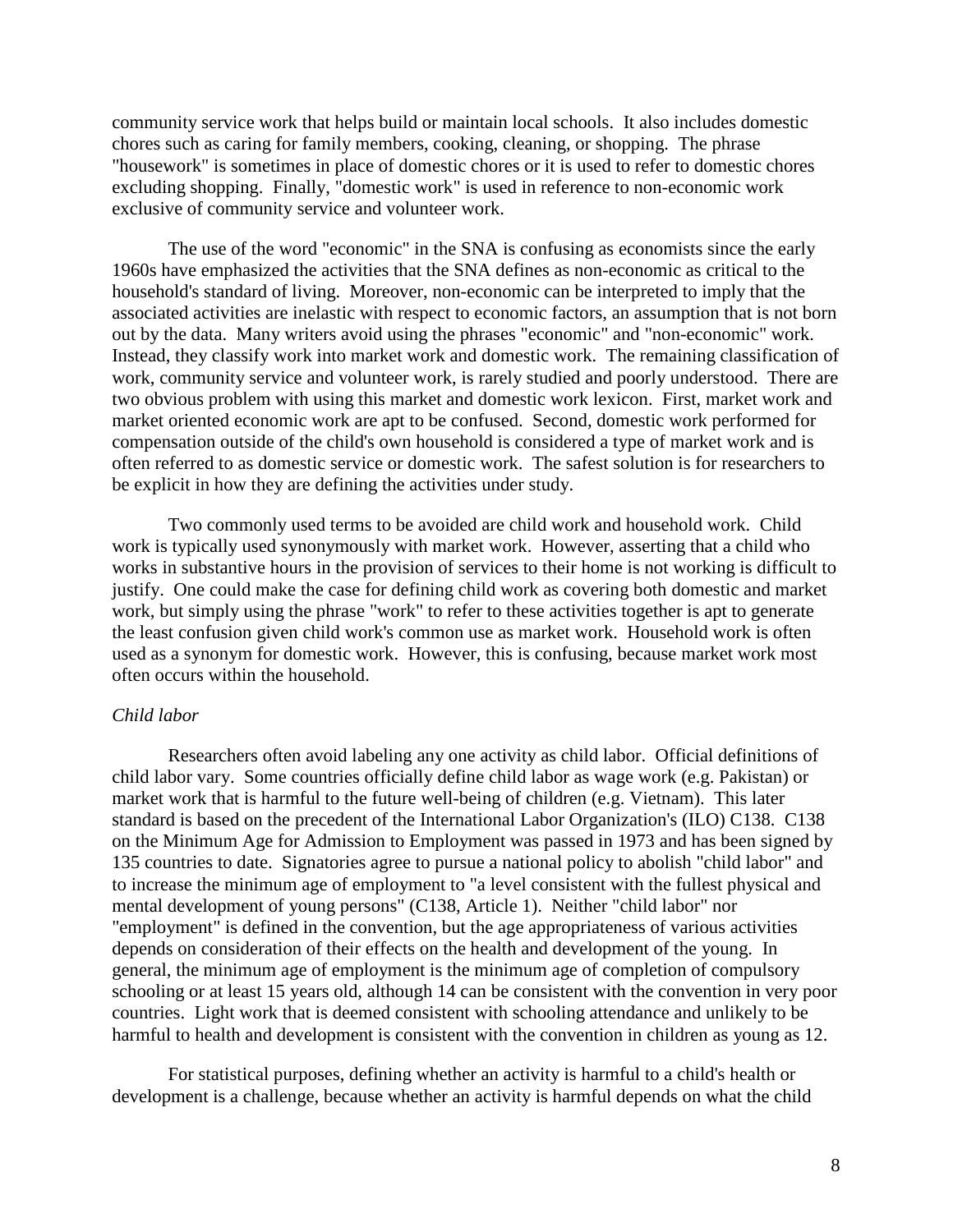community service work that helps build or maintain local schools. It also includes domestic chores such as caring for family members, cooking, cleaning, or shopping. The phrase "housework" is sometimes in place of domestic chores or it is used to refer to domestic chores excluding shopping. Finally, "domestic work" is used in reference to non-economic work exclusive of community service and volunteer work.

The use of the word "economic" in the SNA is confusing as economists since the early 1960s have emphasized the activities that the SNA defines as non-economic as critical to the household's standard of living. Moreover, non-economic can be interpreted to imply that the associated activities are inelastic with respect to economic factors, an assumption that is not born out by the data. Many writers avoid using the phrases "economic" and "non-economic" work. Instead, they classify work into market work and domestic work. The remaining classification of work, community service and volunteer work, is rarely studied and poorly understood. There are two obvious problem with using this market and domestic work lexicon. First, market work and market oriented economic work are apt to be confused. Second, domestic work performed for compensation outside of the child's own household is considered a type of market work and is often referred to as domestic service or domestic work. The safest solution is for researchers to be explicit in how they are defining the activities under study.

Two commonly used terms to be avoided are child work and household work. Child work is typically used synonymously with market work. However, asserting that a child who works in substantive hours in the provision of services to their home is not working is difficult to justify. One could make the case for defining child work as covering both domestic and market work, but simply using the phrase "work" to refer to these activities together is apt to generate the least confusion given child work's common use as market work. Household work is often used as a synonym for domestic work. However, this is confusing, because market work most often occurs within the household.

*Child labor*

Researchers often avoid labeling any one activity as child labor. Official definitions of child labor vary. Some countries officially define child labor as wage work (e.g. Pakistan) or market work that is harmful to the future well-being of children (e.g. Vietnam). This later standard is based on the precedent of the International Labor Organization's (ILO) C138. C138 on the Minimum Age for Admission to Employment was passed in 1973 and has been signed by 135 countries to date. Signatories agree to pursue a national policy to abolish "child labor" and to increase the minimum age of employment to "a level consistent with the fullest physical and mental development of young persons" (C138, Article 1). Neither "child labor" nor "employment" is defined in the convention, but the age appropriateness of various activities depends on consideration of their effects on the health and development of the young. In general, the minimum age of employment is the minimum age of completion of compulsory schooling or at least 15 years old, although 14 can be consistent with the convention in very poor countries. Light work that is deemed consistent with schooling attendance and unlikely to be harmful to health and development is consistent with the convention in children as young as 12.

For statistical purposes, defining whether an activity is harmful to a child's health or development is a challenge, because whether an activity is harmful depends on what the child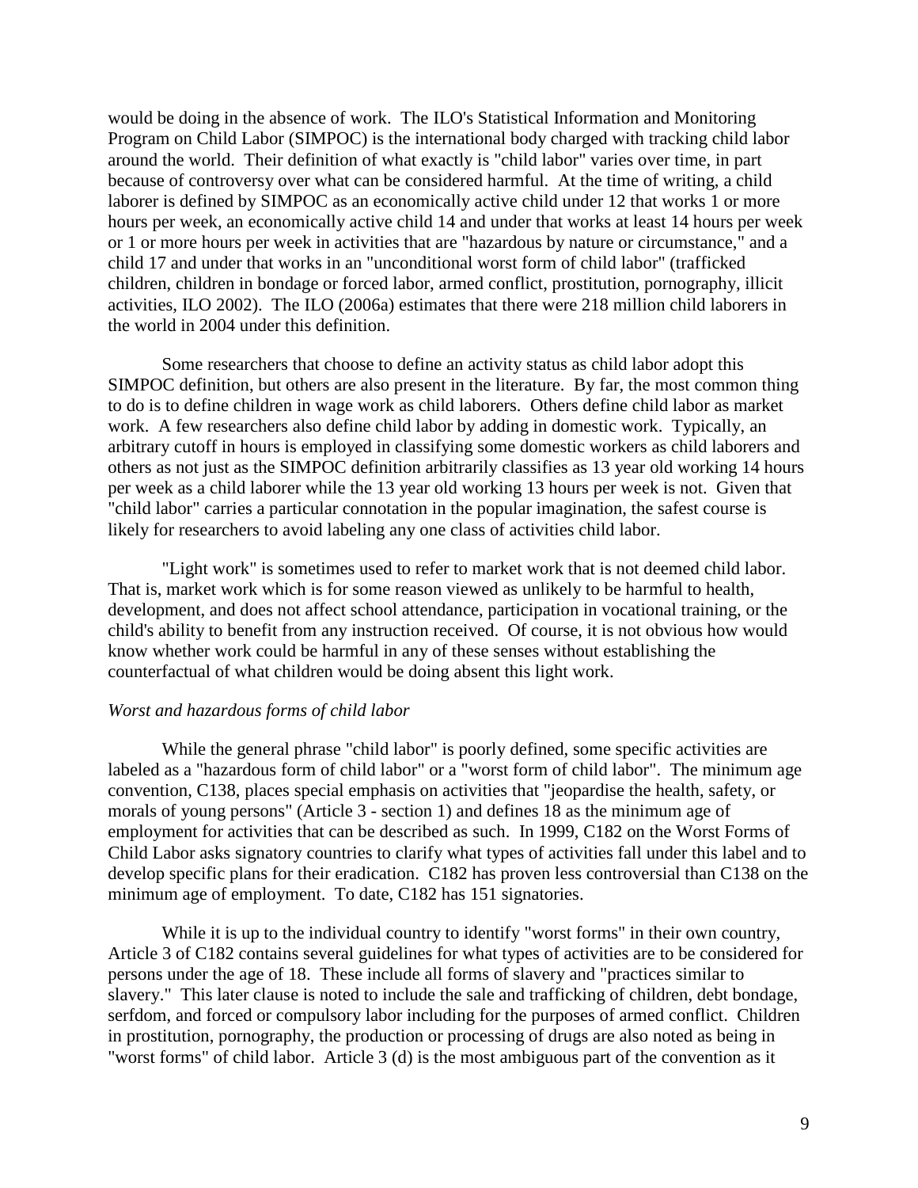would be doing in the absence of work. The ILO's Statistical Information and Monitoring Program on Child Labor (SIMPOC) is the international body charged with tracking child labor around the world. Their definition of what exactly is "child labor" varies over time, in part because of controversy over what can be considered harmful. At the time of writing, a child laborer is defined by SIMPOC as an economically active child under 12 that works 1 or more hours per week, an economically active child 14 and under that works at least 14 hours per week or 1 or more hours per week in activities that are "hazardous by nature or circumstance," and a child 17 and under that works in an "unconditional worst form of child labor" (trafficked children, children in bondage or forced labor, armed conflict, prostitution, pornography, illicit activities, ILO 2002). The ILO (2006a) estimates that there were 218 million child laborers in the world in 2004 under this definition.

Some researchers that choose to define an activity status as child labor adopt this SIMPOC definition, but others are also present in the literature. By far, the most common thing to do is to define children in wage work as child laborers. Others define child labor as market work. A few researchers also define child labor by adding in domestic work. Typically, an arbitrary cutoff in hours is employed in classifying some domestic workers as child laborers and others as not just as the SIMPOC definition arbitrarily classifies as 13 year old working 14 hours per week as a child laborer while the 13 year old working 13 hours per week is not. Given that "child labor" carries a particular connotation in the popular imagination, the safest course is likely for researchers to avoid labeling any one class of activities child labor.

"Light work" is sometimes used to refer to market work that is not deemed child labor. That is, market work which is for some reason viewed as unlikely to be harmful to health, development, and does not affect school attendance, participation in vocational training, or the child's ability to benefit from any instruction received. Of course, it is not obvious how would know whether work could be harmful in any of these senses without establishing the counterfactual of what children would be doing absent this light work.

*Worst and hazardous forms of child labor*

While the general phrase "child labor" is poorly defined, some specific activities are labeled as a "hazardous form of child labor" or a "worst form of child labor". The minimum age convention, C138, places special emphasis on activities that "jeopardise the health, safety, or morals of young persons" (Article 3 - section 1) and defines 18 as the minimum age of employment for activities that can be described as such. In 1999, C182 on the Worst Forms of Child Labor asks signatory countries to clarify what types of activities fall under this label and to develop specific plans for their eradication. C182 has proven less controversial than C138 on the minimum age of employment. To date, C182 has 151 signatories.

While it is up to the individual country to identify "worst forms" in their own country, Article 3 of C182 contains several guidelines for what types of activities are to be considered for persons under the age of 18. These include all forms of slavery and "practices similar to slavery." This later clause is noted to include the sale and trafficking of children, debt bondage, serfdom, and forced or compulsory labor including for the purposes of armed conflict. Children in prostitution, pornography, the production or processing of drugs are also noted as being in "worst forms" of child labor. Article 3 (d) is the most ambiguous part of the convention as it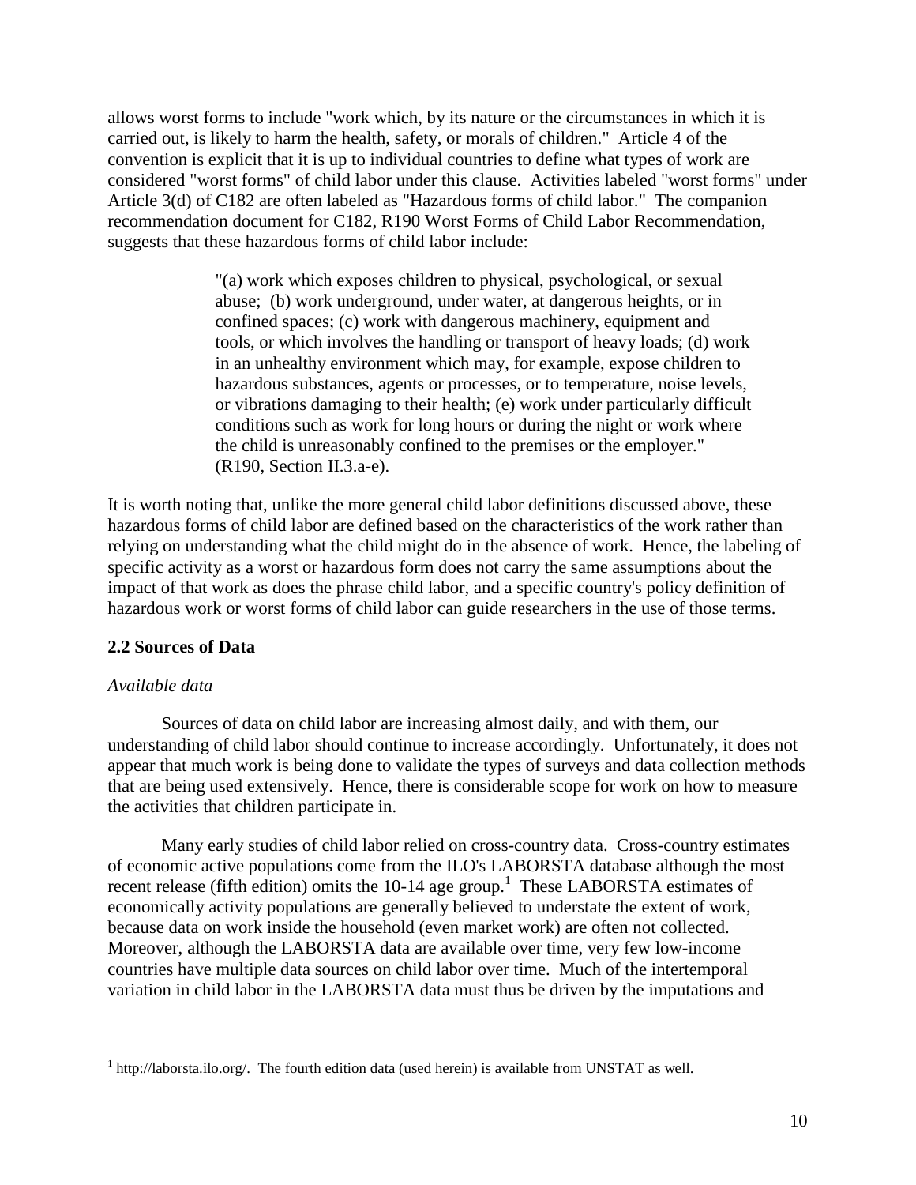allows worst forms to include "work which, by its nature or the circumstances in which it is carried out, is likely to harm the health, safety, or morals of children." Article 4 of the convention is explicit that it is up to individual countries to define what types of work are considered "worst forms" of child labor under this clause. Activities labeled "worst forms" under Article 3(d) of C182 are often labeled as "Hazardous forms of child labor." The companion recommendation document for C182, R190 Worst Forms of Child Labor Recommendation, suggests that these hazardous forms of child labor include:

> "(a) work which exposes children to physical, psychological, or sexual abuse; (b) work underground, under water, at dangerous heights, or in confined spaces; (c) work with dangerous machinery, equipment and tools, or which involves the handling or transport of heavy loads; (d) work in an unhealthy environment which may, for example, expose children to hazardous substances, agents or processes, or to temperature, noise levels, or vibrations damaging to their health; (e) work under particularly difficult conditions such as work for long hours or during the night or work where the child is unreasonably confined to the premises or the employer." (R190, Section II.3.a-e).

It is worth noting that, unlike the more general child labor definitions discussed above, these hazardous forms of child labor are defined based on the characteristics of the work rather than relying on understanding what the child might do in the absence of work. Hence, the labeling of specific activity as a worst or hazardous form does not carry the same assumptions about the impact of that work as does the phrase child labor, and a specific country's policy definition of hazardous work or worst forms of child labor can guide researchers in the use of those terms.

### 2.2 Sources of Data

*Available data*

Sources of data on child labor are increasing almost daily, and with them, our understanding of child labor should continue to increase accordingly. Unfortunately, it does not appear that much work is being done to validate the types of surveys and data collection methods that are being used extensively. Hence, there is considerable scope for work on how to measure the activities that children participate in.

Many early studies of child labor relied on cross-country data. Cross-country estimates of economic active populations come from the ILO's LABORSTA database although the most recent release (fifth edition) omits the 10-14 age group.[1] These LABORSTA estimates of economically activity populations are generally believed to understate the extent of work, because data on work inside the household (even market work) are often not collected. Moreover, although the LABORSTA data are available over time, very few low-income countries have multiple data sources on child labor over time. Much of the intertemporal variation in child labor in the LABORSTA data must thus be driven by the imputations and

[1] http://laborsta.ilo.org/. The fourth edition data (used herein) is available from UNSTAT as well.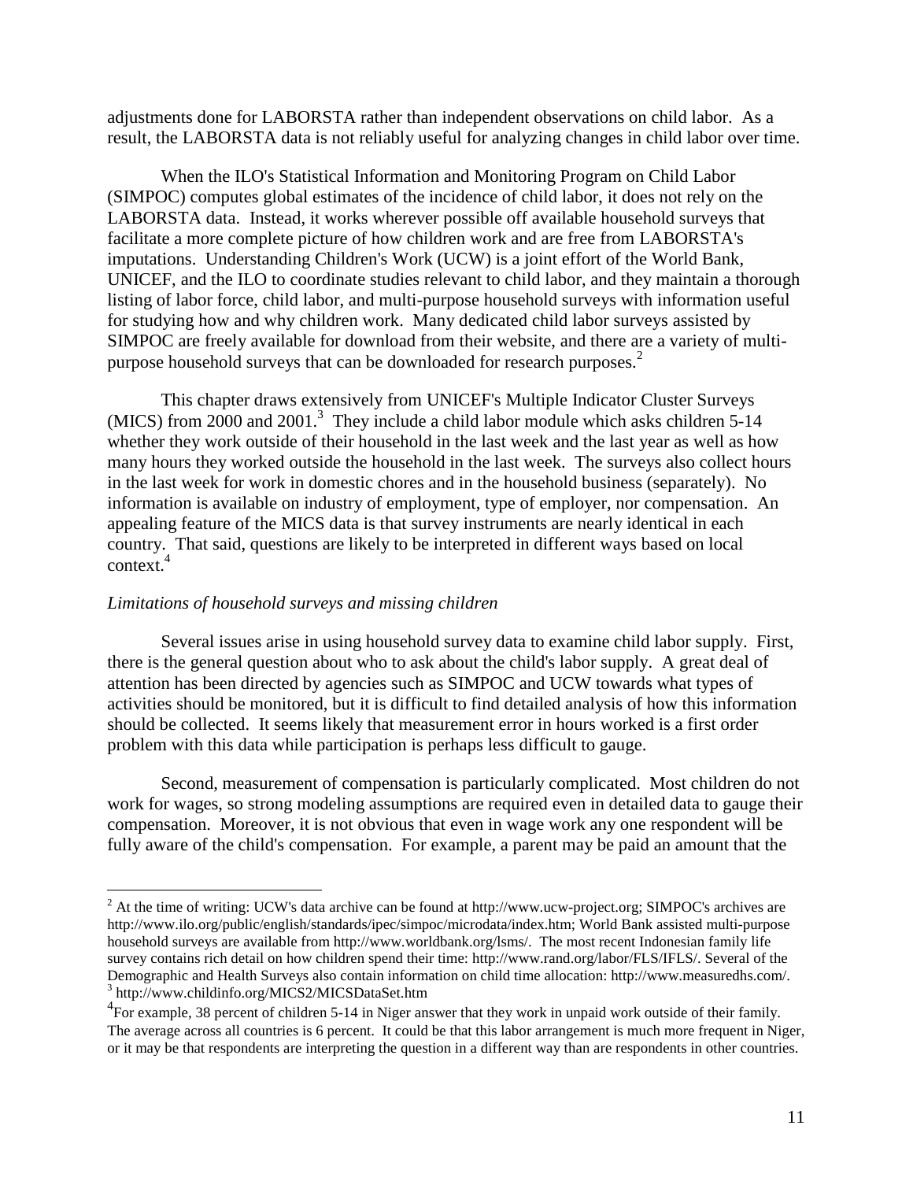adjustments done for LABORSTA rather than independent observations on child labor. As a result, the LABORSTA data is not reliably useful for analyzing changes in child labor over time.

When the ILO's Statistical Information and Monitoring Program on Child Labor (SIMPOC) computes global estimates of the incidence of child labor, it does not rely on the LABORSTA data. Instead, it works wherever possible off available household surveys that facilitate a more complete picture of how children work and are free from LABORSTA's imputations. Understanding Children's Work (UCW) is a joint effort of the World Bank, UNICEF, and the ILO to coordinate studies relevant to child labor, and they maintain a thorough listing of labor force, child labor, and multi-purpose household surveys with information useful for studying how and why children work. Many dedicated child labor surveys assisted by SIMPOC are freely available for download from their website, and there are a variety of multi-purpose household surveys that can be downloaded for research purposes.[2]

This chapter draws extensively from UNICEF's Multiple Indicator Cluster Surveys (MICS) from 2000 and 2001.[3] They include a child labor module which asks children 5-14 whether they work outside of their household in the last week and the last year as well as how many hours they worked outside the household in the last week. The surveys also collect hours in the last week for work in domestic chores and in the household business (separately). No information is available on industry of employment, type of employer, nor compensation. An appealing feature of the MICS data is that survey instruments are nearly identical in each country. That said, questions are likely to be interpreted in different ways based on local context.[4]

*Limitations of household surveys and missing children*

Several issues arise in using household survey data to examine child labor supply. First, there is the general question about who to ask about the child's labor supply. A great deal of attention has been directed by agencies such as SIMPOC and UCW towards what types of activities should be monitored, but it is difficult to find detailed analysis of how this information should be collected. It seems likely that measurement error in hours worked is a first order problem with this data while participation is perhaps less difficult to gauge.

Second, measurement of compensation is particularly complicated. Most children do not work for wages, so strong modeling assumptions are required even in detailed data to gauge their compensation. Moreover, it is not obvious that even in wage work any one respondent will be fully aware of the child's compensation. For example, a parent may be paid an amount that the

---

[2] At the time of writing: UCW's data archive can be found at http://www.ucw-project.org; SIMPOC's archives are http://www.ilo.org/public/english/standards/ipec/simpoc/microdata/index.htm; World Bank assisted multi-purpose household surveys are available from http://www.worldbank.org/lsms/. The most recent Indonesian family life survey contains rich detail on how children spend their time: http://www.rand.org/labor/FLS/IFLS/. Several of the Demographic and Health Surveys also contain information on child time allocation: http://www.measuredhs.com/.

[3] http://www.childinfo.org/MICS2/MICSDataSet.htm

[4] For example, 38 percent of children 5-14 in Niger answer that they work in unpaid work outside of their family. The average across all countries is 6 percent. It could be that this labor arrangement is much more frequent in Niger, or it may be that respondents are interpreting the question in a different way than are respondents in other countries.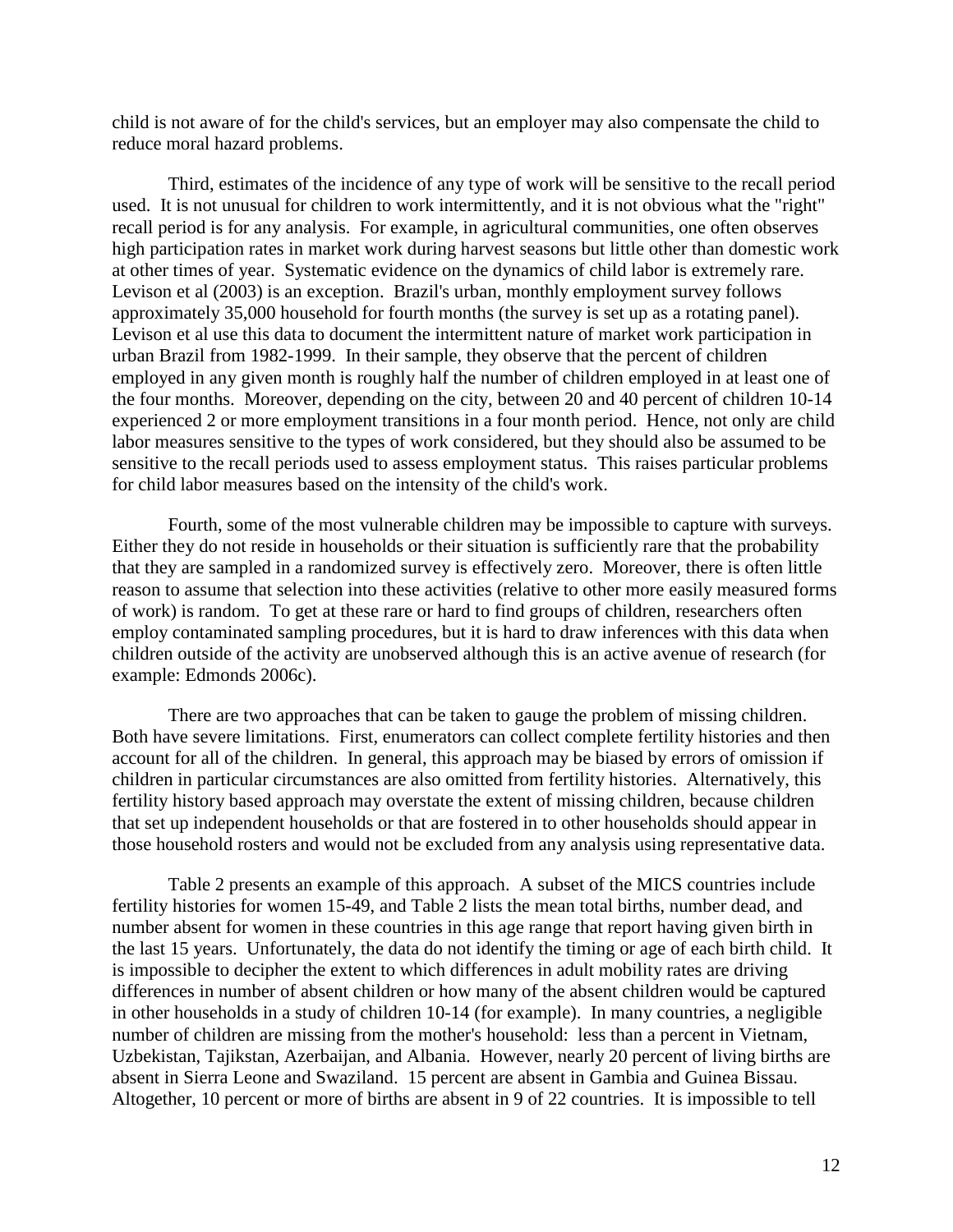child is not aware of for the child's services, but an employer may also compensate the child to reduce moral hazard problems.

Third, estimates of the incidence of any type of work will be sensitive to the recall period used. It is not unusual for children to work intermittently, and it is not obvious what the "right" recall period is for any analysis. For example, in agricultural communities, one often observes high participation rates in market work during harvest seasons but little other than domestic work at other times of year. Systematic evidence on the dynamics of child labor is extremely rare. Levison et al (2003) is an exception. Brazil's urban, monthly employment survey follows approximately 35,000 household for fourth months (the survey is set up as a rotating panel). Levison et al use this data to document the intermittent nature of market work participation in urban Brazil from 1982-1999. In their sample, they observe that the percent of children employed in any given month is roughly half the number of children employed in at least one of the four months. Moreover, depending on the city, between 20 and 40 percent of children 10-14 experienced 2 or more employment transitions in a four month period. Hence, not only are child labor measures sensitive to the types of work considered, but they should also be assumed to be sensitive to the recall periods used to assess employment status. This raises particular problems for child labor measures based on the intensity of the child's work.

Fourth, some of the most vulnerable children may be impossible to capture with surveys. Either they do not reside in households or their situation is sufficiently rare that the probability that they are sampled in a randomized survey is effectively zero. Moreover, there is often little reason to assume that selection into these activities (relative to other more easily measured forms of work) is random. To get at these rare or hard to find groups of children, researchers often employ contaminated sampling procedures, but it is hard to draw inferences with this data when children outside of the activity are unobserved although this is an active avenue of research (for example: Edmonds 2006c).

There are two approaches that can be taken to gauge the problem of missing children. Both have severe limitations. First, enumerators can collect complete fertility histories and then account for all of the children. In general, this approach may be biased by errors of omission if children in particular circumstances are also omitted from fertility histories. Alternatively, this fertility history based approach may overstate the extent of missing children, because children that set up independent households or that are fostered in to other households should appear in those household rosters and would not be excluded from any analysis using representative data.

Table 2 presents an example of this approach. A subset of the MICS countries include fertility histories for women 15-49, and Table 2 lists the mean total births, number dead, and number absent for women in these countries in this age range that report having given birth in the last 15 years. Unfortunately, the data do not identify the timing or age of each birth child. It is impossible to decipher the extent to which differences in adult mobility rates are driving differences in number of absent children or how many of the absent children would be captured in other households in a study of children 10-14 (for example). In many countries, a negligible number of children are missing from the mother's household: less than a percent in Vietnam, Uzbekistan, Tajikstan, Azerbaijan, and Albania. However, nearly 20 percent of living births are absent in Sierra Leone and Swaziland. 15 percent are absent in Gambia and Guinea Bissau. Altogether, 10 percent or more of births are absent in 9 of 22 countries. It is impossible to tell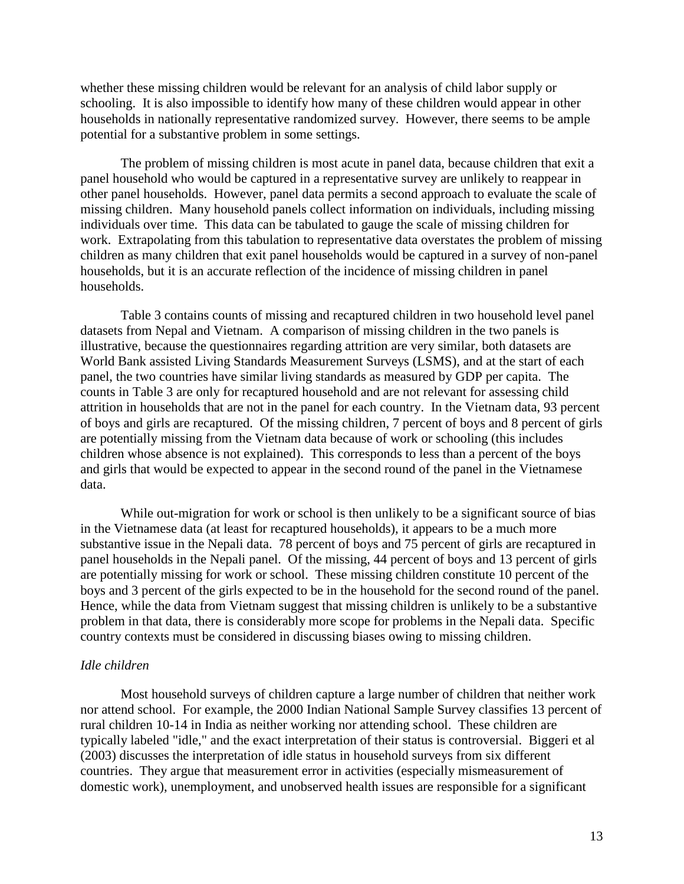whether these missing children would be relevant for an analysis of child labor supply or schooling. It is also impossible to identify how many of these children would appear in other households in nationally representative randomized survey. However, there seems to be ample potential for a substantive problem in some settings.

The problem of missing children is most acute in panel data, because children that exit a panel household who would be captured in a representative survey are unlikely to reappear in other panel households. However, panel data permits a second approach to evaluate the scale of missing children. Many household panels collect information on individuals, including missing individuals over time. This data can be tabulated to gauge the scale of missing children for work. Extrapolating from this tabulation to representative data overstates the problem of missing children as many children that exit panel households would be captured in a survey of non-panel households, but it is an accurate reflection of the incidence of missing children in panel households.

Table 3 contains counts of missing and recaptured children in two household level panel datasets from Nepal and Vietnam. A comparison of missing children in the two panels is illustrative, because the questionnaires regarding attrition are very similar, both datasets are World Bank assisted Living Standards Measurement Surveys (LSMS), and at the start of each panel, the two countries have similar living standards as measured by GDP per capita. The counts in Table 3 are only for recaptured household and are not relevant for assessing child attrition in households that are not in the panel for each country. In the Vietnam data, 93 percent of boys and girls are recaptured. Of the missing children, 7 percent of boys and 8 percent of girls are potentially missing from the Vietnam data because of work or schooling (this includes children whose absence is not explained). This corresponds to less than a percent of the boys and girls that would be expected to appear in the second round of the panel in the Vietnamese data.

While out-migration for work or school is then unlikely to be a significant source of bias in the Vietnamese data (at least for recaptured households), it appears to be a much more substantive issue in the Nepali data. 78 percent of boys and 75 percent of girls are recaptured in panel households in the Nepali panel. Of the missing, 44 percent of boys and 13 percent of girls are potentially missing for work or school. These missing children constitute 10 percent of the boys and 3 percent of the girls expected to be in the household for the second round of the panel. Hence, while the data from Vietnam suggest that missing children is unlikely to be a substantive problem in that data, there is considerably more scope for problems in the Nepali data. Specific country contexts must be considered in discussing biases owing to missing children.

*Idle children*

Most household surveys of children capture a large number of children that neither work nor attend school. For example, the 2000 Indian National Sample Survey classifies 13 percent of rural children 10-14 in India as neither working nor attending school. These children are typically labeled "idle," and the exact interpretation of their status is controversial. Biggeri et al (2003) discusses the interpretation of idle status in household surveys from six different countries. They argue that measurement error in activities (especially mismeasurement of domestic work), unemployment, and unobserved health issues are responsible for a significant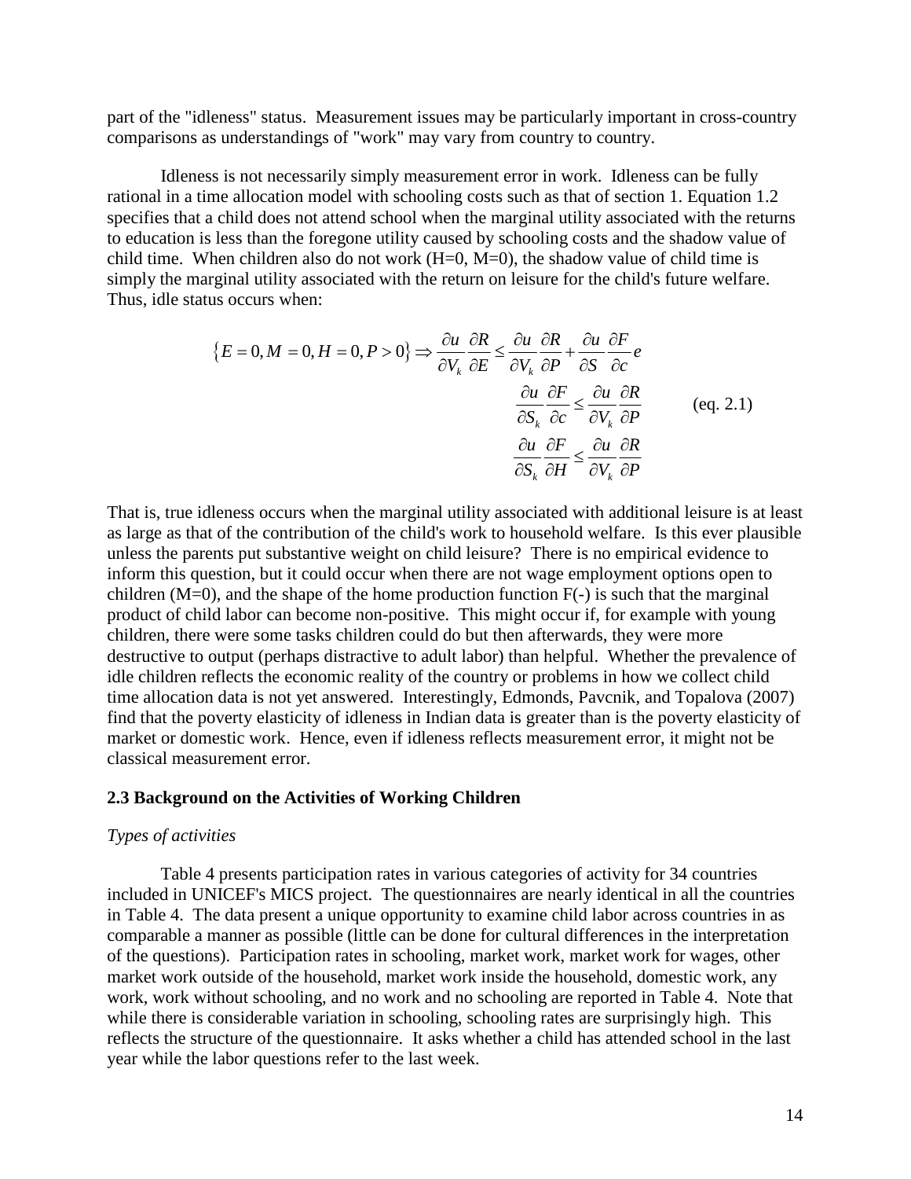part of the "idleness" status. Measurement issues may be particularly important in cross-country comparisons as understandings of "work" may vary from country to country.

Idleness is not necessarily simply measurement error in work. Idleness can be fully rational in a time allocation model with schooling costs such as that of section 1. Equation 1.2 specifies that a child does not attend school when the marginal utility associated with the returns to education is less than the foregone utility caused by schooling costs and the shadow value of child time. When children also do not work (H=0, M=0), the shadow value of child time is simply the marginal utility associated with the return on leisure for the child's future welfare. Thus, idle status occurs when:

$$\{E=0, M=0, H=0, P>0\} \Rightarrow \frac{\partial u}{\partial V_k}\frac{\partial R}{\partial E} \leq \frac{\partial u}{\partial V_k}\frac{\partial R}{\partial P} + \frac{\partial u}{\partial S}\frac{\partial F}{\partial c}e$$

$$\frac{\partial u}{\partial S_k}\frac{\partial F}{\partial c} \leq \frac{\partial u}{\partial V_k}\frac{\partial R}{\partial P} \qquad \text{(eq. 2.1)}$$

$$\frac{\partial u}{\partial S_k}\frac{\partial F}{\partial H} \leq \frac{\partial u}{\partial V_k}\frac{\partial R}{\partial P}$$

That is, true idleness occurs when the marginal utility associated with additional leisure is at least as large as that of the contribution of the child's work to household welfare. Is this ever plausible unless the parents put substantive weight on child leisure? There is no empirical evidence to inform this question, but it could occur when there are not wage employment options open to children (M=0), and the shape of the home production function F(-) is such that the marginal product of child labor can become non-positive. This might occur if, for example with young children, there were some tasks children could do but then afterwards, they were more destructive to output (perhaps distractive to adult labor) than helpful. Whether the prevalence of idle children reflects the economic reality of the country or problems in how we collect child time allocation data is not yet answered. Interestingly, Edmonds, Pavcnik, and Topalova (2007) find that the poverty elasticity of idleness in Indian data is greater than is the poverty elasticity of market or domestic work. Hence, even if idleness reflects measurement error, it might not be classical measurement error.

### 2.3 Background on the Activities of Working Children

*Types of activities*

Table 4 presents participation rates in various categories of activity for 34 countries included in UNICEF's MICS project. The questionnaires are nearly identical in all the countries in Table 4. The data present a unique opportunity to examine child labor across countries in as comparable a manner as possible (little can be done for cultural differences in the interpretation of the questions). Participation rates in schooling, market work, market work for wages, other market work outside of the household, market work inside the household, domestic work, any work, work without schooling, and no work and no schooling are reported in Table 4. Note that while there is considerable variation in schooling, schooling rates are surprisingly high. This reflects the structure of the questionnaire. It asks whether a child has attended school in the last year while the labor questions refer to the last week.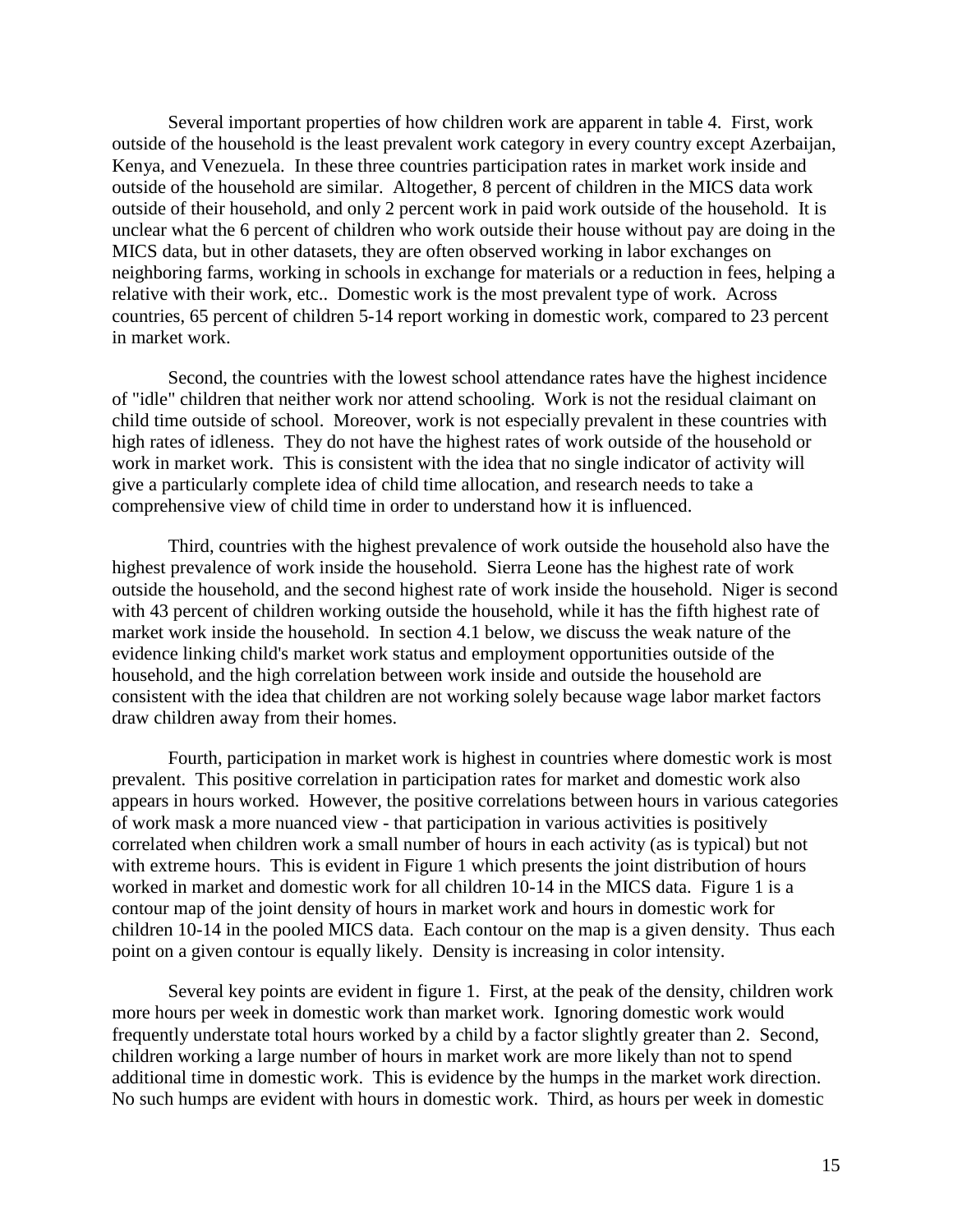Several important properties of how children work are apparent in table 4. First, work outside of the household is the least prevalent work category in every country except Azerbaijan, Kenya, and Venezuela. In these three countries participation rates in market work inside and outside of the household are similar. Altogether, 8 percent of children in the MICS data work outside of their household, and only 2 percent work in paid work outside of the household. It is unclear what the 6 percent of children who work outside their house without pay are doing in the MICS data, but in other datasets, they are often observed working in labor exchanges on neighboring farms, working in schools in exchange for materials or a reduction in fees, helping a relative with their work, etc.. Domestic work is the most prevalent type of work. Across countries, 65 percent of children 5-14 report working in domestic work, compared to 23 percent in market work.

Second, the countries with the lowest school attendance rates have the highest incidence of "idle" children that neither work nor attend schooling. Work is not the residual claimant on child time outside of school. Moreover, work is not especially prevalent in these countries with high rates of idleness. They do not have the highest rates of work outside of the household or work in market work. This is consistent with the idea that no single indicator of activity will give a particularly complete idea of child time allocation, and research needs to take a comprehensive view of child time in order to understand how it is influenced.

Third, countries with the highest prevalence of work outside the household also have the highest prevalence of work inside the household. Sierra Leone has the highest rate of work outside the household, and the second highest rate of work inside the household. Niger is second with 43 percent of children working outside the household, while it has the fifth highest rate of market work inside the household. In section 4.1 below, we discuss the weak nature of the evidence linking child's market work status and employment opportunities outside of the household, and the high correlation between work inside and outside the household are consistent with the idea that children are not working solely because wage labor market factors draw children away from their homes.

Fourth, participation in market work is highest in countries where domestic work is most prevalent. This positive correlation in participation rates for market and domestic work also appears in hours worked. However, the positive correlations between hours in various categories of work mask a more nuanced view - that participation in various activities is positively correlated when children work a small number of hours in each activity (as is typical) but not with extreme hours. This is evident in Figure 1 which presents the joint distribution of hours worked in market and domestic work for all children 10-14 in the MICS data. Figure 1 is a contour map of the joint density of hours in market work and hours in domestic work for children 10-14 in the pooled MICS data. Each contour on the map is a given density. Thus each point on a given contour is equally likely. Density is increasing in color intensity.

Several key points are evident in figure 1. First, at the peak of the density, children work more hours per week in domestic work than market work. Ignoring domestic work would frequently understate total hours worked by a child by a factor slightly greater than 2. Second, children working a large number of hours in market work are more likely than not to spend additional time in domestic work. This is evidence by the humps in the market work direction. No such humps are evident with hours in domestic work. Third, as hours per week in domestic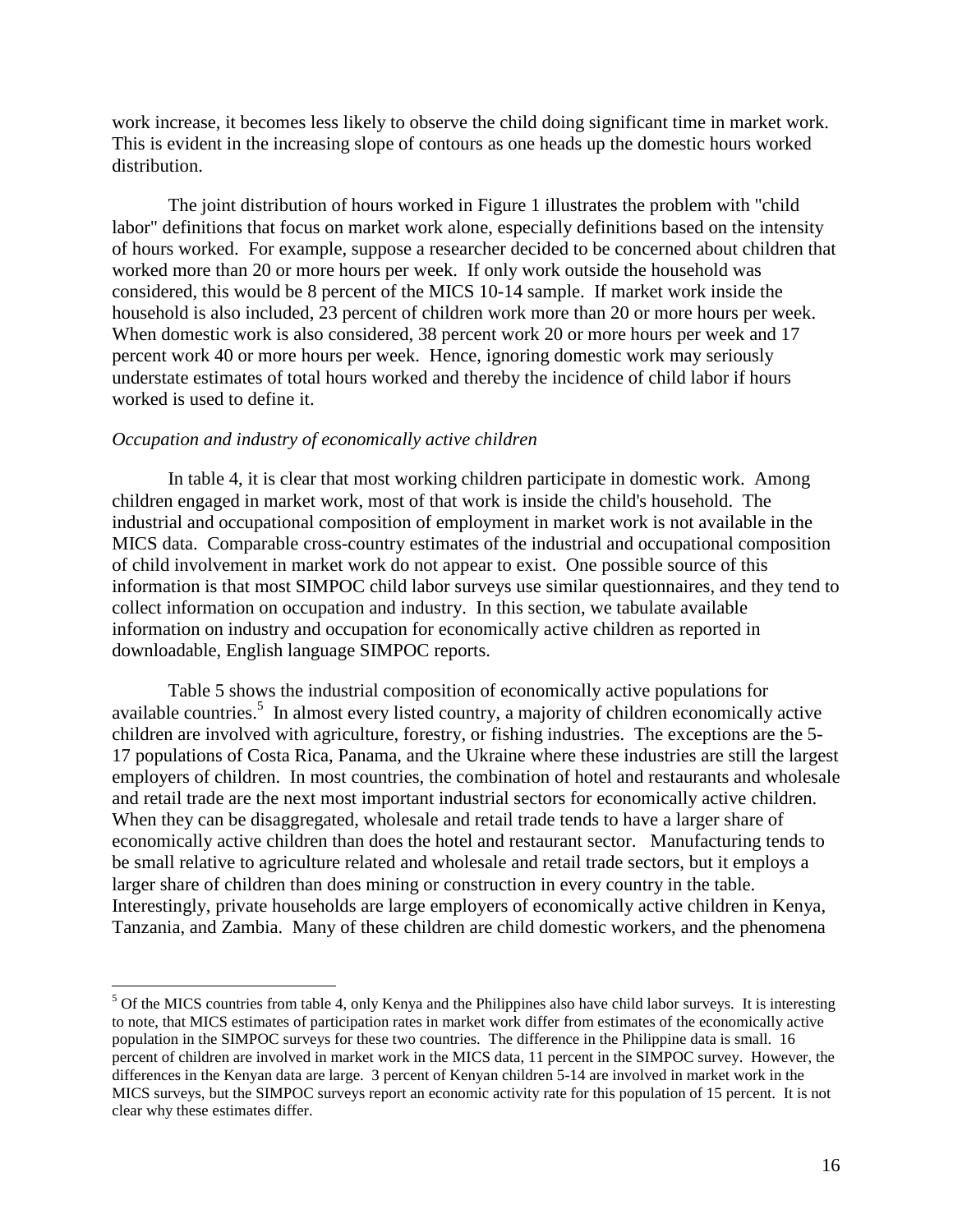work increase, it becomes less likely to observe the child doing significant time in market work. This is evident in the increasing slope of contours as one heads up the domestic hours worked distribution.

The joint distribution of hours worked in Figure 1 illustrates the problem with "child labor" definitions that focus on market work alone, especially definitions based on the intensity of hours worked. For example, suppose a researcher decided to be concerned about children that worked more than 20 or more hours per week. If only work outside the household was considered, this would be 8 percent of the MICS 10-14 sample. If market work inside the household is also included, 23 percent of children work more than 20 or more hours per week. When domestic work is also considered, 38 percent work 20 or more hours per week and 17 percent work 40 or more hours per week. Hence, ignoring domestic work may seriously understate estimates of total hours worked and thereby the incidence of child labor if hours worked is used to define it.

*Occupation and industry of economically active children*

In table 4, it is clear that most working children participate in domestic work. Among children engaged in market work, most of that work is inside the child's household. The industrial and occupational composition of employment in market work is not available in the MICS data. Comparable cross-country estimates of the industrial and occupational composition of child involvement in market work do not appear to exist. One possible source of this information is that most SIMPOC child labor surveys use similar questionnaires, and they tend to collect information on occupation and industry. In this section, we tabulate available information on industry and occupation for economically active children as reported in downloadable, English language SIMPOC reports.

Table 5 shows the industrial composition of economically active populations for available countries.[5] In almost every listed country, a majority of children economically active children are involved with agriculture, forestry, or fishing industries. The exceptions are the 5-17 populations of Costa Rica, Panama, and the Ukraine where these industries are still the largest employers of children. In most countries, the combination of hotel and restaurants and wholesale and retail trade are the next most important industrial sectors for economically active children. When they can be disaggregated, wholesale and retail trade tends to have a larger share of economically active children than does the hotel and restaurant sector. Manufacturing tends to be small relative to agriculture related and wholesale and retail trade sectors, but it employs a larger share of children than does mining or construction in every country in the table. Interestingly, private households are large employers of economically active children in Kenya, Tanzania, and Zambia. Many of these children are child domestic workers, and the phenomena

---

[5] Of the MICS countries from table 4, only Kenya and the Philippines also have child labor surveys. It is interesting to note, that MICS estimates of participation rates in market work differ from estimates of the economically active population in the SIMPOC surveys for these two countries. The difference in the Philippine data is small. 16 percent of children are involved in market work in the MICS data, 11 percent in the SIMPOC survey. However, the differences in the Kenyan data are large. 3 percent of Kenyan children 5-14 are involved in market work in the MICS surveys, but the SIMPOC surveys report an economic activity rate for this population of 15 percent. It is not clear why these estimates differ.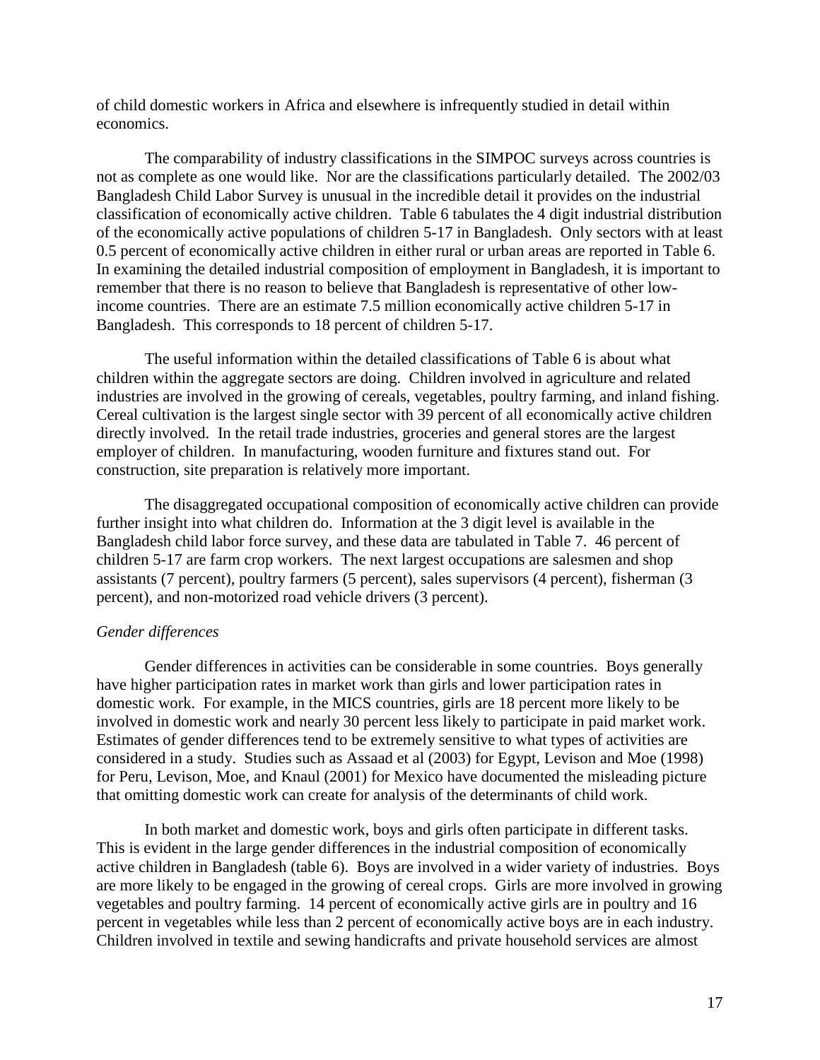of child domestic workers in Africa and elsewhere is infrequently studied in detail within economics.

The comparability of industry classifications in the SIMPOC surveys across countries is not as complete as one would like. Nor are the classifications particularly detailed. The 2002/03 Bangladesh Child Labor Survey is unusual in the incredible detail it provides on the industrial classification of economically active children. Table 6 tabulates the 4 digit industrial distribution of the economically active populations of children 5-17 in Bangladesh. Only sectors with at least 0.5 percent of economically active children in either rural or urban areas are reported in Table 6. In examining the detailed industrial composition of employment in Bangladesh, it is important to remember that there is no reason to believe that Bangladesh is representative of other low-income countries. There are an estimate 7.5 million economically active children 5-17 in Bangladesh. This corresponds to 18 percent of children 5-17.

The useful information within the detailed classifications of Table 6 is about what children within the aggregate sectors are doing. Children involved in agriculture and related industries are involved in the growing of cereals, vegetables, poultry farming, and inland fishing. Cereal cultivation is the largest single sector with 39 percent of all economically active children directly involved. In the retail trade industries, groceries and general stores are the largest employer of children. In manufacturing, wooden furniture and fixtures stand out. For construction, site preparation is relatively more important.

The disaggregated occupational composition of economically active children can provide further insight into what children do. Information at the 3 digit level is available in the Bangladesh child labor force survey, and these data are tabulated in Table 7. 46 percent of children 5-17 are farm crop workers. The next largest occupations are salesmen and shop assistants (7 percent), poultry farmers (5 percent), sales supervisors (4 percent), fisherman (3 percent), and non-motorized road vehicle drivers (3 percent).

*Gender differences*

Gender differences in activities can be considerable in some countries. Boys generally have higher participation rates in market work than girls and lower participation rates in domestic work. For example, in the MICS countries, girls are 18 percent more likely to be involved in domestic work and nearly 30 percent less likely to participate in paid market work. Estimates of gender differences tend to be extremely sensitive to what types of activities are considered in a study. Studies such as Assaad et al (2003) for Egypt, Levison and Moe (1998) for Peru, Levison, Moe, and Knaul (2001) for Mexico have documented the misleading picture that omitting domestic work can create for analysis of the determinants of child work.

In both market and domestic work, boys and girls often participate in different tasks. This is evident in the large gender differences in the industrial composition of economically active children in Bangladesh (table 6). Boys are involved in a wider variety of industries. Boys are more likely to be engaged in the growing of cereal crops. Girls are more involved in growing vegetables and poultry farming. 14 percent of economically active girls are in poultry and 16 percent in vegetables while less than 2 percent of economically active boys are in each industry. Children involved in textile and sewing handicrafts and private household services are almost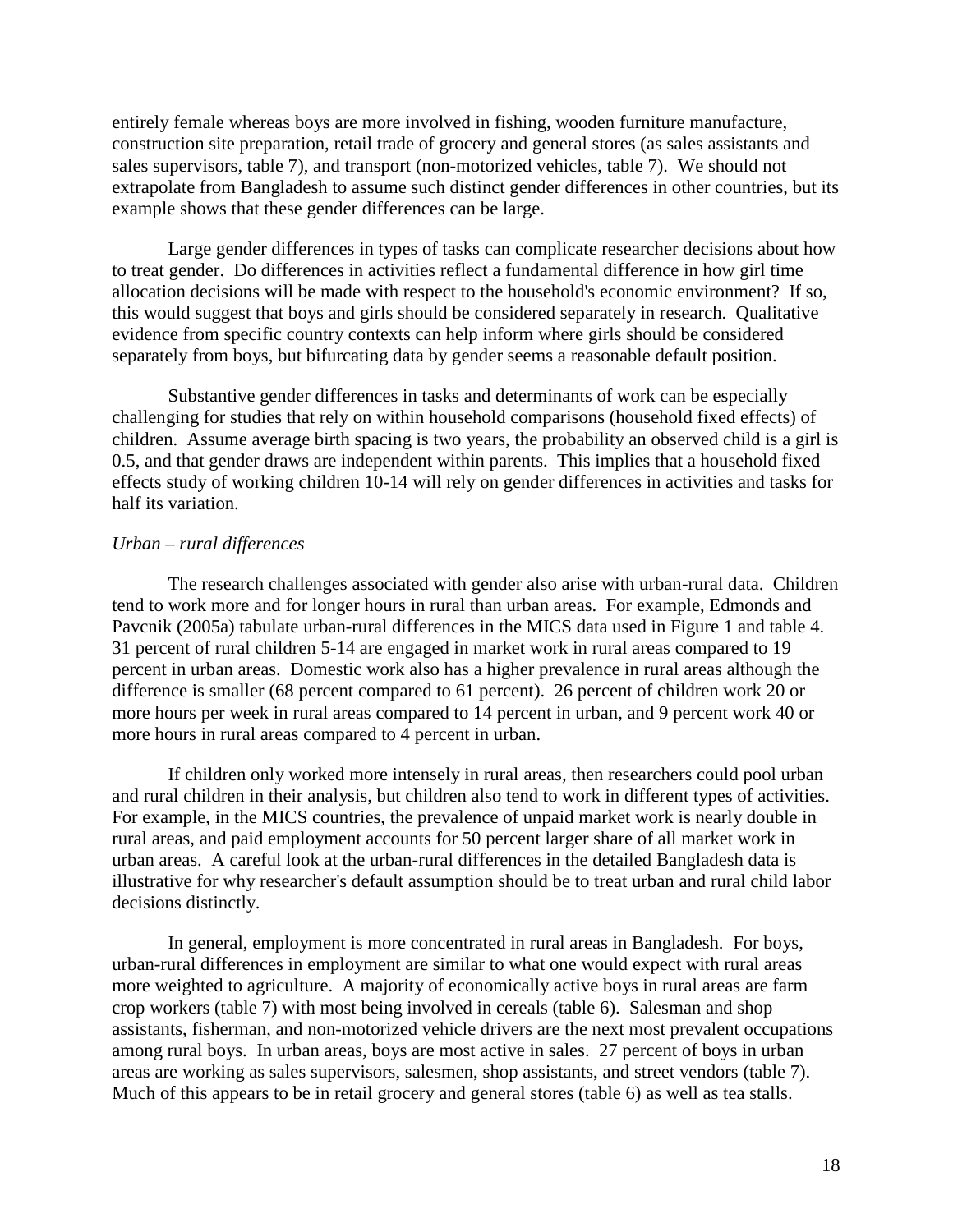entirely female whereas boys are more involved in fishing, wooden furniture manufacture, construction site preparation, retail trade of grocery and general stores (as sales assistants and sales supervisors, table 7), and transport (non-motorized vehicles, table 7). We should not extrapolate from Bangladesh to assume such distinct gender differences in other countries, but its example shows that these gender differences can be large.

Large gender differences in types of tasks can complicate researcher decisions about how to treat gender. Do differences in activities reflect a fundamental difference in how girl time allocation decisions will be made with respect to the household's economic environment? If so, this would suggest that boys and girls should be considered separately in research. Qualitative evidence from specific country contexts can help inform where girls should be considered separately from boys, but bifurcating data by gender seems a reasonable default position.

Substantive gender differences in tasks and determinants of work can be especially challenging for studies that rely on within household comparisons (household fixed effects) of children. Assume average birth spacing is two years, the probability an observed child is a girl is 0.5, and that gender draws are independent within parents. This implies that a household fixed effects study of working children 10-14 will rely on gender differences in activities and tasks for half its variation.

*Urban – rural differences*

The research challenges associated with gender also arise with urban-rural data. Children tend to work more and for longer hours in rural than urban areas. For example, Edmonds and Pavcnik (2005a) tabulate urban-rural differences in the MICS data used in Figure 1 and table 4. 31 percent of rural children 5-14 are engaged in market work in rural areas compared to 19 percent in urban areas. Domestic work also has a higher prevalence in rural areas although the difference is smaller (68 percent compared to 61 percent). 26 percent of children work 20 or more hours per week in rural areas compared to 14 percent in urban, and 9 percent work 40 or more hours in rural areas compared to 4 percent in urban.

If children only worked more intensely in rural areas, then researchers could pool urban and rural children in their analysis, but children also tend to work in different types of activities. For example, in the MICS countries, the prevalence of unpaid market work is nearly double in rural areas, and paid employment accounts for 50 percent larger share of all market work in urban areas. A careful look at the urban-rural differences in the detailed Bangladesh data is illustrative for why researcher's default assumption should be to treat urban and rural child labor decisions distinctly.

In general, employment is more concentrated in rural areas in Bangladesh. For boys, urban-rural differences in employment are similar to what one would expect with rural areas more weighted to agriculture. A majority of economically active boys in rural areas are farm crop workers (table 7) with most being involved in cereals (table 6). Salesman and shop assistants, fisherman, and non-motorized vehicle drivers are the next most prevalent occupations among rural boys. In urban areas, boys are most active in sales. 27 percent of boys in urban areas are working as sales supervisors, salesmen, shop assistants, and street vendors (table 7). Much of this appears to be in retail grocery and general stores (table 6) as well as tea stalls.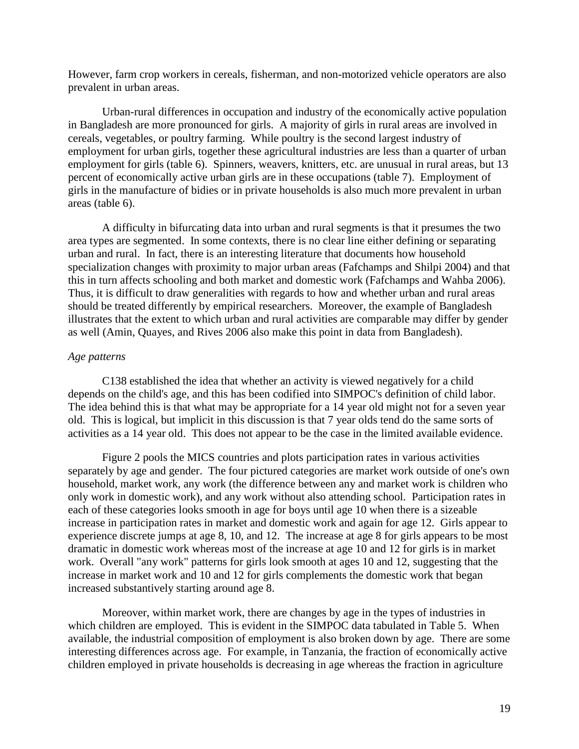However, farm crop workers in cereals, fisherman, and non-motorized vehicle operators are also prevalent in urban areas.

Urban-rural differences in occupation and industry of the economically active population in Bangladesh are more pronounced for girls. A majority of girls in rural areas are involved in cereals, vegetables, or poultry farming. While poultry is the second largest industry of employment for urban girls, together these agricultural industries are less than a quarter of urban employment for girls (table 6). Spinners, weavers, knitters, etc. are unusual in rural areas, but 13 percent of economically active urban girls are in these occupations (table 7). Employment of girls in the manufacture of bidies or in private households is also much more prevalent in urban areas (table 6).

A difficulty in bifurcating data into urban and rural segments is that it presumes the two area types are segmented. In some contexts, there is no clear line either defining or separating urban and rural. In fact, there is an interesting literature that documents how household specialization changes with proximity to major urban areas (Fafchamps and Shilpi 2004) and that this in turn affects schooling and both market and domestic work (Fafchamps and Wahba 2006). Thus, it is difficult to draw generalities with regards to how and whether urban and rural areas should be treated differently by empirical researchers. Moreover, the example of Bangladesh illustrates that the extent to which urban and rural activities are comparable may differ by gender as well (Amin, Quayes, and Rives 2006 also make this point in data from Bangladesh).

*Age patterns*

C138 established the idea that whether an activity is viewed negatively for a child depends on the child's age, and this has been codified into SIMPOC's definition of child labor. The idea behind this is that what may be appropriate for a 14 year old might not for a seven year old. This is logical, but implicit in this discussion is that 7 year olds tend do the same sorts of activities as a 14 year old. This does not appear to be the case in the limited available evidence.

Figure 2 pools the MICS countries and plots participation rates in various activities separately by age and gender. The four pictured categories are market work outside of one's own household, market work, any work (the difference between any and market work is children who only work in domestic work), and any work without also attending school. Participation rates in each of these categories looks smooth in age for boys until age 10 when there is a sizeable increase in participation rates in market and domestic work and again for age 12. Girls appear to experience discrete jumps at age 8, 10, and 12. The increase at age 8 for girls appears to be most dramatic in domestic work whereas most of the increase at age 10 and 12 for girls is in market work. Overall "any work" patterns for girls look smooth at ages 10 and 12, suggesting that the increase in market work and 10 and 12 for girls complements the domestic work that began increased substantively starting around age 8.

Moreover, within market work, there are changes by age in the types of industries in which children are employed. This is evident in the SIMPOC data tabulated in Table 5. When available, the industrial composition of employment is also broken down by age. There are some interesting differences across age. For example, in Tanzania, the fraction of economically active children employed in private households is decreasing in age whereas the fraction in agriculture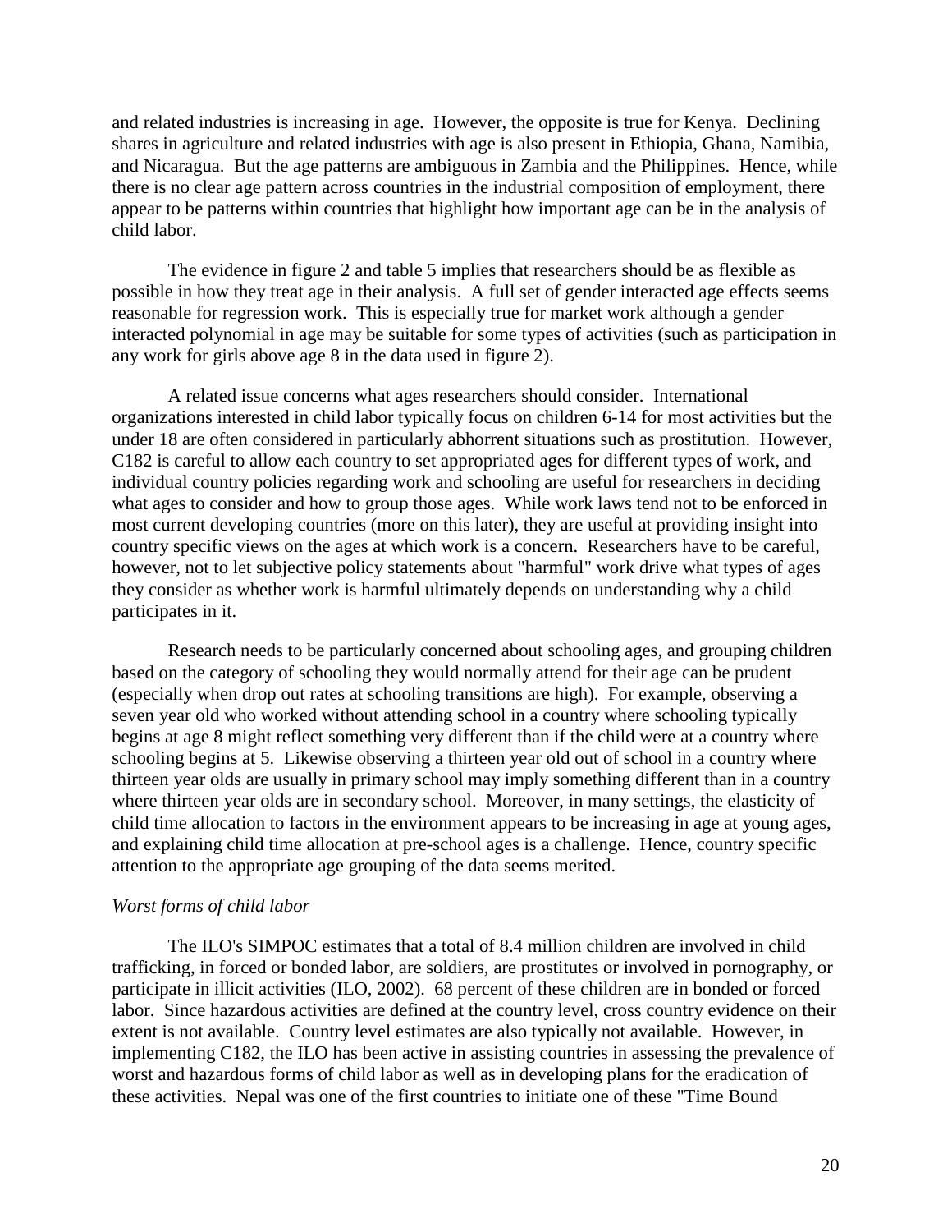and related industries is increasing in age. However, the opposite is true for Kenya. Declining shares in agriculture and related industries with age is also present in Ethiopia, Ghana, Namibia, and Nicaragua. But the age patterns are ambiguous in Zambia and the Philippines. Hence, while there is no clear age pattern across countries in the industrial composition of employment, there appear to be patterns within countries that highlight how important age can be in the analysis of child labor.

The evidence in figure 2 and table 5 implies that researchers should be as flexible as possible in how they treat age in their analysis. A full set of gender interacted age effects seems reasonable for regression work. This is especially true for market work although a gender interacted polynomial in age may be suitable for some types of activities (such as participation in any work for girls above age 8 in the data used in figure 2).

A related issue concerns what ages researchers should consider. International organizations interested in child labor typically focus on children 6-14 for most activities but the under 18 are often considered in particularly abhorrent situations such as prostitution. However, C182 is careful to allow each country to set appropriated ages for different types of work, and individual country policies regarding work and schooling are useful for researchers in deciding what ages to consider and how to group those ages. While work laws tend not to be enforced in most current developing countries (more on this later), they are useful at providing insight into country specific views on the ages at which work is a concern. Researchers have to be careful, however, not to let subjective policy statements about "harmful" work drive what types of ages they consider as whether work is harmful ultimately depends on understanding why a child participates in it.

Research needs to be particularly concerned about schooling ages, and grouping children based on the category of schooling they would normally attend for their age can be prudent (especially when drop out rates at schooling transitions are high). For example, observing a seven year old who worked without attending school in a country where schooling typically begins at age 8 might reflect something very different than if the child were at a country where schooling begins at 5. Likewise observing a thirteen year old out of school in a country where thirteen year olds are usually in primary school may imply something different than in a country where thirteen year olds are in secondary school. Moreover, in many settings, the elasticity of child time allocation to factors in the environment appears to be increasing in age at young ages, and explaining child time allocation at pre-school ages is a challenge. Hence, country specific attention to the appropriate age grouping of the data seems merited.

*Worst forms of child labor*

The ILO's SIMPOC estimates that a total of 8.4 million children are involved in child trafficking, in forced or bonded labor, are soldiers, are prostitutes or involved in pornography, or participate in illicit activities (ILO, 2002). 68 percent of these children are in bonded or forced labor. Since hazardous activities are defined at the country level, cross country evidence on their extent is not available. Country level estimates are also typically not available. However, in implementing C182, the ILO has been active in assisting countries in assessing the prevalence of worst and hazardous forms of child labor as well as in developing plans for the eradication of these activities. Nepal was one of the first countries to initiate one of these "Time Bound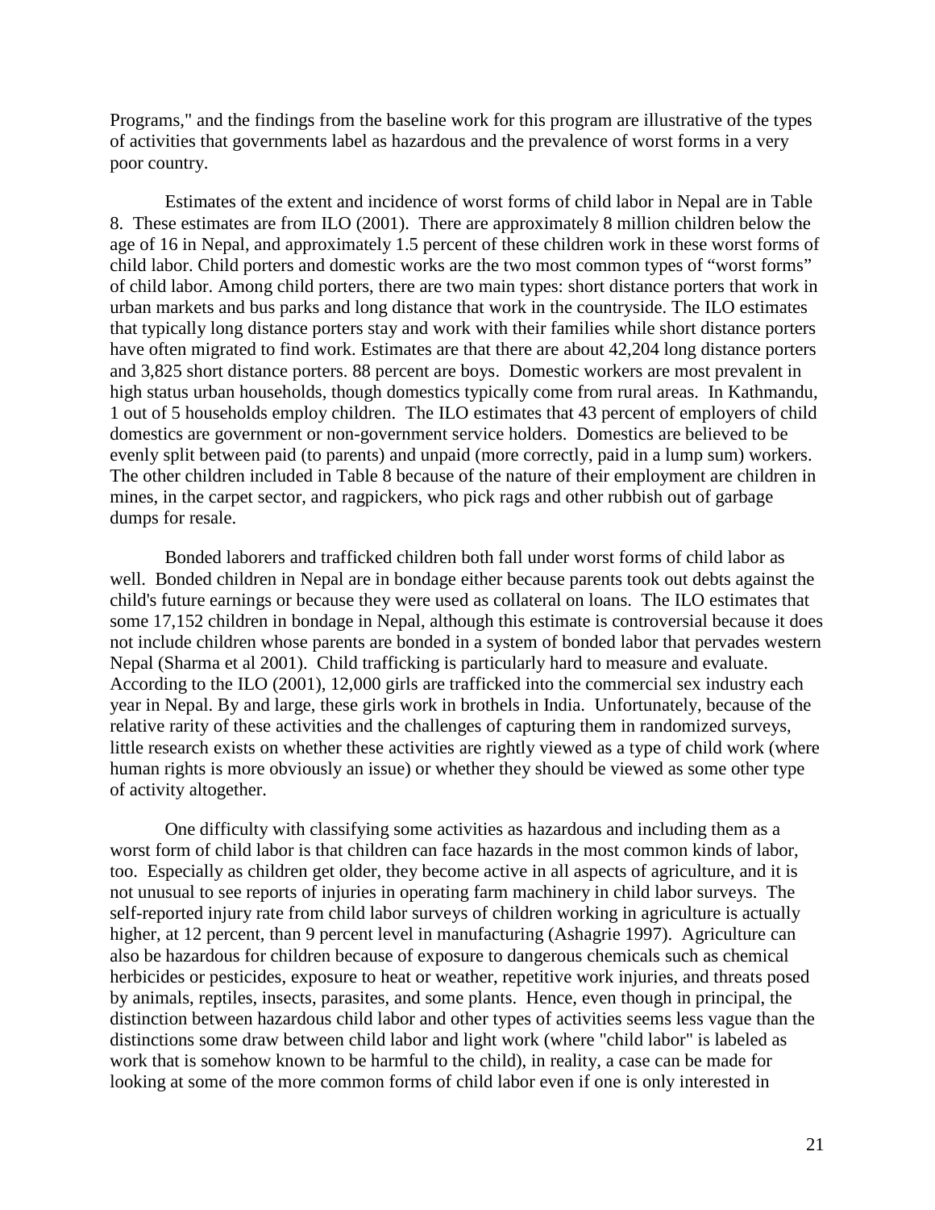Programs," and the findings from the baseline work for this program are illustrative of the types of activities that governments label as hazardous and the prevalence of worst forms in a very poor country.

Estimates of the extent and incidence of worst forms of child labor in Nepal are in Table 8. These estimates are from ILO (2001). There are approximately 8 million children below the age of 16 in Nepal, and approximately 1.5 percent of these children work in these worst forms of child labor. Child porters and domestic works are the two most common types of "worst forms" of child labor. Among child porters, there are two main types: short distance porters that work in urban markets and bus parks and long distance that work in the countryside. The ILO estimates that typically long distance porters stay and work with their families while short distance porters have often migrated to find work. Estimates are that there are about 42,204 long distance porters and 3,825 short distance porters. 88 percent are boys. Domestic workers are most prevalent in high status urban households, though domestics typically come from rural areas. In Kathmandu, 1 out of 5 households employ children. The ILO estimates that 43 percent of employers of child domestics are government or non-government service holders. Domestics are believed to be evenly split between paid (to parents) and unpaid (more correctly, paid in a lump sum) workers. The other children included in Table 8 because of the nature of their employment are children in mines, in the carpet sector, and ragpickers, who pick rags and other rubbish out of garbage dumps for resale.

Bonded laborers and trafficked children both fall under worst forms of child labor as well. Bonded children in Nepal are in bondage either because parents took out debts against the child's future earnings or because they were used as collateral on loans. The ILO estimates that some 17,152 children in bondage in Nepal, although this estimate is controversial because it does not include children whose parents are bonded in a system of bonded labor that pervades western Nepal (Sharma et al 2001). Child trafficking is particularly hard to measure and evaluate. According to the ILO (2001), 12,000 girls are trafficked into the commercial sex industry each year in Nepal. By and large, these girls work in brothels in India. Unfortunately, because of the relative rarity of these activities and the challenges of capturing them in randomized surveys, little research exists on whether these activities are rightly viewed as a type of child work (where human rights is more obviously an issue) or whether they should be viewed as some other type of activity altogether.

One difficulty with classifying some activities as hazardous and including them as a worst form of child labor is that children can face hazards in the most common kinds of labor, too. Especially as children get older, they become active in all aspects of agriculture, and it is not unusual to see reports of injuries in operating farm machinery in child labor surveys. The self-reported injury rate from child labor surveys of children working in agriculture is actually higher, at 12 percent, than 9 percent level in manufacturing (Ashagrie 1997). Agriculture can also be hazardous for children because of exposure to dangerous chemicals such as chemical herbicides or pesticides, exposure to heat or weather, repetitive work injuries, and threats posed by animals, reptiles, insects, parasites, and some plants. Hence, even though in principal, the distinction between hazardous child labor and other types of activities seems less vague than the distinctions some draw between child labor and light work (where "child labor" is labeled as work that is somehow known to be harmful to the child), in reality, a case can be made for looking at some of the more common forms of child labor even if one is only interested in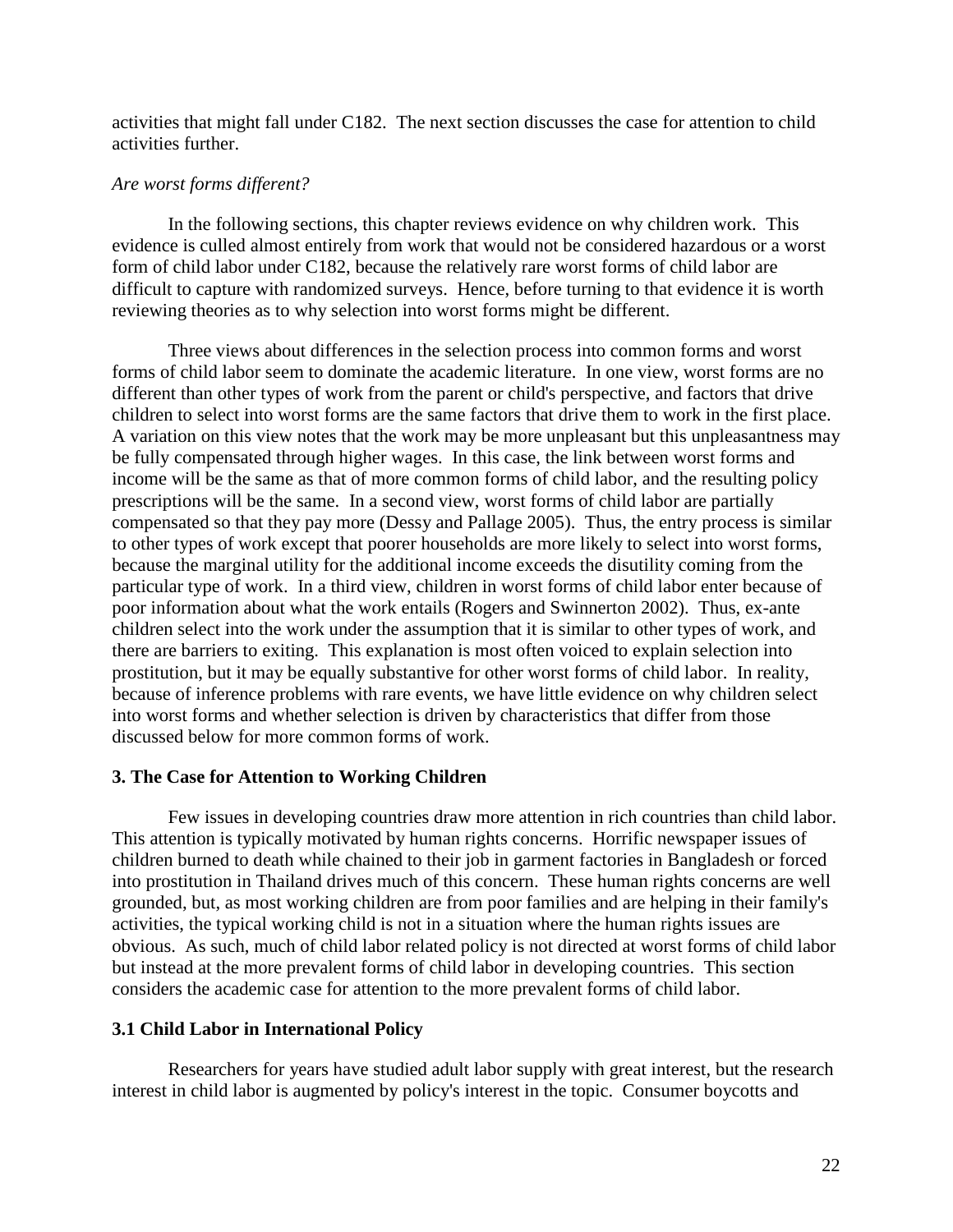activities that might fall under C182. The next section discusses the case for attention to child activities further.

*Are worst forms different?*

In the following sections, this chapter reviews evidence on why children work. This evidence is culled almost entirely from work that would not be considered hazardous or a worst form of child labor under C182, because the relatively rare worst forms of child labor are difficult to capture with randomized surveys. Hence, before turning to that evidence it is worth reviewing theories as to why selection into worst forms might be different.

Three views about differences in the selection process into common forms and worst forms of child labor seem to dominate the academic literature. In one view, worst forms are no different than other types of work from the parent or child's perspective, and factors that drive children to select into worst forms are the same factors that drive them to work in the first place. A variation on this view notes that the work may be more unpleasant but this unpleasantness may be fully compensated through higher wages. In this case, the link between worst forms and income will be the same as that of more common forms of child labor, and the resulting policy prescriptions will be the same. In a second view, worst forms of child labor are partially compensated so that they pay more (Dessy and Pallage 2005). Thus, the entry process is similar to other types of work except that poorer households are more likely to select into worst forms, because the marginal utility for the additional income exceeds the disutility coming from the particular type of work. In a third view, children in worst forms of child labor enter because of poor information about what the work entails (Rogers and Swinnerton 2002). Thus, ex-ante children select into the work under the assumption that it is similar to other types of work, and there are barriers to exiting. This explanation is most often voiced to explain selection into prostitution, but it may be equally substantive for other worst forms of child labor. In reality, because of inference problems with rare events, we have little evidence on why children select into worst forms and whether selection is driven by characteristics that differ from those discussed below for more common forms of work.

## 3. The Case for Attention to Working Children

Few issues in developing countries draw more attention in rich countries than child labor. This attention is typically motivated by human rights concerns. Horrific newspaper issues of children burned to death while chained to their job in garment factories in Bangladesh or forced into prostitution in Thailand drives much of this concern. These human rights concerns are well grounded, but, as most working children are from poor families and are helping in their family's activities, the typical working child is not in a situation where the human rights issues are obvious. As such, much of child labor related policy is not directed at worst forms of child labor but instead at the more prevalent forms of child labor in developing countries. This section considers the academic case for attention to the more prevalent forms of child labor.

### 3.1 Child Labor in International Policy

Researchers for years have studied adult labor supply with great interest, but the research interest in child labor is augmented by policy's interest in the topic. Consumer boycotts and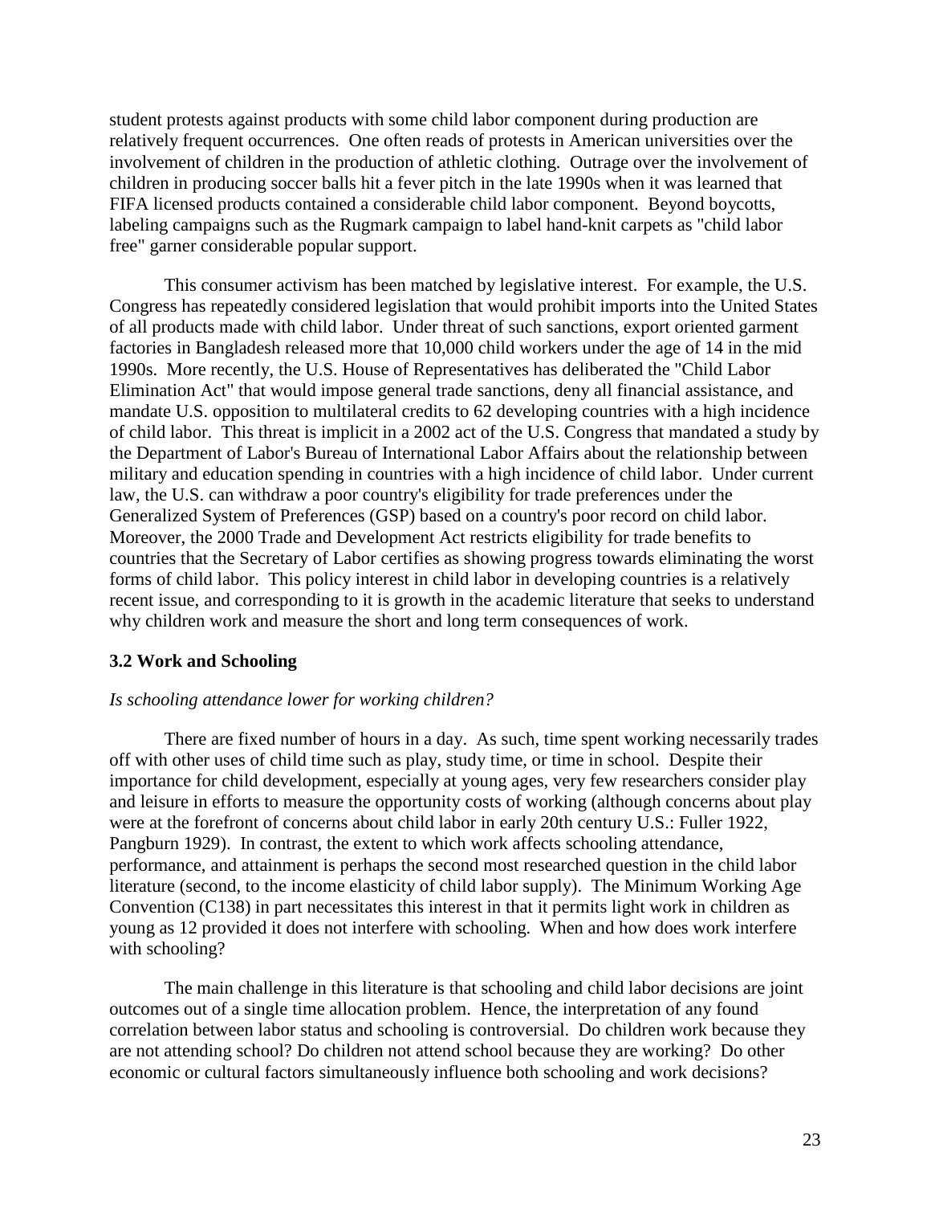student protests against products with some child labor component during production are relatively frequent occurrences. One often reads of protests in American universities over the involvement of children in the production of athletic clothing. Outrage over the involvement of children in producing soccer balls hit a fever pitch in the late 1990s when it was learned that FIFA licensed products contained a considerable child labor component. Beyond boycotts, labeling campaigns such as the Rugmark campaign to label hand-knit carpets as "child labor free" garner considerable popular support.

This consumer activism has been matched by legislative interest. For example, the U.S. Congress has repeatedly considered legislation that would prohibit imports into the United States of all products made with child labor. Under threat of such sanctions, export oriented garment factories in Bangladesh released more that 10,000 child workers under the age of 14 in the mid 1990s. More recently, the U.S. House of Representatives has deliberated the "Child Labor Elimination Act" that would impose general trade sanctions, deny all financial assistance, and mandate U.S. opposition to multilateral credits to 62 developing countries with a high incidence of child labor. This threat is implicit in a 2002 act of the U.S. Congress that mandated a study by the Department of Labor's Bureau of International Labor Affairs about the relationship between military and education spending in countries with a high incidence of child labor. Under current law, the U.S. can withdraw a poor country's eligibility for trade preferences under the Generalized System of Preferences (GSP) based on a country's poor record on child labor. Moreover, the 2000 Trade and Development Act restricts eligibility for trade benefits to countries that the Secretary of Labor certifies as showing progress towards eliminating the worst forms of child labor. This policy interest in child labor in developing countries is a relatively recent issue, and corresponding to it is growth in the academic literature that seeks to understand why children work and measure the short and long term consequences of work.

### 3.2 Work and Schooling

*Is schooling attendance lower for working children?*

There are fixed number of hours in a day. As such, time spent working necessarily trades off with other uses of child time such as play, study time, or time in school. Despite their importance for child development, especially at young ages, very few researchers consider play and leisure in efforts to measure the opportunity costs of working (although concerns about play were at the forefront of concerns about child labor in early 20th century U.S.: Fuller 1922, Pangburn 1929). In contrast, the extent to which work affects schooling attendance, performance, and attainment is perhaps the second most researched question in the child labor literature (second, to the income elasticity of child labor supply). The Minimum Working Age Convention (C138) in part necessitates this interest in that it permits light work in children as young as 12 provided it does not interfere with schooling. When and how does work interfere with schooling?

The main challenge in this literature is that schooling and child labor decisions are joint outcomes out of a single time allocation problem. Hence, the interpretation of any found correlation between labor status and schooling is controversial. Do children work because they are not attending school? Do children not attend school because they are working? Do other economic or cultural factors simultaneously influence both schooling and work decisions?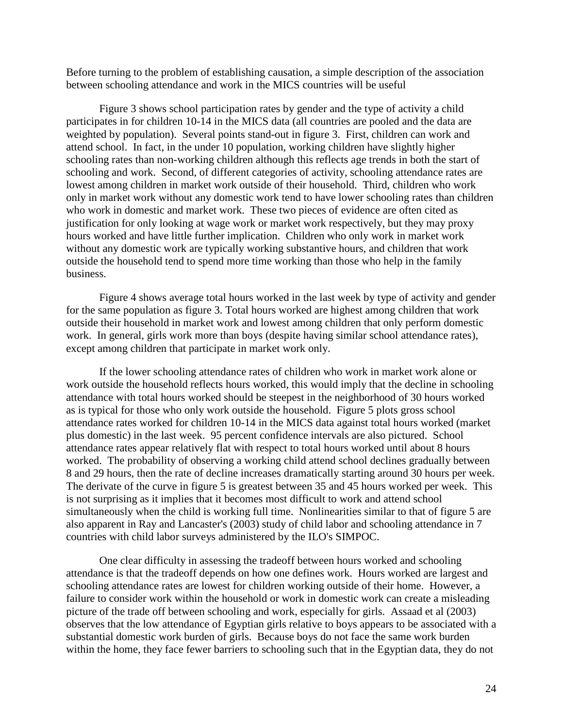Before turning to the problem of establishing causation, a simple description of the association between schooling attendance and work in the MICS countries will be useful

Figure 3 shows school participation rates by gender and the type of activity a child participates in for children 10-14 in the MICS data (all countries are pooled and the data are weighted by population). Several points stand-out in figure 3. First, children can work and attend school. In fact, in the under 10 population, working children have slightly higher schooling rates than non-working children although this reflects age trends in both the start of schooling and work. Second, of different categories of activity, schooling attendance rates are lowest among children in market work outside of their household. Third, children who work only in market work without any domestic work tend to have lower schooling rates than children who work in domestic and market work. These two pieces of evidence are often cited as justification for only looking at wage work or market work respectively, but they may proxy hours worked and have little further implication. Children who only work in market work without any domestic work are typically working substantive hours, and children that work outside the household tend to spend more time working than those who help in the family business.

Figure 4 shows average total hours worked in the last week by type of activity and gender for the same population as figure 3. Total hours worked are highest among children that work outside their household in market work and lowest among children that only perform domestic work. In general, girls work more than boys (despite having similar school attendance rates), except among children that participate in market work only.

If the lower schooling attendance rates of children who work in market work alone or work outside the household reflects hours worked, this would imply that the decline in schooling attendance with total hours worked should be steepest in the neighborhood of 30 hours worked as is typical for those who only work outside the household. Figure 5 plots gross school attendance rates worked for children 10-14 in the MICS data against total hours worked (market plus domestic) in the last week. 95 percent confidence intervals are also pictured. School attendance rates appear relatively flat with respect to total hours worked until about 8 hours worked. The probability of observing a working child attend school declines gradually between 8 and 29 hours, then the rate of decline increases dramatically starting around 30 hours per week. The derivate of the curve in figure 5 is greatest between 35 and 45 hours worked per week. This is not surprising as it implies that it becomes most difficult to work and attend school simultaneously when the child is working full time. Nonlinearities similar to that of figure 5 are also apparent in Ray and Lancaster's (2003) study of child labor and schooling attendance in 7 countries with child labor surveys administered by the ILO's SIMPOC.

One clear difficulty in assessing the tradeoff between hours worked and schooling attendance is that the tradeoff depends on how one defines work. Hours worked are largest and schooling attendance rates are lowest for children working outside of their home. However, a failure to consider work within the household or work in domestic work can create a misleading picture of the trade off between schooling and work, especially for girls. Assaad et al (2003) observes that the low attendance of Egyptian girls relative to boys appears to be associated with a substantial domestic work burden of girls. Because boys do not face the same work burden within the home, they face fewer barriers to schooling such that in the Egyptian data, they do not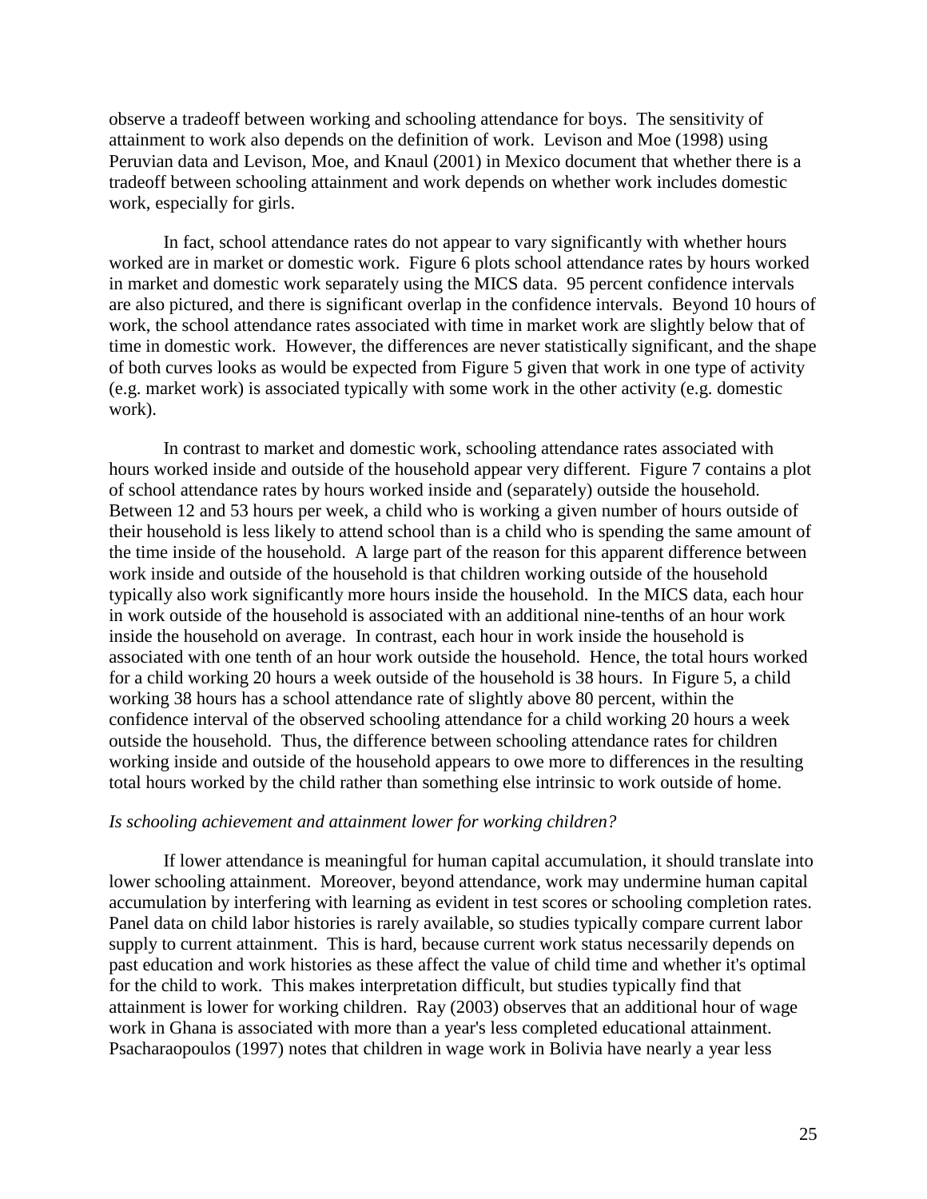observe a tradeoff between working and schooling attendance for boys. The sensitivity of attainment to work also depends on the definition of work. Levison and Moe (1998) using Peruvian data and Levison, Moe, and Knaul (2001) in Mexico document that whether there is a tradeoff between schooling attainment and work depends on whether work includes domestic work, especially for girls.

In fact, school attendance rates do not appear to vary significantly with whether hours worked are in market or domestic work. Figure 6 plots school attendance rates by hours worked in market and domestic work separately using the MICS data. 95 percent confidence intervals are also pictured, and there is significant overlap in the confidence intervals. Beyond 10 hours of work, the school attendance rates associated with time in market work are slightly below that of time in domestic work. However, the differences are never statistically significant, and the shape of both curves looks as would be expected from Figure 5 given that work in one type of activity (e.g. market work) is associated typically with some work in the other activity (e.g. domestic work).

In contrast to market and domestic work, schooling attendance rates associated with hours worked inside and outside of the household appear very different. Figure 7 contains a plot of school attendance rates by hours worked inside and (separately) outside the household. Between 12 and 53 hours per week, a child who is working a given number of hours outside of their household is less likely to attend school than is a child who is spending the same amount of the time inside of the household. A large part of the reason for this apparent difference between work inside and outside of the household is that children working outside of the household typically also work significantly more hours inside the household. In the MICS data, each hour in work outside of the household is associated with an additional nine-tenths of an hour work inside the household on average. In contrast, each hour in work inside the household is associated with one tenth of an hour work outside the household. Hence, the total hours worked for a child working 20 hours a week outside of the household is 38 hours. In Figure 5, a child working 38 hours has a school attendance rate of slightly above 80 percent, within the confidence interval of the observed schooling attendance for a child working 20 hours a week outside the household. Thus, the difference between schooling attendance rates for children working inside and outside of the household appears to owe more to differences in the resulting total hours worked by the child rather than something else intrinsic to work outside of home.

*Is schooling achievement and attainment lower for working children?*

If lower attendance is meaningful for human capital accumulation, it should translate into lower schooling attainment. Moreover, beyond attendance, work may undermine human capital accumulation by interfering with learning as evident in test scores or schooling completion rates. Panel data on child labor histories is rarely available, so studies typically compare current labor supply to current attainment. This is hard, because current work status necessarily depends on past education and work histories as these affect the value of child time and whether it's optimal for the child to work. This makes interpretation difficult, but studies typically find that attainment is lower for working children. Ray (2003) observes that an additional hour of wage work in Ghana is associated with more than a year's less completed educational attainment. Psacharaopoulos (1997) notes that children in wage work in Bolivia have nearly a year less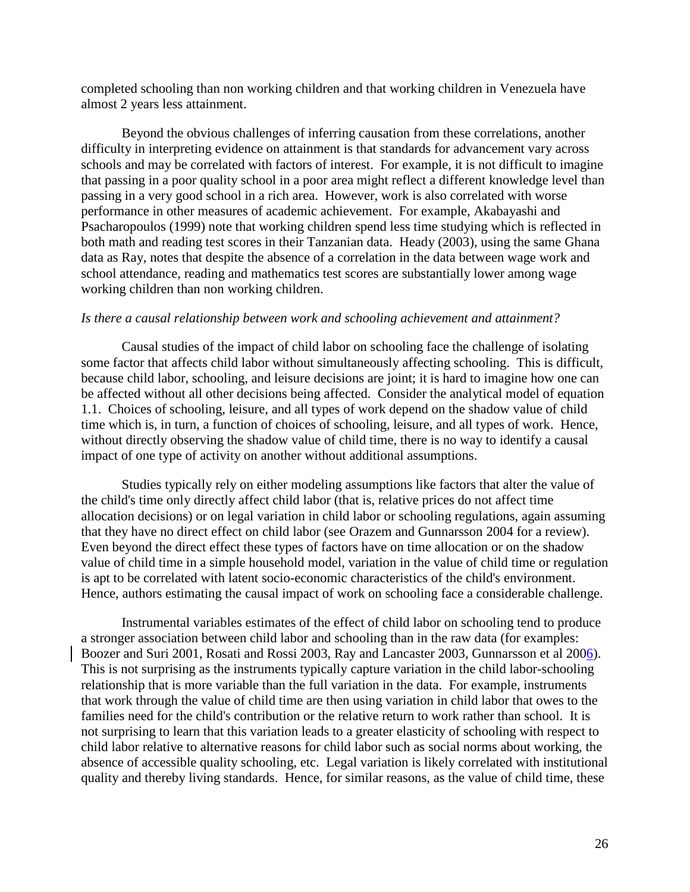completed schooling than non working children and that working children in Venezuela have almost 2 years less attainment.

Beyond the obvious challenges of inferring causation from these correlations, another difficulty in interpreting evidence on attainment is that standards for advancement vary across schools and may be correlated with factors of interest. For example, it is not difficult to imagine that passing in a poor quality school in a poor area might reflect a different knowledge level than passing in a very good school in a rich area. However, work is also correlated with worse performance in other measures of academic achievement. For example, Akabayashi and Psacharopoulos (1999) note that working children spend less time studying which is reflected in both math and reading test scores in their Tanzanian data. Heady (2003), using the same Ghana data as Ray, notes that despite the absence of a correlation in the data between wage work and school attendance, reading and mathematics test scores are substantially lower among wage working children than non working children.

*Is there a causal relationship between work and schooling achievement and attainment?*

Causal studies of the impact of child labor on schooling face the challenge of isolating some factor that affects child labor without simultaneously affecting schooling. This is difficult, because child labor, schooling, and leisure decisions are joint; it is hard to imagine how one can be affected without all other decisions being affected. Consider the analytical model of equation 1.1. Choices of schooling, leisure, and all types of work depend on the shadow value of child time which is, in turn, a function of choices of schooling, leisure, and all types of work. Hence, without directly observing the shadow value of child time, there is no way to identify a causal impact of one type of activity on another without additional assumptions.

Studies typically rely on either modeling assumptions like factors that alter the value of the child's time only directly affect child labor (that is, relative prices do not affect time allocation decisions) or on legal variation in child labor or schooling regulations, again assuming that they have no direct effect on child labor (see Orazem and Gunnarsson 2004 for a review). Even beyond the direct effect these types of factors have on time allocation or on the shadow value of child time in a simple household model, variation in the value of child time or regulation is apt to be correlated with latent socio-economic characteristics of the child's environment. Hence, authors estimating the causal impact of work on schooling face a considerable challenge.

Instrumental variables estimates of the effect of child labor on schooling tend to produce a stronger association between child labor and schooling than in the raw data (for examples: Boozer and Suri 2001, Rosati and Rossi 2003, Ray and Lancaster 2003, Gunnarsson et al 2006). This is not surprising as the instruments typically capture variation in the child labor-schooling relationship that is more variable than the full variation in the data. For example, instruments that work through the value of child time are then using variation in child labor that owes to the families need for the child's contribution or the relative return to work rather than school. It is not surprising to learn that this variation leads to a greater elasticity of schooling with respect to child labor relative to alternative reasons for child labor such as social norms about working, the absence of accessible quality schooling, etc. Legal variation is likely correlated with institutional quality and thereby living standards. Hence, for similar reasons, as the value of child time, these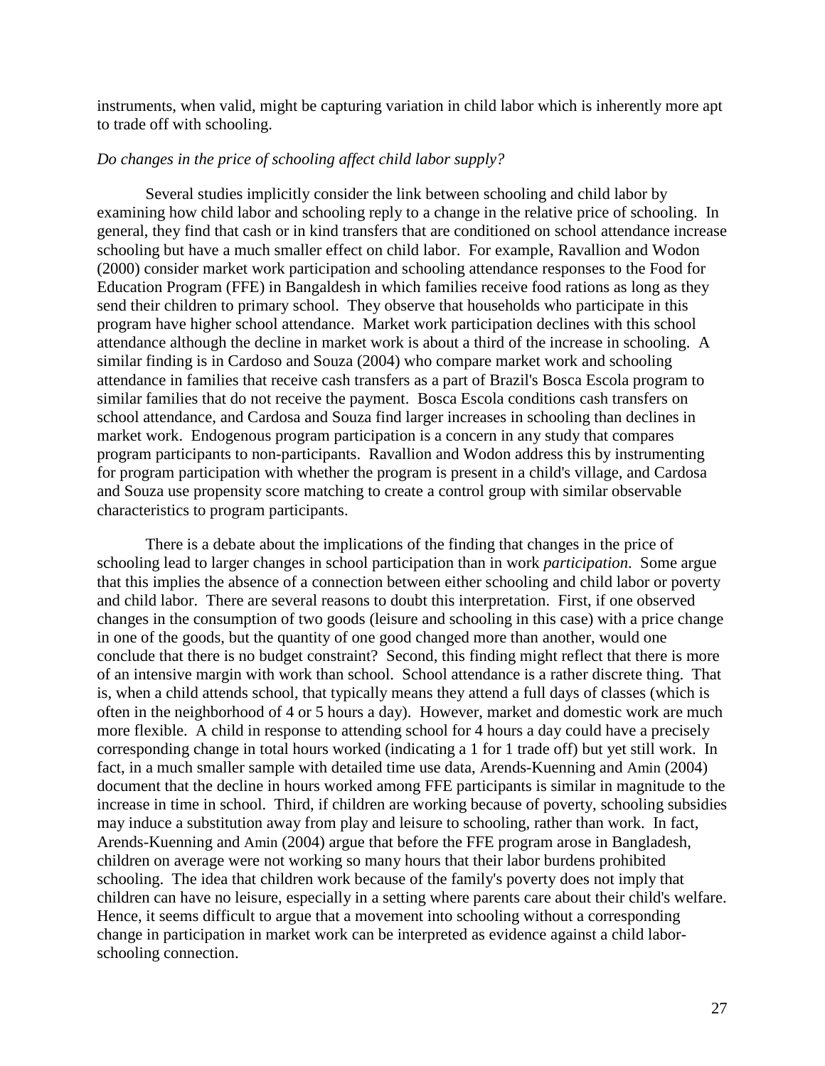instruments, when valid, might be capturing variation in child labor which is inherently more apt to trade off with schooling.

*Do changes in the price of schooling affect child labor supply?*

Several studies implicitly consider the link between schooling and child labor by examining how child labor and schooling reply to a change in the relative price of schooling. In general, they find that cash or in kind transfers that are conditioned on school attendance increase schooling but have a much smaller effect on child labor. For example, Ravallion and Wodon (2000) consider market work participation and schooling attendance responses to the Food for Education Program (FFE) in Bangaldesh in which families receive food rations as long as they send their children to primary school. They observe that households who participate in this program have higher school attendance. Market work participation declines with this school attendance although the decline in market work is about a third of the increase in schooling. A similar finding is in Cardoso and Souza (2004) who compare market work and schooling attendance in families that receive cash transfers as a part of Brazil's Bosca Escola program to similar families that do not receive the payment. Bosca Escola conditions cash transfers on school attendance, and Cardosa and Souza find larger increases in schooling than declines in market work. Endogenous program participation is a concern in any study that compares program participants to non-participants. Ravallion and Wodon address this by instrumenting for program participation with whether the program is present in a child's village, and Cardosa and Souza use propensity score matching to create a control group with similar observable characteristics to program participants.

There is a debate about the implications of the finding that changes in the price of schooling lead to larger changes in school participation than in work *participation*. Some argue that this implies the absence of a connection between either schooling and child labor or poverty and child labor. There are several reasons to doubt this interpretation. First, if one observed changes in the consumption of two goods (leisure and schooling in this case) with a price change in one of the goods, but the quantity of one good changed more than another, would one conclude that there is no budget constraint? Second, this finding might reflect that there is more of an intensive margin with work than school. School attendance is a rather discrete thing. That is, when a child attends school, that typically means they attend a full days of classes (which is often in the neighborhood of 4 or 5 hours a day). However, market and domestic work are much more flexible. A child in response to attending school for 4 hours a day could have a precisely corresponding change in total hours worked (indicating a 1 for 1 trade off) but yet still work. In fact, in a much smaller sample with detailed time use data, Arends-Kuenning and Amin (2004) document that the decline in hours worked among FFE participants is similar in magnitude to the increase in time in school. Third, if children are working because of poverty, schooling subsidies may induce a substitution away from play and leisure to schooling, rather than work. In fact, Arends-Kuenning and Amin (2004) argue that before the FFE program arose in Bangladesh, children on average were not working so many hours that their labor burdens prohibited schooling. The idea that children work because of the family's poverty does not imply that children can have no leisure, especially in a setting where parents care about their child's welfare. Hence, it seems difficult to argue that a movement into schooling without a corresponding change in participation in market work can be interpreted as evidence against a child labor-schooling connection.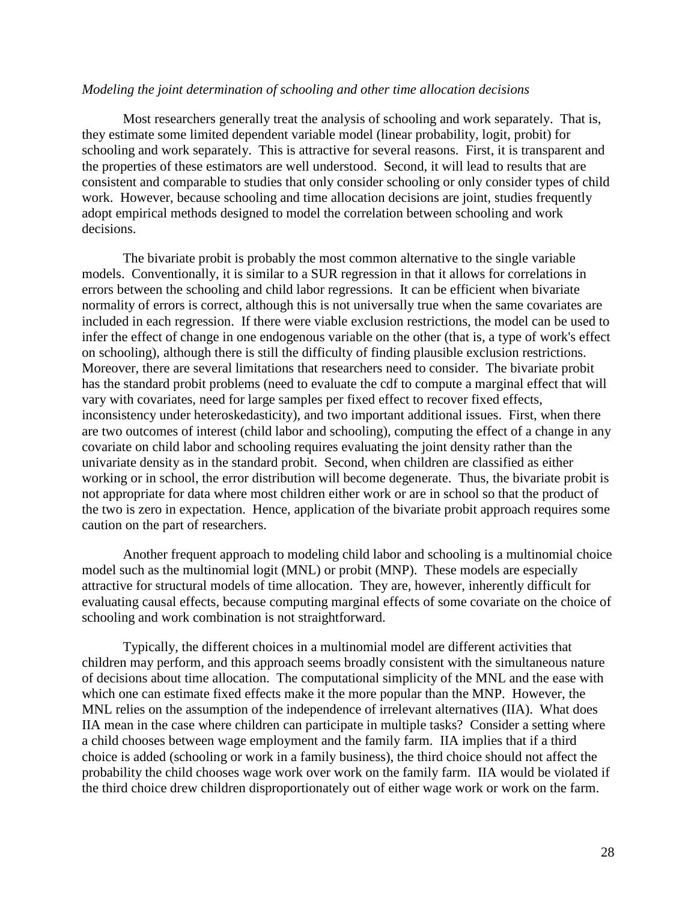*Modeling the joint determination of schooling and other time allocation decisions*

Most researchers generally treat the analysis of schooling and work separately. That is, they estimate some limited dependent variable model (linear probability, logit, probit) for schooling and work separately. This is attractive for several reasons. First, it is transparent and the properties of these estimators are well understood. Second, it will lead to results that are consistent and comparable to studies that only consider schooling or only consider types of child work. However, because schooling and time allocation decisions are joint, studies frequently adopt empirical methods designed to model the correlation between schooling and work decisions.

The bivariate probit is probably the most common alternative to the single variable models. Conventionally, it is similar to a SUR regression in that it allows for correlations in errors between the schooling and child labor regressions. It can be efficient when bivariate normality of errors is correct, although this is not universally true when the same covariates are included in each regression. If there were viable exclusion restrictions, the model can be used to infer the effect of change in one endogenous variable on the other (that is, a type of work's effect on schooling), although there is still the difficulty of finding plausible exclusion restrictions. Moreover, there are several limitations that researchers need to consider. The bivariate probit has the standard probit problems (need to evaluate the cdf to compute a marginal effect that will vary with covariates, need for large samples per fixed effect to recover fixed effects, inconsistency under heteroskedasticity), and two important additional issues. First, when there are two outcomes of interest (child labor and schooling), computing the effect of a change in any covariate on child labor and schooling requires evaluating the joint density rather than the univariate density as in the standard probit. Second, when children are classified as either working or in school, the error distribution will become degenerate. Thus, the bivariate probit is not appropriate for data where most children either work or are in school so that the product of the two is zero in expectation. Hence, application of the bivariate probit approach requires some caution on the part of researchers.

Another frequent approach to modeling child labor and schooling is a multinomial choice model such as the multinomial logit (MNL) or probit (MNP). These models are especially attractive for structural models of time allocation. They are, however, inherently difficult for evaluating causal effects, because computing marginal effects of some covariate on the choice of schooling and work combination is not straightforward.

Typically, the different choices in a multinomial model are different activities that children may perform, and this approach seems broadly consistent with the simultaneous nature of decisions about time allocation. The computational simplicity of the MNL and the ease with which one can estimate fixed effects make it the more popular than the MNP. However, the MNL relies on the assumption of the independence of irrelevant alternatives (IIA). What does IIA mean in the case where children can participate in multiple tasks? Consider a setting where a child chooses between wage employment and the family farm. IIA implies that if a third choice is added (schooling or work in a family business), the third choice should not affect the probability the child chooses wage work over work on the family farm. IIA would be violated if the third choice drew children disproportionately out of either wage work or work on the farm.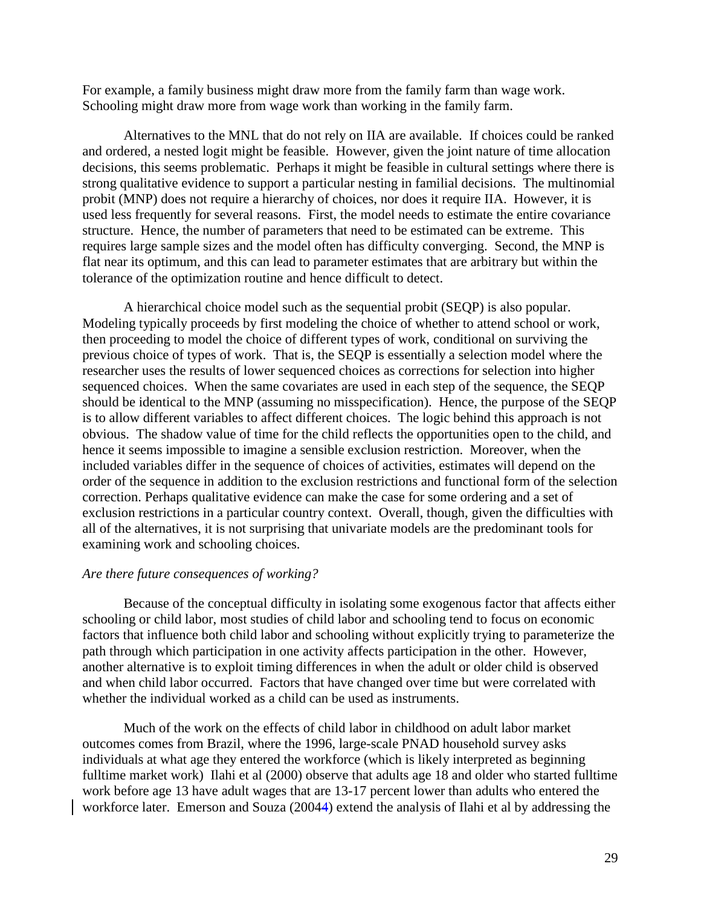For example, a family business might draw more from the family farm than wage work. Schooling might draw more from wage work than working in the family farm.

Alternatives to the MNL that do not rely on IIA are available. If choices could be ranked and ordered, a nested logit might be feasible. However, given the joint nature of time allocation decisions, this seems problematic. Perhaps it might be feasible in cultural settings where there is strong qualitative evidence to support a particular nesting in familial decisions. The multinomial probit (MNP) does not require a hierarchy of choices, nor does it require IIA. However, it is used less frequently for several reasons. First, the model needs to estimate the entire covariance structure. Hence, the number of parameters that need to be estimated can be extreme. This requires large sample sizes and the model often has difficulty converging. Second, the MNP is flat near its optimum, and this can lead to parameter estimates that are arbitrary but within the tolerance of the optimization routine and hence difficult to detect.

A hierarchical choice model such as the sequential probit (SEQP) is also popular. Modeling typically proceeds by first modeling the choice of whether to attend school or work, then proceeding to model the choice of different types of work, conditional on surviving the previous choice of types of work. That is, the SEQP is essentially a selection model where the researcher uses the results of lower sequenced choices as corrections for selection into higher sequenced choices. When the same covariates are used in each step of the sequence, the SEQP should be identical to the MNP (assuming no misspecification). Hence, the purpose of the SEQP is to allow different variables to affect different choices. The logic behind this approach is not obvious. The shadow value of time for the child reflects the opportunities open to the child, and hence it seems impossible to imagine a sensible exclusion restriction. Moreover, when the included variables differ in the sequence of choices of activities, estimates will depend on the order of the sequence in addition to the exclusion restrictions and functional form of the selection correction. Perhaps qualitative evidence can make the case for some ordering and a set of exclusion restrictions in a particular country context. Overall, though, given the difficulties with all of the alternatives, it is not surprising that univariate models are the predominant tools for examining work and schooling choices.

*Are there future consequences of working?*

Because of the conceptual difficulty in isolating some exogenous factor that affects either schooling or child labor, most studies of child labor and schooling tend to focus on economic factors that influence both child labor and schooling without explicitly trying to parameterize the path through which participation in one activity affects participation in the other. However, another alternative is to exploit timing differences in when the adult or older child is observed and when child labor occurred. Factors that have changed over time but were correlated with whether the individual worked as a child can be used as instruments.

Much of the work on the effects of child labor in childhood on adult labor market outcomes comes from Brazil, where the 1996, large-scale PNAD household survey asks individuals at what age they entered the workforce (which is likely interpreted as beginning fulltime market work) Ilahi et al (2000) observe that adults age 18 and older who started fulltime work before age 13 have adult wages that are 13-17 percent lower than adults who entered the workforce later. Emerson and Souza (20044) extend the analysis of Ilahi et al by addressing the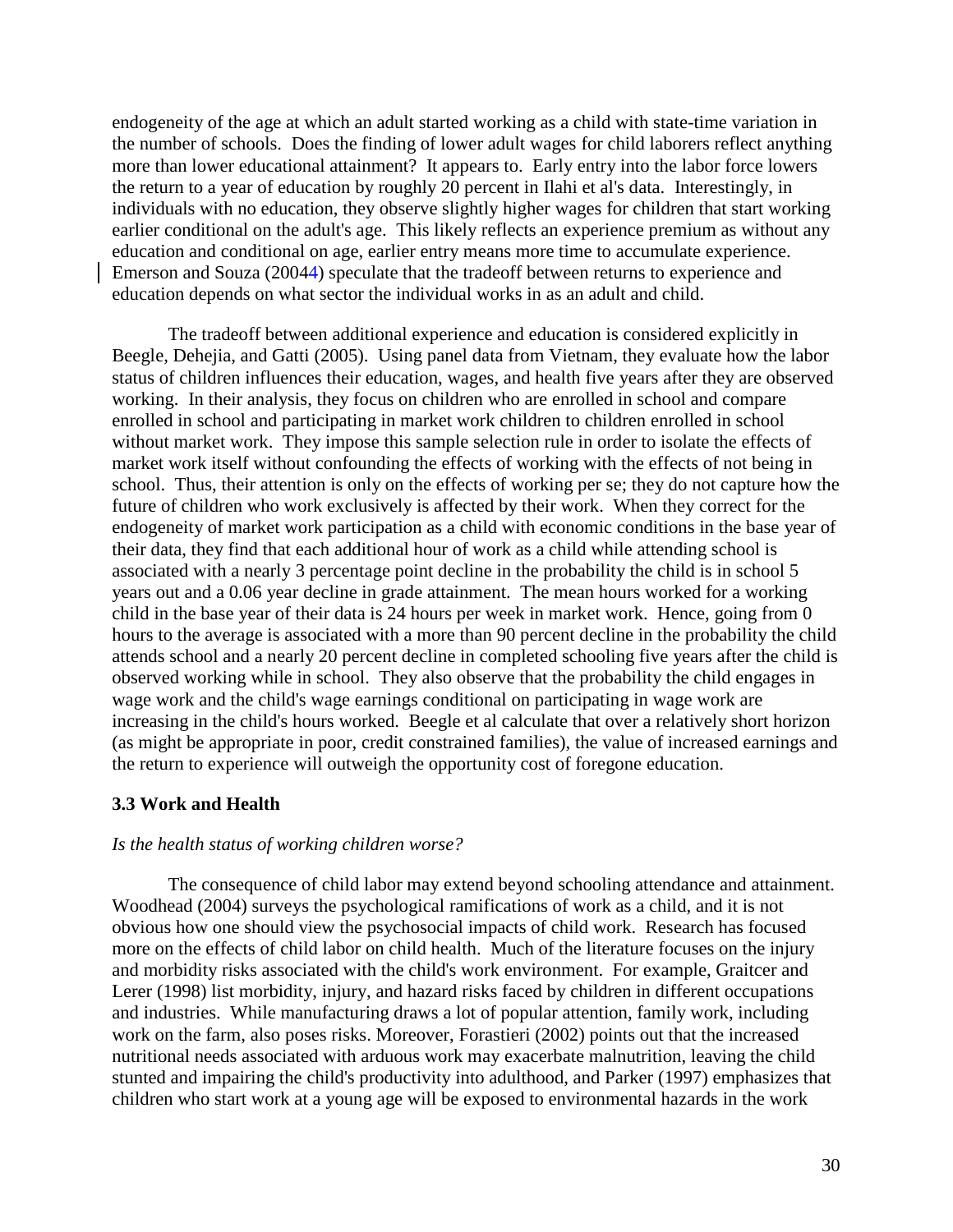endogeneity of the age at which an adult started working as a child with state-time variation in the number of schools. Does the finding of lower adult wages for child laborers reflect anything more than lower educational attainment? It appears to. Early entry into the labor force lowers the return to a year of education by roughly 20 percent in Ilahi et al's data. Interestingly, in individuals with no education, they observe slightly higher wages for children that start working earlier conditional on the adult's age. This likely reflects an experience premium as without any education and conditional on age, earlier entry means more time to accumulate experience. Emerson and Souza (20044) speculate that the tradeoff between returns to experience and education depends on what sector the individual works in as an adult and child.

The tradeoff between additional experience and education is considered explicitly in Beegle, Dehejia, and Gatti (2005). Using panel data from Vietnam, they evaluate how the labor status of children influences their education, wages, and health five years after they are observed working. In their analysis, they focus on children who are enrolled in school and compare enrolled in school and participating in market work children to children enrolled in school without market work. They impose this sample selection rule in order to isolate the effects of market work itself without confounding the effects of working with the effects of not being in school. Thus, their attention is only on the effects of working per se; they do not capture how the future of children who work exclusively is affected by their work. When they correct for the endogeneity of market work participation as a child with economic conditions in the base year of their data, they find that each additional hour of work as a child while attending school is associated with a nearly 3 percentage point decline in the probability the child is in school 5 years out and a 0.06 year decline in grade attainment. The mean hours worked for a working child in the base year of their data is 24 hours per week in market work. Hence, going from 0 hours to the average is associated with a more than 90 percent decline in the probability the child attends school and a nearly 20 percent decline in completed schooling five years after the child is observed working while in school. They also observe that the probability the child engages in wage work and the child's wage earnings conditional on participating in wage work are increasing in the child's hours worked. Beegle et al calculate that over a relatively short horizon (as might be appropriate in poor, credit constrained families), the value of increased earnings and the return to experience will outweigh the opportunity cost of foregone education.

### 3.3 Work and Health

*Is the health status of working children worse?*

The consequence of child labor may extend beyond schooling attendance and attainment. Woodhead (2004) surveys the psychological ramifications of work as a child, and it is not obvious how one should view the psychosocial impacts of child work. Research has focused more on the effects of child labor on child health. Much of the literature focuses on the injury and morbidity risks associated with the child's work environment. For example, Graitcer and Lerer (1998) list morbidity, injury, and hazard risks faced by children in different occupations and industries. While manufacturing draws a lot of popular attention, family work, including work on the farm, also poses risks. Moreover, Forastieri (2002) points out that the increased nutritional needs associated with arduous work may exacerbate malnutrition, leaving the child stunted and impairing the child's productivity into adulthood, and Parker (1997) emphasizes that children who start work at a young age will be exposed to environmental hazards in the work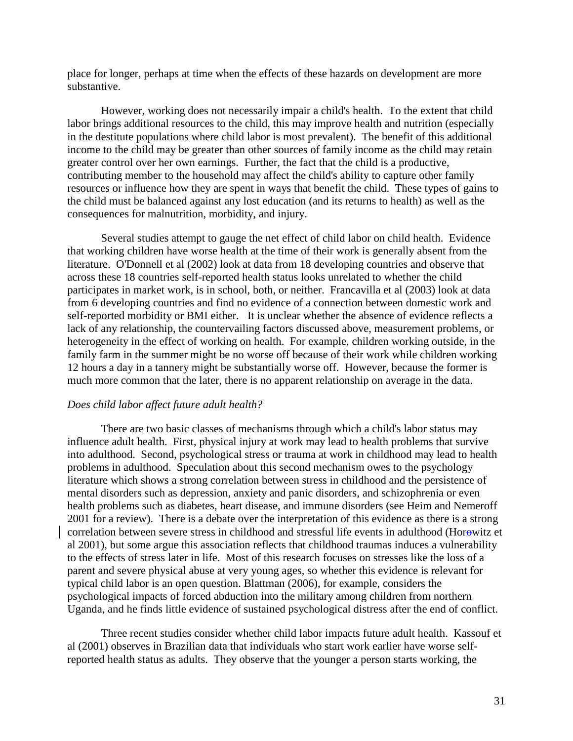place for longer, perhaps at time when the effects of these hazards on development are more substantive.

However, working does not necessarily impair a child's health. To the extent that child labor brings additional resources to the child, this may improve health and nutrition (especially in the destitute populations where child labor is most prevalent). The benefit of this additional income to the child may be greater than other sources of family income as the child may retain greater control over her own earnings. Further, the fact that the child is a productive, contributing member to the household may affect the child's ability to capture other family resources or influence how they are spent in ways that benefit the child. These types of gains to the child must be balanced against any lost education (and its returns to health) as well as the consequences for malnutrition, morbidity, and injury.

Several studies attempt to gauge the net effect of child labor on child health. Evidence that working children have worse health at the time of their work is generally absent from the literature. O'Donnell et al (2002) look at data from 18 developing countries and observe that across these 18 countries self-reported health status looks unrelated to whether the child participates in market work, is in school, both, or neither. Francavilla et al (2003) look at data from 6 developing countries and find no evidence of a connection between domestic work and self-reported morbidity or BMI either. It is unclear whether the absence of evidence reflects a lack of any relationship, the countervailing factors discussed above, measurement problems, or heterogeneity in the effect of working on health. For example, children working outside, in the family farm in the summer might be no worse off because of their work while children working 12 hours a day in a tannery might be substantially worse off. However, because the former is much more common that the later, there is no apparent relationship on average in the data.

*Does child labor affect future adult health?*

There are two basic classes of mechanisms through which a child's labor status may influence adult health. First, physical injury at work may lead to health problems that survive into adulthood. Second, psychological stress or trauma at work in childhood may lead to health problems in adulthood. Speculation about this second mechanism owes to the psychology literature which shows a strong correlation between stress in childhood and the persistence of mental disorders such as depression, anxiety and panic disorders, and schizophrenia or even health problems such as diabetes, heart disease, and immune disorders (see Heim and Nemeroff 2001 for a review). There is a debate over the interpretation of this evidence as there is a strong correlation between severe stress in childhood and stressful life events in adulthood (Horowitz et al 2001), but some argue this association reflects that childhood traumas induces a vulnerability to the effects of stress later in life. Most of this research focuses on stresses like the loss of a parent and severe physical abuse at very young ages, so whether this evidence is relevant for typical child labor is an open question. Blattman (2006), for example, considers the psychological impacts of forced abduction into the military among children from northern Uganda, and he finds little evidence of sustained psychological distress after the end of conflict.

Three recent studies consider whether child labor impacts future adult health. Kassouf et al (2001) observes in Brazilian data that individuals who start work earlier have worse self-reported health status as adults. They observe that the younger a person starts working, the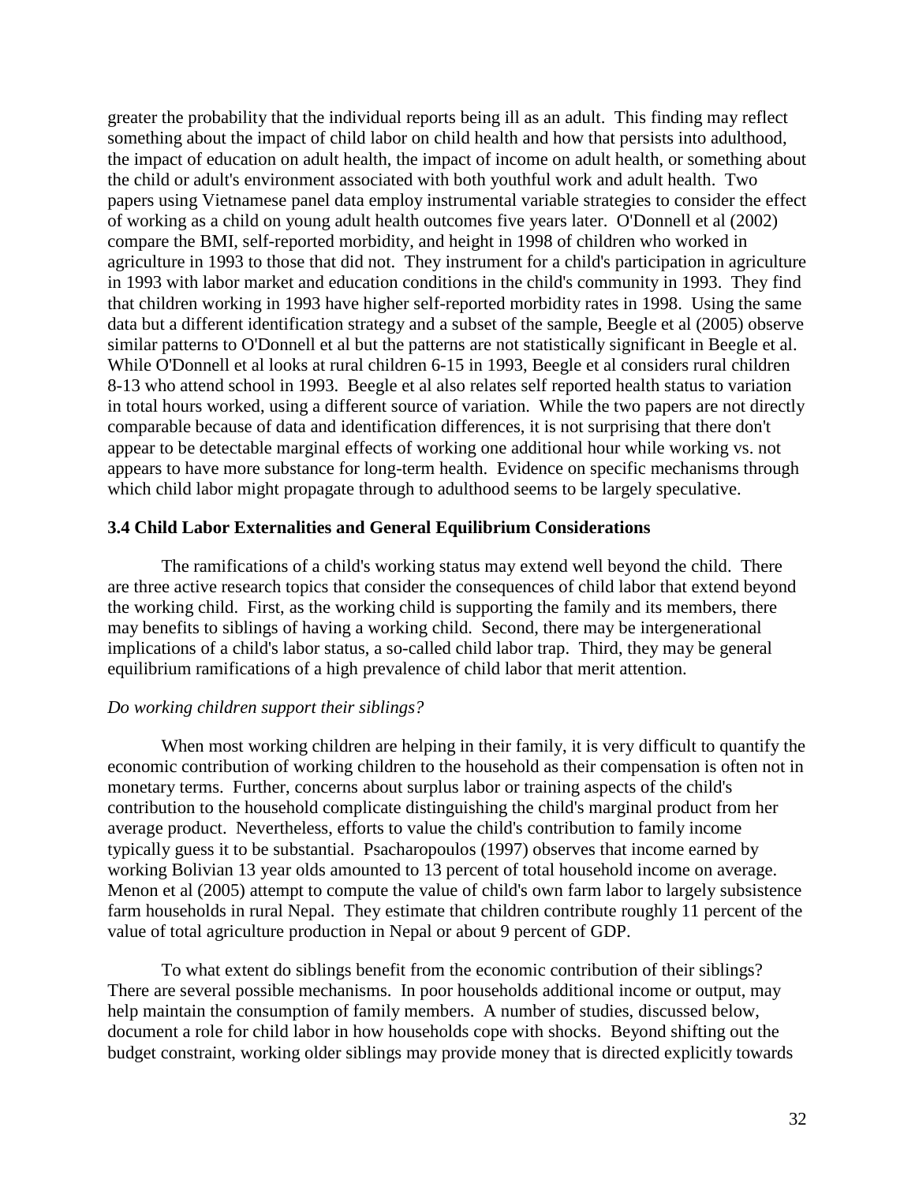greater the probability that the individual reports being ill as an adult. This finding may reflect something about the impact of child labor on child health and how that persists into adulthood, the impact of education on adult health, the impact of income on adult health, or something about the child or adult's environment associated with both youthful work and adult health. Two papers using Vietnamese panel data employ instrumental variable strategies to consider the effect of working as a child on young adult health outcomes five years later. O'Donnell et al (2002) compare the BMI, self-reported morbidity, and height in 1998 of children who worked in agriculture in 1993 to those that did not. They instrument for a child's participation in agriculture in 1993 with labor market and education conditions in the child's community in 1993. They find that children working in 1993 have higher self-reported morbidity rates in 1998. Using the same data but a different identification strategy and a subset of the sample, Beegle et al (2005) observe similar patterns to O'Donnell et al but the patterns are not statistically significant in Beegle et al. While O'Donnell et al looks at rural children 6-15 in 1993, Beegle et al considers rural children 8-13 who attend school in 1993. Beegle et al also relates self reported health status to variation in total hours worked, using a different source of variation. While the two papers are not directly comparable because of data and identification differences, it is not surprising that there don't appear to be detectable marginal effects of working one additional hour while working vs. not appears to have more substance for long-term health. Evidence on specific mechanisms through which child labor might propagate through to adulthood seems to be largely speculative.

### 3.4 Child Labor Externalities and General Equilibrium Considerations

The ramifications of a child's working status may extend well beyond the child. There are three active research topics that consider the consequences of child labor that extend beyond the working child. First, as the working child is supporting the family and its members, there may benefits to siblings of having a working child. Second, there may be intergenerational implications of a child's labor status, a so-called child labor trap. Third, they may be general equilibrium ramifications of a high prevalence of child labor that merit attention.

*Do working children support their siblings?*

When most working children are helping in their family, it is very difficult to quantify the economic contribution of working children to the household as their compensation is often not in monetary terms. Further, concerns about surplus labor or training aspects of the child's contribution to the household complicate distinguishing the child's marginal product from her average product. Nevertheless, efforts to value the child's contribution to family income typically guess it to be substantial. Psacharopoulos (1997) observes that income earned by working Bolivian 13 year olds amounted to 13 percent of total household income on average. Menon et al (2005) attempt to compute the value of child's own farm labor to largely subsistence farm households in rural Nepal. They estimate that children contribute roughly 11 percent of the value of total agriculture production in Nepal or about 9 percent of GDP.

To what extent do siblings benefit from the economic contribution of their siblings? There are several possible mechanisms. In poor households additional income or output, may help maintain the consumption of family members. A number of studies, discussed below, document a role for child labor in how households cope with shocks. Beyond shifting out the budget constraint, working older siblings may provide money that is directed explicitly towards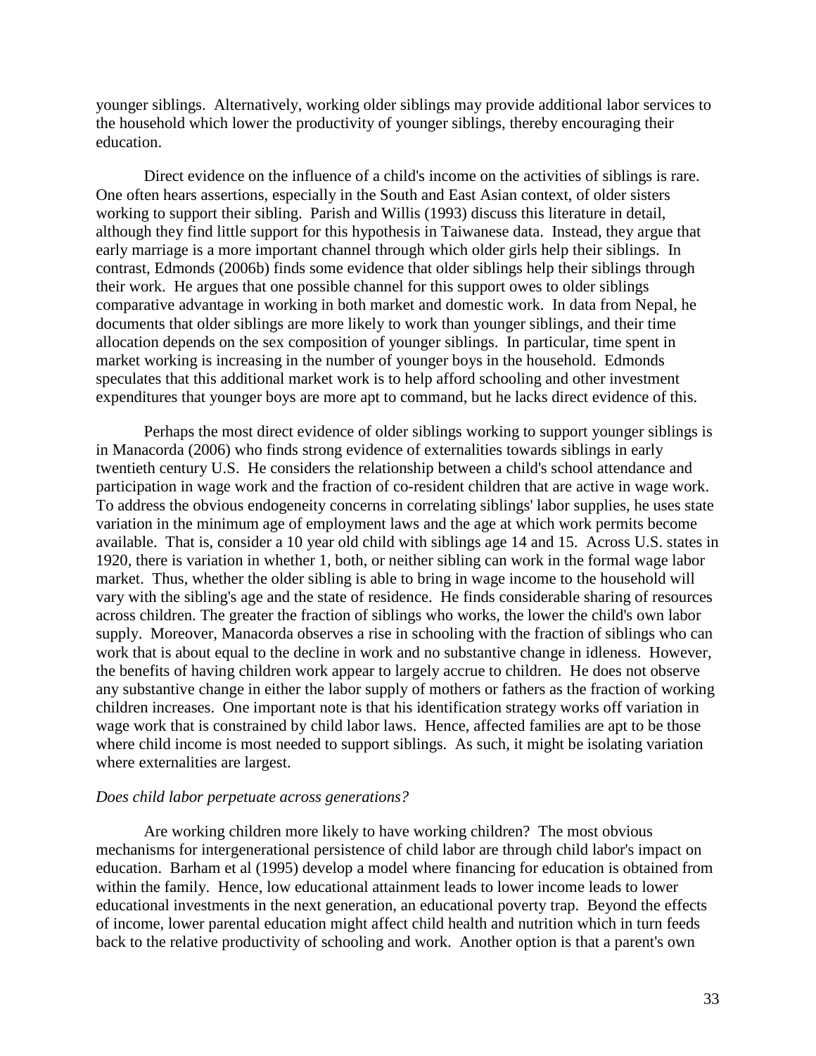younger siblings. Alternatively, working older siblings may provide additional labor services to the household which lower the productivity of younger siblings, thereby encouraging their education.

Direct evidence on the influence of a child's income on the activities of siblings is rare. One often hears assertions, especially in the South and East Asian context, of older sisters working to support their sibling. Parish and Willis (1993) discuss this literature in detail, although they find little support for this hypothesis in Taiwanese data. Instead, they argue that early marriage is a more important channel through which older girls help their siblings. In contrast, Edmonds (2006b) finds some evidence that older siblings help their siblings through their work. He argues that one possible channel for this support owes to older siblings comparative advantage in working in both market and domestic work. In data from Nepal, he documents that older siblings are more likely to work than younger siblings, and their time allocation depends on the sex composition of younger siblings. In particular, time spent in market working is increasing in the number of younger boys in the household. Edmonds speculates that this additional market work is to help afford schooling and other investment expenditures that younger boys are more apt to command, but he lacks direct evidence of this.

Perhaps the most direct evidence of older siblings working to support younger siblings is in Manacorda (2006) who finds strong evidence of externalities towards siblings in early twentieth century U.S. He considers the relationship between a child's school attendance and participation in wage work and the fraction of co-resident children that are active in wage work. To address the obvious endogeneity concerns in correlating siblings' labor supplies, he uses state variation in the minimum age of employment laws and the age at which work permits become available. That is, consider a 10 year old child with siblings age 14 and 15. Across U.S. states in 1920, there is variation in whether 1, both, or neither sibling can work in the formal wage labor market. Thus, whether the older sibling is able to bring in wage income to the household will vary with the sibling's age and the state of residence. He finds considerable sharing of resources across children. The greater the fraction of siblings who works, the lower the child's own labor supply. Moreover, Manacorda observes a rise in schooling with the fraction of siblings who can work that is about equal to the decline in work and no substantive change in idleness. However, the benefits of having children work appear to largely accrue to children. He does not observe any substantive change in either the labor supply of mothers or fathers as the fraction of working children increases. One important note is that his identification strategy works off variation in wage work that is constrained by child labor laws. Hence, affected families are apt to be those where child income is most needed to support siblings. As such, it might be isolating variation where externalities are largest.

*Does child labor perpetuate across generations?*

Are working children more likely to have working children? The most obvious mechanisms for intergenerational persistence of child labor are through child labor's impact on education. Barham et al (1995) develop a model where financing for education is obtained from within the family. Hence, low educational attainment leads to lower income leads to lower educational investments in the next generation, an educational poverty trap. Beyond the effects of income, lower parental education might affect child health and nutrition which in turn feeds back to the relative productivity of schooling and work. Another option is that a parent's own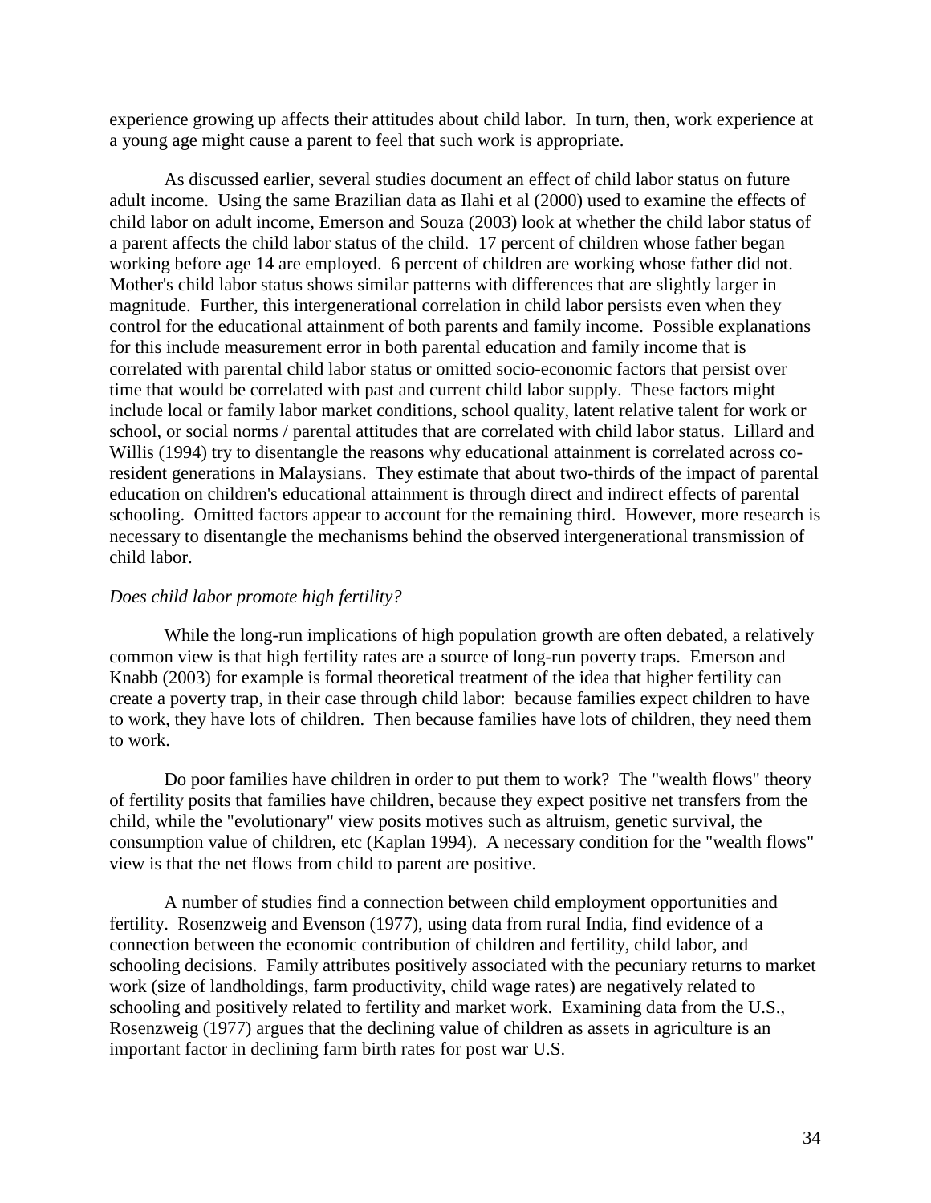experience growing up affects their attitudes about child labor. In turn, then, work experience at a young age might cause a parent to feel that such work is appropriate.

As discussed earlier, several studies document an effect of child labor status on future adult income. Using the same Brazilian data as Ilahi et al (2000) used to examine the effects of child labor on adult income, Emerson and Souza (2003) look at whether the child labor status of a parent affects the child labor status of the child. 17 percent of children whose father began working before age 14 are employed. 6 percent of children are working whose father did not. Mother's child labor status shows similar patterns with differences that are slightly larger in magnitude. Further, this intergenerational correlation in child labor persists even when they control for the educational attainment of both parents and family income. Possible explanations for this include measurement error in both parental education and family income that is correlated with parental child labor status or omitted socio-economic factors that persist over time that would be correlated with past and current child labor supply. These factors might include local or family labor market conditions, school quality, latent relative talent for work or school, or social norms / parental attitudes that are correlated with child labor status. Lillard and Willis (1994) try to disentangle the reasons why educational attainment is correlated across co-resident generations in Malaysians. They estimate that about two-thirds of the impact of parental education on children's educational attainment is through direct and indirect effects of parental schooling. Omitted factors appear to account for the remaining third. However, more research is necessary to disentangle the mechanisms behind the observed intergenerational transmission of child labor.

*Does child labor promote high fertility?*

While the long-run implications of high population growth are often debated, a relatively common view is that high fertility rates are a source of long-run poverty traps. Emerson and Knabb (2003) for example is formal theoretical treatment of the idea that higher fertility can create a poverty trap, in their case through child labor: because families expect children to have to work, they have lots of children. Then because families have lots of children, they need them to work.

Do poor families have children in order to put them to work? The "wealth flows" theory of fertility posits that families have children, because they expect positive net transfers from the child, while the "evolutionary" view posits motives such as altruism, genetic survival, the consumption value of children, etc (Kaplan 1994). A necessary condition for the "wealth flows" view is that the net flows from child to parent are positive.

A number of studies find a connection between child employment opportunities and fertility. Rosenzweig and Evenson (1977), using data from rural India, find evidence of a connection between the economic contribution of children and fertility, child labor, and schooling decisions. Family attributes positively associated with the pecuniary returns to market work (size of landholdings, farm productivity, child wage rates) are negatively related to schooling and positively related to fertility and market work. Examining data from the U.S., Rosenzweig (1977) argues that the declining value of children as assets in agriculture is an important factor in declining farm birth rates for post war U.S.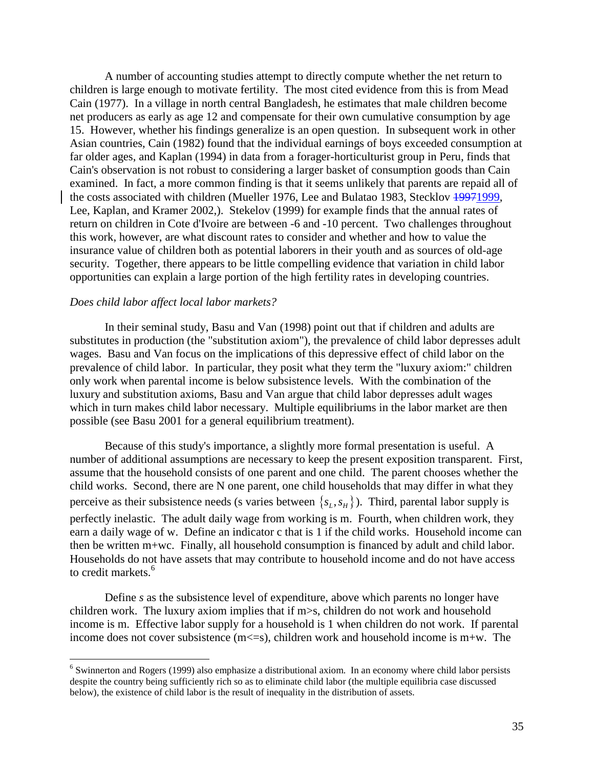A number of accounting studies attempt to directly compute whether the net return to children is large enough to motivate fertility. The most cited evidence from this is from Mead Cain (1977). In a village in north central Bangladesh, he estimates that male children become net producers as early as age 12 and compensate for their own cumulative consumption by age 15. However, whether his findings generalize is an open question. In subsequent work in other Asian countries, Cain (1982) found that the individual earnings of boys exceeded consumption at far older ages, and Kaplan (1994) in data from a forager-horticulturist group in Peru, finds that Cain's observation is not robust to considering a larger basket of consumption goods than Cain examined. In fact, a more common finding is that it seems unlikely that parents are repaid all of the costs associated with children (Mueller 1976, Lee and Bulatao 1983, Stecklov ~~1997~~1999, Lee, Kaplan, and Kramer 2002,). Stekelov (1999) for example finds that the annual rates of return on children in Cote d'Ivoire are between -6 and -10 percent. Two challenges throughout this work, however, are what discount rates to consider and whether and how to value the insurance value of children both as potential laborers in their youth and as sources of old-age security. Together, there appears to be little compelling evidence that variation in child labor opportunities can explain a large portion of the high fertility rates in developing countries.

*Does child labor affect local labor markets?*

In their seminal study, Basu and Van (1998) point out that if children and adults are substitutes in production (the "substitution axiom"), the prevalence of child labor depresses adult wages. Basu and Van focus on the implications of this depressive effect of child labor on the prevalence of child labor. In particular, they posit what they term the "luxury axiom:" children only work when parental income is below subsistence levels. With the combination of the luxury and substitution axioms, Basu and Van argue that child labor depresses adult wages which in turn makes child labor necessary. Multiple equilibriums in the labor market are then possible (see Basu 2001 for a general equilibrium treatment).

Because of this study's importance, a slightly more formal presentation is useful. A number of additional assumptions are necessary to keep the present exposition transparent. First, assume that the household consists of one parent and one child. The parent chooses whether the child works. Second, there are N one parent, one child households that may differ in what they perceive as their subsistence needs (s varies between $\{s_L, s_H\}$). Third, parental labor supply is perfectly inelastic. The adult daily wage from working is m. Fourth, when children work, they earn a daily wage of w. Define an indicator c that is 1 if the child works. Household income can then be written m+wc. Finally, all household consumption is financed by adult and child labor. Households do not have assets that may contribute to household income and do not have access to credit markets.[6]

Define *s* as the subsistence level of expenditure, above which parents no longer have children work. The luxury axiom implies that if m>s, children do not work and household income is m. Effective labor supply for a household is 1 when children do not work. If parental income does not cover subsistence (m<=s), children work and household income is m+w. The

[6] Swinnerton and Rogers (1999) also emphasize a distributional axiom. In an economy where child labor persists despite the country being sufficiently rich so as to eliminate child labor (the multiple equilibria case discussed below), the existence of child labor is the result of inequality in the distribution of assets.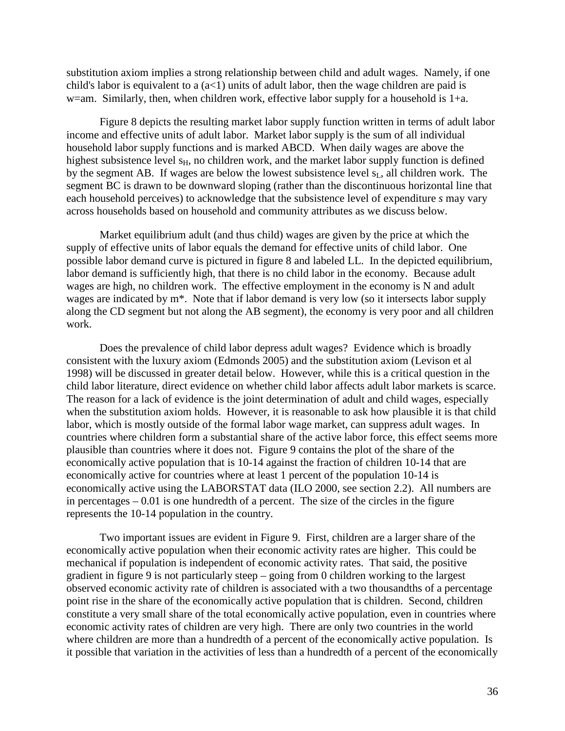substitution axiom implies a strong relationship between child and adult wages. Namely, if one child's labor is equivalent to a ($a<1$) units of adult labor, then the wage children are paid is $w=am$. Similarly, then, when children work, effective labor supply for a household is $1+a$.

Figure 8 depicts the resulting market labor supply function written in terms of adult labor income and effective units of adult labor. Market labor supply is the sum of all individual household labor supply functions and is marked ABCD. When daily wages are above the highest subsistence level $s_H$, no children work, and the market labor supply function is defined by the segment AB. If wages are below the lowest subsistence level $s_L$, all children work. The segment BC is drawn to be downward sloping (rather than the discontinuous horizontal line that each household perceives) to acknowledge that the subsistence level of expenditure *s* may vary across households based on household and community attributes as we discuss below.

Market equilibrium adult (and thus child) wages are given by the price at which the supply of effective units of labor equals the demand for effective units of child labor. One possible labor demand curve is pictured in figure 8 and labeled LL. In the depicted equilibrium, labor demand is sufficiently high, that there is no child labor in the economy. Because adult wages are high, no children work. The effective employment in the economy is N and adult wages are indicated by m*. Note that if labor demand is very low (so it intersects labor supply along the CD segment but not along the AB segment), the economy is very poor and all children work.

Does the prevalence of child labor depress adult wages? Evidence which is broadly consistent with the luxury axiom (Edmonds 2005) and the substitution axiom (Levison et al 1998) will be discussed in greater detail below. However, while this is a critical question in the child labor literature, direct evidence on whether child labor affects adult labor markets is scarce. The reason for a lack of evidence is the joint determination of adult and child wages, especially when the substitution axiom holds. However, it is reasonable to ask how plausible it is that child labor, which is mostly outside of the formal labor wage market, can suppress adult wages. In countries where children form a substantial share of the active labor force, this effect seems more plausible than countries where it does not. Figure 9 contains the plot of the share of the economically active population that is 10-14 against the fraction of children 10-14 that are economically active for countries where at least 1 percent of the population 10-14 is economically active using the LABORSTAT data (ILO 2000, see section 2.2). All numbers are in percentages – 0.01 is one hundredth of a percent. The size of the circles in the figure represents the 10-14 population in the country.

Two important issues are evident in Figure 9. First, children are a larger share of the economically active population when their economic activity rates are higher. This could be mechanical if population is independent of economic activity rates. That said, the positive gradient in figure 9 is not particularly steep – going from 0 children working to the largest observed economic activity rate of children is associated with a two thousandths of a percentage point rise in the share of the economically active population that is children. Second, children constitute a very small share of the total economically active population, even in countries where economic activity rates of children are very high. There are only two countries in the world where children are more than a hundredth of a percent of the economically active population. Is it possible that variation in the activities of less than a hundredth of a percent of the economically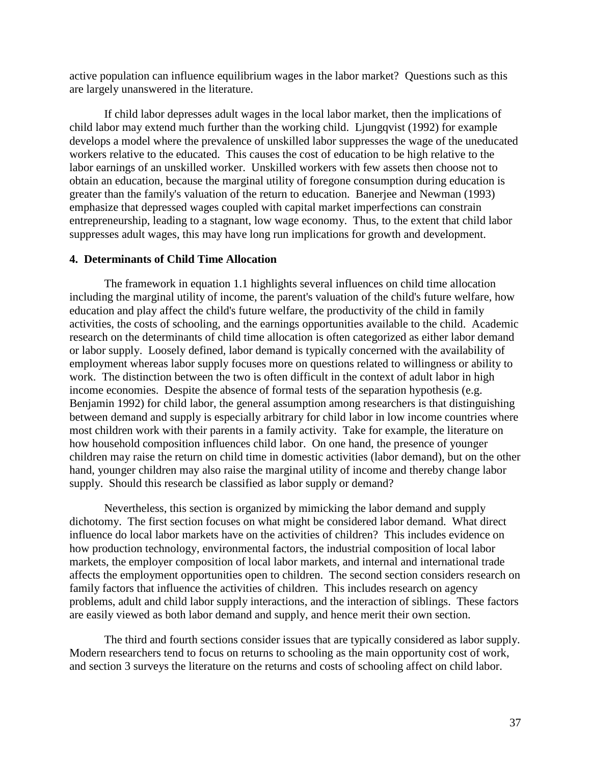active population can influence equilibrium wages in the labor market? Questions such as this are largely unanswered in the literature.

If child labor depresses adult wages in the local labor market, then the implications of child labor may extend much further than the working child. Ljungqvist (1992) for example develops a model where the prevalence of unskilled labor suppresses the wage of the uneducated workers relative to the educated. This causes the cost of education to be high relative to the labor earnings of an unskilled worker. Unskilled workers with few assets then choose not to obtain an education, because the marginal utility of foregone consumption during education is greater than the family's valuation of the return to education. Banerjee and Newman (1993) emphasize that depressed wages coupled with capital market imperfections can constrain entrepreneurship, leading to a stagnant, low wage economy. Thus, to the extent that child labor suppresses adult wages, this may have long run implications for growth and development.

## 4. Determinants of Child Time Allocation

The framework in equation 1.1 highlights several influences on child time allocation including the marginal utility of income, the parent's valuation of the child's future welfare, how education and play affect the child's future welfare, the productivity of the child in family activities, the costs of schooling, and the earnings opportunities available to the child. Academic research on the determinants of child time allocation is often categorized as either labor demand or labor supply. Loosely defined, labor demand is typically concerned with the availability of employment whereas labor supply focuses more on questions related to willingness or ability to work. The distinction between the two is often difficult in the context of adult labor in high income economies. Despite the absence of formal tests of the separation hypothesis (e.g. Benjamin 1992) for child labor, the general assumption among researchers is that distinguishing between demand and supply is especially arbitrary for child labor in low income countries where most children work with their parents in a family activity. Take for example, the literature on how household composition influences child labor. On one hand, the presence of younger children may raise the return on child time in domestic activities (labor demand), but on the other hand, younger children may also raise the marginal utility of income and thereby change labor supply. Should this research be classified as labor supply or demand?

Nevertheless, this section is organized by mimicking the labor demand and supply dichotomy. The first section focuses on what might be considered labor demand. What direct influence do local labor markets have on the activities of children? This includes evidence on how production technology, environmental factors, the industrial composition of local labor markets, the employer composition of local labor markets, and internal and international trade affects the employment opportunities open to children. The second section considers research on family factors that influence the activities of children. This includes research on agency problems, adult and child labor supply interactions, and the interaction of siblings. These factors are easily viewed as both labor demand and supply, and hence merit their own section.

The third and fourth sections consider issues that are typically considered as labor supply. Modern researchers tend to focus on returns to schooling as the main opportunity cost of work, and section 3 surveys the literature on the returns and costs of schooling affect on child labor.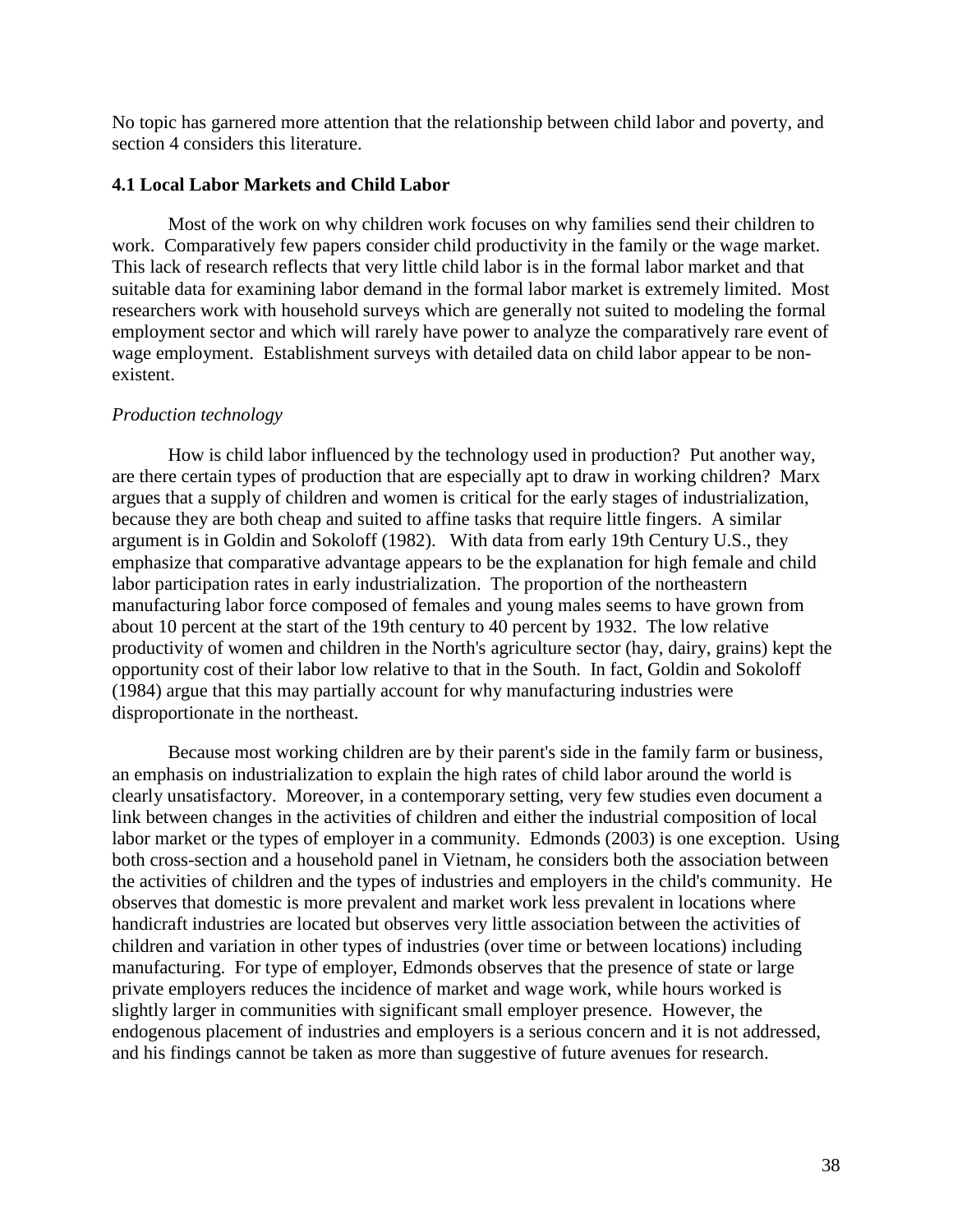No topic has garnered more attention that the relationship between child labor and poverty, and section 4 considers this literature.

### 4.1 Local Labor Markets and Child Labor

Most of the work on why children work focuses on why families send their children to work. Comparatively few papers consider child productivity in the family or the wage market. This lack of research reflects that very little child labor is in the formal labor market and that suitable data for examining labor demand in the formal labor market is extremely limited. Most researchers work with household surveys which are generally not suited to modeling the formal employment sector and which will rarely have power to analyze the comparatively rare event of wage employment. Establishment surveys with detailed data on child labor appear to be non-existent.

*Production technology*

How is child labor influenced by the technology used in production? Put another way, are there certain types of production that are especially apt to draw in working children? Marx argues that a supply of children and women is critical for the early stages of industrialization, because they are both cheap and suited to affine tasks that require little fingers. A similar argument is in Goldin and Sokoloff (1982). With data from early 19th Century U.S., they emphasize that comparative advantage appears to be the explanation for high female and child labor participation rates in early industrialization. The proportion of the northeastern manufacturing labor force composed of females and young males seems to have grown from about 10 percent at the start of the 19th century to 40 percent by 1932. The low relative productivity of women and children in the North's agriculture sector (hay, dairy, grains) kept the opportunity cost of their labor low relative to that in the South. In fact, Goldin and Sokoloff (1984) argue that this may partially account for why manufacturing industries were disproportionate in the northeast.

Because most working children are by their parent's side in the family farm or business, an emphasis on industrialization to explain the high rates of child labor around the world is clearly unsatisfactory. Moreover, in a contemporary setting, very few studies even document a link between changes in the activities of children and either the industrial composition of local labor market or the types of employer in a community. Edmonds (2003) is one exception. Using both cross-section and a household panel in Vietnam, he considers both the association between the activities of children and the types of industries and employers in the child's community. He observes that domestic is more prevalent and market work less prevalent in locations where handicraft industries are located but observes very little association between the activities of children and variation in other types of industries (over time or between locations) including manufacturing. For type of employer, Edmonds observes that the presence of state or large private employers reduces the incidence of market and wage work, while hours worked is slightly larger in communities with significant small employer presence. However, the endogenous placement of industries and employers is a serious concern and it is not addressed, and his findings cannot be taken as more than suggestive of future avenues for research.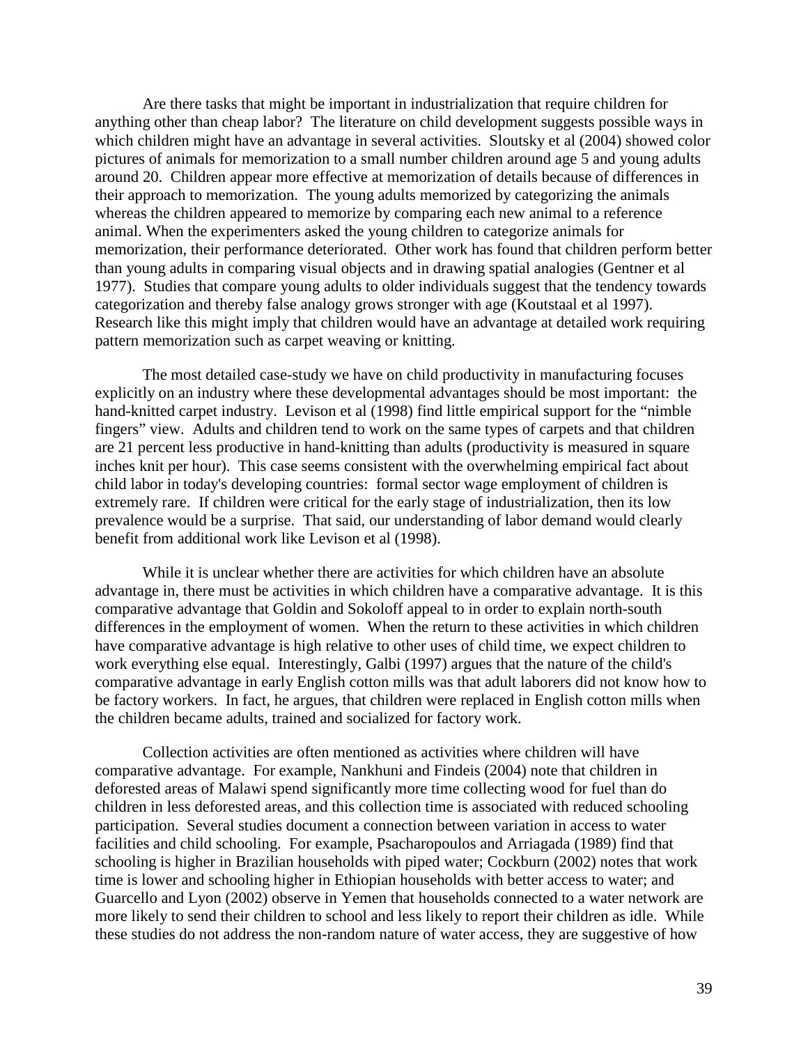Are there tasks that might be important in industrialization that require children for anything other than cheap labor? The literature on child development suggests possible ways in which children might have an advantage in several activities. Sloutsky et al (2004) showed color pictures of animals for memorization to a small number children around age 5 and young adults around 20. Children appear more effective at memorization of details because of differences in their approach to memorization. The young adults memorized by categorizing the animals whereas the children appeared to memorize by comparing each new animal to a reference animal. When the experimenters asked the young children to categorize animals for memorization, their performance deteriorated. Other work has found that children perform better than young adults in comparing visual objects and in drawing spatial analogies (Gentner et al 1977). Studies that compare young adults to older individuals suggest that the tendency towards categorization and thereby false analogy grows stronger with age (Koutstaal et al 1997). Research like this might imply that children would have an advantage at detailed work requiring pattern memorization such as carpet weaving or knitting.

The most detailed case-study we have on child productivity in manufacturing focuses explicitly on an industry where these developmental advantages should be most important: the hand-knitted carpet industry. Levison et al (1998) find little empirical support for the "nimble fingers" view. Adults and children tend to work on the same types of carpets and that children are 21 percent less productive in hand-knitting than adults (productivity is measured in square inches knit per hour). This case seems consistent with the overwhelming empirical fact about child labor in today's developing countries: formal sector wage employment of children is extremely rare. If children were critical for the early stage of industrialization, then its low prevalence would be a surprise. That said, our understanding of labor demand would clearly benefit from additional work like Levison et al (1998).

While it is unclear whether there are activities for which children have an absolute advantage in, there must be activities in which children have a comparative advantage. It is this comparative advantage that Goldin and Sokoloff appeal to in order to explain north-south differences in the employment of women. When the return to these activities in which children have comparative advantage is high relative to other uses of child time, we expect children to work everything else equal. Interestingly, Galbi (1997) argues that the nature of the child's comparative advantage in early English cotton mills was that adult laborers did not know how to be factory workers. In fact, he argues, that children were replaced in English cotton mills when the children became adults, trained and socialized for factory work.

Collection activities are often mentioned as activities where children will have comparative advantage. For example, Nankhuni and Findeis (2004) note that children in deforested areas of Malawi spend significantly more time collecting wood for fuel than do children in less deforested areas, and this collection time is associated with reduced schooling participation. Several studies document a connection between variation in access to water facilities and child schooling. For example, Psacharopoulos and Arriagada (1989) find that schooling is higher in Brazilian households with piped water; Cockburn (2002) notes that work time is lower and schooling higher in Ethiopian households with better access to water; and Guarcello and Lyon (2002) observe in Yemen that households connected to a water network are more likely to send their children to school and less likely to report their children as idle. While these studies do not address the non-random nature of water access, they are suggestive of how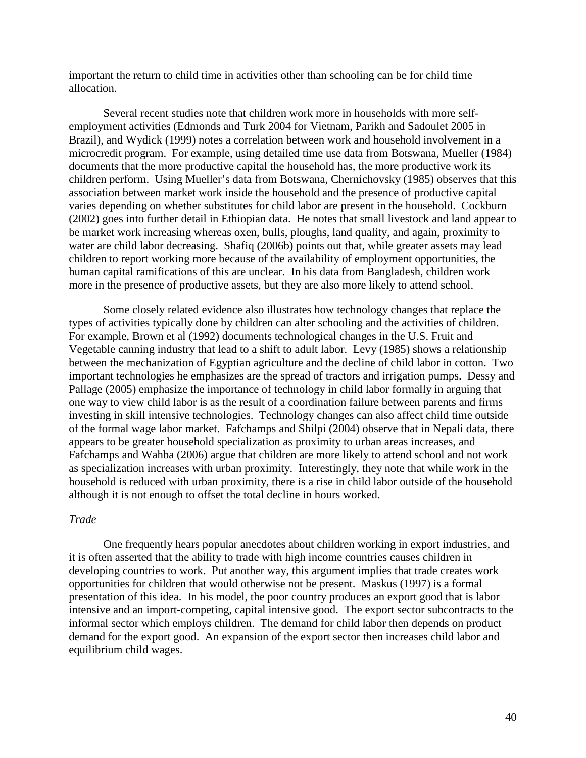important the return to child time in activities other than schooling can be for child time allocation.

Several recent studies note that children work more in households with more self-employment activities (Edmonds and Turk 2004 for Vietnam, Parikh and Sadoulet 2005 in Brazil), and Wydick (1999) notes a correlation between work and household involvement in a microcredit program. For example, using detailed time use data from Botswana, Mueller (1984) documents that the more productive capital the household has, the more productive work its children perform. Using Mueller's data from Botswana, Chernichovsky (1985) observes that this association between market work inside the household and the presence of productive capital varies depending on whether substitutes for child labor are present in the household. Cockburn (2002) goes into further detail in Ethiopian data. He notes that small livestock and land appear to be market work increasing whereas oxen, bulls, ploughs, land quality, and again, proximity to water are child labor decreasing. Shafiq (2006b) points out that, while greater assets may lead children to report working more because of the availability of employment opportunities, the human capital ramifications of this are unclear. In his data from Bangladesh, children work more in the presence of productive assets, but they are also more likely to attend school.

Some closely related evidence also illustrates how technology changes that replace the types of activities typically done by children can alter schooling and the activities of children. For example, Brown et al (1992) documents technological changes in the U.S. Fruit and Vegetable canning industry that lead to a shift to adult labor. Levy (1985) shows a relationship between the mechanization of Egyptian agriculture and the decline of child labor in cotton. Two important technologies he emphasizes are the spread of tractors and irrigation pumps. Dessy and Pallage (2005) emphasize the importance of technology in child labor formally in arguing that one way to view child labor is as the result of a coordination failure between parents and firms investing in skill intensive technologies. Technology changes can also affect child time outside of the formal wage labor market. Fafchamps and Shilpi (2004) observe that in Nepali data, there appears to be greater household specialization as proximity to urban areas increases, and Fafchamps and Wahba (2006) argue that children are more likely to attend school and not work as specialization increases with urban proximity. Interestingly, they note that while work in the household is reduced with urban proximity, there is a rise in child labor outside of the household although it is not enough to offset the total decline in hours worked.

*Trade*

One frequently hears popular anecdotes about children working in export industries, and it is often asserted that the ability to trade with high income countries causes children in developing countries to work. Put another way, this argument implies that trade creates work opportunities for children that would otherwise not be present. Maskus (1997) is a formal presentation of this idea. In his model, the poor country produces an export good that is labor intensive and an import-competing, capital intensive good. The export sector subcontracts to the informal sector which employs children. The demand for child labor then depends on product demand for the export good. An expansion of the export sector then increases child labor and equilibrium child wages.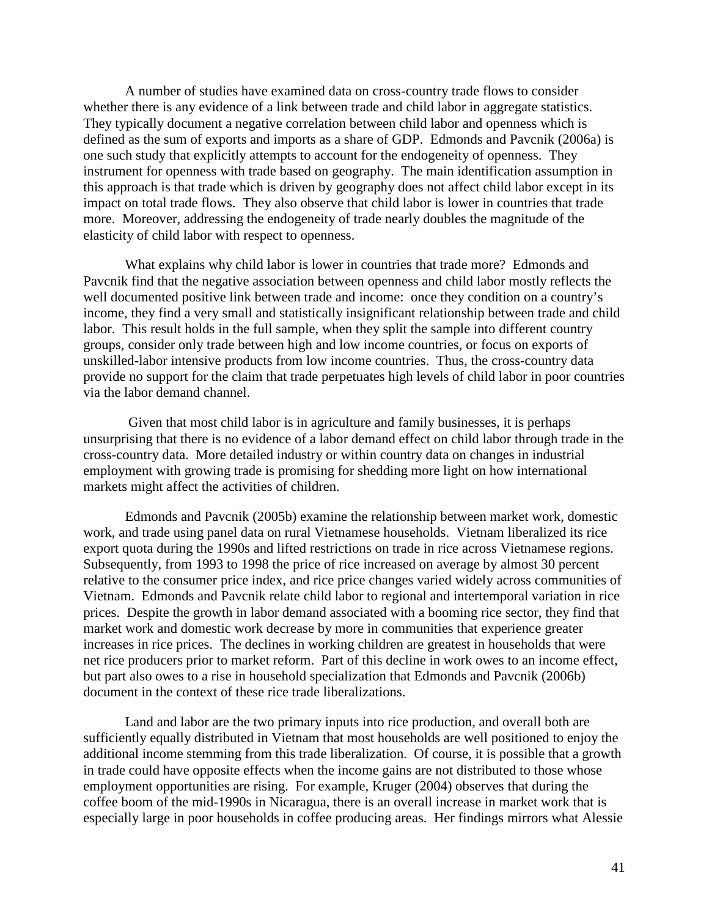A number of studies have examined data on cross-country trade flows to consider whether there is any evidence of a link between trade and child labor in aggregate statistics. They typically document a negative correlation between child labor and openness which is defined as the sum of exports and imports as a share of GDP. Edmonds and Pavcnik (2006a) is one such study that explicitly attempts to account for the endogeneity of openness. They instrument for openness with trade based on geography. The main identification assumption in this approach is that trade which is driven by geography does not affect child labor except in its impact on total trade flows. They also observe that child labor is lower in countries that trade more. Moreover, addressing the endogeneity of trade nearly doubles the magnitude of the elasticity of child labor with respect to openness.

What explains why child labor is lower in countries that trade more? Edmonds and Pavcnik find that the negative association between openness and child labor mostly reflects the well documented positive link between trade and income: once they condition on a country's income, they find a very small and statistically insignificant relationship between trade and child labor. This result holds in the full sample, when they split the sample into different country groups, consider only trade between high and low income countries, or focus on exports of unskilled-labor intensive products from low income countries. Thus, the cross-country data provide no support for the claim that trade perpetuates high levels of child labor in poor countries via the labor demand channel.

Given that most child labor is in agriculture and family businesses, it is perhaps unsurprising that there is no evidence of a labor demand effect on child labor through trade in the cross-country data. More detailed industry or within country data on changes in industrial employment with growing trade is promising for shedding more light on how international markets might affect the activities of children.

Edmonds and Pavcnik (2005b) examine the relationship between market work, domestic work, and trade using panel data on rural Vietnamese households. Vietnam liberalized its rice export quota during the 1990s and lifted restrictions on trade in rice across Vietnamese regions. Subsequently, from 1993 to 1998 the price of rice increased on average by almost 30 percent relative to the consumer price index, and rice price changes varied widely across communities of Vietnam. Edmonds and Pavcnik relate child labor to regional and intertemporal variation in rice prices. Despite the growth in labor demand associated with a booming rice sector, they find that market work and domestic work decrease by more in communities that experience greater increases in rice prices. The declines in working children are greatest in households that were net rice producers prior to market reform. Part of this decline in work owes to an income effect, but part also owes to a rise in household specialization that Edmonds and Pavcnik (2006b) document in the context of these rice trade liberalizations.

Land and labor are the two primary inputs into rice production, and overall both are sufficiently equally distributed in Vietnam that most households are well positioned to enjoy the additional income stemming from this trade liberalization. Of course, it is possible that a growth in trade could have opposite effects when the income gains are not distributed to those whose employment opportunities are rising. For example, Kruger (2004) observes that during the coffee boom of the mid-1990s in Nicaragua, there is an overall increase in market work that is especially large in poor households in coffee producing areas. Her findings mirrors what Alessie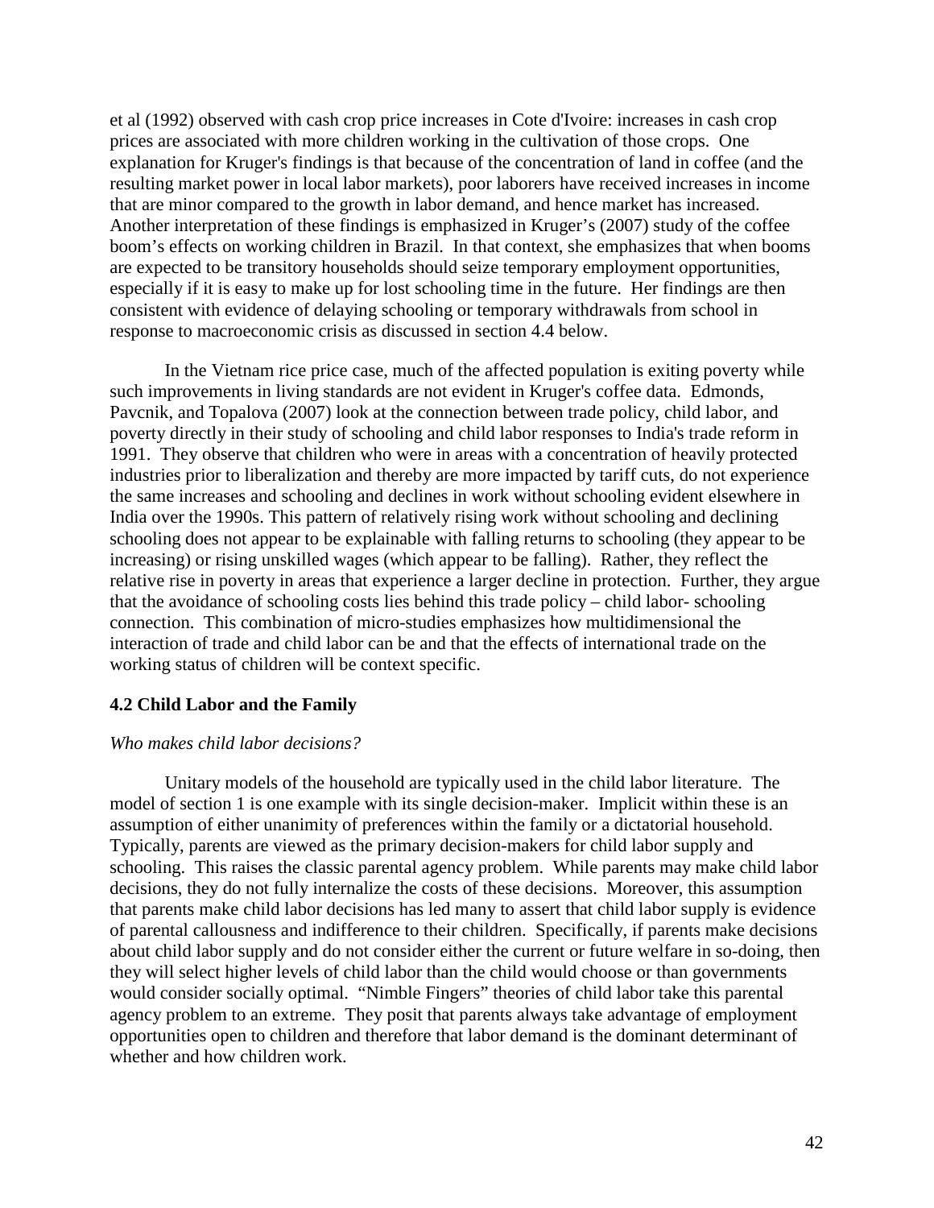et al (1992) observed with cash crop price increases in Cote d'Ivoire: increases in cash crop prices are associated with more children working in the cultivation of those crops. One explanation for Kruger's findings is that because of the concentration of land in coffee (and the resulting market power in local labor markets), poor laborers have received increases in income that are minor compared to the growth in labor demand, and hence market has increased. Another interpretation of these findings is emphasized in Kruger's (2007) study of the coffee boom's effects on working children in Brazil. In that context, she emphasizes that when booms are expected to be transitory households should seize temporary employment opportunities, especially if it is easy to make up for lost schooling time in the future. Her findings are then consistent with evidence of delaying schooling or temporary withdrawals from school in response to macroeconomic crisis as discussed in section 4.4 below.

In the Vietnam rice price case, much of the affected population is exiting poverty while such improvements in living standards are not evident in Kruger's coffee data. Edmonds, Pavcnik, and Topalova (2007) look at the connection between trade policy, child labor, and poverty directly in their study of schooling and child labor responses to India's trade reform in 1991. They observe that children who were in areas with a concentration of heavily protected industries prior to liberalization and thereby are more impacted by tariff cuts, do not experience the same increases and schooling and declines in work without schooling evident elsewhere in India over the 1990s. This pattern of relatively rising work without schooling and declining schooling does not appear to be explainable with falling returns to schooling (they appear to be increasing) or rising unskilled wages (which appear to be falling). Rather, they reflect the relative rise in poverty in areas that experience a larger decline in protection. Further, they argue that the avoidance of schooling costs lies behind this trade policy – child labor- schooling connection. This combination of micro-studies emphasizes how multidimensional the interaction of trade and child labor can be and that the effects of international trade on the working status of children will be context specific.

### 4.2 Child Labor and the Family

*Who makes child labor decisions?*

Unitary models of the household are typically used in the child labor literature. The model of section 1 is one example with its single decision-maker. Implicit within these is an assumption of either unanimity of preferences within the family or a dictatorial household. Typically, parents are viewed as the primary decision-makers for child labor supply and schooling. This raises the classic parental agency problem. While parents may make child labor decisions, they do not fully internalize the costs of these decisions. Moreover, this assumption that parents make child labor decisions has led many to assert that child labor supply is evidence of parental callousness and indifference to their children. Specifically, if parents make decisions about child labor supply and do not consider either the current or future welfare in so-doing, then they will select higher levels of child labor than the child would choose or than governments would consider socially optimal. "Nimble Fingers" theories of child labor take this parental agency problem to an extreme. They posit that parents always take advantage of employment opportunities open to children and therefore that labor demand is the dominant determinant of whether and how children work.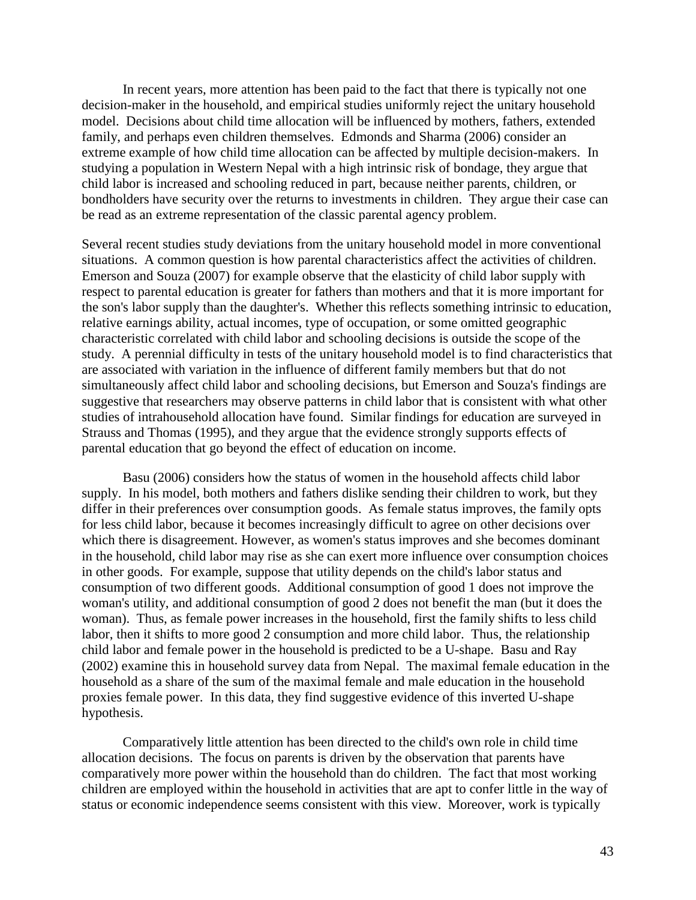In recent years, more attention has been paid to the fact that there is typically not one decision-maker in the household, and empirical studies uniformly reject the unitary household model. Decisions about child time allocation will be influenced by mothers, fathers, extended family, and perhaps even children themselves. Edmonds and Sharma (2006) consider an extreme example of how child time allocation can be affected by multiple decision-makers. In studying a population in Western Nepal with a high intrinsic risk of bondage, they argue that child labor is increased and schooling reduced in part, because neither parents, children, or bondholders have security over the returns to investments in children. They argue their case can be read as an extreme representation of the classic parental agency problem.

Several recent studies study deviations from the unitary household model in more conventional situations. A common question is how parental characteristics affect the activities of children. Emerson and Souza (2007) for example observe that the elasticity of child labor supply with respect to parental education is greater for fathers than mothers and that it is more important for the son's labor supply than the daughter's. Whether this reflects something intrinsic to education, relative earnings ability, actual incomes, type of occupation, or some omitted geographic characteristic correlated with child labor and schooling decisions is outside the scope of the study. A perennial difficulty in tests of the unitary household model is to find characteristics that are associated with variation in the influence of different family members but that do not simultaneously affect child labor and schooling decisions, but Emerson and Souza's findings are suggestive that researchers may observe patterns in child labor that is consistent with what other studies of intrahousehold allocation have found. Similar findings for education are surveyed in Strauss and Thomas (1995), and they argue that the evidence strongly supports effects of parental education that go beyond the effect of education on income.

Basu (2006) considers how the status of women in the household affects child labor supply. In his model, both mothers and fathers dislike sending their children to work, but they differ in their preferences over consumption goods. As female status improves, the family opts for less child labor, because it becomes increasingly difficult to agree on other decisions over which there is disagreement. However, as women's status improves and she becomes dominant in the household, child labor may rise as she can exert more influence over consumption choices in other goods. For example, suppose that utility depends on the child's labor status and consumption of two different goods. Additional consumption of good 1 does not improve the woman's utility, and additional consumption of good 2 does not benefit the man (but it does the woman). Thus, as female power increases in the household, first the family shifts to less child labor, then it shifts to more good 2 consumption and more child labor. Thus, the relationship child labor and female power in the household is predicted to be a U-shape. Basu and Ray (2002) examine this in household survey data from Nepal. The maximal female education in the household as a share of the sum of the maximal female and male education in the household proxies female power. In this data, they find suggestive evidence of this inverted U-shape hypothesis.

Comparatively little attention has been directed to the child's own role in child time allocation decisions. The focus on parents is driven by the observation that parents have comparatively more power within the household than do children. The fact that most working children are employed within the household in activities that are apt to confer little in the way of status or economic independence seems consistent with this view. Moreover, work is typically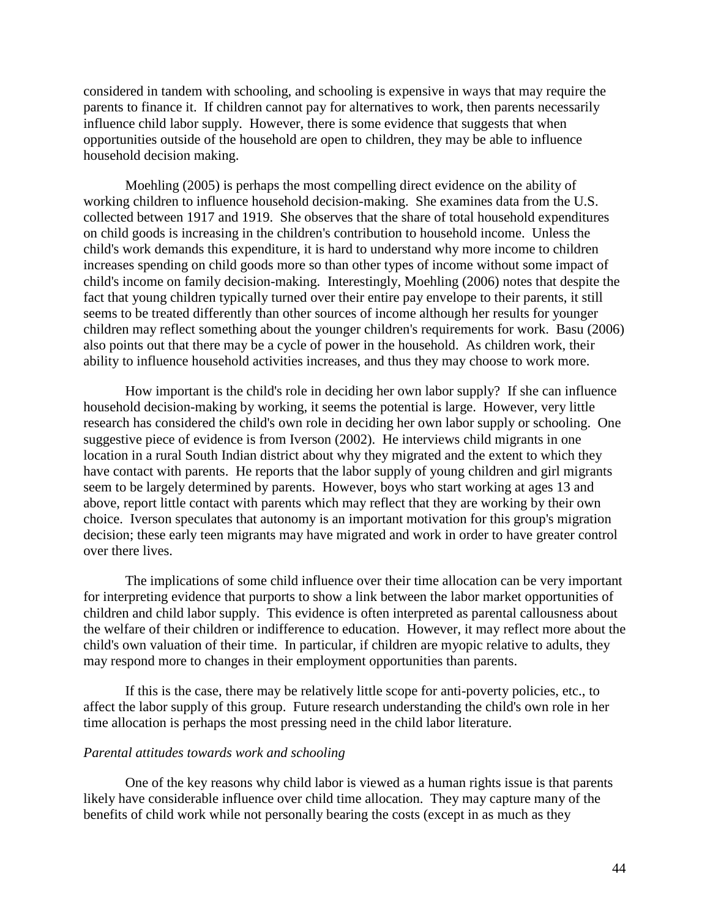considered in tandem with schooling, and schooling is expensive in ways that may require the parents to finance it. If children cannot pay for alternatives to work, then parents necessarily influence child labor supply. However, there is some evidence that suggests that when opportunities outside of the household are open to children, they may be able to influence household decision making.

Moehling (2005) is perhaps the most compelling direct evidence on the ability of working children to influence household decision-making. She examines data from the U.S. collected between 1917 and 1919. She observes that the share of total household expenditures on child goods is increasing in the children's contribution to household income. Unless the child's work demands this expenditure, it is hard to understand why more income to children increases spending on child goods more so than other types of income without some impact of child's income on family decision-making. Interestingly, Moehling (2006) notes that despite the fact that young children typically turned over their entire pay envelope to their parents, it still seems to be treated differently than other sources of income although her results for younger children may reflect something about the younger children's requirements for work. Basu (2006) also points out that there may be a cycle of power in the household. As children work, their ability to influence household activities increases, and thus they may choose to work more.

How important is the child's role in deciding her own labor supply? If she can influence household decision-making by working, it seems the potential is large. However, very little research has considered the child's own role in deciding her own labor supply or schooling. One suggestive piece of evidence is from Iverson (2002). He interviews child migrants in one location in a rural South Indian district about why they migrated and the extent to which they have contact with parents. He reports that the labor supply of young children and girl migrants seem to be largely determined by parents. However, boys who start working at ages 13 and above, report little contact with parents which may reflect that they are working by their own choice. Iverson speculates that autonomy is an important motivation for this group's migration decision; these early teen migrants may have migrated and work in order to have greater control over there lives.

The implications of some child influence over their time allocation can be very important for interpreting evidence that purports to show a link between the labor market opportunities of children and child labor supply. This evidence is often interpreted as parental callousness about the welfare of their children or indifference to education. However, it may reflect more about the child's own valuation of their time. In particular, if children are myopic relative to adults, they may respond more to changes in their employment opportunities than parents.

If this is the case, there may be relatively little scope for anti-poverty policies, etc., to affect the labor supply of this group. Future research understanding the child's own role in her time allocation is perhaps the most pressing need in the child labor literature.

*Parental attitudes towards work and schooling*

One of the key reasons why child labor is viewed as a human rights issue is that parents likely have considerable influence over child time allocation. They may capture many of the benefits of child work while not personally bearing the costs (except in as much as they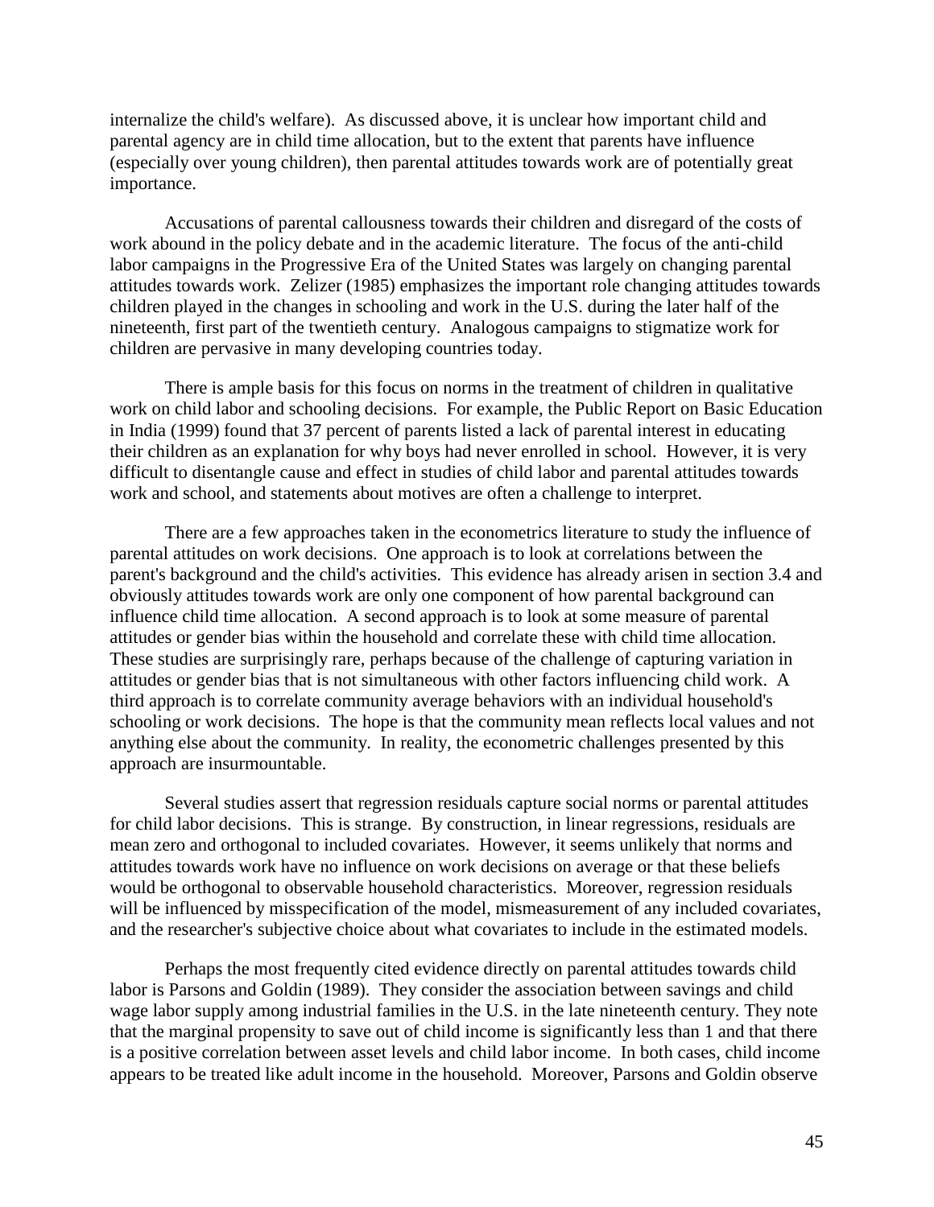internalize the child's welfare). As discussed above, it is unclear how important child and parental agency are in child time allocation, but to the extent that parents have influence (especially over young children), then parental attitudes towards work are of potentially great importance.

Accusations of parental callousness towards their children and disregard of the costs of work abound in the policy debate and in the academic literature. The focus of the anti-child labor campaigns in the Progressive Era of the United States was largely on changing parental attitudes towards work. Zelizer (1985) emphasizes the important role changing attitudes towards children played in the changes in schooling and work in the U.S. during the later half of the nineteenth, first part of the twentieth century. Analogous campaigns to stigmatize work for children are pervasive in many developing countries today.

There is ample basis for this focus on norms in the treatment of children in qualitative work on child labor and schooling decisions. For example, the Public Report on Basic Education in India (1999) found that 37 percent of parents listed a lack of parental interest in educating their children as an explanation for why boys had never enrolled in school. However, it is very difficult to disentangle cause and effect in studies of child labor and parental attitudes towards work and school, and statements about motives are often a challenge to interpret.

There are a few approaches taken in the econometrics literature to study the influence of parental attitudes on work decisions. One approach is to look at correlations between the parent's background and the child's activities. This evidence has already arisen in section 3.4 and obviously attitudes towards work are only one component of how parental background can influence child time allocation. A second approach is to look at some measure of parental attitudes or gender bias within the household and correlate these with child time allocation. These studies are surprisingly rare, perhaps because of the challenge of capturing variation in attitudes or gender bias that is not simultaneous with other factors influencing child work. A third approach is to correlate community average behaviors with an individual household's schooling or work decisions. The hope is that the community mean reflects local values and not anything else about the community. In reality, the econometric challenges presented by this approach are insurmountable.

Several studies assert that regression residuals capture social norms or parental attitudes for child labor decisions. This is strange. By construction, in linear regressions, residuals are mean zero and orthogonal to included covariates. However, it seems unlikely that norms and attitudes towards work have no influence on work decisions on average or that these beliefs would be orthogonal to observable household characteristics. Moreover, regression residuals will be influenced by misspecification of the model, mismeasurement of any included covariates, and the researcher's subjective choice about what covariates to include in the estimated models.

Perhaps the most frequently cited evidence directly on parental attitudes towards child labor is Parsons and Goldin (1989). They consider the association between savings and child wage labor supply among industrial families in the U.S. in the late nineteenth century. They note that the marginal propensity to save out of child income is significantly less than 1 and that there is a positive correlation between asset levels and child labor income. In both cases, child income appears to be treated like adult income in the household. Moreover, Parsons and Goldin observe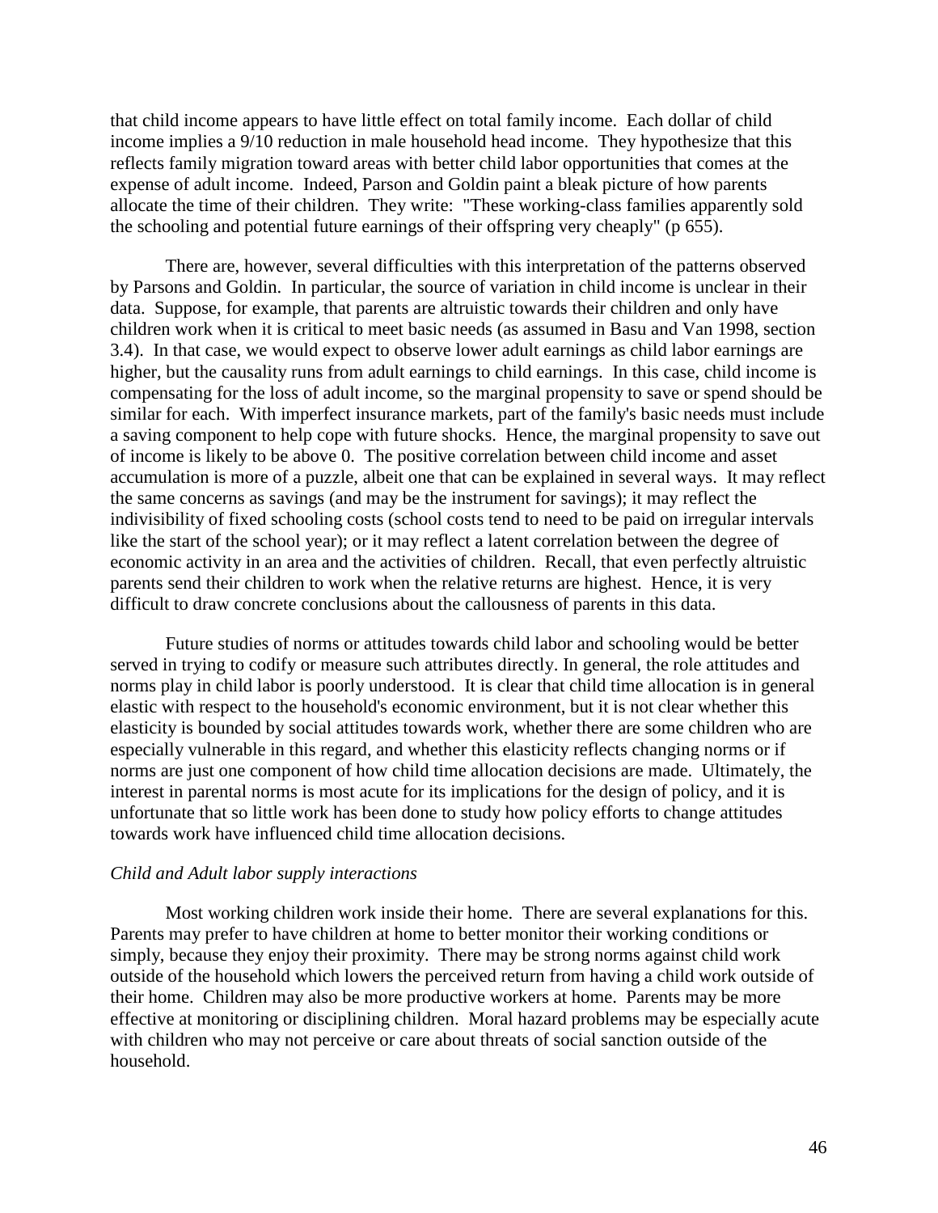that child income appears to have little effect on total family income. Each dollar of child income implies a 9/10 reduction in male household head income. They hypothesize that this reflects family migration toward areas with better child labor opportunities that comes at the expense of adult income. Indeed, Parson and Goldin paint a bleak picture of how parents allocate the time of their children. They write: "These working-class families apparently sold the schooling and potential future earnings of their offspring very cheaply" (p 655).

There are, however, several difficulties with this interpretation of the patterns observed by Parsons and Goldin. In particular, the source of variation in child income is unclear in their data. Suppose, for example, that parents are altruistic towards their children and only have children work when it is critical to meet basic needs (as assumed in Basu and Van 1998, section 3.4). In that case, we would expect to observe lower adult earnings as child labor earnings are higher, but the causality runs from adult earnings to child earnings. In this case, child income is compensating for the loss of adult income, so the marginal propensity to save or spend should be similar for each. With imperfect insurance markets, part of the family's basic needs must include a saving component to help cope with future shocks. Hence, the marginal propensity to save out of income is likely to be above 0. The positive correlation between child income and asset accumulation is more of a puzzle, albeit one that can be explained in several ways. It may reflect the same concerns as savings (and may be the instrument for savings); it may reflect the indivisibility of fixed schooling costs (school costs tend to need to be paid on irregular intervals like the start of the school year); or it may reflect a latent correlation between the degree of economic activity in an area and the activities of children. Recall, that even perfectly altruistic parents send their children to work when the relative returns are highest. Hence, it is very difficult to draw concrete conclusions about the callousness of parents in this data.

Future studies of norms or attitudes towards child labor and schooling would be better served in trying to codify or measure such attributes directly. In general, the role attitudes and norms play in child labor is poorly understood. It is clear that child time allocation is in general elastic with respect to the household's economic environment, but it is not clear whether this elasticity is bounded by social attitudes towards work, whether there are some children who are especially vulnerable in this regard, and whether this elasticity reflects changing norms or if norms are just one component of how child time allocation decisions are made. Ultimately, the interest in parental norms is most acute for its implications for the design of policy, and it is unfortunate that so little work has been done to study how policy efforts to change attitudes towards work have influenced child time allocation decisions.

*Child and Adult labor supply interactions*

Most working children work inside their home. There are several explanations for this. Parents may prefer to have children at home to better monitor their working conditions or simply, because they enjoy their proximity. There may be strong norms against child work outside of the household which lowers the perceived return from having a child work outside of their home. Children may also be more productive workers at home. Parents may be more effective at monitoring or disciplining children. Moral hazard problems may be especially acute with children who may not perceive or care about threats of social sanction outside of the household.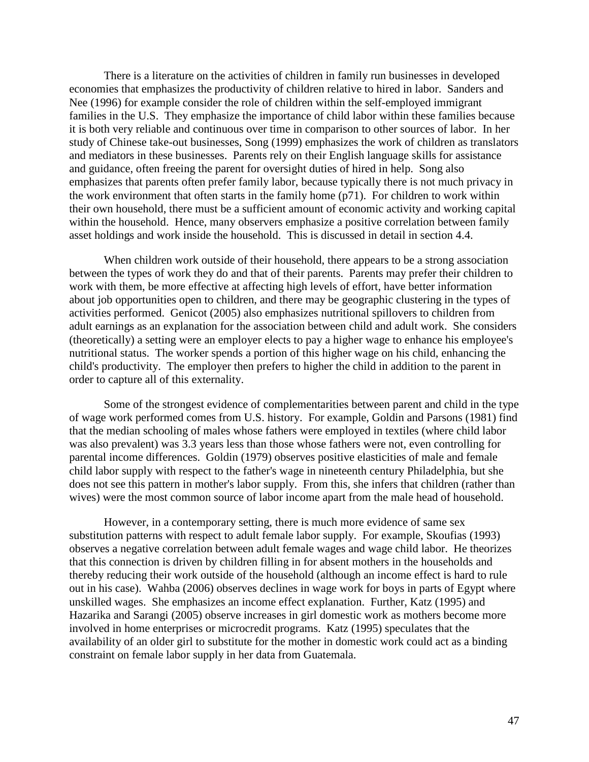There is a literature on the activities of children in family run businesses in developed economies that emphasizes the productivity of children relative to hired in labor. Sanders and Nee (1996) for example consider the role of children within the self-employed immigrant families in the U.S. They emphasize the importance of child labor within these families because it is both very reliable and continuous over time in comparison to other sources of labor. In her study of Chinese take-out businesses, Song (1999) emphasizes the work of children as translators and mediators in these businesses. Parents rely on their English language skills for assistance and guidance, often freeing the parent for oversight duties of hired in help. Song also emphasizes that parents often prefer family labor, because typically there is not much privacy in the work environment that often starts in the family home (p71). For children to work within their own household, there must be a sufficient amount of economic activity and working capital within the household. Hence, many observers emphasize a positive correlation between family asset holdings and work inside the household. This is discussed in detail in section 4.4.

When children work outside of their household, there appears to be a strong association between the types of work they do and that of their parents. Parents may prefer their children to work with them, be more effective at affecting high levels of effort, have better information about job opportunities open to children, and there may be geographic clustering in the types of activities performed. Genicot (2005) also emphasizes nutritional spillovers to children from adult earnings as an explanation for the association between child and adult work. She considers (theoretically) a setting were an employer elects to pay a higher wage to enhance his employee's nutritional status. The worker spends a portion of this higher wage on his child, enhancing the child's productivity. The employer then prefers to higher the child in addition to the parent in order to capture all of this externality.

Some of the strongest evidence of complementarities between parent and child in the type of wage work performed comes from U.S. history. For example, Goldin and Parsons (1981) find that the median schooling of males whose fathers were employed in textiles (where child labor was also prevalent) was 3.3 years less than those whose fathers were not, even controlling for parental income differences. Goldin (1979) observes positive elasticities of male and female child labor supply with respect to the father's wage in nineteenth century Philadelphia, but she does not see this pattern in mother's labor supply. From this, she infers that children (rather than wives) were the most common source of labor income apart from the male head of household.

However, in a contemporary setting, there is much more evidence of same sex substitution patterns with respect to adult female labor supply. For example, Skoufias (1993) observes a negative correlation between adult female wages and wage child labor. He theorizes that this connection is driven by children filling in for absent mothers in the households and thereby reducing their work outside of the household (although an income effect is hard to rule out in his case). Wahba (2006) observes declines in wage work for boys in parts of Egypt where unskilled wages. She emphasizes an income effect explanation. Further, Katz (1995) and Hazarika and Sarangi (2005) observe increases in girl domestic work as mothers become more involved in home enterprises or microcredit programs. Katz (1995) speculates that the availability of an older girl to substitute for the mother in domestic work could act as a binding constraint on female labor supply in her data from Guatemala.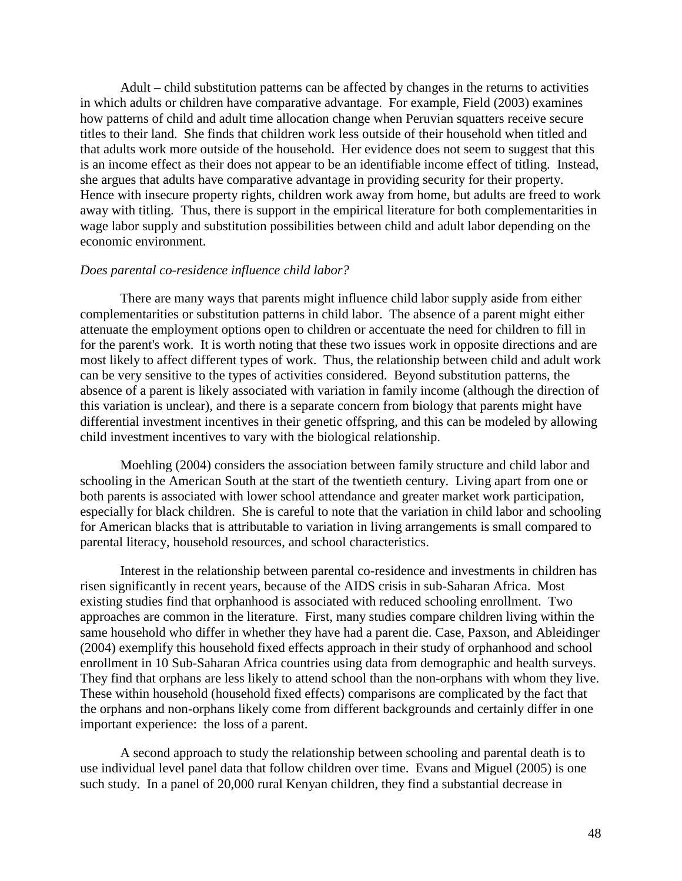Adult – child substitution patterns can be affected by changes in the returns to activities in which adults or children have comparative advantage. For example, Field (2003) examines how patterns of child and adult time allocation change when Peruvian squatters receive secure titles to their land. She finds that children work less outside of their household when titled and that adults work more outside of the household. Her evidence does not seem to suggest that this is an income effect as their does not appear to be an identifiable income effect of titling. Instead, she argues that adults have comparative advantage in providing security for their property. Hence with insecure property rights, children work away from home, but adults are freed to work away with titling. Thus, there is support in the empirical literature for both complementarities in wage labor supply and substitution possibilities between child and adult labor depending on the economic environment.

*Does parental co-residence influence child labor?*

There are many ways that parents might influence child labor supply aside from either complementarities or substitution patterns in child labor. The absence of a parent might either attenuate the employment options open to children or accentuate the need for children to fill in for the parent's work. It is worth noting that these two issues work in opposite directions and are most likely to affect different types of work. Thus, the relationship between child and adult work can be very sensitive to the types of activities considered. Beyond substitution patterns, the absence of a parent is likely associated with variation in family income (although the direction of this variation is unclear), and there is a separate concern from biology that parents might have differential investment incentives in their genetic offspring, and this can be modeled by allowing child investment incentives to vary with the biological relationship.

Moehling (2004) considers the association between family structure and child labor and schooling in the American South at the start of the twentieth century. Living apart from one or both parents is associated with lower school attendance and greater market work participation, especially for black children. She is careful to note that the variation in child labor and schooling for American blacks that is attributable to variation in living arrangements is small compared to parental literacy, household resources, and school characteristics.

Interest in the relationship between parental co-residence and investments in children has risen significantly in recent years, because of the AIDS crisis in sub-Saharan Africa. Most existing studies find that orphanhood is associated with reduced schooling enrollment. Two approaches are common in the literature. First, many studies compare children living within the same household who differ in whether they have had a parent die. Case, Paxson, and Ableidinger (2004) exemplify this household fixed effects approach in their study of orphanhood and school enrollment in 10 Sub-Saharan Africa countries using data from demographic and health surveys. They find that orphans are less likely to attend school than the non-orphans with whom they live. These within household (household fixed effects) comparisons are complicated by the fact that the orphans and non-orphans likely come from different backgrounds and certainly differ in one important experience: the loss of a parent.

A second approach to study the relationship between schooling and parental death is to use individual level panel data that follow children over time. Evans and Miguel (2005) is one such study. In a panel of 20,000 rural Kenyan children, they find a substantial decrease in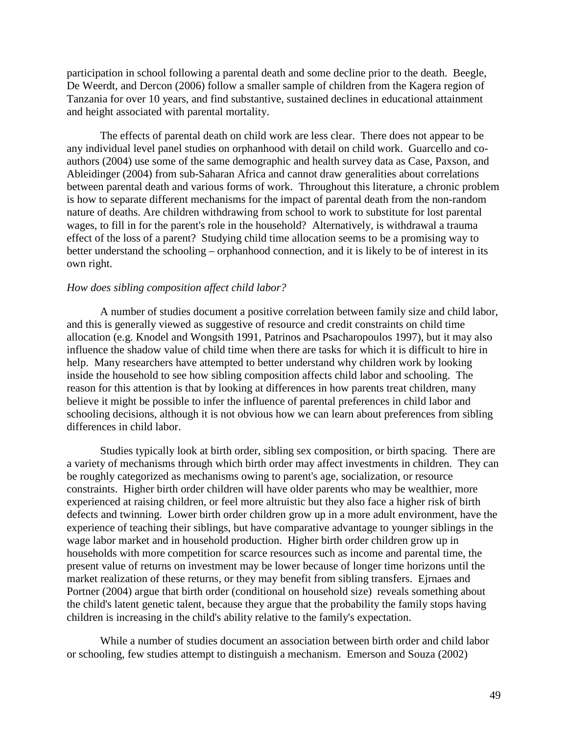participation in school following a parental death and some decline prior to the death. Beegle, De Weerdt, and Dercon (2006) follow a smaller sample of children from the Kagera region of Tanzania for over 10 years, and find substantive, sustained declines in educational attainment and height associated with parental mortality.

The effects of parental death on child work are less clear. There does not appear to be any individual level panel studies on orphanhood with detail on child work. Guarcello and co-authors (2004) use some of the same demographic and health survey data as Case, Paxson, and Ableidinger (2004) from sub-Saharan Africa and cannot draw generalities about correlations between parental death and various forms of work. Throughout this literature, a chronic problem is how to separate different mechanisms for the impact of parental death from the non-random nature of deaths. Are children withdrawing from school to work to substitute for lost parental wages, to fill in for the parent's role in the household? Alternatively, is withdrawal a trauma effect of the loss of a parent? Studying child time allocation seems to be a promising way to better understand the schooling – orphanhood connection, and it is likely to be of interest in its own right.

*How does sibling composition affect child labor?*

A number of studies document a positive correlation between family size and child labor, and this is generally viewed as suggestive of resource and credit constraints on child time allocation (e.g. Knodel and Wongsith 1991, Patrinos and Psacharopoulos 1997), but it may also influence the shadow value of child time when there are tasks for which it is difficult to hire in help. Many researchers have attempted to better understand why children work by looking inside the household to see how sibling composition affects child labor and schooling. The reason for this attention is that by looking at differences in how parents treat children, many believe it might be possible to infer the influence of parental preferences in child labor and schooling decisions, although it is not obvious how we can learn about preferences from sibling differences in child labor.

Studies typically look at birth order, sibling sex composition, or birth spacing. There are a variety of mechanisms through which birth order may affect investments in children. They can be roughly categorized as mechanisms owing to parent's age, socialization, or resource constraints. Higher birth order children will have older parents who may be wealthier, more experienced at raising children, or feel more altruistic but they also face a higher risk of birth defects and twinning. Lower birth order children grow up in a more adult environment, have the experience of teaching their siblings, but have comparative advantage to younger siblings in the wage labor market and in household production. Higher birth order children grow up in households with more competition for scarce resources such as income and parental time, the present value of returns on investment may be lower because of longer time horizons until the market realization of these returns, or they may benefit from sibling transfers. Ejrnaes and Portner (2004) argue that birth order (conditional on household size) reveals something about the child's latent genetic talent, because they argue that the probability the family stops having children is increasing in the child's ability relative to the family's expectation.

While a number of studies document an association between birth order and child labor or schooling, few studies attempt to distinguish a mechanism. Emerson and Souza (2002)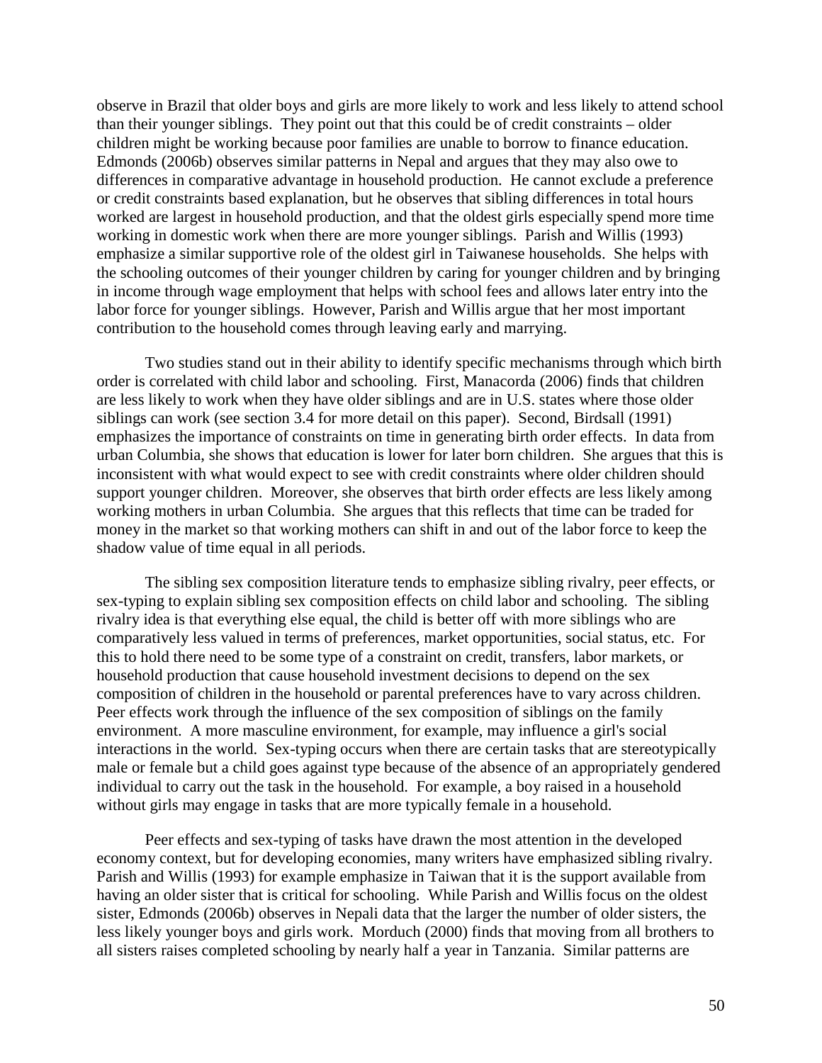observe in Brazil that older boys and girls are more likely to work and less likely to attend school than their younger siblings. They point out that this could be of credit constraints – older children might be working because poor families are unable to borrow to finance education. Edmonds (2006b) observes similar patterns in Nepal and argues that they may also owe to differences in comparative advantage in household production. He cannot exclude a preference or credit constraints based explanation, but he observes that sibling differences in total hours worked are largest in household production, and that the oldest girls especially spend more time working in domestic work when there are more younger siblings. Parish and Willis (1993) emphasize a similar supportive role of the oldest girl in Taiwanese households. She helps with the schooling outcomes of their younger children by caring for younger children and by bringing in income through wage employment that helps with school fees and allows later entry into the labor force for younger siblings. However, Parish and Willis argue that her most important contribution to the household comes through leaving early and marrying.

Two studies stand out in their ability to identify specific mechanisms through which birth order is correlated with child labor and schooling. First, Manacorda (2006) finds that children are less likely to work when they have older siblings and are in U.S. states where those older siblings can work (see section 3.4 for more detail on this paper). Second, Birdsall (1991) emphasizes the importance of constraints on time in generating birth order effects. In data from urban Columbia, she shows that education is lower for later born children. She argues that this is inconsistent with what would expect to see with credit constraints where older children should support younger children. Moreover, she observes that birth order effects are less likely among working mothers in urban Columbia. She argues that this reflects that time can be traded for money in the market so that working mothers can shift in and out of the labor force to keep the shadow value of time equal in all periods.

The sibling sex composition literature tends to emphasize sibling rivalry, peer effects, or sex-typing to explain sibling sex composition effects on child labor and schooling. The sibling rivalry idea is that everything else equal, the child is better off with more siblings who are comparatively less valued in terms of preferences, market opportunities, social status, etc. For this to hold there need to be some type of a constraint on credit, transfers, labor markets, or household production that cause household investment decisions to depend on the sex composition of children in the household or parental preferences have to vary across children. Peer effects work through the influence of the sex composition of siblings on the family environment. A more masculine environment, for example, may influence a girl's social interactions in the world. Sex-typing occurs when there are certain tasks that are stereotypically male or female but a child goes against type because of the absence of an appropriately gendered individual to carry out the task in the household. For example, a boy raised in a household without girls may engage in tasks that are more typically female in a household.

Peer effects and sex-typing of tasks have drawn the most attention in the developed economy context, but for developing economies, many writers have emphasized sibling rivalry. Parish and Willis (1993) for example emphasize in Taiwan that it is the support available from having an older sister that is critical for schooling. While Parish and Willis focus on the oldest sister, Edmonds (2006b) observes in Nepali data that the larger the number of older sisters, the less likely younger boys and girls work. Morduch (2000) finds that moving from all brothers to all sisters raises completed schooling by nearly half a year in Tanzania. Similar patterns are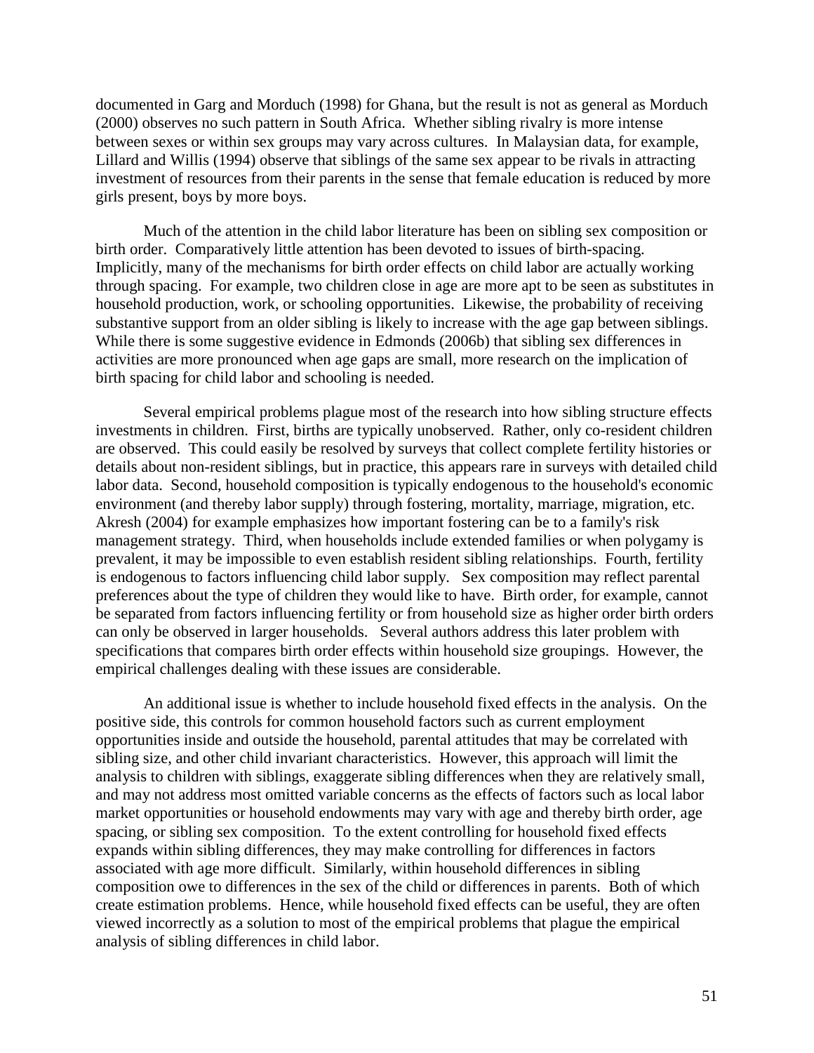documented in Garg and Morduch (1998) for Ghana, but the result is not as general as Morduch (2000) observes no such pattern in South Africa. Whether sibling rivalry is more intense between sexes or within sex groups may vary across cultures. In Malaysian data, for example, Lillard and Willis (1994) observe that siblings of the same sex appear to be rivals in attracting investment of resources from their parents in the sense that female education is reduced by more girls present, boys by more boys.

Much of the attention in the child labor literature has been on sibling sex composition or birth order. Comparatively little attention has been devoted to issues of birth-spacing. Implicitly, many of the mechanisms for birth order effects on child labor are actually working through spacing. For example, two children close in age are more apt to be seen as substitutes in household production, work, or schooling opportunities. Likewise, the probability of receiving substantive support from an older sibling is likely to increase with the age gap between siblings. While there is some suggestive evidence in Edmonds (2006b) that sibling sex differences in activities are more pronounced when age gaps are small, more research on the implication of birth spacing for child labor and schooling is needed.

Several empirical problems plague most of the research into how sibling structure effects investments in children. First, births are typically unobserved. Rather, only co-resident children are observed. This could easily be resolved by surveys that collect complete fertility histories or details about non-resident siblings, but in practice, this appears rare in surveys with detailed child labor data. Second, household composition is typically endogenous to the household's economic environment (and thereby labor supply) through fostering, mortality, marriage, migration, etc. Akresh (2004) for example emphasizes how important fostering can be to a family's risk management strategy. Third, when households include extended families or when polygamy is prevalent, it may be impossible to even establish resident sibling relationships. Fourth, fertility is endogenous to factors influencing child labor supply. Sex composition may reflect parental preferences about the type of children they would like to have. Birth order, for example, cannot be separated from factors influencing fertility or from household size as higher order birth orders can only be observed in larger households. Several authors address this later problem with specifications that compares birth order effects within household size groupings. However, the empirical challenges dealing with these issues are considerable.

An additional issue is whether to include household fixed effects in the analysis. On the positive side, this controls for common household factors such as current employment opportunities inside and outside the household, parental attitudes that may be correlated with sibling size, and other child invariant characteristics. However, this approach will limit the analysis to children with siblings, exaggerate sibling differences when they are relatively small, and may not address most omitted variable concerns as the effects of factors such as local labor market opportunities or household endowments may vary with age and thereby birth order, age spacing, or sibling sex composition. To the extent controlling for household fixed effects expands within sibling differences, they may make controlling for differences in factors associated with age more difficult. Similarly, within household differences in sibling composition owe to differences in the sex of the child or differences in parents. Both of which create estimation problems. Hence, while household fixed effects can be useful, they are often viewed incorrectly as a solution to most of the empirical problems that plague the empirical analysis of sibling differences in child labor.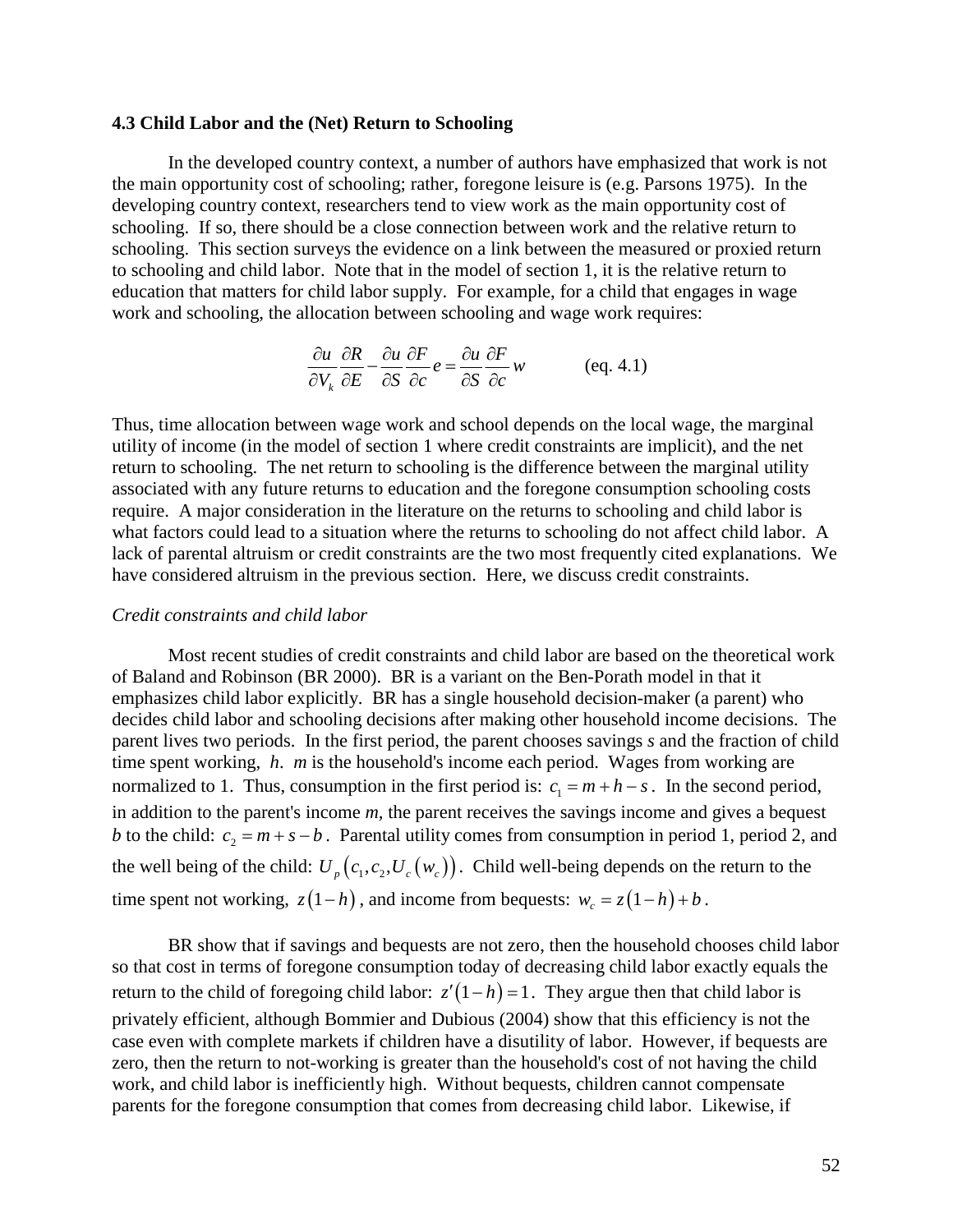### 4.3 Child Labor and the (Net) Return to Schooling

In the developed country context, a number of authors have emphasized that work is not the main opportunity cost of schooling; rather, foregone leisure is (e.g. Parsons 1975). In the developing country context, researchers tend to view work as the main opportunity cost of schooling. If so, there should be a close connection between work and the relative return to schooling. This section surveys the evidence on a link between the measured or proxied return to schooling and child labor. Note that in the model of section 1, it is the relative return to education that matters for child labor supply. For example, for a child that engages in wage work and schooling, the allocation between schooling and wage work requires:

$$\frac{\partial u}{\partial V_k}\frac{\partial R}{\partial E}-\frac{\partial u}{\partial S}\frac{\partial F}{\partial c}e=\frac{\partial u}{\partial S}\frac{\partial F}{\partial c}w \qquad \text{(eq. 4.1)}$$

Thus, time allocation between wage work and school depends on the local wage, the marginal utility of income (in the model of section 1 where credit constraints are implicit), and the net return to schooling. The net return to schooling is the difference between the marginal utility associated with any future returns to education and the foregone consumption schooling costs require. A major consideration in the literature on the returns to schooling and child labor is what factors could lead to a situation where the returns to schooling do not affect child labor. A lack of parental altruism or credit constraints are the two most frequently cited explanations. We have considered altruism in the previous section. Here, we discuss credit constraints.

*Credit constraints and child labor*

Most recent studies of credit constraints and child labor are based on the theoretical work of Baland and Robinson (BR 2000). BR is a variant on the Ben-Porath model in that it emphasizes child labor explicitly. BR has a single household decision-maker (a parent) who decides child labor and schooling decisions after making other household income decisions. The parent lives two periods. In the first period, the parent chooses savings $s$ and the fraction of child time spent working, $h$. $m$ is the household's income each period. Wages from working are normalized to 1. Thus, consumption in the first period is: $c_1 = m + h - s$. In the second period, in addition to the parent's income $m$, the parent receives the savings income and gives a bequest $b$ to the child: $c_2 = m + s - b$. Parental utility comes from consumption in period 1, period 2, and the well being of the child: $U_p\left(c_1, c_2, U_c\left(w_c\right)\right)$. Child well-being depends on the return to the time spent not working, $z\left(1-h\right)$, and income from bequests: $w_c = z\left(1-h\right)+b$.

BR show that if savings and bequests are not zero, then the household chooses child labor so that cost in terms of foregone consumption today of decreasing child labor exactly equals the return to the child of foregoing child labor: $z'\left(1-h\right)=1$. They argue then that child labor is privately efficient, although Bommier and Dubious (2004) show that this efficiency is not the case even with complete markets if children have a disutility of labor. However, if bequests are zero, then the return to not-working is greater than the household's cost of not having the child work, and child labor is inefficiently high. Without bequests, children cannot compensate parents for the foregone consumption that comes from decreasing child labor. Likewise, if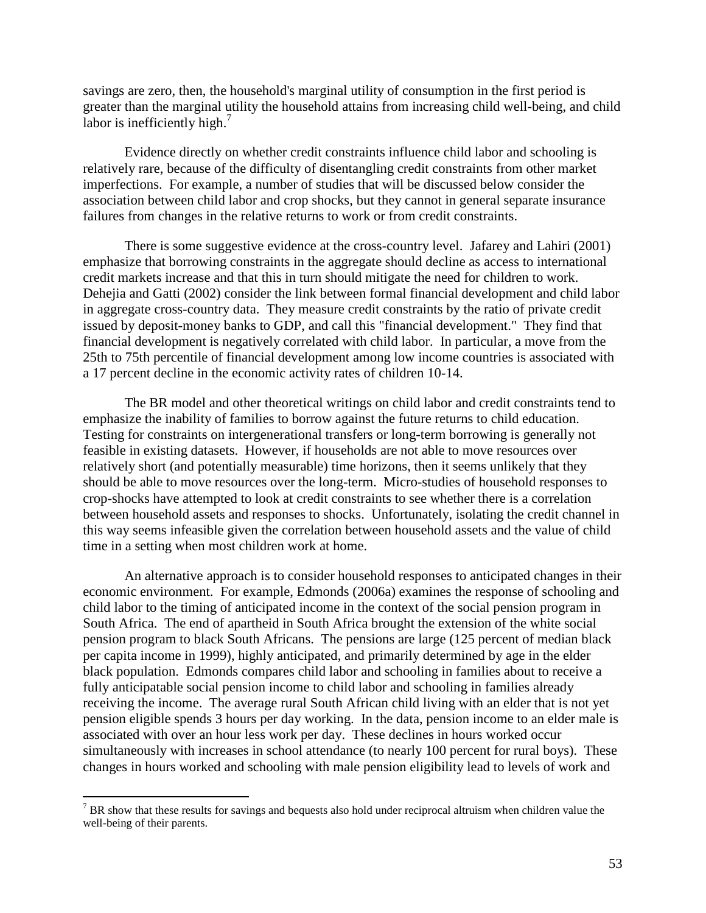savings are zero, then, the household's marginal utility of consumption in the first period is greater than the marginal utility the household attains from increasing child well-being, and child labor is inefficiently high.[7]

Evidence directly on whether credit constraints influence child labor and schooling is relatively rare, because of the difficulty of disentangling credit constraints from other market imperfections. For example, a number of studies that will be discussed below consider the association between child labor and crop shocks, but they cannot in general separate insurance failures from changes in the relative returns to work or from credit constraints.

There is some suggestive evidence at the cross-country level. Jafarey and Lahiri (2001) emphasize that borrowing constraints in the aggregate should decline as access to international credit markets increase and that this in turn should mitigate the need for children to work. Dehejia and Gatti (2002) consider the link between formal financial development and child labor in aggregate cross-country data. They measure credit constraints by the ratio of private credit issued by deposit-money banks to GDP, and call this "financial development." They find that financial development is negatively correlated with child labor. In particular, a move from the 25th to 75th percentile of financial development among low income countries is associated with a 17 percent decline in the economic activity rates of children 10-14.

The BR model and other theoretical writings on child labor and credit constraints tend to emphasize the inability of families to borrow against the future returns to child education. Testing for constraints on intergenerational transfers or long-term borrowing is generally not feasible in existing datasets. However, if households are not able to move resources over relatively short (and potentially measurable) time horizons, then it seems unlikely that they should be able to move resources over the long-term. Micro-studies of household responses to crop-shocks have attempted to look at credit constraints to see whether there is a correlation between household assets and responses to shocks. Unfortunately, isolating the credit channel in this way seems infeasible given the correlation between household assets and the value of child time in a setting when most children work at home.

An alternative approach is to consider household responses to anticipated changes in their economic environment. For example, Edmonds (2006a) examines the response of schooling and child labor to the timing of anticipated income in the context of the social pension program in South Africa. The end of apartheid in South Africa brought the extension of the white social pension program to black South Africans. The pensions are large (125 percent of median black per capita income in 1999), highly anticipated, and primarily determined by age in the elder black population. Edmonds compares child labor and schooling in families about to receive a fully anticipatable social pension income to child labor and schooling in families already receiving the income. The average rural South African child living with an elder that is not yet pension eligible spends 3 hours per day working. In the data, pension income to an elder male is associated with over an hour less work per day. These declines in hours worked occur simultaneously with increases in school attendance (to nearly 100 percent for rural boys). These changes in hours worked and schooling with male pension eligibility lead to levels of work and

[7] BR show that these results for savings and bequests also hold under reciprocal altruism when children value the well-being of their parents.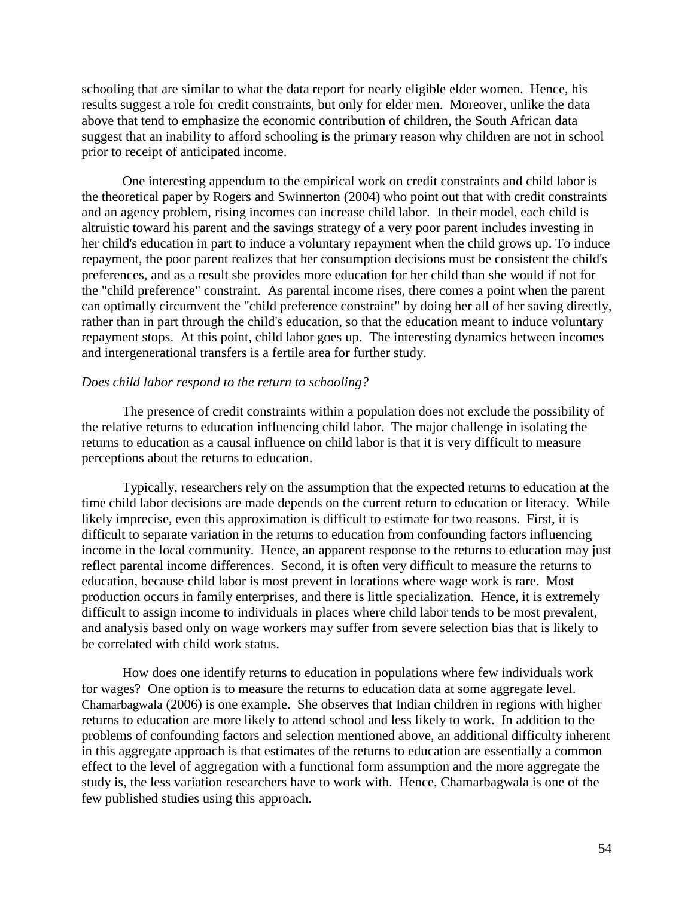schooling that are similar to what the data report for nearly eligible elder women. Hence, his results suggest a role for credit constraints, but only for elder men. Moreover, unlike the data above that tend to emphasize the economic contribution of children, the South African data suggest that an inability to afford schooling is the primary reason why children are not in school prior to receipt of anticipated income.

One interesting appendum to the empirical work on credit constraints and child labor is the theoretical paper by Rogers and Swinnerton (2004) who point out that with credit constraints and an agency problem, rising incomes can increase child labor. In their model, each child is altruistic toward his parent and the savings strategy of a very poor parent includes investing in her child's education in part to induce a voluntary repayment when the child grows up. To induce repayment, the poor parent realizes that her consumption decisions must be consistent the child's preferences, and as a result she provides more education for her child than she would if not for the "child preference" constraint. As parental income rises, there comes a point when the parent can optimally circumvent the "child preference constraint" by doing her all of her saving directly, rather than in part through the child's education, so that the education meant to induce voluntary repayment stops. At this point, child labor goes up. The interesting dynamics between incomes and intergenerational transfers is a fertile area for further study.

*Does child labor respond to the return to schooling?*

The presence of credit constraints within a population does not exclude the possibility of the relative returns to education influencing child labor. The major challenge in isolating the returns to education as a causal influence on child labor is that it is very difficult to measure perceptions about the returns to education.

Typically, researchers rely on the assumption that the expected returns to education at the time child labor decisions are made depends on the current return to education or literacy. While likely imprecise, even this approximation is difficult to estimate for two reasons. First, it is difficult to separate variation in the returns to education from confounding factors influencing income in the local community. Hence, an apparent response to the returns to education may just reflect parental income differences. Second, it is often very difficult to measure the returns to education, because child labor is most prevent in locations where wage work is rare. Most production occurs in family enterprises, and there is little specialization. Hence, it is extremely difficult to assign income to individuals in places where child labor tends to be most prevalent, and analysis based only on wage workers may suffer from severe selection bias that is likely to be correlated with child work status.

How does one identify returns to education in populations where few individuals work for wages? One option is to measure the returns to education data at some aggregate level. Chamarbagwala (2006) is one example. She observes that Indian children in regions with higher returns to education are more likely to attend school and less likely to work. In addition to the problems of confounding factors and selection mentioned above, an additional difficulty inherent in this aggregate approach is that estimates of the returns to education are essentially a common effect to the level of aggregation with a functional form assumption and the more aggregate the study is, the less variation researchers have to work with. Hence, Chamarbagwala is one of the few published studies using this approach.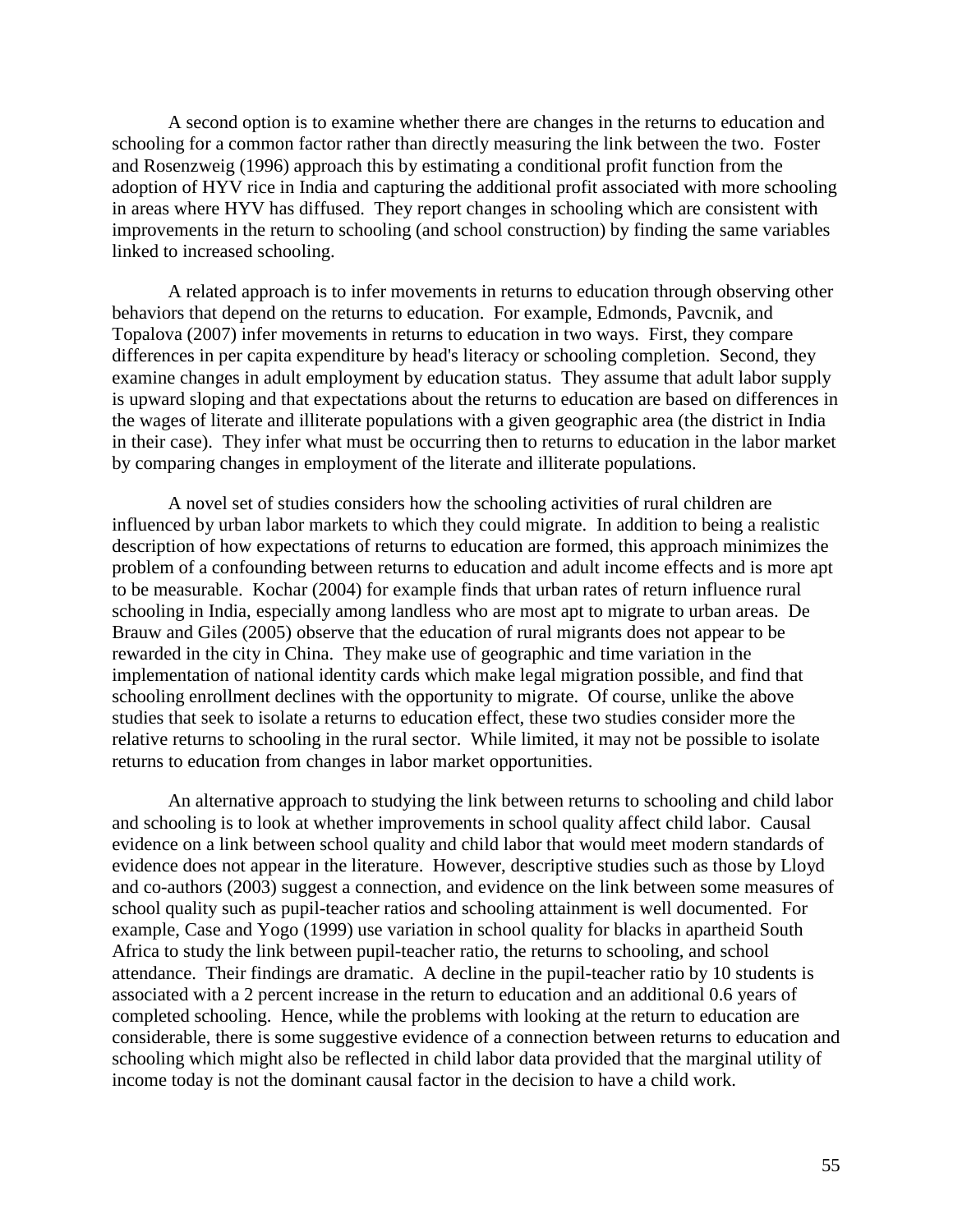A second option is to examine whether there are changes in the returns to education and schooling for a common factor rather than directly measuring the link between the two. Foster and Rosenzweig (1996) approach this by estimating a conditional profit function from the adoption of HYV rice in India and capturing the additional profit associated with more schooling in areas where HYV has diffused. They report changes in schooling which are consistent with improvements in the return to schooling (and school construction) by finding the same variables linked to increased schooling.

A related approach is to infer movements in returns to education through observing other behaviors that depend on the returns to education. For example, Edmonds, Pavcnik, and Topalova (2007) infer movements in returns to education in two ways. First, they compare differences in per capita expenditure by head's literacy or schooling completion. Second, they examine changes in adult employment by education status. They assume that adult labor supply is upward sloping and that expectations about the returns to education are based on differences in the wages of literate and illiterate populations with a given geographic area (the district in India in their case). They infer what must be occurring then to returns to education in the labor market by comparing changes in employment of the literate and illiterate populations.

A novel set of studies considers how the schooling activities of rural children are influenced by urban labor markets to which they could migrate. In addition to being a realistic description of how expectations of returns to education are formed, this approach minimizes the problem of a confounding between returns to education and adult income effects and is more apt to be measurable. Kochar (2004) for example finds that urban rates of return influence rural schooling in India, especially among landless who are most apt to migrate to urban areas. De Brauw and Giles (2005) observe that the education of rural migrants does not appear to be rewarded in the city in China. They make use of geographic and time variation in the implementation of national identity cards which make legal migration possible, and find that schooling enrollment declines with the opportunity to migrate. Of course, unlike the above studies that seek to isolate a returns to education effect, these two studies consider more the relative returns to schooling in the rural sector. While limited, it may not be possible to isolate returns to education from changes in labor market opportunities.

An alternative approach to studying the link between returns to schooling and child labor and schooling is to look at whether improvements in school quality affect child labor. Causal evidence on a link between school quality and child labor that would meet modern standards of evidence does not appear in the literature. However, descriptive studies such as those by Lloyd and co-authors (2003) suggest a connection, and evidence on the link between some measures of school quality such as pupil-teacher ratios and schooling attainment is well documented. For example, Case and Yogo (1999) use variation in school quality for blacks in apartheid South Africa to study the link between pupil-teacher ratio, the returns to schooling, and school attendance. Their findings are dramatic. A decline in the pupil-teacher ratio by 10 students is associated with a 2 percent increase in the return to education and an additional 0.6 years of completed schooling. Hence, while the problems with looking at the return to education are considerable, there is some suggestive evidence of a connection between returns to education and schooling which might also be reflected in child labor data provided that the marginal utility of income today is not the dominant causal factor in the decision to have a child work.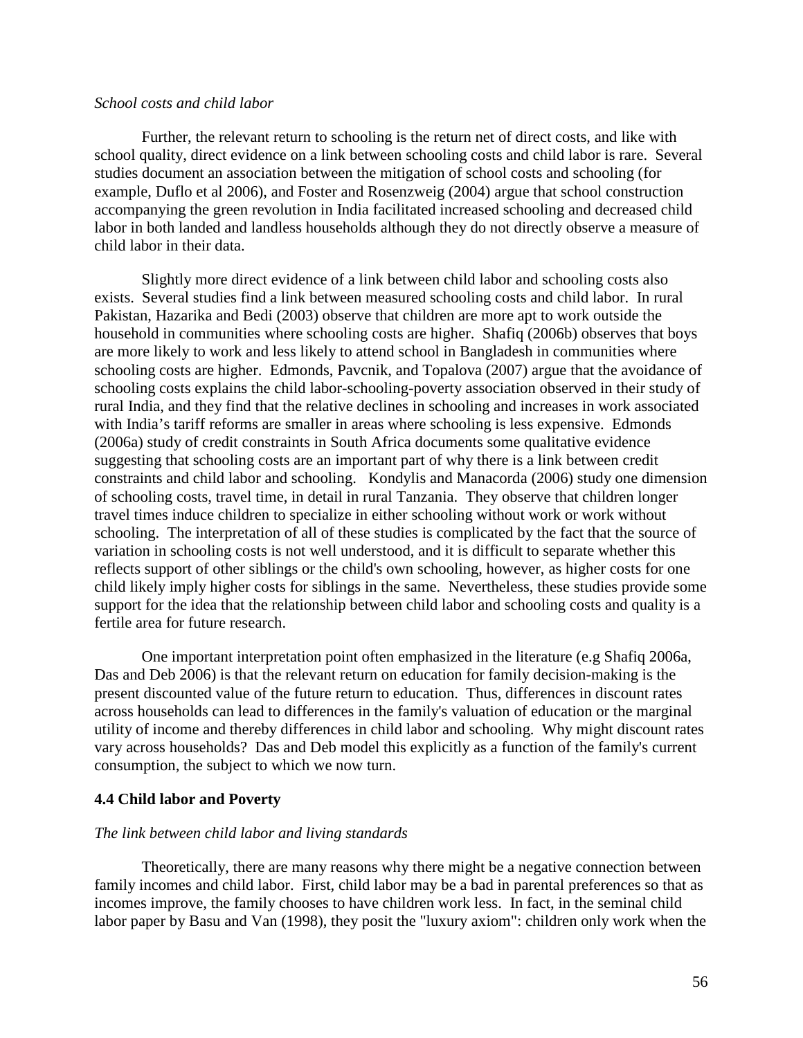*School costs and child labor*

Further, the relevant return to schooling is the return net of direct costs, and like with school quality, direct evidence on a link between schooling costs and child labor is rare. Several studies document an association between the mitigation of school costs and schooling (for example, Duflo et al 2006), and Foster and Rosenzweig (2004) argue that school construction accompanying the green revolution in India facilitated increased schooling and decreased child labor in both landed and landless households although they do not directly observe a measure of child labor in their data.

Slightly more direct evidence of a link between child labor and schooling costs also exists. Several studies find a link between measured schooling costs and child labor. In rural Pakistan, Hazarika and Bedi (2003) observe that children are more apt to work outside the household in communities where schooling costs are higher. Shafiq (2006b) observes that boys are more likely to work and less likely to attend school in Bangladesh in communities where schooling costs are higher. Edmonds, Pavcnik, and Topalova (2007) argue that the avoidance of schooling costs explains the child labor-schooling-poverty association observed in their study of rural India, and they find that the relative declines in schooling and increases in work associated with India's tariff reforms are smaller in areas where schooling is less expensive. Edmonds (2006a) study of credit constraints in South Africa documents some qualitative evidence suggesting that schooling costs are an important part of why there is a link between credit constraints and child labor and schooling. Kondylis and Manacorda (2006) study one dimension of schooling costs, travel time, in detail in rural Tanzania. They observe that children longer travel times induce children to specialize in either schooling without work or work without schooling. The interpretation of all of these studies is complicated by the fact that the source of variation in schooling costs is not well understood, and it is difficult to separate whether this reflects support of other siblings or the child's own schooling, however, as higher costs for one child likely imply higher costs for siblings in the same. Nevertheless, these studies provide some support for the idea that the relationship between child labor and schooling costs and quality is a fertile area for future research.

One important interpretation point often emphasized in the literature (e.g Shafiq 2006a, Das and Deb 2006) is that the relevant return on education for family decision-making is the present discounted value of the future return to education. Thus, differences in discount rates across households can lead to differences in the family's valuation of education or the marginal utility of income and thereby differences in child labor and schooling. Why might discount rates vary across households? Das and Deb model this explicitly as a function of the family's current consumption, the subject to which we now turn.

## 4.4 Child labor and Poverty

*The link between child labor and living standards*

Theoretically, there are many reasons why there might be a negative connection between family incomes and child labor. First, child labor may be a bad in parental preferences so that as incomes improve, the family chooses to have children work less. In fact, in the seminal child labor paper by Basu and Van (1998), they posit the "luxury axiom": children only work when the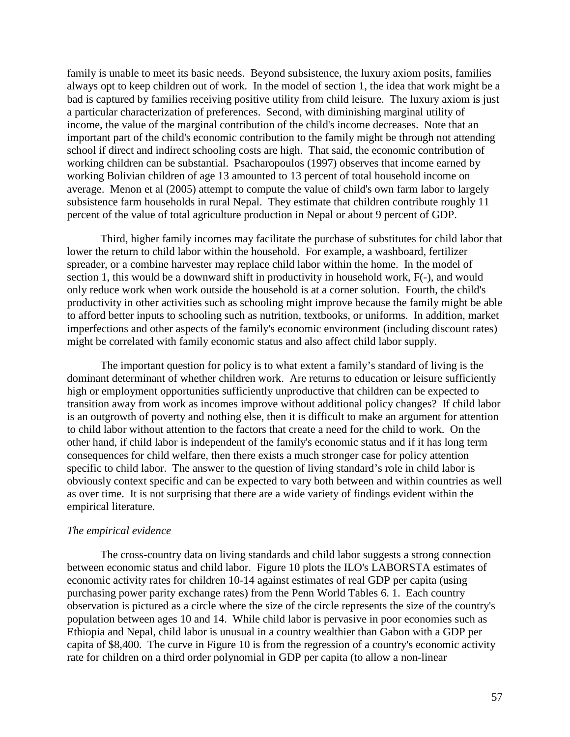family is unable to meet its basic needs. Beyond subsistence, the luxury axiom posits, families always opt to keep children out of work. In the model of section 1, the idea that work might be a bad is captured by families receiving positive utility from child leisure. The luxury axiom is just a particular characterization of preferences. Second, with diminishing marginal utility of income, the value of the marginal contribution of the child's income decreases. Note that an important part of the child's economic contribution to the family might be through not attending school if direct and indirect schooling costs are high. That said, the economic contribution of working children can be substantial. Psacharopoulos (1997) observes that income earned by working Bolivian children of age 13 amounted to 13 percent of total household income on average. Menon et al (2005) attempt to compute the value of child's own farm labor to largely subsistence farm households in rural Nepal. They estimate that children contribute roughly 11 percent of the value of total agriculture production in Nepal or about 9 percent of GDP.

Third, higher family incomes may facilitate the purchase of substitutes for child labor that lower the return to child labor within the household. For example, a washboard, fertilizer spreader, or a combine harvester may replace child labor within the home. In the model of section 1, this would be a downward shift in productivity in household work, F(-), and would only reduce work when work outside the household is at a corner solution. Fourth, the child's productivity in other activities such as schooling might improve because the family might be able to afford better inputs to schooling such as nutrition, textbooks, or uniforms. In addition, market imperfections and other aspects of the family's economic environment (including discount rates) might be correlated with family economic status and also affect child labor supply.

The important question for policy is to what extent a family's standard of living is the dominant determinant of whether children work. Are returns to education or leisure sufficiently high or employment opportunities sufficiently unproductive that children can be expected to transition away from work as incomes improve without additional policy changes? If child labor is an outgrowth of poverty and nothing else, then it is difficult to make an argument for attention to child labor without attention to the factors that create a need for the child to work. On the other hand, if child labor is independent of the family's economic status and if it has long term consequences for child welfare, then there exists a much stronger case for policy attention specific to child labor. The answer to the question of living standard's role in child labor is obviously context specific and can be expected to vary both between and within countries as well as over time. It is not surprising that there are a wide variety of findings evident within the empirical literature.

*The empirical evidence*

The cross-country data on living standards and child labor suggests a strong connection between economic status and child labor. Figure 10 plots the ILO's LABORSTA estimates of economic activity rates for children 10-14 against estimates of real GDP per capita (using purchasing power parity exchange rates) from the Penn World Tables 6. 1. Each country observation is pictured as a circle where the size of the circle represents the size of the country's population between ages 10 and 14. While child labor is pervasive in poor economies such as Ethiopia and Nepal, child labor is unusual in a country wealthier than Gabon with a GDP per capita of $8,400. The curve in Figure 10 is from the regression of a country's economic activity rate for children on a third order polynomial in GDP per capita (to allow a non-linear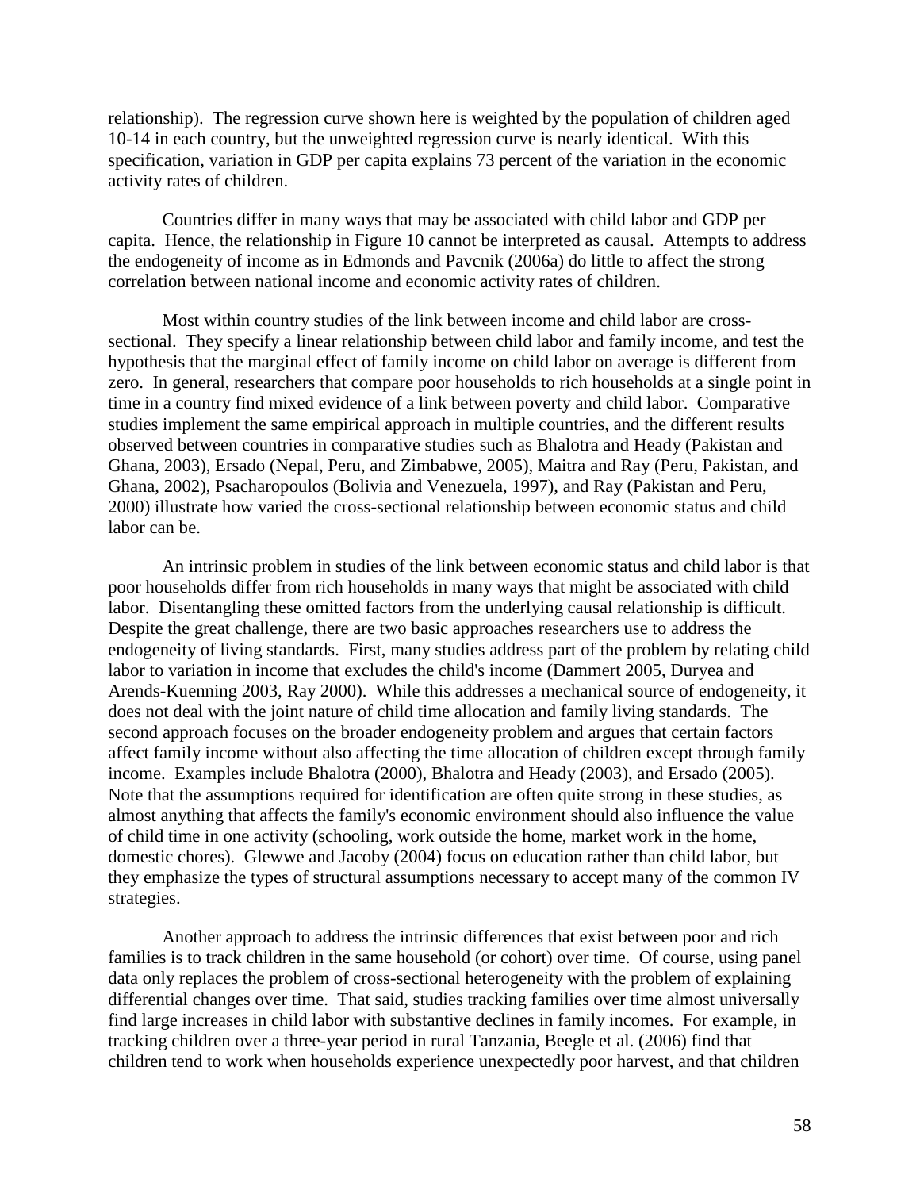relationship). The regression curve shown here is weighted by the population of children aged 10-14 in each country, but the unweighted regression curve is nearly identical. With this specification, variation in GDP per capita explains 73 percent of the variation in the economic activity rates of children.

Countries differ in many ways that may be associated with child labor and GDP per capita. Hence, the relationship in Figure 10 cannot be interpreted as causal. Attempts to address the endogeneity of income as in Edmonds and Pavcnik (2006a) do little to affect the strong correlation between national income and economic activity rates of children.

Most within country studies of the link between income and child labor are cross-sectional. They specify a linear relationship between child labor and family income, and test the hypothesis that the marginal effect of family income on child labor on average is different from zero. In general, researchers that compare poor households to rich households at a single point in time in a country find mixed evidence of a link between poverty and child labor. Comparative studies implement the same empirical approach in multiple countries, and the different results observed between countries in comparative studies such as Bhalotra and Heady (Pakistan and Ghana, 2003), Ersado (Nepal, Peru, and Zimbabwe, 2005), Maitra and Ray (Peru, Pakistan, and Ghana, 2002), Psacharopoulos (Bolivia and Venezuela, 1997), and Ray (Pakistan and Peru, 2000) illustrate how varied the cross-sectional relationship between economic status and child labor can be.

An intrinsic problem in studies of the link between economic status and child labor is that poor households differ from rich households in many ways that might be associated with child labor. Disentangling these omitted factors from the underlying causal relationship is difficult. Despite the great challenge, there are two basic approaches researchers use to address the endogeneity of living standards. First, many studies address part of the problem by relating child labor to variation in income that excludes the child's income (Dammert 2005, Duryea and Arends-Kuenning 2003, Ray 2000). While this addresses a mechanical source of endogeneity, it does not deal with the joint nature of child time allocation and family living standards. The second approach focuses on the broader endogeneity problem and argues that certain factors affect family income without also affecting the time allocation of children except through family income. Examples include Bhalotra (2000), Bhalotra and Heady (2003), and Ersado (2005). Note that the assumptions required for identification are often quite strong in these studies, as almost anything that affects the family's economic environment should also influence the value of child time in one activity (schooling, work outside the home, market work in the home, domestic chores). Glewwe and Jacoby (2004) focus on education rather than child labor, but they emphasize the types of structural assumptions necessary to accept many of the common IV strategies.

Another approach to address the intrinsic differences that exist between poor and rich families is to track children in the same household (or cohort) over time. Of course, using panel data only replaces the problem of cross-sectional heterogeneity with the problem of explaining differential changes over time. That said, studies tracking families over time almost universally find large increases in child labor with substantive declines in family incomes. For example, in tracking children over a three-year period in rural Tanzania, Beegle et al. (2006) find that children tend to work when households experience unexpectedly poor harvest, and that children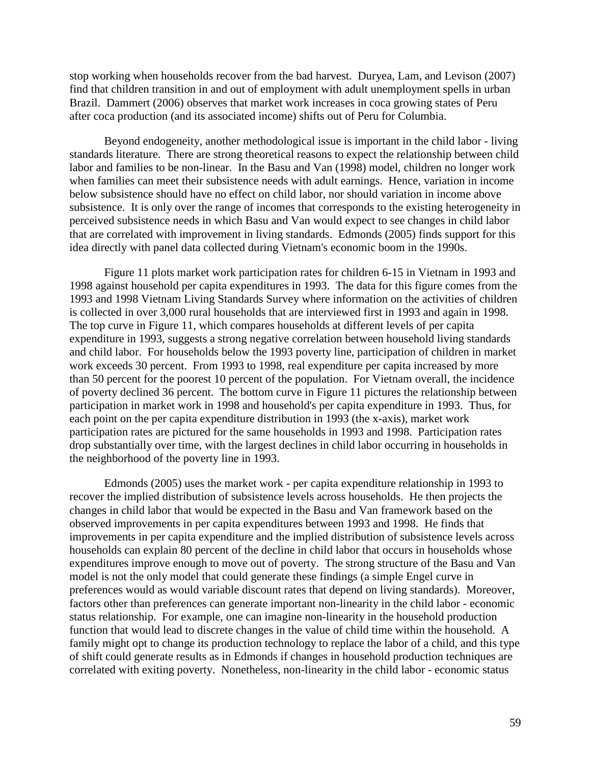stop working when households recover from the bad harvest. Duryea, Lam, and Levison (2007) find that children transition in and out of employment with adult unemployment spells in urban Brazil. Dammert (2006) observes that market work increases in coca growing states of Peru after coca production (and its associated income) shifts out of Peru for Columbia.

Beyond endogeneity, another methodological issue is important in the child labor - living standards literature. There are strong theoretical reasons to expect the relationship between child labor and families to be non-linear. In the Basu and Van (1998) model, children no longer work when families can meet their subsistence needs with adult earnings. Hence, variation in income below subsistence should have no effect on child labor, nor should variation in income above subsistence. It is only over the range of incomes that corresponds to the existing heterogeneity in perceived subsistence needs in which Basu and Van would expect to see changes in child labor that are correlated with improvement in living standards. Edmonds (2005) finds support for this idea directly with panel data collected during Vietnam's economic boom in the 1990s.

Figure 11 plots market work participation rates for children 6-15 in Vietnam in 1993 and 1998 against household per capita expenditures in 1993. The data for this figure comes from the 1993 and 1998 Vietnam Living Standards Survey where information on the activities of children is collected in over 3,000 rural households that are interviewed first in 1993 and again in 1998. The top curve in Figure 11, which compares households at different levels of per capita expenditure in 1993, suggests a strong negative correlation between household living standards and child labor. For households below the 1993 poverty line, participation of children in market work exceeds 30 percent. From 1993 to 1998, real expenditure per capita increased by more than 50 percent for the poorest 10 percent of the population. For Vietnam overall, the incidence of poverty declined 36 percent. The bottom curve in Figure 11 pictures the relationship between participation in market work in 1998 and household's per capita expenditure in 1993. Thus, for each point on the per capita expenditure distribution in 1993 (the x-axis), market work participation rates are pictured for the same households in 1993 and 1998. Participation rates drop substantially over time, with the largest declines in child labor occurring in households in the neighborhood of the poverty line in 1993.

Edmonds (2005) uses the market work - per capita expenditure relationship in 1993 to recover the implied distribution of subsistence levels across households. He then projects the changes in child labor that would be expected in the Basu and Van framework based on the observed improvements in per capita expenditures between 1993 and 1998. He finds that improvements in per capita expenditure and the implied distribution of subsistence levels across households can explain 80 percent of the decline in child labor that occurs in households whose expenditures improve enough to move out of poverty. The strong structure of the Basu and Van model is not the only model that could generate these findings (a simple Engel curve in preferences would as would variable discount rates that depend on living standards). Moreover, factors other than preferences can generate important non-linearity in the child labor - economic status relationship. For example, one can imagine non-linearity in the household production function that would lead to discrete changes in the value of child time within the household. A family might opt to change its production technology to replace the labor of a child, and this type of shift could generate results as in Edmonds if changes in household production techniques are correlated with exiting poverty. Nonetheless, non-linearity in the child labor - economic status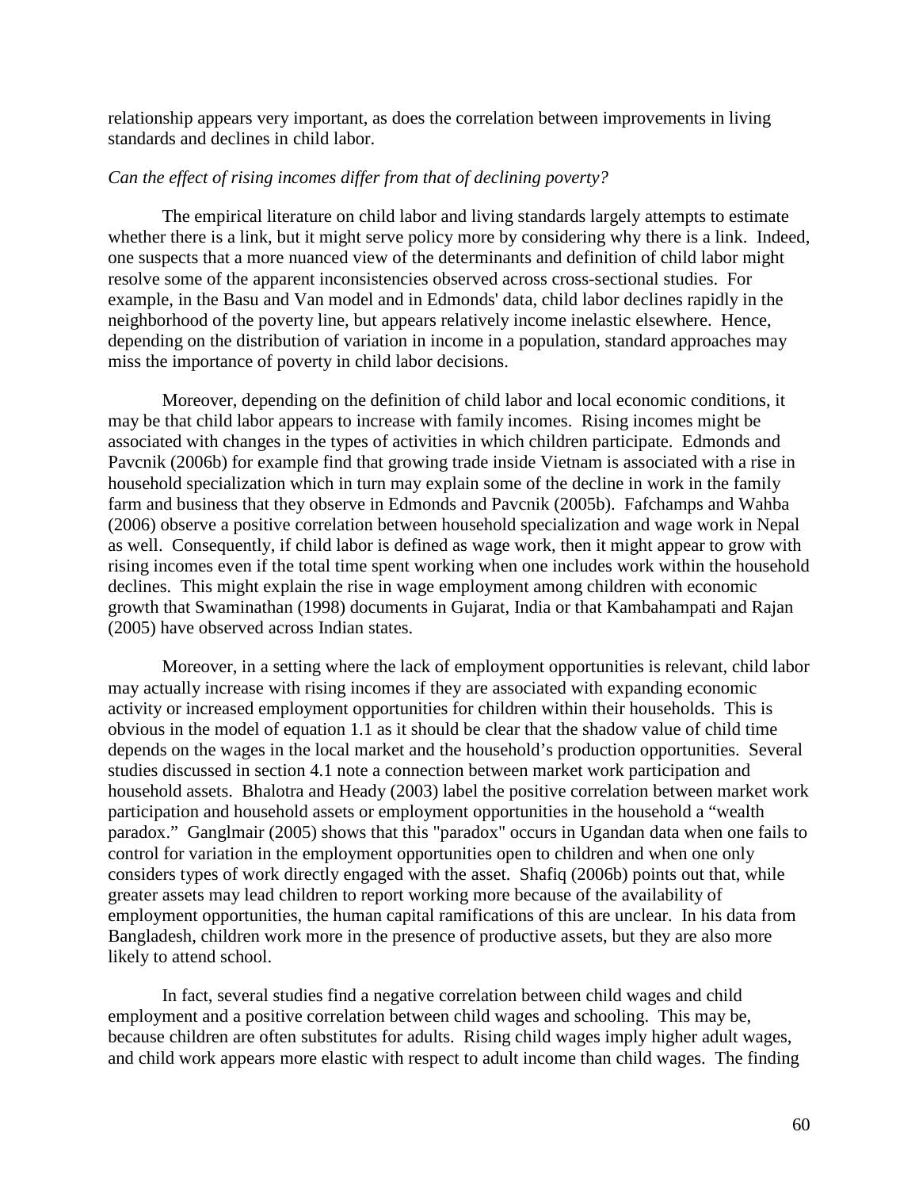relationship appears very important, as does the correlation between improvements in living standards and declines in child labor.

*Can the effect of rising incomes differ from that of declining poverty?*

The empirical literature on child labor and living standards largely attempts to estimate whether there is a link, but it might serve policy more by considering why there is a link. Indeed, one suspects that a more nuanced view of the determinants and definition of child labor might resolve some of the apparent inconsistencies observed across cross-sectional studies. For example, in the Basu and Van model and in Edmonds' data, child labor declines rapidly in the neighborhood of the poverty line, but appears relatively income inelastic elsewhere. Hence, depending on the distribution of variation in income in a population, standard approaches may miss the importance of poverty in child labor decisions.

Moreover, depending on the definition of child labor and local economic conditions, it may be that child labor appears to increase with family incomes. Rising incomes might be associated with changes in the types of activities in which children participate. Edmonds and Pavcnik (2006b) for example find that growing trade inside Vietnam is associated with a rise in household specialization which in turn may explain some of the decline in work in the family farm and business that they observe in Edmonds and Pavcnik (2005b). Fafchamps and Wahba (2006) observe a positive correlation between household specialization and wage work in Nepal as well. Consequently, if child labor is defined as wage work, then it might appear to grow with rising incomes even if the total time spent working when one includes work within the household declines. This might explain the rise in wage employment among children with economic growth that Swaminathan (1998) documents in Gujarat, India or that Kambahampati and Rajan (2005) have observed across Indian states.

Moreover, in a setting where the lack of employment opportunities is relevant, child labor may actually increase with rising incomes if they are associated with expanding economic activity or increased employment opportunities for children within their households. This is obvious in the model of equation 1.1 as it should be clear that the shadow value of child time depends on the wages in the local market and the household's production opportunities. Several studies discussed in section 4.1 note a connection between market work participation and household assets. Bhalotra and Heady (2003) label the positive correlation between market work participation and household assets or employment opportunities in the household a "wealth paradox." Ganglmair (2005) shows that this "paradox" occurs in Ugandan data when one fails to control for variation in the employment opportunities open to children and when one only considers types of work directly engaged with the asset. Shafiq (2006b) points out that, while greater assets may lead children to report working more because of the availability of employment opportunities, the human capital ramifications of this are unclear. In his data from Bangladesh, children work more in the presence of productive assets, but they are also more likely to attend school.

In fact, several studies find a negative correlation between child wages and child employment and a positive correlation between child wages and schooling. This may be, because children are often substitutes for adults. Rising child wages imply higher adult wages, and child work appears more elastic with respect to adult income than child wages. The finding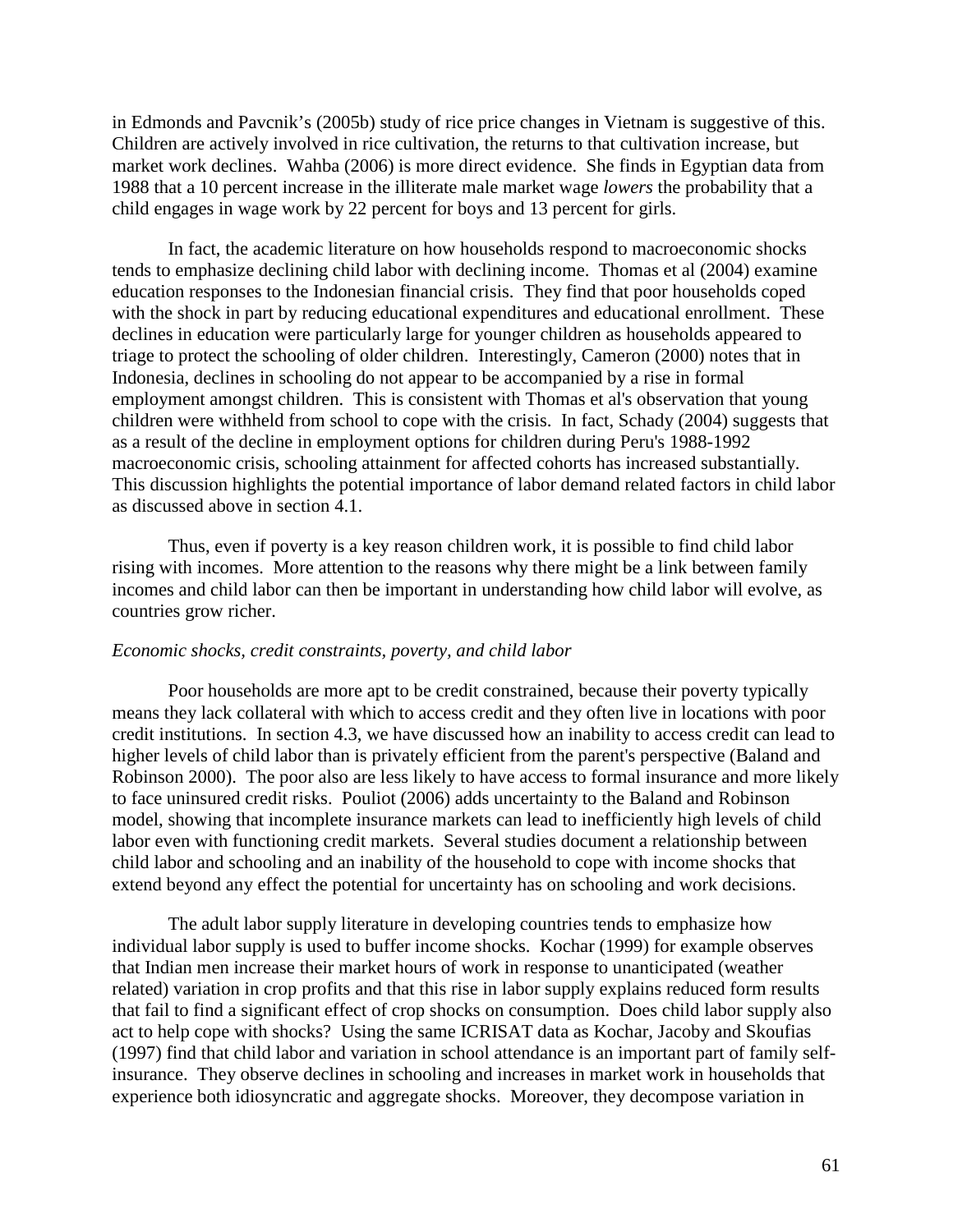in Edmonds and Pavcnik's (2005b) study of rice price changes in Vietnam is suggestive of this. Children are actively involved in rice cultivation, the returns to that cultivation increase, but market work declines. Wahba (2006) is more direct evidence. She finds in Egyptian data from 1988 that a 10 percent increase in the illiterate male market wage *lowers* the probability that a child engages in wage work by 22 percent for boys and 13 percent for girls.

In fact, the academic literature on how households respond to macroeconomic shocks tends to emphasize declining child labor with declining income. Thomas et al (2004) examine education responses to the Indonesian financial crisis. They find that poor households coped with the shock in part by reducing educational expenditures and educational enrollment. These declines in education were particularly large for younger children as households appeared to triage to protect the schooling of older children. Interestingly, Cameron (2000) notes that in Indonesia, declines in schooling do not appear to be accompanied by a rise in formal employment amongst children. This is consistent with Thomas et al's observation that young children were withheld from school to cope with the crisis. In fact, Schady (2004) suggests that as a result of the decline in employment options for children during Peru's 1988-1992 macroeconomic crisis, schooling attainment for affected cohorts has increased substantially. This discussion highlights the potential importance of labor demand related factors in child labor as discussed above in section 4.1.

Thus, even if poverty is a key reason children work, it is possible to find child labor rising with incomes. More attention to the reasons why there might be a link between family incomes and child labor can then be important in understanding how child labor will evolve, as countries grow richer.

*Economic shocks, credit constraints, poverty, and child labor*

Poor households are more apt to be credit constrained, because their poverty typically means they lack collateral with which to access credit and they often live in locations with poor credit institutions. In section 4.3, we have discussed how an inability to access credit can lead to higher levels of child labor than is privately efficient from the parent's perspective (Baland and Robinson 2000). The poor also are less likely to have access to formal insurance and more likely to face uninsured credit risks. Pouliot (2006) adds uncertainty to the Baland and Robinson model, showing that incomplete insurance markets can lead to inefficiently high levels of child labor even with functioning credit markets. Several studies document a relationship between child labor and schooling and an inability of the household to cope with income shocks that extend beyond any effect the potential for uncertainty has on schooling and work decisions.

The adult labor supply literature in developing countries tends to emphasize how individual labor supply is used to buffer income shocks. Kochar (1999) for example observes that Indian men increase their market hours of work in response to unanticipated (weather related) variation in crop profits and that this rise in labor supply explains reduced form results that fail to find a significant effect of crop shocks on consumption. Does child labor supply also act to help cope with shocks? Using the same ICRISAT data as Kochar, Jacoby and Skoufias (1997) find that child labor and variation in school attendance is an important part of family self-insurance. They observe declines in schooling and increases in market work in households that experience both idiosyncratic and aggregate shocks. Moreover, they decompose variation in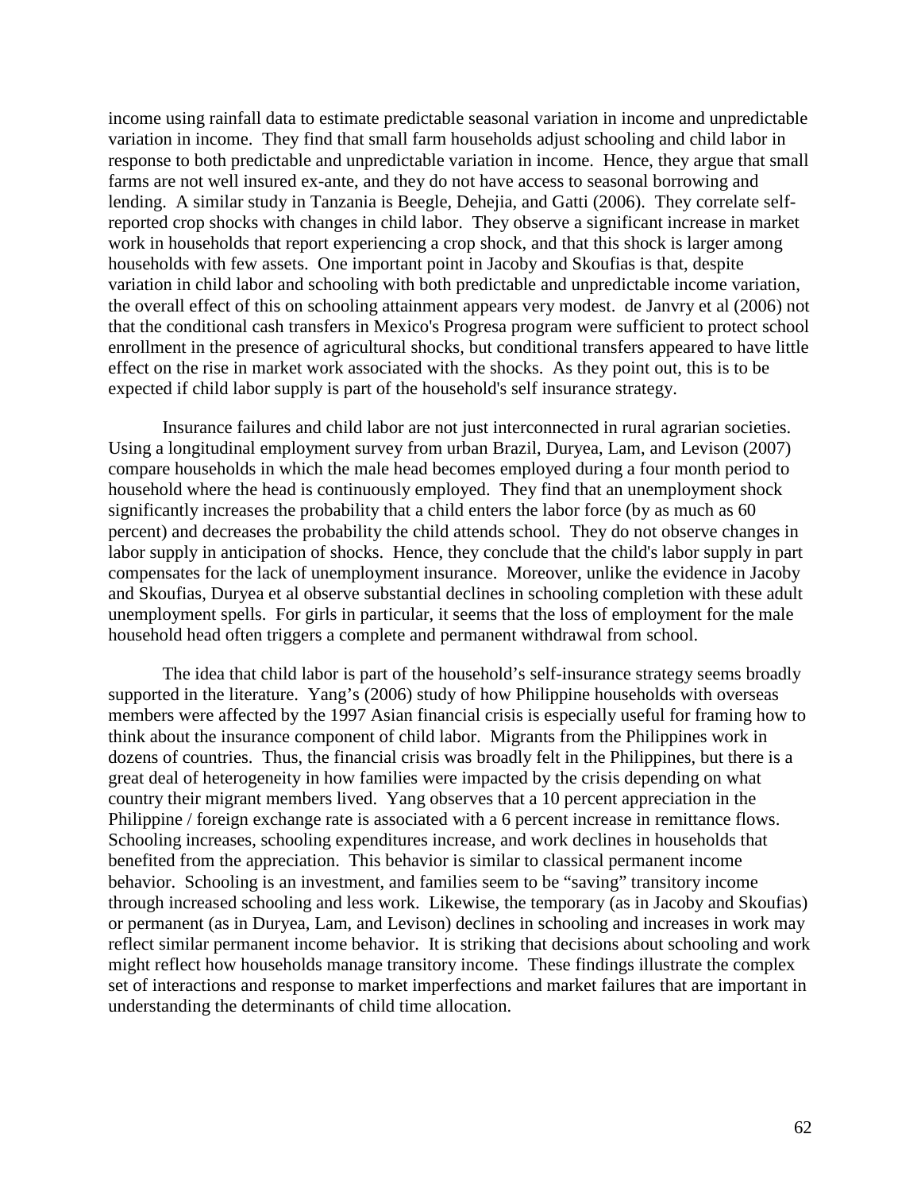income using rainfall data to estimate predictable seasonal variation in income and unpredictable variation in income. They find that small farm households adjust schooling and child labor in response to both predictable and unpredictable variation in income. Hence, they argue that small farms are not well insured ex-ante, and they do not have access to seasonal borrowing and lending. A similar study in Tanzania is Beegle, Dehejia, and Gatti (2006). They correlate self-reported crop shocks with changes in child labor. They observe a significant increase in market work in households that report experiencing a crop shock, and that this shock is larger among households with few assets. One important point in Jacoby and Skoufias is that, despite variation in child labor and schooling with both predictable and unpredictable income variation, the overall effect of this on schooling attainment appears very modest. de Janvry et al (2006) not that the conditional cash transfers in Mexico's Progresa program were sufficient to protect school enrollment in the presence of agricultural shocks, but conditional transfers appeared to have little effect on the rise in market work associated with the shocks. As they point out, this is to be expected if child labor supply is part of the household's self insurance strategy.

Insurance failures and child labor are not just interconnected in rural agrarian societies. Using a longitudinal employment survey from urban Brazil, Duryea, Lam, and Levison (2007) compare households in which the male head becomes employed during a four month period to household where the head is continuously employed. They find that an unemployment shock significantly increases the probability that a child enters the labor force (by as much as 60 percent) and decreases the probability the child attends school. They do not observe changes in labor supply in anticipation of shocks. Hence, they conclude that the child's labor supply in part compensates for the lack of unemployment insurance. Moreover, unlike the evidence in Jacoby and Skoufias, Duryea et al observe substantial declines in schooling completion with these adult unemployment spells. For girls in particular, it seems that the loss of employment for the male household head often triggers a complete and permanent withdrawal from school.

The idea that child labor is part of the household's self-insurance strategy seems broadly supported in the literature. Yang's (2006) study of how Philippine households with overseas members were affected by the 1997 Asian financial crisis is especially useful for framing how to think about the insurance component of child labor. Migrants from the Philippines work in dozens of countries. Thus, the financial crisis was broadly felt in the Philippines, but there is a great deal of heterogeneity in how families were impacted by the crisis depending on what country their migrant members lived. Yang observes that a 10 percent appreciation in the Philippine / foreign exchange rate is associated with a 6 percent increase in remittance flows. Schooling increases, schooling expenditures increase, and work declines in households that benefited from the appreciation. This behavior is similar to classical permanent income behavior. Schooling is an investment, and families seem to be "saving" transitory income through increased schooling and less work. Likewise, the temporary (as in Jacoby and Skoufias) or permanent (as in Duryea, Lam, and Levison) declines in schooling and increases in work may reflect similar permanent income behavior. It is striking that decisions about schooling and work might reflect how households manage transitory income. These findings illustrate the complex set of interactions and response to market imperfections and market failures that are important in understanding the determinants of child time allocation.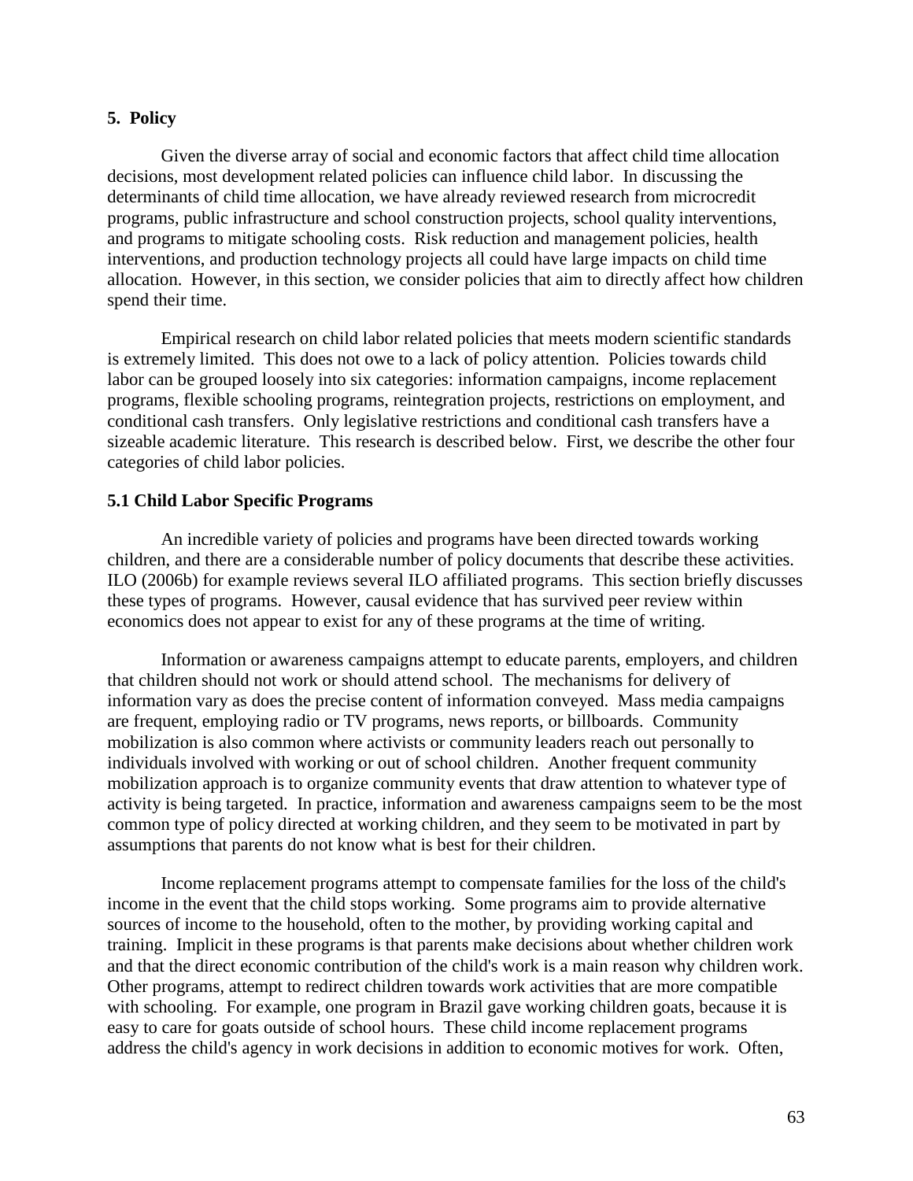## 5. Policy

Given the diverse array of social and economic factors that affect child time allocation decisions, most development related policies can influence child labor. In discussing the determinants of child time allocation, we have already reviewed research from microcredit programs, public infrastructure and school construction projects, school quality interventions, and programs to mitigate schooling costs. Risk reduction and management policies, health interventions, and production technology projects all could have large impacts on child time allocation. However, in this section, we consider policies that aim to directly affect how children spend their time.

Empirical research on child labor related policies that meets modern scientific standards is extremely limited. This does not owe to a lack of policy attention. Policies towards child labor can be grouped loosely into six categories: information campaigns, income replacement programs, flexible schooling programs, reintegration projects, restrictions on employment, and conditional cash transfers. Only legislative restrictions and conditional cash transfers have a sizeable academic literature. This research is described below. First, we describe the other four categories of child labor policies.

### 5.1 Child Labor Specific Programs

An incredible variety of policies and programs have been directed towards working children, and there are a considerable number of policy documents that describe these activities. ILO (2006b) for example reviews several ILO affiliated programs. This section briefly discusses these types of programs. However, causal evidence that has survived peer review within economics does not appear to exist for any of these programs at the time of writing.

Information or awareness campaigns attempt to educate parents, employers, and children that children should not work or should attend school. The mechanisms for delivery of information vary as does the precise content of information conveyed. Mass media campaigns are frequent, employing radio or TV programs, news reports, or billboards. Community mobilization is also common where activists or community leaders reach out personally to individuals involved with working or out of school children. Another frequent community mobilization approach is to organize community events that draw attention to whatever type of activity is being targeted. In practice, information and awareness campaigns seem to be the most common type of policy directed at working children, and they seem to be motivated in part by assumptions that parents do not know what is best for their children.

Income replacement programs attempt to compensate families for the loss of the child's income in the event that the child stops working. Some programs aim to provide alternative sources of income to the household, often to the mother, by providing working capital and training. Implicit in these programs is that parents make decisions about whether children work and that the direct economic contribution of the child's work is a main reason why children work. Other programs, attempt to redirect children towards work activities that are more compatible with schooling. For example, one program in Brazil gave working children goats, because it is easy to care for goats outside of school hours. These child income replacement programs address the child's agency in work decisions in addition to economic motives for work. Often,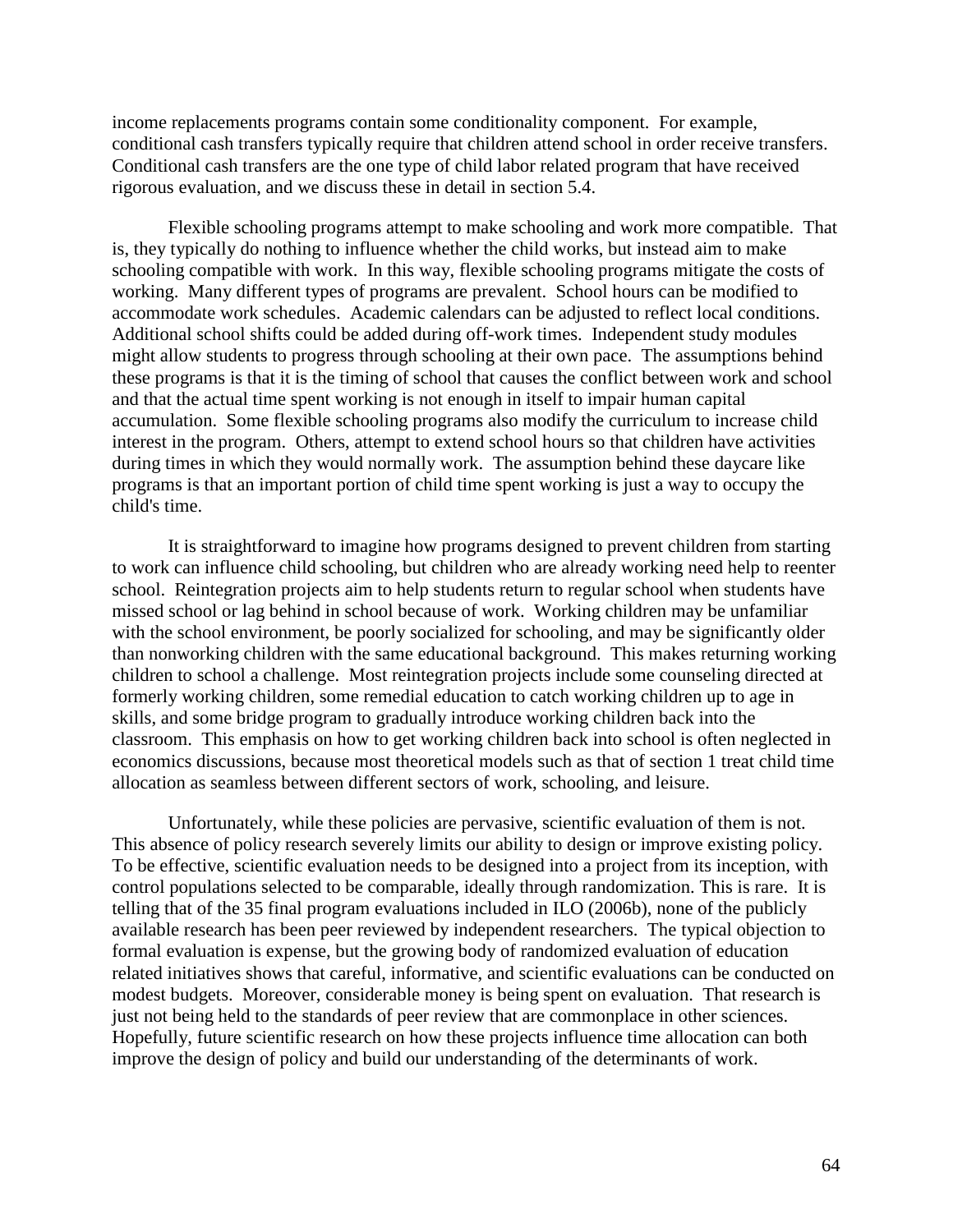income replacements programs contain some conditionality component. For example, conditional cash transfers typically require that children attend school in order receive transfers. Conditional cash transfers are the one type of child labor related program that have received rigorous evaluation, and we discuss these in detail in section 5.4.

Flexible schooling programs attempt to make schooling and work more compatible. That is, they typically do nothing to influence whether the child works, but instead aim to make schooling compatible with work. In this way, flexible schooling programs mitigate the costs of working. Many different types of programs are prevalent. School hours can be modified to accommodate work schedules. Academic calendars can be adjusted to reflect local conditions. Additional school shifts could be added during off-work times. Independent study modules might allow students to progress through schooling at their own pace. The assumptions behind these programs is that it is the timing of school that causes the conflict between work and school and that the actual time spent working is not enough in itself to impair human capital accumulation. Some flexible schooling programs also modify the curriculum to increase child interest in the program. Others, attempt to extend school hours so that children have activities during times in which they would normally work. The assumption behind these daycare like programs is that an important portion of child time spent working is just a way to occupy the child's time.

It is straightforward to imagine how programs designed to prevent children from starting to work can influence child schooling, but children who are already working need help to reenter school. Reintegration projects aim to help students return to regular school when students have missed school or lag behind in school because of work. Working children may be unfamiliar with the school environment, be poorly socialized for schooling, and may be significantly older than nonworking children with the same educational background. This makes returning working children to school a challenge. Most reintegration projects include some counseling directed at formerly working children, some remedial education to catch working children up to age in skills, and some bridge program to gradually introduce working children back into the classroom. This emphasis on how to get working children back into school is often neglected in economics discussions, because most theoretical models such as that of section 1 treat child time allocation as seamless between different sectors of work, schooling, and leisure.

Unfortunately, while these policies are pervasive, scientific evaluation of them is not. This absence of policy research severely limits our ability to design or improve existing policy. To be effective, scientific evaluation needs to be designed into a project from its inception, with control populations selected to be comparable, ideally through randomization. This is rare. It is telling that of the 35 final program evaluations included in ILO (2006b), none of the publicly available research has been peer reviewed by independent researchers. The typical objection to formal evaluation is expense, but the growing body of randomized evaluation of education related initiatives shows that careful, informative, and scientific evaluations can be conducted on modest budgets. Moreover, considerable money is being spent on evaluation. That research is just not being held to the standards of peer review that are commonplace in other sciences. Hopefully, future scientific research on how these projects influence time allocation can both improve the design of policy and build our understanding of the determinants of work.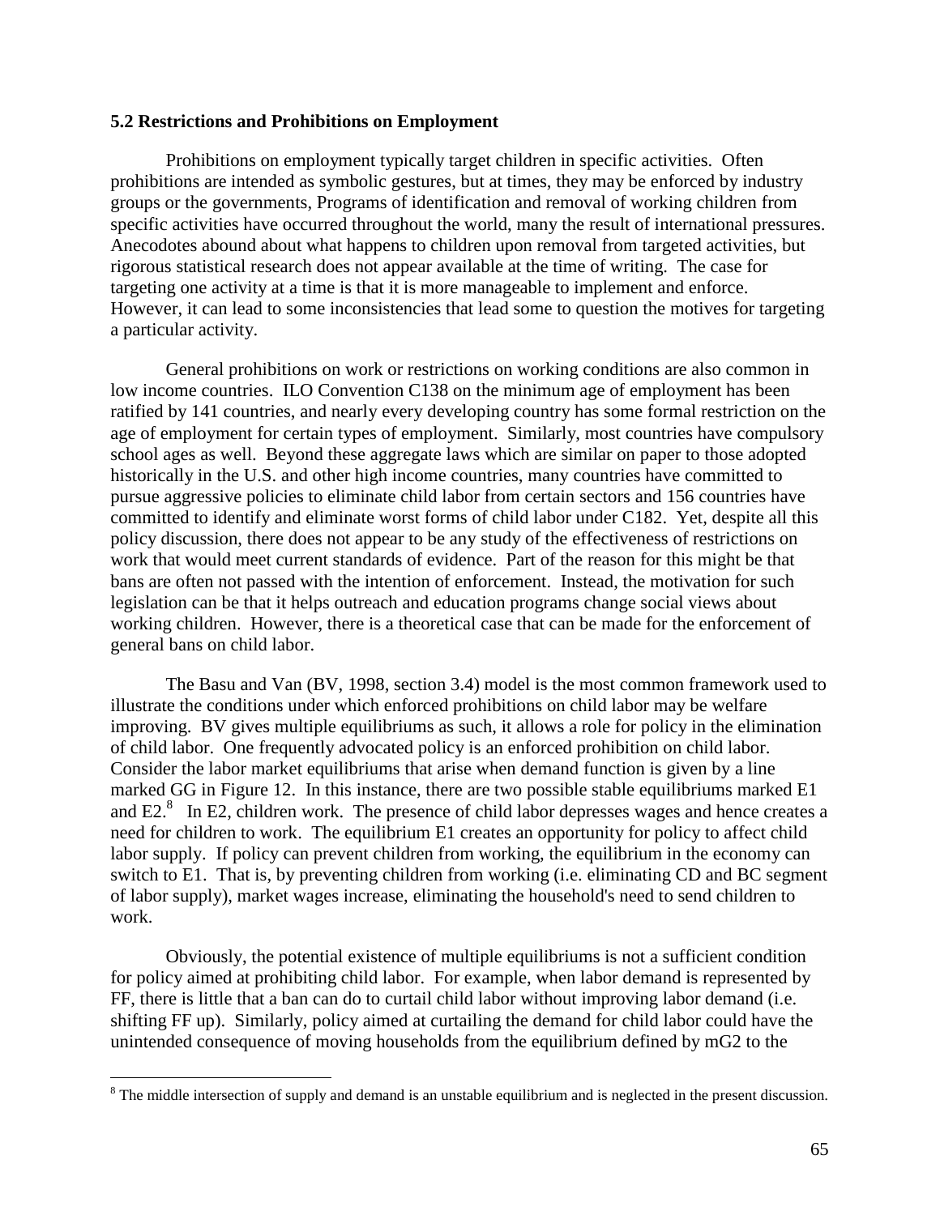### 5.2 Restrictions and Prohibitions on Employment

Prohibitions on employment typically target children in specific activities. Often prohibitions are intended as symbolic gestures, but at times, they may be enforced by industry groups or the governments, Programs of identification and removal of working children from specific activities have occurred throughout the world, many the result of international pressures. Anecodotes abound about what happens to children upon removal from targeted activities, but rigorous statistical research does not appear available at the time of writing. The case for targeting one activity at a time is that it is more manageable to implement and enforce. However, it can lead to some inconsistencies that lead some to question the motives for targeting a particular activity.

General prohibitions on work or restrictions on working conditions are also common in low income countries. ILO Convention C138 on the minimum age of employment has been ratified by 141 countries, and nearly every developing country has some formal restriction on the age of employment for certain types of employment. Similarly, most countries have compulsory school ages as well. Beyond these aggregate laws which are similar on paper to those adopted historically in the U.S. and other high income countries, many countries have committed to pursue aggressive policies to eliminate child labor from certain sectors and 156 countries have committed to identify and eliminate worst forms of child labor under C182. Yet, despite all this policy discussion, there does not appear to be any study of the effectiveness of restrictions on work that would meet current standards of evidence. Part of the reason for this might be that bans are often not passed with the intention of enforcement. Instead, the motivation for such legislation can be that it helps outreach and education programs change social views about working children. However, there is a theoretical case that can be made for the enforcement of general bans on child labor.

The Basu and Van (BV, 1998, section 3.4) model is the most common framework used to illustrate the conditions under which enforced prohibitions on child labor may be welfare improving. BV gives multiple equilibriums as such, it allows a role for policy in the elimination of child labor. One frequently advocated policy is an enforced prohibition on child labor. Consider the labor market equilibriums that arise when demand function is given by a line marked GG in Figure 12. In this instance, there are two possible stable equilibriums marked E1 and E2.[8] In E2, children work. The presence of child labor depresses wages and hence creates a need for children to work. The equilibrium E1 creates an opportunity for policy to affect child labor supply. If policy can prevent children from working, the equilibrium in the economy can switch to E1. That is, by preventing children from working (i.e. eliminating CD and BC segment of labor supply), market wages increase, eliminating the household's need to send children to work.

Obviously, the potential existence of multiple equilibriums is not a sufficient condition for policy aimed at prohibiting child labor. For example, when labor demand is represented by FF, there is little that a ban can do to curtail child labor without improving labor demand (i.e. shifting FF up). Similarly, policy aimed at curtailing the demand for child labor could have the unintended consequence of moving households from the equilibrium defined by mG2 to the

[8] The middle intersection of supply and demand is an unstable equilibrium and is neglected in the present discussion.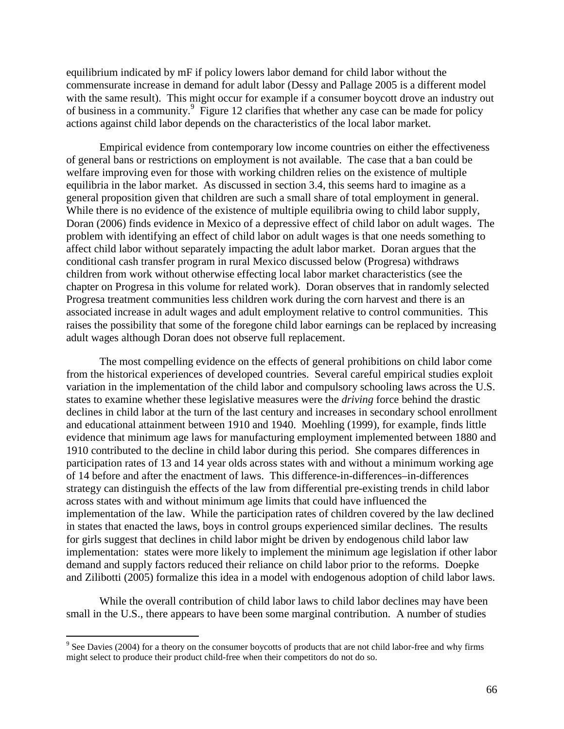equilibrium indicated by mF if policy lowers labor demand for child labor without the commensurate increase in demand for adult labor (Dessy and Pallage 2005 is a different model with the same result). This might occur for example if a consumer boycott drove an industry out of business in a community.[9] Figure 12 clarifies that whether any case can be made for policy actions against child labor depends on the characteristics of the local labor market.

Empirical evidence from contemporary low income countries on either the effectiveness of general bans or restrictions on employment is not available. The case that a ban could be welfare improving even for those with working children relies on the existence of multiple equilibria in the labor market. As discussed in section 3.4, this seems hard to imagine as a general proposition given that children are such a small share of total employment in general. While there is no evidence of the existence of multiple equilibria owing to child labor supply, Doran (2006) finds evidence in Mexico of a depressive effect of child labor on adult wages. The problem with identifying an effect of child labor on adult wages is that one needs something to affect child labor without separately impacting the adult labor market. Doran argues that the conditional cash transfer program in rural Mexico discussed below (Progresa) withdraws children from work without otherwise effecting local labor market characteristics (see the chapter on Progresa in this volume for related work). Doran observes that in randomly selected Progresa treatment communities less children work during the corn harvest and there is an associated increase in adult wages and adult employment relative to control communities. This raises the possibility that some of the foregone child labor earnings can be replaced by increasing adult wages although Doran does not observe full replacement.

The most compelling evidence on the effects of general prohibitions on child labor come from the historical experiences of developed countries. Several careful empirical studies exploit variation in the implementation of the child labor and compulsory schooling laws across the U.S. states to examine whether these legislative measures were the *driving* force behind the drastic declines in child labor at the turn of the last century and increases in secondary school enrollment and educational attainment between 1910 and 1940. Moehling (1999), for example, finds little evidence that minimum age laws for manufacturing employment implemented between 1880 and 1910 contributed to the decline in child labor during this period. She compares differences in participation rates of 13 and 14 year olds across states with and without a minimum working age of 14 before and after the enactment of laws. This difference-in-differences–in-differences strategy can distinguish the effects of the law from differential pre-existing trends in child labor across states with and without minimum age limits that could have influenced the implementation of the law. While the participation rates of children covered by the law declined in states that enacted the laws, boys in control groups experienced similar declines. The results for girls suggest that declines in child labor might be driven by endogenous child labor law implementation: states were more likely to implement the minimum age legislation if other labor demand and supply factors reduced their reliance on child labor prior to the reforms. Doepke and Zilibotti (2005) formalize this idea in a model with endogenous adoption of child labor laws.

While the overall contribution of child labor laws to child labor declines may have been small in the U.S., there appears to have been some marginal contribution. A number of studies

[9] See Davies (2004) for a theory on the consumer boycotts of products that are not child labor-free and why firms might select to produce their product child-free when their competitors do not do so.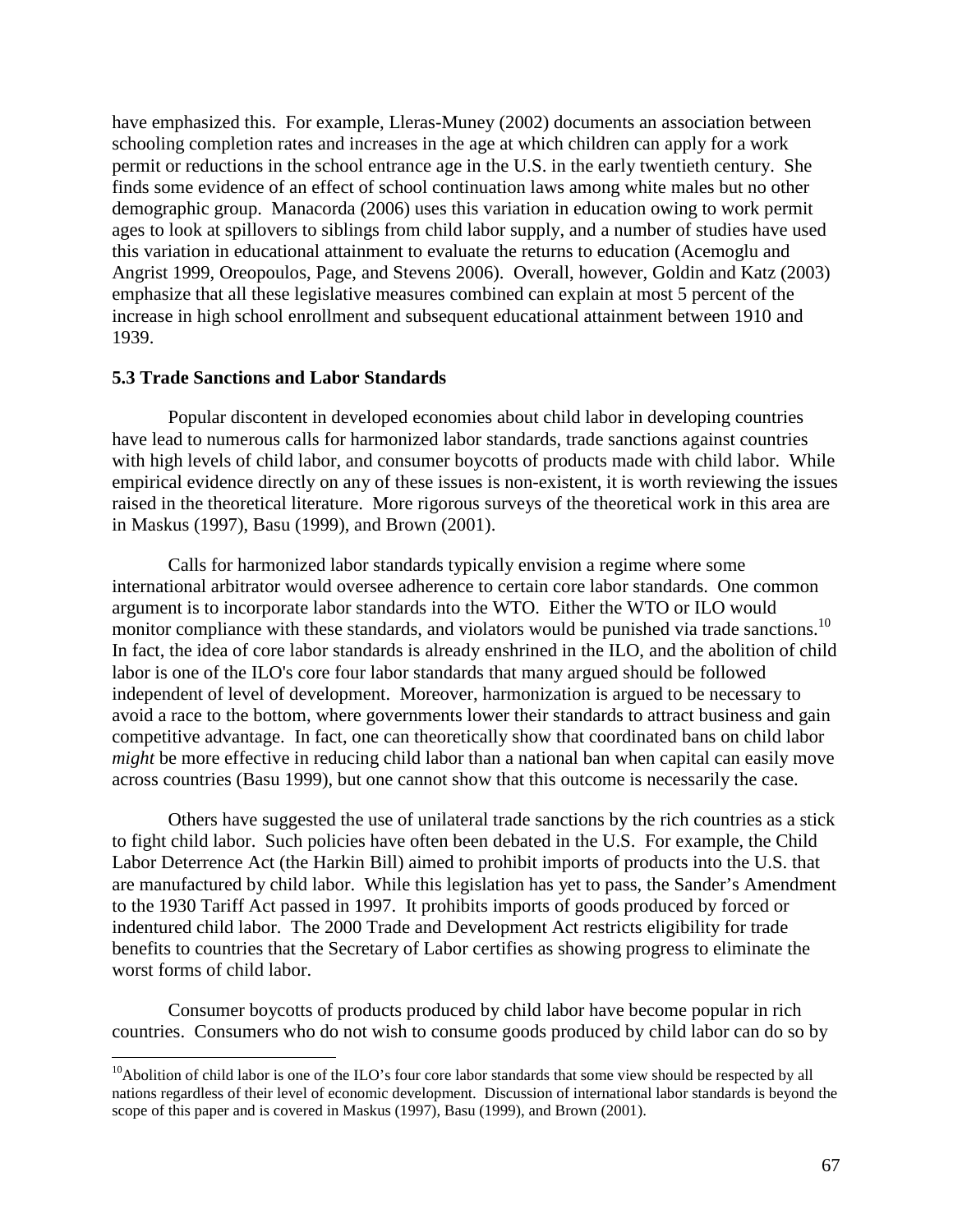have emphasized this. For example, Lleras-Muney (2002) documents an association between schooling completion rates and increases in the age at which children can apply for a work permit or reductions in the school entrance age in the U.S. in the early twentieth century. She finds some evidence of an effect of school continuation laws among white males but no other demographic group. Manacorda (2006) uses this variation in education owing to work permit ages to look at spillovers to siblings from child labor supply, and a number of studies have used this variation in educational attainment to evaluate the returns to education (Acemoglu and Angrist 1999, Oreopoulos, Page, and Stevens 2006). Overall, however, Goldin and Katz (2003) emphasize that all these legislative measures combined can explain at most 5 percent of the increase in high school enrollment and subsequent educational attainment between 1910 and 1939.

### 5.3 Trade Sanctions and Labor Standards

Popular discontent in developed economies about child labor in developing countries have lead to numerous calls for harmonized labor standards, trade sanctions against countries with high levels of child labor, and consumer boycotts of products made with child labor. While empirical evidence directly on any of these issues is non-existent, it is worth reviewing the issues raised in the theoretical literature. More rigorous surveys of the theoretical work in this area are in Maskus (1997), Basu (1999), and Brown (2001).

Calls for harmonized labor standards typically envision a regime where some international arbitrator would oversee adherence to certain core labor standards. One common argument is to incorporate labor standards into the WTO. Either the WTO or ILO would monitor compliance with these standards, and violators would be punished via trade sanctions.[10] In fact, the idea of core labor standards is already enshrined in the ILO, and the abolition of child labor is one of the ILO's core four labor standards that many argued should be followed independent of level of development. Moreover, harmonization is argued to be necessary to avoid a race to the bottom, where governments lower their standards to attract business and gain competitive advantage. In fact, one can theoretically show that coordinated bans on child labor *might* be more effective in reducing child labor than a national ban when capital can easily move across countries (Basu 1999), but one cannot show that this outcome is necessarily the case.

Others have suggested the use of unilateral trade sanctions by the rich countries as a stick to fight child labor. Such policies have often been debated in the U.S. For example, the Child Labor Deterrence Act (the Harkin Bill) aimed to prohibit imports of products into the U.S. that are manufactured by child labor. While this legislation has yet to pass, the Sander's Amendment to the 1930 Tariff Act passed in 1997. It prohibits imports of goods produced by forced or indentured child labor. The 2000 Trade and Development Act restricts eligibility for trade benefits to countries that the Secretary of Labor certifies as showing progress to eliminate the worst forms of child labor.

Consumer boycotts of products produced by child labor have become popular in rich countries. Consumers who do not wish to consume goods produced by child labor can do so by

---

[10] Abolition of child labor is one of the ILO's four core labor standards that some view should be respected by all nations regardless of their level of economic development. Discussion of international labor standards is beyond the scope of this paper and is covered in Maskus (1997), Basu (1999), and Brown (2001).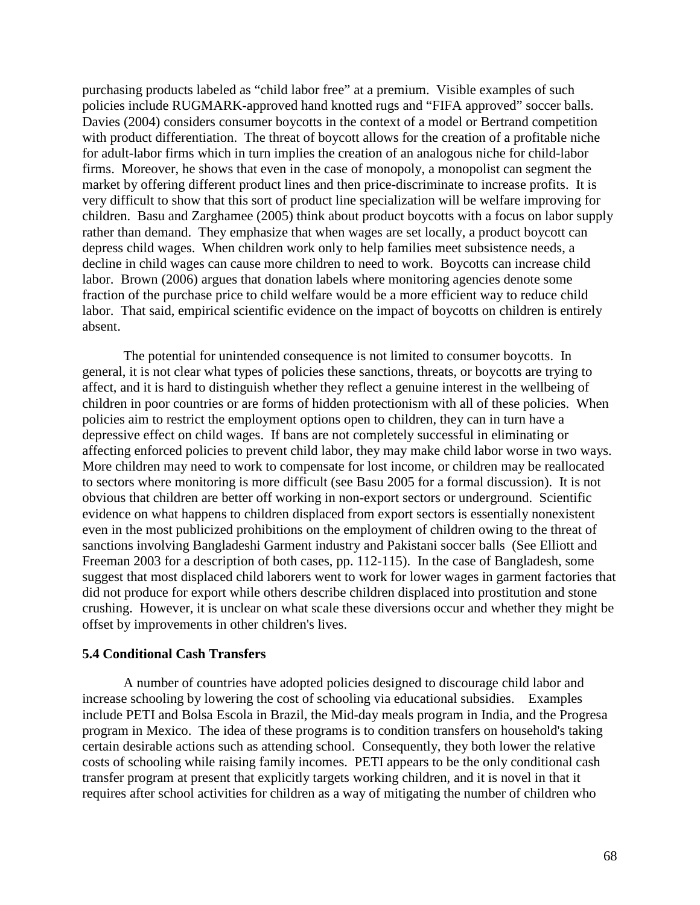purchasing products labeled as "child labor free" at a premium. Visible examples of such policies include RUGMARK-approved hand knotted rugs and "FIFA approved" soccer balls. Davies (2004) considers consumer boycotts in the context of a model or Bertrand competition with product differentiation. The threat of boycott allows for the creation of a profitable niche for adult-labor firms which in turn implies the creation of an analogous niche for child-labor firms. Moreover, he shows that even in the case of monopoly, a monopolist can segment the market by offering different product lines and then price-discriminate to increase profits. It is very difficult to show that this sort of product line specialization will be welfare improving for children. Basu and Zarghamee (2005) think about product boycotts with a focus on labor supply rather than demand. They emphasize that when wages are set locally, a product boycott can depress child wages. When children work only to help families meet subsistence needs, a decline in child wages can cause more children to need to work. Boycotts can increase child labor. Brown (2006) argues that donation labels where monitoring agencies denote some fraction of the purchase price to child welfare would be a more efficient way to reduce child labor. That said, empirical scientific evidence on the impact of boycotts on children is entirely absent.

The potential for unintended consequence is not limited to consumer boycotts. In general, it is not clear what types of policies these sanctions, threats, or boycotts are trying to affect, and it is hard to distinguish whether they reflect a genuine interest in the wellbeing of children in poor countries or are forms of hidden protectionism with all of these policies. When policies aim to restrict the employment options open to children, they can in turn have a depressive effect on child wages. If bans are not completely successful in eliminating or affecting enforced policies to prevent child labor, they may make child labor worse in two ways. More children may need to work to compensate for lost income, or children may be reallocated to sectors where monitoring is more difficult (see Basu 2005 for a formal discussion). It is not obvious that children are better off working in non-export sectors or underground. Scientific evidence on what happens to children displaced from export sectors is essentially nonexistent even in the most publicized prohibitions on the employment of children owing to the threat of sanctions involving Bangladeshi Garment industry and Pakistani soccer balls (See Elliott and Freeman 2003 for a description of both cases, pp. 112-115). In the case of Bangladesh, some suggest that most displaced child laborers went to work for lower wages in garment factories that did not produce for export while others describe children displaced into prostitution and stone crushing. However, it is unclear on what scale these diversions occur and whether they might be offset by improvements in other children's lives.

### 5.4 Conditional Cash Transfers

A number of countries have adopted policies designed to discourage child labor and increase schooling by lowering the cost of schooling via educational subsidies. Examples include PETI and Bolsa Escola in Brazil, the Mid-day meals program in India, and the Progresa program in Mexico. The idea of these programs is to condition transfers on household's taking certain desirable actions such as attending school. Consequently, they both lower the relative costs of schooling while raising family incomes. PETI appears to be the only conditional cash transfer program at present that explicitly targets working children, and it is novel in that it requires after school activities for children as a way of mitigating the number of children who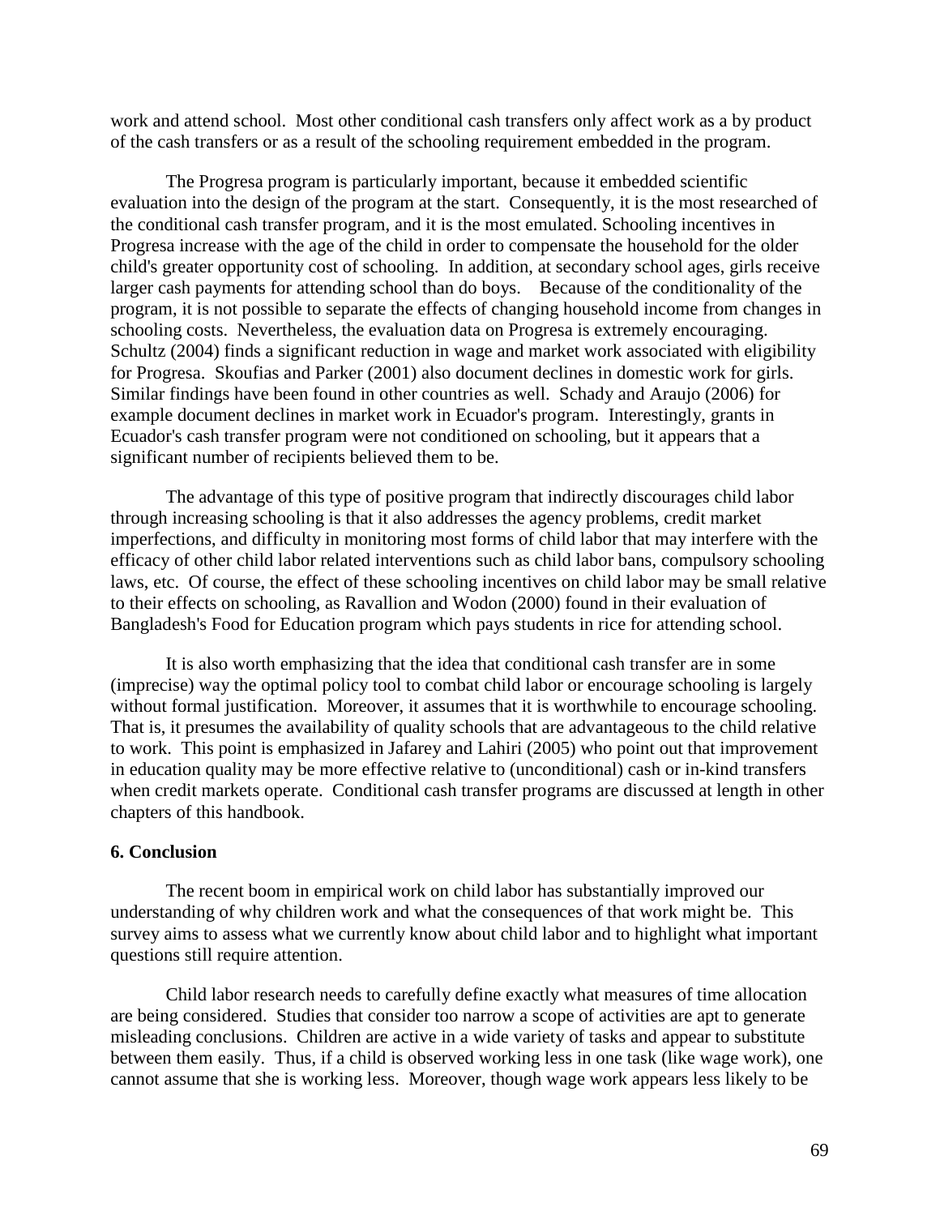work and attend school. Most other conditional cash transfers only affect work as a by product of the cash transfers or as a result of the schooling requirement embedded in the program.

The Progresa program is particularly important, because it embedded scientific evaluation into the design of the program at the start. Consequently, it is the most researched of the conditional cash transfer program, and it is the most emulated. Schooling incentives in Progresa increase with the age of the child in order to compensate the household for the older child's greater opportunity cost of schooling. In addition, at secondary school ages, girls receive larger cash payments for attending school than do boys. Because of the conditionality of the program, it is not possible to separate the effects of changing household income from changes in schooling costs. Nevertheless, the evaluation data on Progresa is extremely encouraging. Schultz (2004) finds a significant reduction in wage and market work associated with eligibility for Progresa. Skoufias and Parker (2001) also document declines in domestic work for girls. Similar findings have been found in other countries as well. Schady and Araujo (2006) for example document declines in market work in Ecuador's program. Interestingly, grants in Ecuador's cash transfer program were not conditioned on schooling, but it appears that a significant number of recipients believed them to be.

The advantage of this type of positive program that indirectly discourages child labor through increasing schooling is that it also addresses the agency problems, credit market imperfections, and difficulty in monitoring most forms of child labor that may interfere with the efficacy of other child labor related interventions such as child labor bans, compulsory schooling laws, etc. Of course, the effect of these schooling incentives on child labor may be small relative to their effects on schooling, as Ravallion and Wodon (2000) found in their evaluation of Bangladesh's Food for Education program which pays students in rice for attending school.

It is also worth emphasizing that the idea that conditional cash transfer are in some (imprecise) way the optimal policy tool to combat child labor or encourage schooling is largely without formal justification. Moreover, it assumes that it is worthwhile to encourage schooling. That is, it presumes the availability of quality schools that are advantageous to the child relative to work. This point is emphasized in Jafarey and Lahiri (2005) who point out that improvement in education quality may be more effective relative to (unconditional) cash or in-kind transfers when credit markets operate. Conditional cash transfer programs are discussed at length in other chapters of this handbook.

## 6. Conclusion

The recent boom in empirical work on child labor has substantially improved our understanding of why children work and what the consequences of that work might be. This survey aims to assess what we currently know about child labor and to highlight what important questions still require attention.

Child labor research needs to carefully define exactly what measures of time allocation are being considered. Studies that consider too narrow a scope of activities are apt to generate misleading conclusions. Children are active in a wide variety of tasks and appear to substitute between them easily. Thus, if a child is observed working less in one task (like wage work), one cannot assume that she is working less. Moreover, though wage work appears less likely to be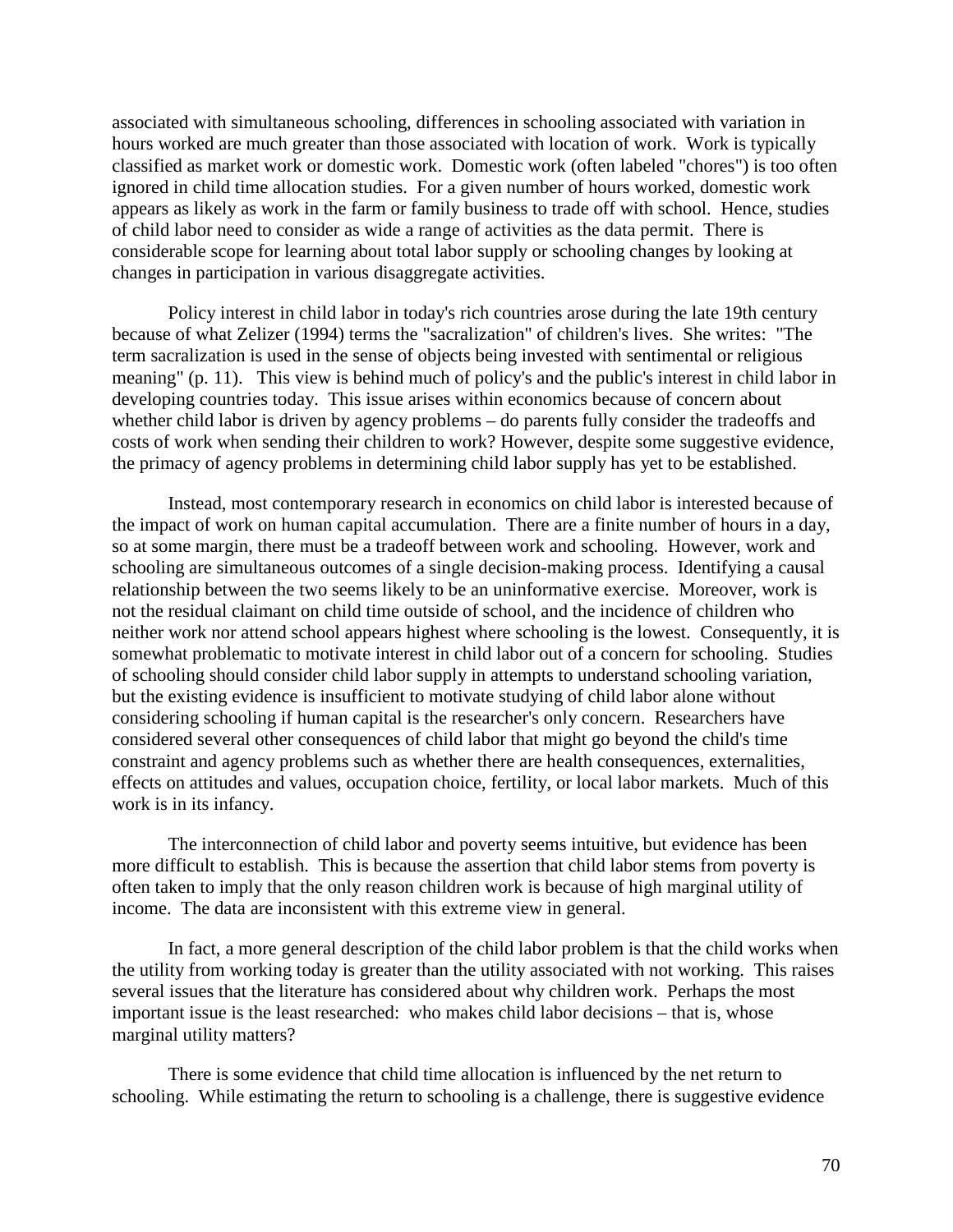associated with simultaneous schooling, differences in schooling associated with variation in hours worked are much greater than those associated with location of work. Work is typically classified as market work or domestic work. Domestic work (often labeled "chores") is too often ignored in child time allocation studies. For a given number of hours worked, domestic work appears as likely as work in the farm or family business to trade off with school. Hence, studies of child labor need to consider as wide a range of activities as the data permit. There is considerable scope for learning about total labor supply or schooling changes by looking at changes in participation in various disaggregate activities.

Policy interest in child labor in today's rich countries arose during the late 19th century because of what Zelizer (1994) terms the "sacralization" of children's lives. She writes: "The term sacralization is used in the sense of objects being invested with sentimental or religious meaning" (p. 11). This view is behind much of policy's and the public's interest in child labor in developing countries today. This issue arises within economics because of concern about whether child labor is driven by agency problems – do parents fully consider the tradeoffs and costs of work when sending their children to work? However, despite some suggestive evidence, the primacy of agency problems in determining child labor supply has yet to be established.

Instead, most contemporary research in economics on child labor is interested because of the impact of work on human capital accumulation. There are a finite number of hours in a day, so at some margin, there must be a tradeoff between work and schooling. However, work and schooling are simultaneous outcomes of a single decision-making process. Identifying a causal relationship between the two seems likely to be an uninformative exercise. Moreover, work is not the residual claimant on child time outside of school, and the incidence of children who neither work nor attend school appears highest where schooling is the lowest. Consequently, it is somewhat problematic to motivate interest in child labor out of a concern for schooling. Studies of schooling should consider child labor supply in attempts to understand schooling variation, but the existing evidence is insufficient to motivate studying of child labor alone without considering schooling if human capital is the researcher's only concern. Researchers have considered several other consequences of child labor that might go beyond the child's time constraint and agency problems such as whether there are health consequences, externalities, effects on attitudes and values, occupation choice, fertility, or local labor markets. Much of this work is in its infancy.

The interconnection of child labor and poverty seems intuitive, but evidence has been more difficult to establish. This is because the assertion that child labor stems from poverty is often taken to imply that the only reason children work is because of high marginal utility of income. The data are inconsistent with this extreme view in general.

In fact, a more general description of the child labor problem is that the child works when the utility from working today is greater than the utility associated with not working. This raises several issues that the literature has considered about why children work. Perhaps the most important issue is the least researched: who makes child labor decisions – that is, whose marginal utility matters?

There is some evidence that child time allocation is influenced by the net return to schooling. While estimating the return to schooling is a challenge, there is suggestive evidence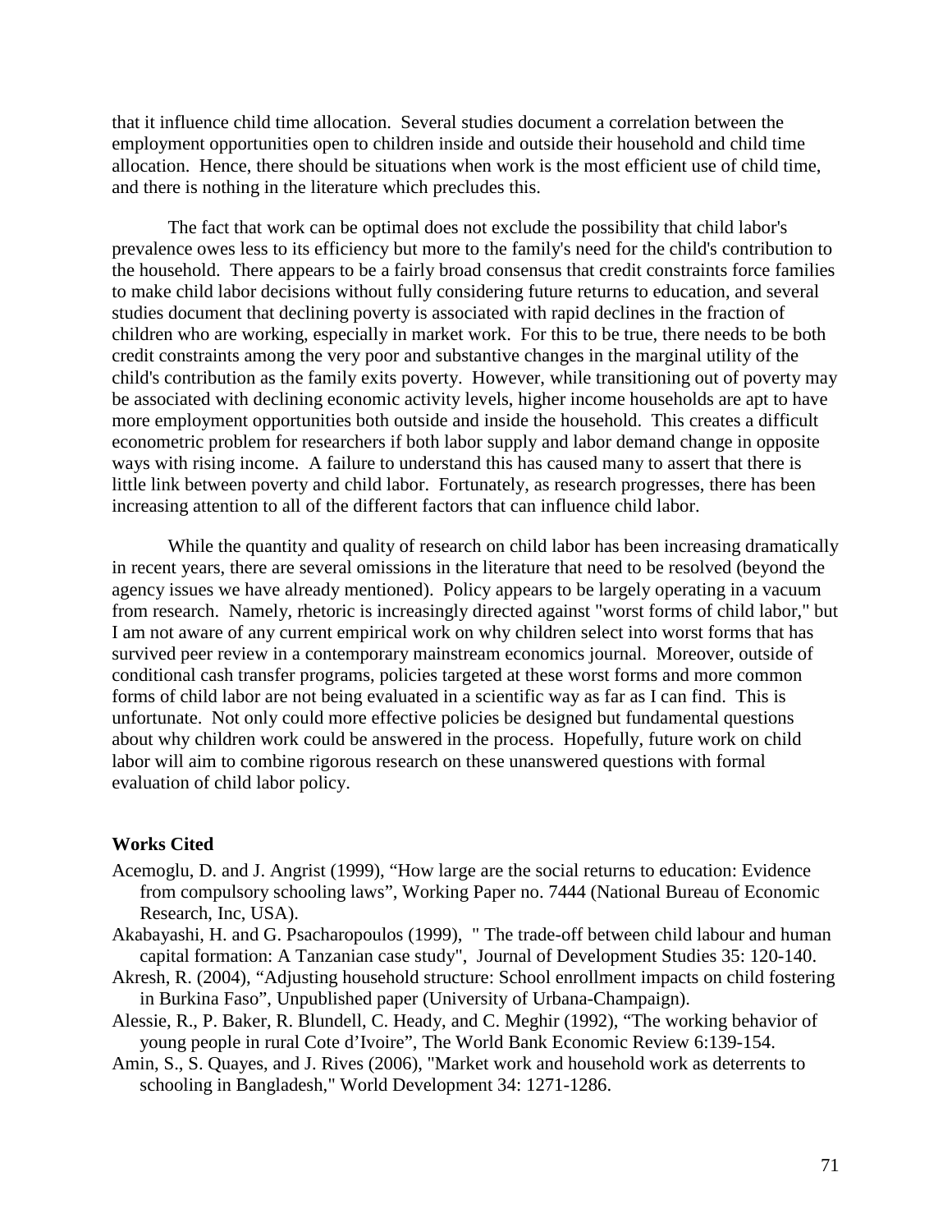that it influence child time allocation. Several studies document a correlation between the employment opportunities open to children inside and outside their household and child time allocation. Hence, there should be situations when work is the most efficient use of child time, and there is nothing in the literature which precludes this.

The fact that work can be optimal does not exclude the possibility that child labor's prevalence owes less to its efficiency but more to the family's need for the child's contribution to the household. There appears to be a fairly broad consensus that credit constraints force families to make child labor decisions without fully considering future returns to education, and several studies document that declining poverty is associated with rapid declines in the fraction of children who are working, especially in market work. For this to be true, there needs to be both credit constraints among the very poor and substantive changes in the marginal utility of the child's contribution as the family exits poverty. However, while transitioning out of poverty may be associated with declining economic activity levels, higher income households are apt to have more employment opportunities both outside and inside the household. This creates a difficult econometric problem for researchers if both labor supply and labor demand change in opposite ways with rising income. A failure to understand this has caused many to assert that there is little link between poverty and child labor. Fortunately, as research progresses, there has been increasing attention to all of the different factors that can influence child labor.

While the quantity and quality of research on child labor has been increasing dramatically in recent years, there are several omissions in the literature that need to be resolved (beyond the agency issues we have already mentioned). Policy appears to be largely operating in a vacuum from research. Namely, rhetoric is increasingly directed against "worst forms of child labor," but I am not aware of any current empirical work on why children select into worst forms that has survived peer review in a contemporary mainstream economics journal. Moreover, outside of conditional cash transfer programs, policies targeted at these worst forms and more common forms of child labor are not being evaluated in a scientific way as far as I can find. This is unfortunate. Not only could more effective policies be designed but fundamental questions about why children work could be answered in the process. Hopefully, future work on child labor will aim to combine rigorous research on these unanswered questions with formal evaluation of child labor policy.

**Works Cited**

Acemoglu, D. and J. Angrist (1999), "How large are the social returns to education: Evidence from compulsory schooling laws", Working Paper no. 7444 (National Bureau of Economic Research, Inc, USA).

Akabayashi, H. and G. Psacharopoulos (1999), " The trade-off between child labour and human capital formation: A Tanzanian case study", Journal of Development Studies 35: 120-140.

Akresh, R. (2004), "Adjusting household structure: School enrollment impacts on child fostering in Burkina Faso", Unpublished paper (University of Urbana-Champaign).

Alessie, R., P. Baker, R. Blundell, C. Heady, and C. Meghir (1992), "The working behavior of young people in rural Cote d'Ivoire", The World Bank Economic Review 6:139-154.

Amin, S., S. Quayes, and J. Rives (2006), "Market work and household work as deterrents to schooling in Bangladesh," World Development 34: 1271-1286.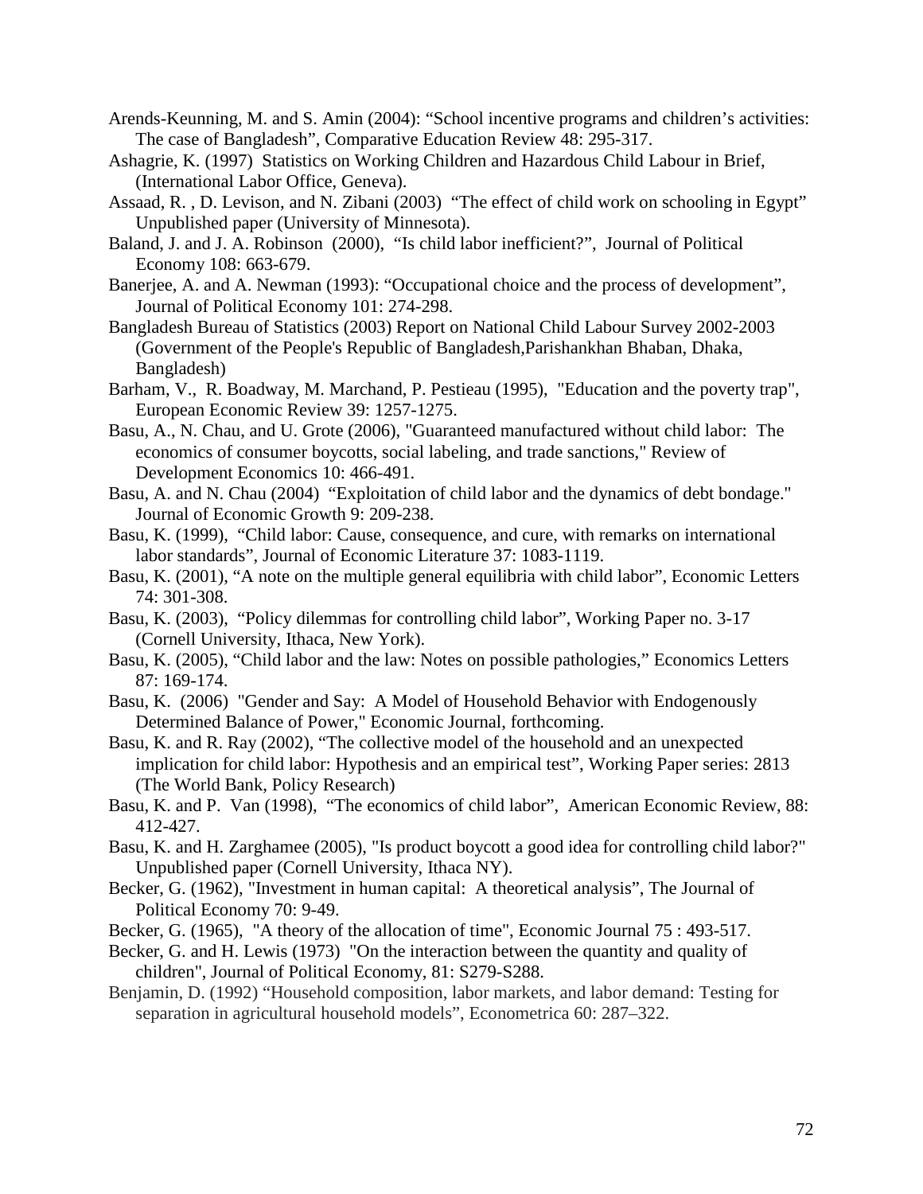Arends-Keunning, M. and S. Amin (2004): “School incentive programs and children’s activities: The case of Bangladesh”, Comparative Education Review 48: 295-317.

Ashagrie, K. (1997) Statistics on Working Children and Hazardous Child Labour in Brief, (International Labor Office, Geneva).

Assaad, R. , D. Levison, and N. Zibani (2003) “The effect of child work on schooling in Egypt” Unpublished paper (University of Minnesota).

Baland, J. and J. A. Robinson (2000), “Is child labor inefficient?”, Journal of Political Economy 108: 663-679.

Banerjee, A. and A. Newman (1993): “Occupational choice and the process of development”, Journal of Political Economy 101: 274-298.

Bangladesh Bureau of Statistics (2003) Report on National Child Labour Survey 2002-2003 (Government of the People's Republic of Bangladesh,Parishankhan Bhaban, Dhaka, Bangladesh)

Barham, V., R. Boadway, M. Marchand, P. Pestieau (1995), "Education and the poverty trap", European Economic Review 39: 1257-1275.

Basu, A., N. Chau, and U. Grote (2006), "Guaranteed manufactured without child labor: The economics of consumer boycotts, social labeling, and trade sanctions," Review of Development Economics 10: 466-491.

Basu, A. and N. Chau (2004) “Exploitation of child labor and the dynamics of debt bondage." Journal of Economic Growth 9: 209-238.

Basu, K. (1999), “Child labor: Cause, consequence, and cure, with remarks on international labor standards”, Journal of Economic Literature 37: 1083-1119.

Basu, K. (2001), “A note on the multiple general equilibria with child labor”, Economic Letters 74: 301-308.

Basu, K. (2003), “Policy dilemmas for controlling child labor”, Working Paper no. 3-17 (Cornell University, Ithaca, New York).

Basu, K. (2005), “Child labor and the law: Notes on possible pathologies,” Economics Letters 87: 169-174.

Basu, K. (2006) "Gender and Say: A Model of Household Behavior with Endogenously Determined Balance of Power," Economic Journal, forthcoming.

Basu, K. and R. Ray (2002), “The collective model of the household and an unexpected implication for child labor: Hypothesis and an empirical test”, Working Paper series: 2813 (The World Bank, Policy Research)

Basu, K. and P. Van (1998), “The economics of child labor”, American Economic Review, 88: 412-427.

Basu, K. and H. Zarghamee (2005), "Is product boycott a good idea for controlling child labor?" Unpublished paper (Cornell University, Ithaca NY).

Becker, G. (1962), "Investment in human capital: A theoretical analysis”, The Journal of Political Economy 70: 9-49.

Becker, G. (1965), "A theory of the allocation of time", Economic Journal 75 : 493-517.

Becker, G. and H. Lewis (1973) "On the interaction between the quantity and quality of children", Journal of Political Economy, 81: S279-S288.

Benjamin, D. (1992) “Household composition, labor markets, and labor demand: Testing for separation in agricultural household models”, Econometrica 60: 287–322.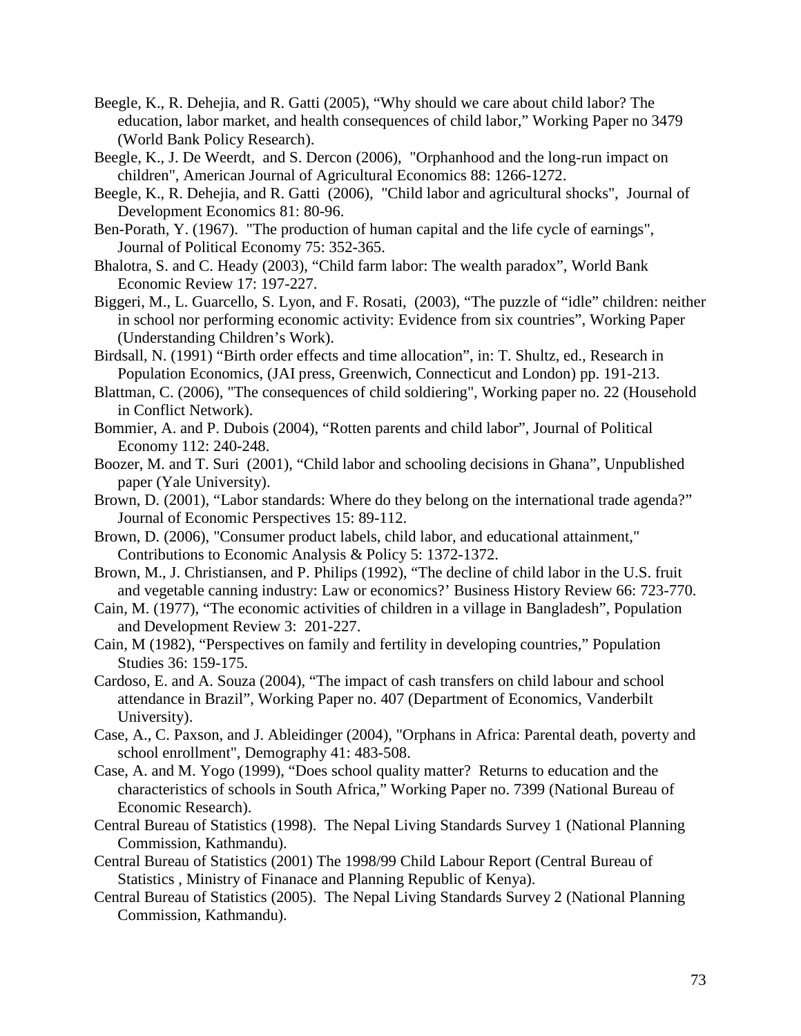Beegle, K., R. Dehejia, and R. Gatti (2005), “Why should we care about child labor? The education, labor market, and health consequences of child labor,” Working Paper no 3479 (World Bank Policy Research).

Beegle, K., J. De Weerdt, and S. Dercon (2006), "Orphanhood and the long-run impact on children", American Journal of Agricultural Economics 88: 1266-1272.

Beegle, K., R. Dehejia, and R. Gatti (2006), "Child labor and agricultural shocks", Journal of Development Economics 81: 80-96.

Ben-Porath, Y. (1967). "The production of human capital and the life cycle of earnings", Journal of Political Economy 75: 352-365.

Bhalotra, S. and C. Heady (2003), “Child farm labor: The wealth paradox”, World Bank Economic Review 17: 197-227.

Biggeri, M., L. Guarcello, S. Lyon, and F. Rosati, (2003), “The puzzle of “idle” children: neither in school nor performing economic activity: Evidence from six countries”, Working Paper (Understanding Children’s Work).

Birdsall, N. (1991) “Birth order effects and time allocation”, in: T. Shultz, ed., Research in Population Economics, (JAI press, Greenwich, Connecticut and London) pp. 191-213.

Blattman, C. (2006), "The consequences of child soldiering", Working paper no. 22 (Household in Conflict Network).

Bommier, A. and P. Dubois (2004), “Rotten parents and child labor”, Journal of Political Economy 112: 240-248.

Boozer, M. and T. Suri (2001), “Child labor and schooling decisions in Ghana”, Unpublished paper (Yale University).

Brown, D. (2001), “Labor standards: Where do they belong on the international trade agenda?” Journal of Economic Perspectives 15: 89-112.

Brown, D. (2006), "Consumer product labels, child labor, and educational attainment," Contributions to Economic Analysis & Policy 5: 1372-1372.

Brown, M., J. Christiansen, and P. Philips (1992), “The decline of child labor in the U.S. fruit and vegetable canning industry: Law or economics?’ Business History Review 66: 723-770.

Cain, M. (1977), “The economic activities of children in a village in Bangladesh”, Population and Development Review 3: 201-227.

Cain, M (1982), “Perspectives on family and fertility in developing countries,” Population Studies 36: 159-175.

Cardoso, E. and A. Souza (2004), “The impact of cash transfers on child labour and school attendance in Brazil”, Working Paper no. 407 (Department of Economics, Vanderbilt University).

Case, A., C. Paxson, and J. Ableidinger (2004), "Orphans in Africa: Parental death, poverty and school enrollment", Demography 41: 483-508.

Case, A. and M. Yogo (1999), “Does school quality matter? Returns to education and the characteristics of schools in South Africa,” Working Paper no. 7399 (National Bureau of Economic Research).

Central Bureau of Statistics (1998). The Nepal Living Standards Survey 1 (National Planning Commission, Kathmandu).

Central Bureau of Statistics (2001) The 1998/99 Child Labour Report (Central Bureau of Statistics , Ministry of Finanace and Planning Republic of Kenya).

Central Bureau of Statistics (2005). The Nepal Living Standards Survey 2 (National Planning Commission, Kathmandu).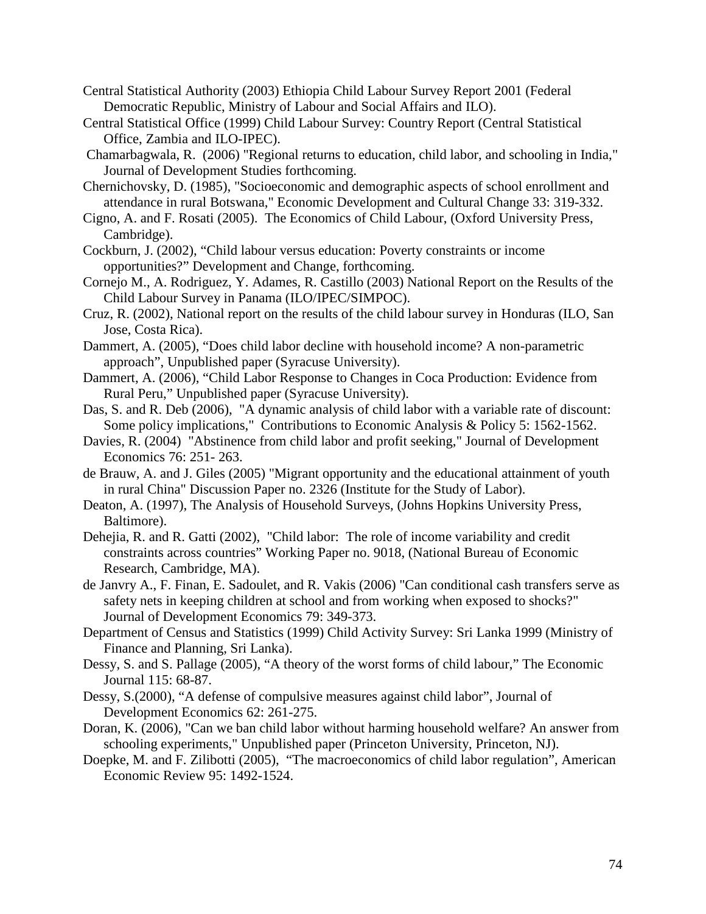Central Statistical Authority (2003) Ethiopia Child Labour Survey Report 2001 (Federal Democratic Republic, Ministry of Labour and Social Affairs and ILO).

Central Statistical Office (1999) Child Labour Survey: Country Report (Central Statistical Office, Zambia and ILO-IPEC).

Chamarbagwala, R. (2006) "Regional returns to education, child labor, and schooling in India," Journal of Development Studies forthcoming.

Chernichovsky, D. (1985), "Socioeconomic and demographic aspects of school enrollment and attendance in rural Botswana," Economic Development and Cultural Change 33: 319-332.

Cigno, A. and F. Rosati (2005). The Economics of Child Labour, (Oxford University Press, Cambridge).

Cockburn, J. (2002), "Child labour versus education: Poverty constraints or income opportunities?" Development and Change, forthcoming.

Cornejo M., A. Rodriguez, Y. Adames, R. Castillo (2003) National Report on the Results of the Child Labour Survey in Panama (ILO/IPEC/SIMPOC).

Cruz, R. (2002), National report on the results of the child labour survey in Honduras (ILO, San Jose, Costa Rica).

Dammert, A. (2005), "Does child labor decline with household income? A non-parametric approach", Unpublished paper (Syracuse University).

Dammert, A. (2006), "Child Labor Response to Changes in Coca Production: Evidence from Rural Peru," Unpublished paper (Syracuse University).

Das, S. and R. Deb (2006), "A dynamic analysis of child labor with a variable rate of discount: Some policy implications," Contributions to Economic Analysis & Policy 5: 1562-1562.

Davies, R. (2004) "Abstinence from child labor and profit seeking," Journal of Development Economics 76: 251- 263.

de Brauw, A. and J. Giles (2005) "Migrant opportunity and the educational attainment of youth in rural China" Discussion Paper no. 2326 (Institute for the Study of Labor).

Deaton, A. (1997), The Analysis of Household Surveys, (Johns Hopkins University Press, Baltimore).

Dehejia, R. and R. Gatti (2002), "Child labor: The role of income variability and credit constraints across countries" Working Paper no. 9018, (National Bureau of Economic Research, Cambridge, MA).

de Janvry A., F. Finan, E. Sadoulet, and R. Vakis (2006) "Can conditional cash transfers serve as safety nets in keeping children at school and from working when exposed to shocks?" Journal of Development Economics 79: 349-373.

Department of Census and Statistics (1999) Child Activity Survey: Sri Lanka 1999 (Ministry of Finance and Planning, Sri Lanka).

Dessy, S. and S. Pallage (2005), "A theory of the worst forms of child labour," The Economic Journal 115: 68-87.

Dessy, S.(2000), "A defense of compulsive measures against child labor", Journal of Development Economics 62: 261-275.

Doran, K. (2006), "Can we ban child labor without harming household welfare? An answer from schooling experiments," Unpublished paper (Princeton University, Princeton, NJ).

Doepke, M. and F. Zilibotti (2005), "The macroeconomics of child labor regulation", American Economic Review 95: 1492-1524.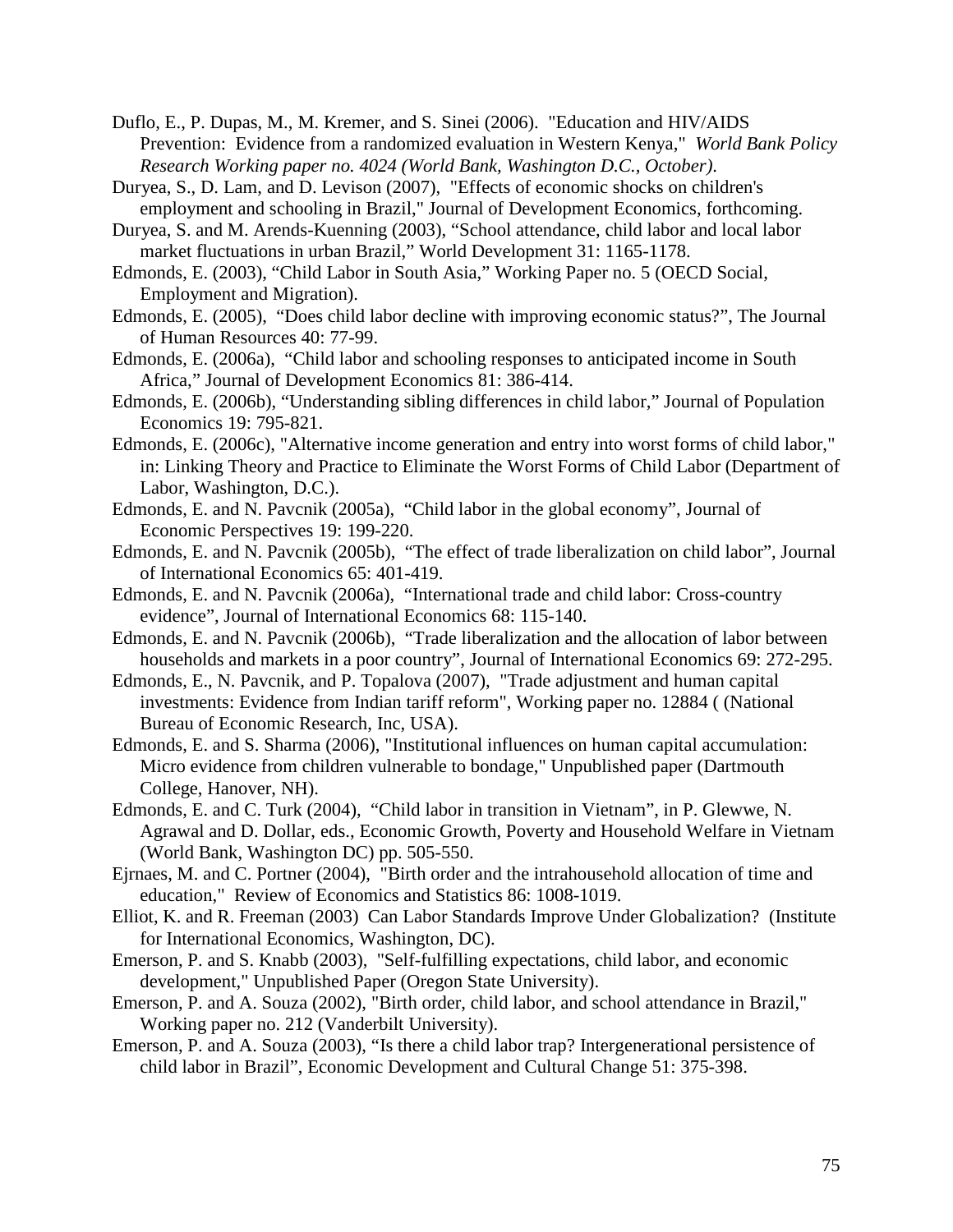Duflo, E., P. Dupas, M., M. Kremer, and S. Sinei (2006). "Education and HIV/AIDS Prevention: Evidence from a randomized evaluation in Western Kenya," *World Bank Policy Research Working paper no. 4024 (World Bank, Washington D.C., October).*

Duryea, S., D. Lam, and D. Levison (2007), "Effects of economic shocks on children's employment and schooling in Brazil," Journal of Development Economics, forthcoming.

Duryea, S. and M. Arends-Kuenning (2003), "School attendance, child labor and local labor market fluctuations in urban Brazil," World Development 31: 1165-1178.

Edmonds, E. (2003), "Child Labor in South Asia," Working Paper no. 5 (OECD Social, Employment and Migration).

Edmonds, E. (2005), "Does child labor decline with improving economic status?", The Journal of Human Resources 40: 77-99.

Edmonds, E. (2006a), "Child labor and schooling responses to anticipated income in South Africa," Journal of Development Economics 81: 386-414.

Edmonds, E. (2006b), "Understanding sibling differences in child labor," Journal of Population Economics 19: 795-821.

Edmonds, E. (2006c), "Alternative income generation and entry into worst forms of child labor," in: Linking Theory and Practice to Eliminate the Worst Forms of Child Labor (Department of Labor, Washington, D.C.).

Edmonds, E. and N. Pavcnik (2005a), "Child labor in the global economy", Journal of Economic Perspectives 19: 199-220.

Edmonds, E. and N. Pavcnik (2005b), "The effect of trade liberalization on child labor", Journal of International Economics 65: 401-419.

Edmonds, E. and N. Pavcnik (2006a), "International trade and child labor: Cross-country evidence", Journal of International Economics 68: 115-140.

Edmonds, E. and N. Pavcnik (2006b), "Trade liberalization and the allocation of labor between households and markets in a poor country", Journal of International Economics 69: 272-295.

Edmonds, E., N. Pavcnik, and P. Topalova (2007), "Trade adjustment and human capital investments: Evidence from Indian tariff reform", Working paper no. 12884 ( (National Bureau of Economic Research, Inc, USA).

Edmonds, E. and S. Sharma (2006), "Institutional influences on human capital accumulation: Micro evidence from children vulnerable to bondage," Unpublished paper (Dartmouth College, Hanover, NH).

Edmonds, E. and C. Turk (2004), "Child labor in transition in Vietnam", in P. Glewwe, N. Agrawal and D. Dollar, eds., Economic Growth, Poverty and Household Welfare in Vietnam (World Bank, Washington DC) pp. 505-550.

Ejrnaes, M. and C. Portner (2004), "Birth order and the intrahousehold allocation of time and education," Review of Economics and Statistics 86: 1008-1019.

Elliot, K. and R. Freeman (2003) Can Labor Standards Improve Under Globalization? (Institute for International Economics, Washington, DC).

Emerson, P. and S. Knabb (2003), "Self-fulfilling expectations, child labor, and economic development," Unpublished Paper (Oregon State University).

Emerson, P. and A. Souza (2002), "Birth order, child labor, and school attendance in Brazil," Working paper no. 212 (Vanderbilt University).

Emerson, P. and A. Souza (2003), "Is there a child labor trap? Intergenerational persistence of child labor in Brazil", Economic Development and Cultural Change 51: 375-398.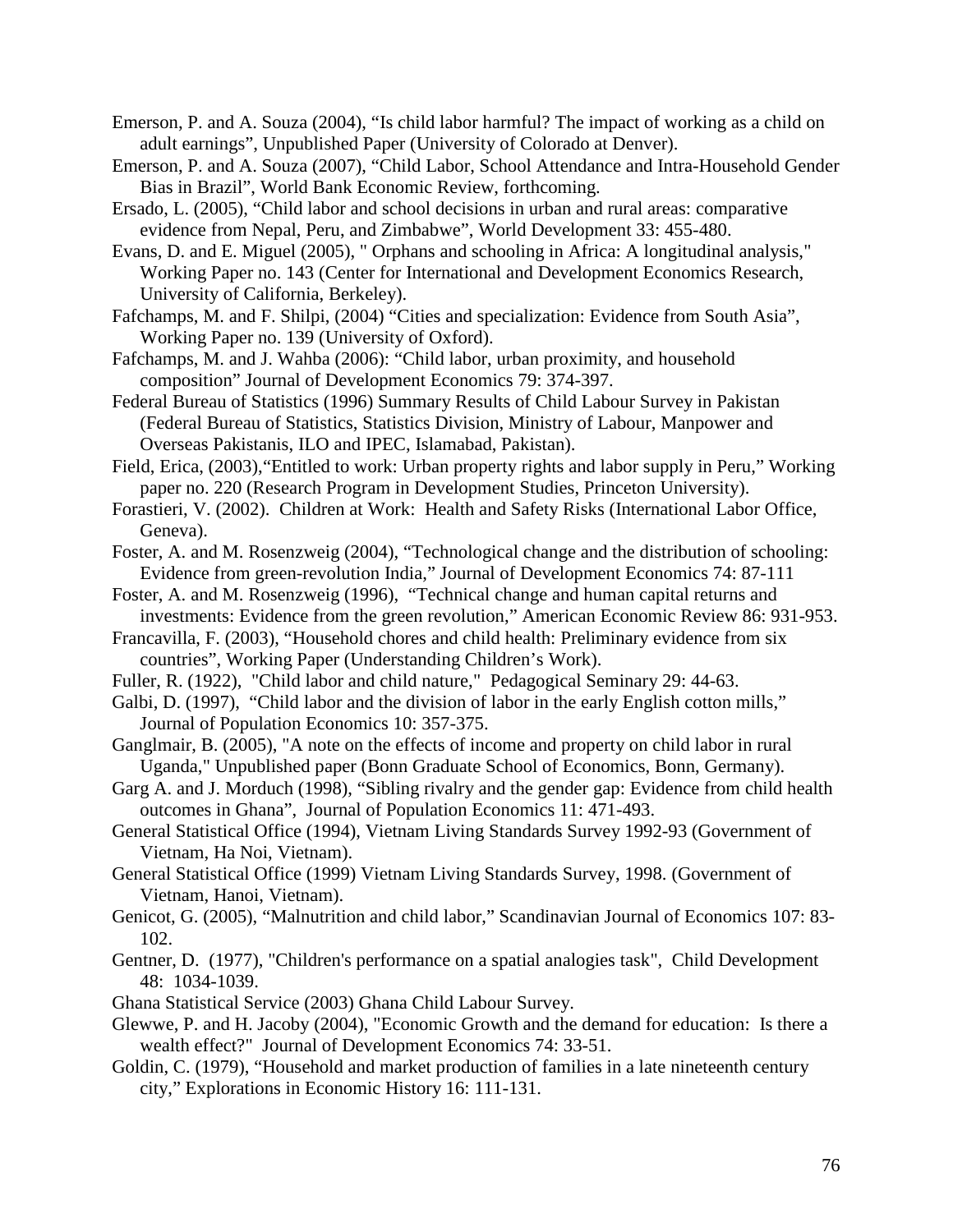Emerson, P. and A. Souza (2004), “Is child labor harmful? The impact of working as a child on adult earnings”, Unpublished Paper (University of Colorado at Denver).

Emerson, P. and A. Souza (2007), “Child Labor, School Attendance and Intra-Household Gender Bias in Brazil”, World Bank Economic Review, forthcoming.

Ersado, L. (2005), “Child labor and school decisions in urban and rural areas: comparative evidence from Nepal, Peru, and Zimbabwe”, World Development 33: 455-480.

Evans, D. and E. Miguel (2005), " Orphans and schooling in Africa: A longitudinal analysis," Working Paper no. 143 (Center for International and Development Economics Research, University of California, Berkeley).

Fafchamps, M. and F. Shilpi, (2004) “Cities and specialization: Evidence from South Asia”, Working Paper no. 139 (University of Oxford).

Fafchamps, M. and J. Wahba (2006): “Child labor, urban proximity, and household composition” Journal of Development Economics 79: 374-397.

Federal Bureau of Statistics (1996) Summary Results of Child Labour Survey in Pakistan (Federal Bureau of Statistics, Statistics Division, Ministry of Labour, Manpower and Overseas Pakistanis, ILO and IPEC, Islamabad, Pakistan).

Field, Erica, (2003),“Entitled to work: Urban property rights and labor supply in Peru,” Working paper no. 220 (Research Program in Development Studies, Princeton University).

Forastieri, V. (2002). Children at Work: Health and Safety Risks (International Labor Office, Geneva).

Foster, A. and M. Rosenzweig (2004), “Technological change and the distribution of schooling: Evidence from green-revolution India,” Journal of Development Economics 74: 87-111

Foster, A. and M. Rosenzweig (1996), “Technical change and human capital returns and investments: Evidence from the green revolution,” American Economic Review 86: 931-953.

Francavilla, F. (2003), “Household chores and child health: Preliminary evidence from six countries”, Working Paper (Understanding Children’s Work).

Fuller, R. (1922), "Child labor and child nature," Pedagogical Seminary 29: 44-63.

Galbi, D. (1997), “Child labor and the division of labor in the early English cotton mills,” Journal of Population Economics 10: 357-375.

Ganglmair, B. (2005), "A note on the effects of income and property on child labor in rural Uganda," Unpublished paper (Bonn Graduate School of Economics, Bonn, Germany).

Garg A. and J. Morduch (1998), “Sibling rivalry and the gender gap: Evidence from child health outcomes in Ghana”, Journal of Population Economics 11: 471-493.

General Statistical Office (1994), Vietnam Living Standards Survey 1992-93 (Government of Vietnam, Ha Noi, Vietnam).

General Statistical Office (1999) Vietnam Living Standards Survey, 1998. (Government of Vietnam, Hanoi, Vietnam).

Genicot, G. (2005), “Malnutrition and child labor,” Scandinavian Journal of Economics 107: 83-102.

Gentner, D. (1977), "Children's performance on a spatial analogies task", Child Development 48: 1034-1039.

Ghana Statistical Service (2003) Ghana Child Labour Survey.

Glewwe, P. and H. Jacoby (2004), "Economic Growth and the demand for education: Is there a wealth effect?" Journal of Development Economics 74: 33-51.

Goldin, C. (1979), “Household and market production of families in a late nineteenth century city,” Explorations in Economic History 16: 111-131.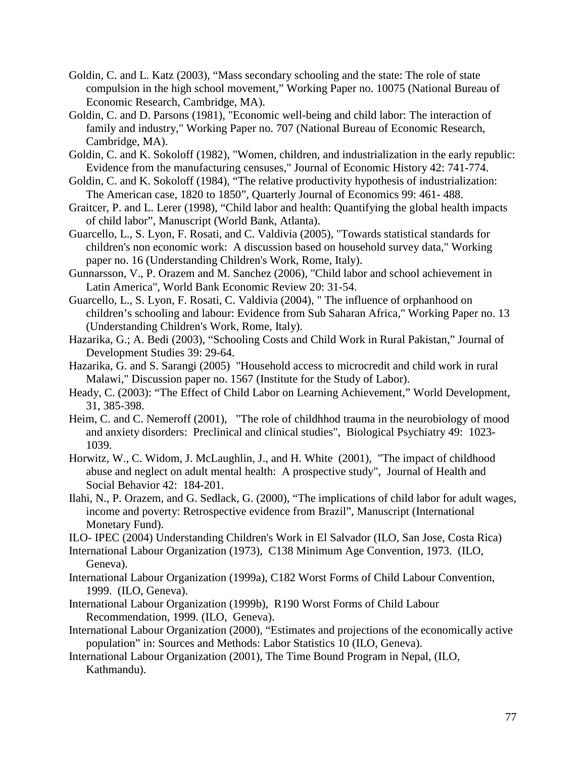Goldin, C. and L. Katz (2003), "Mass secondary schooling and the state: The role of state compulsion in the high school movement," Working Paper no. 10075 (National Bureau of Economic Research, Cambridge, MA).

Goldin, C. and D. Parsons (1981), "Economic well-being and child labor: The interaction of family and industry," Working Paper no. 707 (National Bureau of Economic Research, Cambridge, MA).

Goldin, C. and K. Sokoloff (1982), "Women, children, and industrialization in the early republic: Evidence from the manufacturing censuses," Journal of Economic History 42: 741-774.

Goldin, C. and K. Sokoloff (1984), "The relative productivity hypothesis of industrialization: The American case, 1820 to 1850", Quarterly Journal of Economics 99: 461- 488.

Graitcer, P. and L. Lerer (1998), "Child labor and health: Quantifying the global health impacts of child labor", Manuscript (World Bank, Atlanta).

Guarcello, L., S. Lyon, F. Rosati, and C. Valdivia (2005), "Towards statistical standards for children's non economic work: A discussion based on household survey data," Working paper no. 16 (Understanding Children's Work, Rome, Italy).

Gunnarsson, V., P. Orazem and M. Sanchez (2006), "Child labor and school achievement in Latin America", World Bank Economic Review 20: 31-54.

Guarcello, L., S. Lyon, F. Rosati, C. Valdivia (2004), " The influence of orphanhood on children's schooling and labour: Evidence from Sub Saharan Africa," Working Paper no. 13 (Understanding Children's Work, Rome, Italy).

Hazarika, G.; A. Bedi (2003), "Schooling Costs and Child Work in Rural Pakistan," Journal of Development Studies 39: 29-64.

Hazarika, G. and S. Sarangi (2005) "Household access to microcredit and child work in rural Malawi," Discussion paper no. 1567 (Institute for the Study of Labor).

Heady, C. (2003): "The Effect of Child Labor on Learning Achievement," World Development, 31, 385-398.

Heim, C. and C. Nemeroff (2001), "The role of childhhod trauma in the neurobiology of mood and anxiety disorders: Preclinical and clinical studies", Biological Psychiatry 49: 1023-1039.

Horwitz, W., C. Widom, J. McLaughlin, J., and H. White (2001), "The impact of childhood abuse and neglect on adult mental health: A prospective study", Journal of Health and Social Behavior 42: 184-201.

Ilahi, N., P. Orazem, and G. Sedlack, G. (2000), "The implications of child labor for adult wages, income and poverty: Retrospective evidence from Brazil", Manuscript (International Monetary Fund).

ILO- IPEC (2004) Understanding Children's Work in El Salvador (ILO, San Jose, Costa Rica)

International Labour Organization (1973), C138 Minimum Age Convention, 1973. (ILO, Geneva).

International Labour Organization (1999a), C182 Worst Forms of Child Labour Convention, 1999. (ILO, Geneva).

International Labour Organization (1999b), R190 Worst Forms of Child Labour Recommendation, 1999. (ILO, Geneva).

International Labour Organization (2000), "Estimates and projections of the economically active population" in: Sources and Methods: Labor Statistics 10 (ILO, Geneva).

International Labour Organization (2001), The Time Bound Program in Nepal, (ILO, Kathmandu).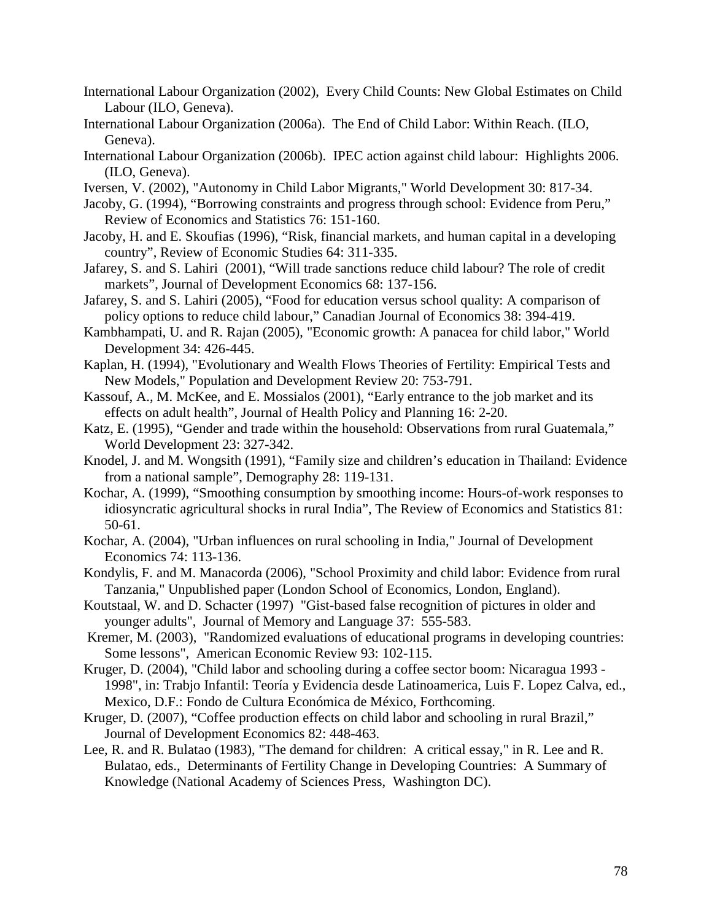International Labour Organization (2002), Every Child Counts: New Global Estimates on Child Labour (ILO, Geneva).

International Labour Organization (2006a). The End of Child Labor: Within Reach. (ILO, Geneva).

International Labour Organization (2006b). IPEC action against child labour: Highlights 2006. (ILO, Geneva).

Iversen, V. (2002), "Autonomy in Child Labor Migrants," World Development 30: 817-34.

Jacoby, G. (1994), "Borrowing constraints and progress through school: Evidence from Peru," Review of Economics and Statistics 76: 151-160.

Jacoby, H. and E. Skoufias (1996), "Risk, financial markets, and human capital in a developing country", Review of Economic Studies 64: 311-335.

Jafarey, S. and S. Lahiri (2001), "Will trade sanctions reduce child labour? The role of credit markets", Journal of Development Economics 68: 137-156.

Jafarey, S. and S. Lahiri (2005), "Food for education versus school quality: A comparison of policy options to reduce child labour," Canadian Journal of Economics 38: 394-419.

Kambhampati, U. and R. Rajan (2005), "Economic growth: A panacea for child labor," World Development 34: 426-445.

Kaplan, H. (1994), "Evolutionary and Wealth Flows Theories of Fertility: Empirical Tests and New Models," Population and Development Review 20: 753-791.

Kassouf, A., M. McKee, and E. Mossialos (2001), "Early entrance to the job market and its effects on adult health", Journal of Health Policy and Planning 16: 2-20.

Katz, E. (1995), "Gender and trade within the household: Observations from rural Guatemala," World Development 23: 327-342.

Knodel, J. and M. Wongsith (1991), "Family size and children's education in Thailand: Evidence from a national sample", Demography 28: 119-131.

Kochar, A. (1999), "Smoothing consumption by smoothing income: Hours-of-work responses to idiosyncratic agricultural shocks in rural India", The Review of Economics and Statistics 81: 50-61.

Kochar, A. (2004), "Urban influences on rural schooling in India," Journal of Development Economics 74: 113-136.

Kondylis, F. and M. Manacorda (2006), "School Proximity and child labor: Evidence from rural Tanzania," Unpublished paper (London School of Economics, London, England).

Koutstaal, W. and D. Schacter (1997) "Gist-based false recognition of pictures in older and younger adults", Journal of Memory and Language 37: 555-583.

Kremer, M. (2003), "Randomized evaluations of educational programs in developing countries: Some lessons", American Economic Review 93: 102-115.

Kruger, D. (2004), "Child labor and schooling during a coffee sector boom: Nicaragua 1993 - 1998", in: Trabjo Infantil: Teoría y Evidencia desde Latinoamerica, Luis F. Lopez Calva, ed., Mexico, D.F.: Fondo de Cultura Económica de México, Forthcoming.

Kruger, D. (2007), "Coffee production effects on child labor and schooling in rural Brazil," Journal of Development Economics 82: 448-463.

Lee, R. and R. Bulatao (1983), "The demand for children: A critical essay," in R. Lee and R. Bulatao, eds., Determinants of Fertility Change in Developing Countries: A Summary of Knowledge (National Academy of Sciences Press, Washington DC).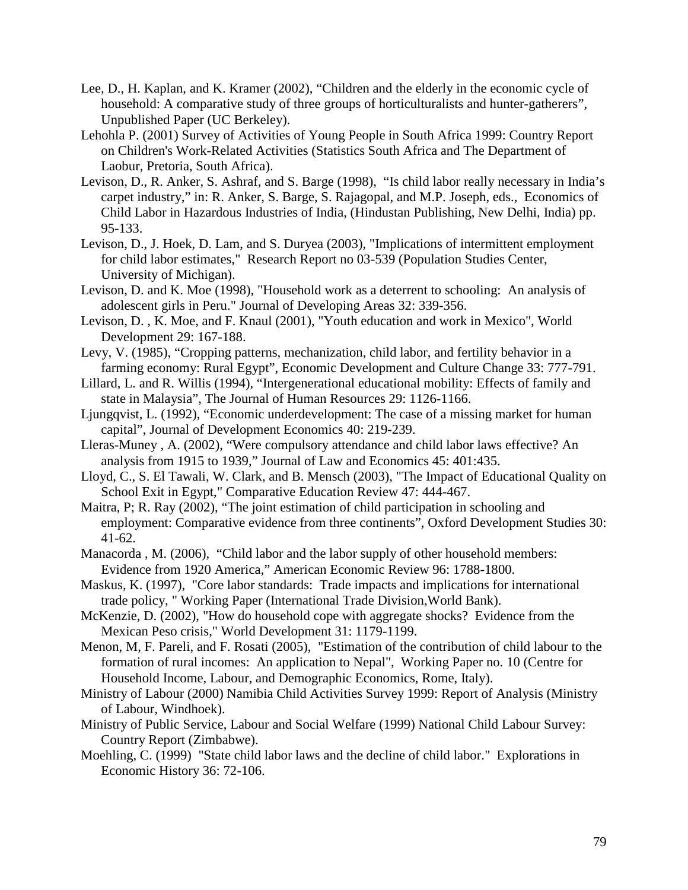Lee, D., H. Kaplan, and K. Kramer (2002), "Children and the elderly in the economic cycle of household: A comparative study of three groups of horticulturalists and hunter-gatherers", Unpublished Paper (UC Berkeley).

Lehohla P. (2001) Survey of Activities of Young People in South Africa 1999: Country Report on Children's Work-Related Activities (Statistics South Africa and The Department of Laobur, Pretoria, South Africa).

Levison, D., R. Anker, S. Ashraf, and S. Barge (1998), "Is child labor really necessary in India's carpet industry," in: R. Anker, S. Barge, S. Rajagopal, and M.P. Joseph, eds., Economics of Child Labor in Hazardous Industries of India, (Hindustan Publishing, New Delhi, India) pp. 95-133.

Levison, D., J. Hoek, D. Lam, and S. Duryea (2003), "Implications of intermittent employment for child labor estimates," Research Report no 03-539 (Population Studies Center, University of Michigan).

Levison, D. and K. Moe (1998), "Household work as a deterrent to schooling: An analysis of adolescent girls in Peru." Journal of Developing Areas 32: 339-356.

Levison, D. , K. Moe, and F. Knaul (2001), "Youth education and work in Mexico", World Development 29: 167-188.

Levy, V. (1985), "Cropping patterns, mechanization, child labor, and fertility behavior in a farming economy: Rural Egypt", Economic Development and Culture Change 33: 777-791.

Lillard, L. and R. Willis (1994), "Intergenerational educational mobility: Effects of family and state in Malaysia", The Journal of Human Resources 29: 1126-1166.

Ljungqvist, L. (1992), "Economic underdevelopment: The case of a missing market for human capital", Journal of Development Economics 40: 219-239.

Lleras-Muney , A. (2002), "Were compulsory attendance and child labor laws effective? An analysis from 1915 to 1939," Journal of Law and Economics 45: 401:435.

Lloyd, C., S. El Tawali, W. Clark, and B. Mensch (2003), "The Impact of Educational Quality on School Exit in Egypt," Comparative Education Review 47: 444-467.

Maitra, P; R. Ray (2002), "The joint estimation of child participation in schooling and employment: Comparative evidence from three continents", Oxford Development Studies 30: 41-62.

Manacorda , M. (2006), "Child labor and the labor supply of other household members: Evidence from 1920 America," American Economic Review 96: 1788-1800.

Maskus, K. (1997), "Core labor standards: Trade impacts and implications for international trade policy, " Working Paper (International Trade Division,World Bank).

McKenzie, D. (2002), "How do household cope with aggregate shocks? Evidence from the Mexican Peso crisis," World Development 31: 1179-1199.

Menon, M, F. Pareli, and F. Rosati (2005), "Estimation of the contribution of child labour to the formation of rural incomes: An application to Nepal", Working Paper no. 10 (Centre for Household Income, Labour, and Demographic Economics, Rome, Italy).

Ministry of Labour (2000) Namibia Child Activities Survey 1999: Report of Analysis (Ministry of Labour, Windhoek).

Ministry of Public Service, Labour and Social Welfare (1999) National Child Labour Survey: Country Report (Zimbabwe).

Moehling, C. (1999) "State child labor laws and the decline of child labor." Explorations in Economic History 36: 72-106.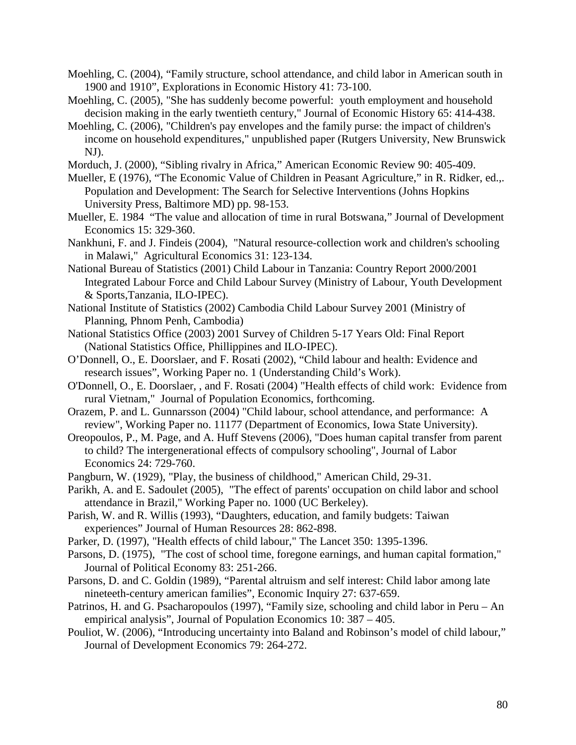Moehling, C. (2004), "Family structure, school attendance, and child labor in American south in 1900 and 1910", Explorations in Economic History 41: 73-100.

Moehling, C. (2005), "She has suddenly become powerful: youth employment and household decision making in the early twentieth century," Journal of Economic History 65: 414-438.

Moehling, C. (2006), "Children's pay envelopes and the family purse: the impact of children's income on household expenditures," unpublished paper (Rutgers University, New Brunswick NJ).

Morduch, J. (2000), "Sibling rivalry in Africa," American Economic Review 90: 405-409.

Mueller, E (1976), "The Economic Value of Children in Peasant Agriculture," in R. Ridker, ed.,. Population and Development: The Search for Selective Interventions (Johns Hopkins University Press, Baltimore MD) pp. 98-153.

Mueller, E. 1984 "The value and allocation of time in rural Botswana," Journal of Development Economics 15: 329-360.

Nankhuni, F. and J. Findeis (2004), "Natural resource-collection work and children's schooling in Malawi," Agricultural Economics 31: 123-134.

National Bureau of Statistics (2001) Child Labour in Tanzania: Country Report 2000/2001 Integrated Labour Force and Child Labour Survey (Ministry of Labour, Youth Development & Sports,Tanzania, ILO-IPEC).

National Institute of Statistics (2002) Cambodia Child Labour Survey 2001 (Ministry of Planning, Phnom Penh, Cambodia)

National Statistics Office (2003) 2001 Survey of Children 5-17 Years Old: Final Report (National Statistics Office, Phillippines and ILO-IPEC).

O'Donnell, O., E. Doorslaer, and F. Rosati (2002), "Child labour and health: Evidence and research issues", Working Paper no. 1 (Understanding Child's Work).

O'Donnell, O., E. Doorslaer, , and F. Rosati (2004) "Health effects of child work: Evidence from rural Vietnam," Journal of Population Economics, forthcoming.

Orazem, P. and L. Gunnarsson (2004) "Child labour, school attendance, and performance: A review", Working Paper no. 11177 (Department of Economics, Iowa State University).

Oreopoulos, P., M. Page, and A. Huff Stevens (2006), "Does human capital transfer from parent to child? The intergenerational effects of compulsory schooling", Journal of Labor Economics 24: 729-760.

Pangburn, W. (1929), "Play, the business of childhood," American Child, 29-31.

Parikh, A. and E. Sadoulet (2005), "The effect of parents' occupation on child labor and school attendance in Brazil," Working Paper no. 1000 (UC Berkeley).

Parish, W. and R. Willis (1993), "Daughters, education, and family budgets: Taiwan experiences" Journal of Human Resources 28: 862-898.

Parker, D. (1997), "Health effects of child labour," The Lancet 350: 1395-1396.

Parsons, D. (1975), "The cost of school time, foregone earnings, and human capital formation," Journal of Political Economy 83: 251-266.

Parsons, D. and C. Goldin (1989), "Parental altruism and self interest: Child labor among late nineteeth-century american families", Economic Inquiry 27: 637-659.

Patrinos, H. and G. Psacharopoulos (1997), "Family size, schooling and child labor in Peru – An empirical analysis", Journal of Population Economics 10: 387 – 405.

Pouliot, W. (2006), "Introducing uncertainty into Baland and Robinson's model of child labour," Journal of Development Economics 79: 264-272.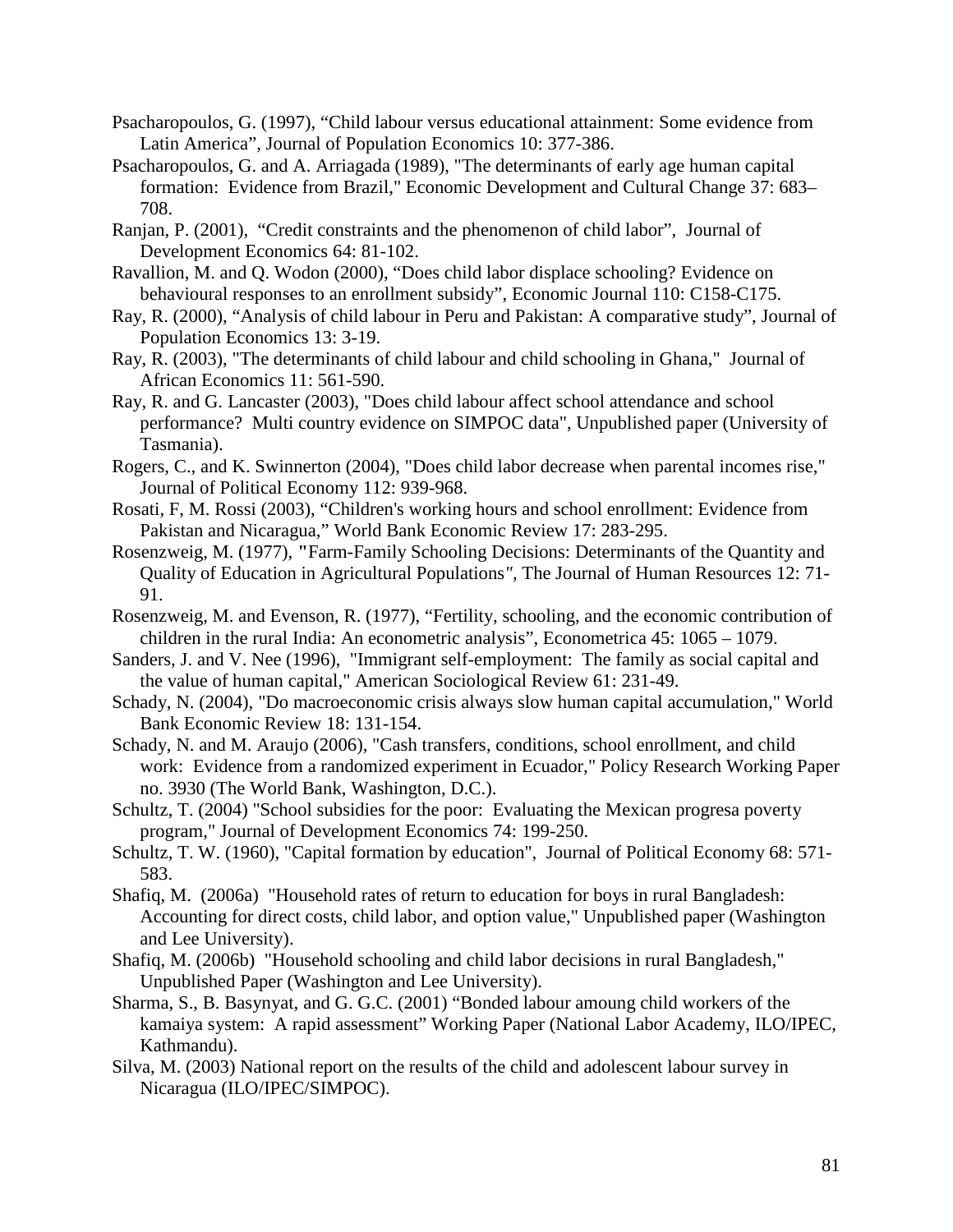Psacharopoulos, G. (1997), "Child labour versus educational attainment: Some evidence from Latin America", Journal of Population Economics 10: 377-386.

Psacharopoulos, G. and A. Arriagada (1989), "The determinants of early age human capital formation: Evidence from Brazil," Economic Development and Cultural Change 37: 683–708.

Ranjan, P. (2001), "Credit constraints and the phenomenon of child labor", Journal of Development Economics 64: 81-102.

Ravallion, M. and Q. Wodon (2000), "Does child labor displace schooling? Evidence on behavioural responses to an enrollment subsidy", Economic Journal 110: C158-C175.

Ray, R. (2000), "Analysis of child labour in Peru and Pakistan: A comparative study", Journal of Population Economics 13: 3-19.

Ray, R. (2003), "The determinants of child labour and child schooling in Ghana," Journal of African Economics 11: 561-590.

Ray, R. and G. Lancaster (2003), "Does child labour affect school attendance and school performance? Multi country evidence on SIMPOC data", Unpublished paper (University of Tasmania).

Rogers, C., and K. Swinnerton (2004), "Does child labor decrease when parental incomes rise," Journal of Political Economy 112: 939-968.

Rosati, F, M. Rossi (2003), "Children's working hours and school enrollment: Evidence from Pakistan and Nicaragua," World Bank Economic Review 17: 283-295.

Rosenzweig, M. (1977), "Farm-Family Schooling Decisions: Determinants of the Quantity and Quality of Education in Agricultural Populations", The Journal of Human Resources 12: 71-91.

Rosenzweig, M. and Evenson, R. (1977), "Fertility, schooling, and the economic contribution of children in the rural India: An econometric analysis", Econometrica 45: 1065 – 1079.

Sanders, J. and V. Nee (1996), "Immigrant self-employment: The family as social capital and the value of human capital," American Sociological Review 61: 231-49.

Schady, N. (2004), "Do macroeconomic crisis always slow human capital accumulation," World Bank Economic Review 18: 131-154.

Schady, N. and M. Araujo (2006), "Cash transfers, conditions, school enrollment, and child work: Evidence from a randomized experiment in Ecuador," Policy Research Working Paper no. 3930 (The World Bank, Washington, D.C.).

Schultz, T. (2004) "School subsidies for the poor: Evaluating the Mexican progresa poverty program," Journal of Development Economics 74: 199-250.

Schultz, T. W. (1960), "Capital formation by education", Journal of Political Economy 68: 571-583.

Shafiq, M. (2006a) "Household rates of return to education for boys in rural Bangladesh: Accounting for direct costs, child labor, and option value," Unpublished paper (Washington and Lee University).

Shafiq, M. (2006b) "Household schooling and child labor decisions in rural Bangladesh," Unpublished Paper (Washington and Lee University).

Sharma, S., B. Basynyat, and G. G.C. (2001) "Bonded labour amoung child workers of the kamaiya system: A rapid assessment" Working Paper (National Labor Academy, ILO/IPEC, Kathmandu).

Silva, M. (2003) National report on the results of the child and adolescent labour survey in Nicaragua (ILO/IPEC/SIMPOC).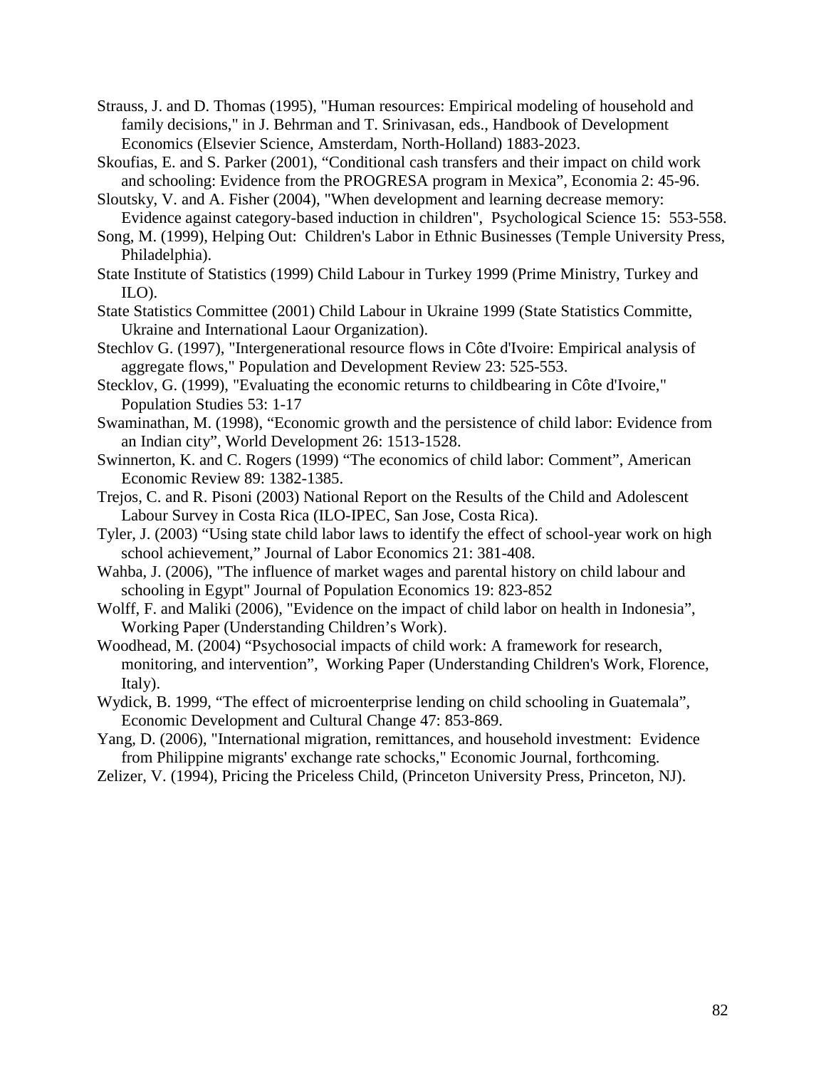Strauss, J. and D. Thomas (1995), "Human resources: Empirical modeling of household and family decisions," in J. Behrman and T. Srinivasan, eds., Handbook of Development Economics (Elsevier Science, Amsterdam, North-Holland) 1883-2023.

Skoufias, E. and S. Parker (2001), "Conditional cash transfers and their impact on child work and schooling: Evidence from the PROGRESA program in Mexica", Economia 2: 45-96.

Sloutsky, V. and A. Fisher (2004), "When development and learning decrease memory: Evidence against category-based induction in children", Psychological Science 15: 553-558.

Song, M. (1999), Helping Out: Children's Labor in Ethnic Businesses (Temple University Press, Philadelphia).

State Institute of Statistics (1999) Child Labour in Turkey 1999 (Prime Ministry, Turkey and ILO).

State Statistics Committee (2001) Child Labour in Ukraine 1999 (State Statistics Committe, Ukraine and International Laour Organization).

Stechlov G. (1997), "Intergenerational resource flows in Côte d'Ivoire: Empirical analysis of aggregate flows," Population and Development Review 23: 525-553.

Stecklov, G. (1999), "Evaluating the economic returns to childbearing in Côte d'Ivoire," Population Studies 53: 1-17

Swaminathan, M. (1998), "Economic growth and the persistence of child labor: Evidence from an Indian city", World Development 26: 1513-1528.

Swinnerton, K. and C. Rogers (1999) "The economics of child labor: Comment", American Economic Review 89: 1382-1385.

Trejos, C. and R. Pisoni (2003) National Report on the Results of the Child and Adolescent Labour Survey in Costa Rica (ILO-IPEC, San Jose, Costa Rica).

Tyler, J. (2003) "Using state child labor laws to identify the effect of school-year work on high school achievement," Journal of Labor Economics 21: 381-408.

Wahba, J. (2006), "The influence of market wages and parental history on child labour and schooling in Egypt" Journal of Population Economics 19: 823-852

Wolff, F. and Maliki (2006), "Evidence on the impact of child labor on health in Indonesia", Working Paper (Understanding Children's Work).

Woodhead, M. (2004) "Psychosocial impacts of child work: A framework for research, monitoring, and intervention", Working Paper (Understanding Children's Work, Florence, Italy).

Wydick, B. 1999, "The effect of microenterprise lending on child schooling in Guatemala", Economic Development and Cultural Change 47: 853-869.

Yang, D. (2006), "International migration, remittances, and household investment: Evidence from Philippine migrants' exchange rate schocks," Economic Journal, forthcoming.

Zelizer, V. (1994), Pricing the Priceless Child, (Princeton University Press, Princeton, NJ).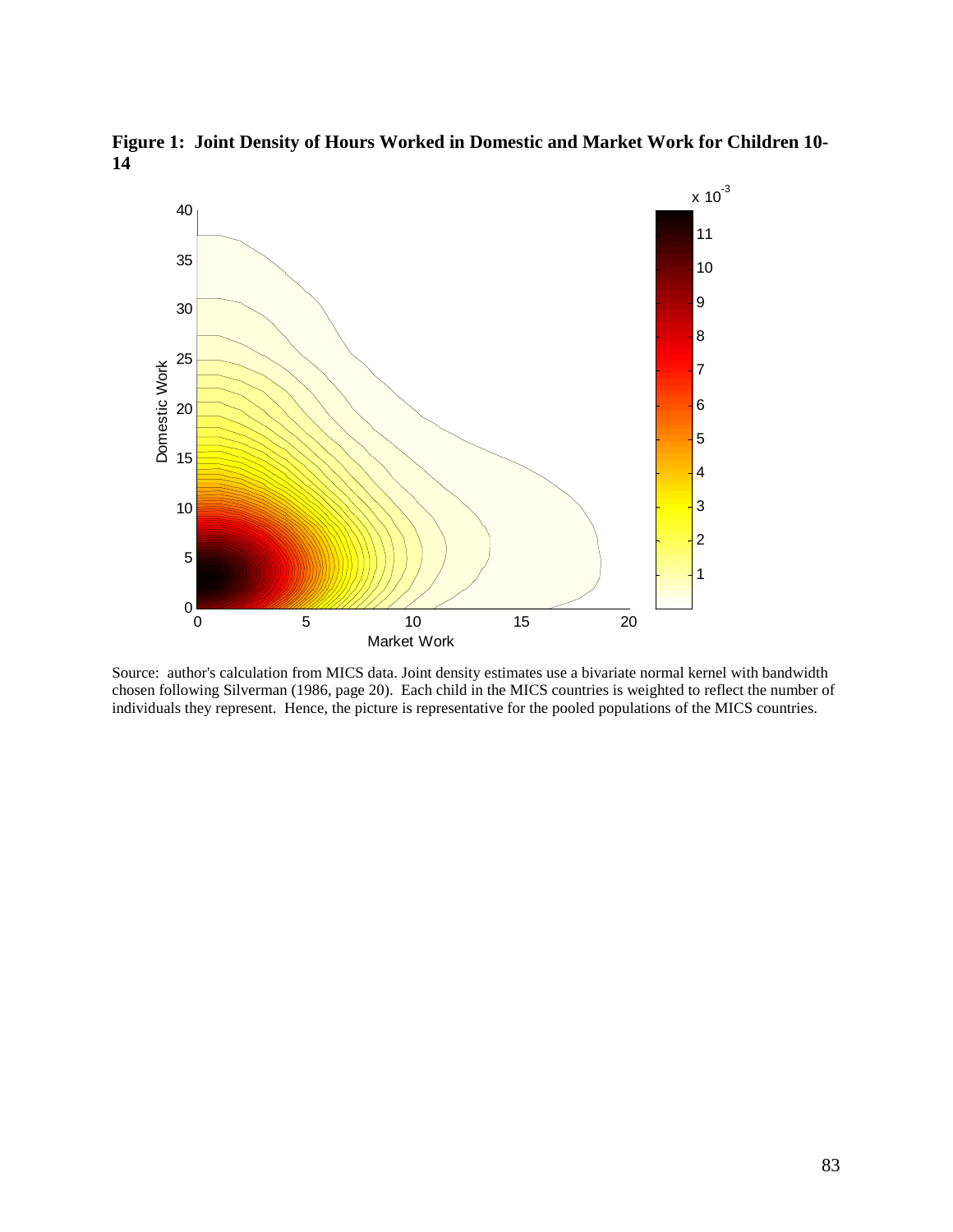**Figure 1: Joint Density of Hours Worked in Domestic and Market Work for Children 10-14**

Source: author's calculation from MICS data. Joint density estimates use a bivariate normal kernel with bandwidth chosen following Silverman (1986, page 20). Each child in the MICS countries is weighted to reflect the number of individuals they represent. Hence, the picture is representative for the pooled populations of the MICS countries.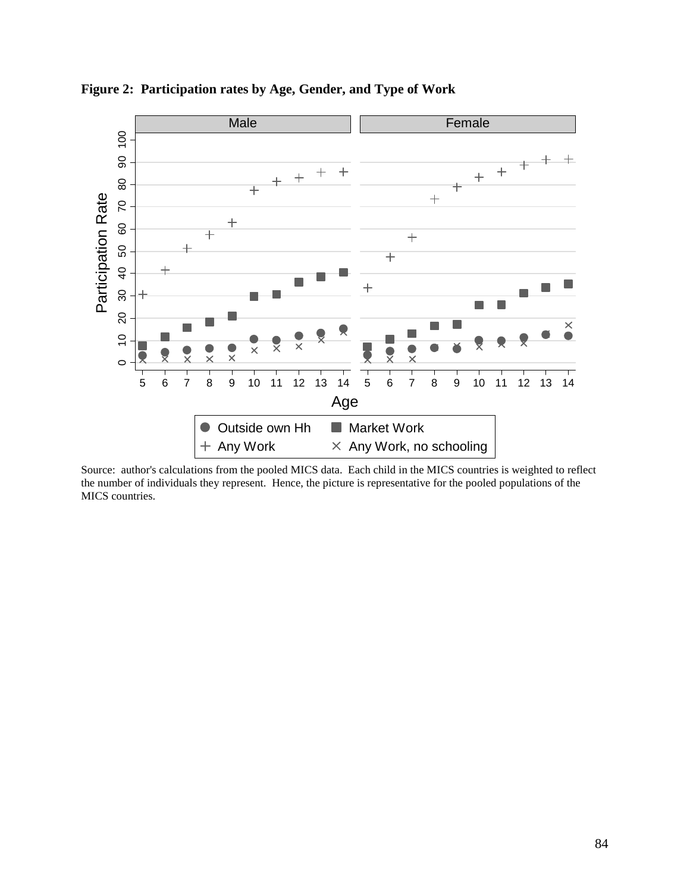**Figure 2: Participation rates by Age, Gender, and Type of Work**

Source: author's calculations from the pooled MICS data. Each child in the MICS countries is weighted to reflect the number of individuals they represent. Hence, the picture is representative for the pooled populations of the MICS countries.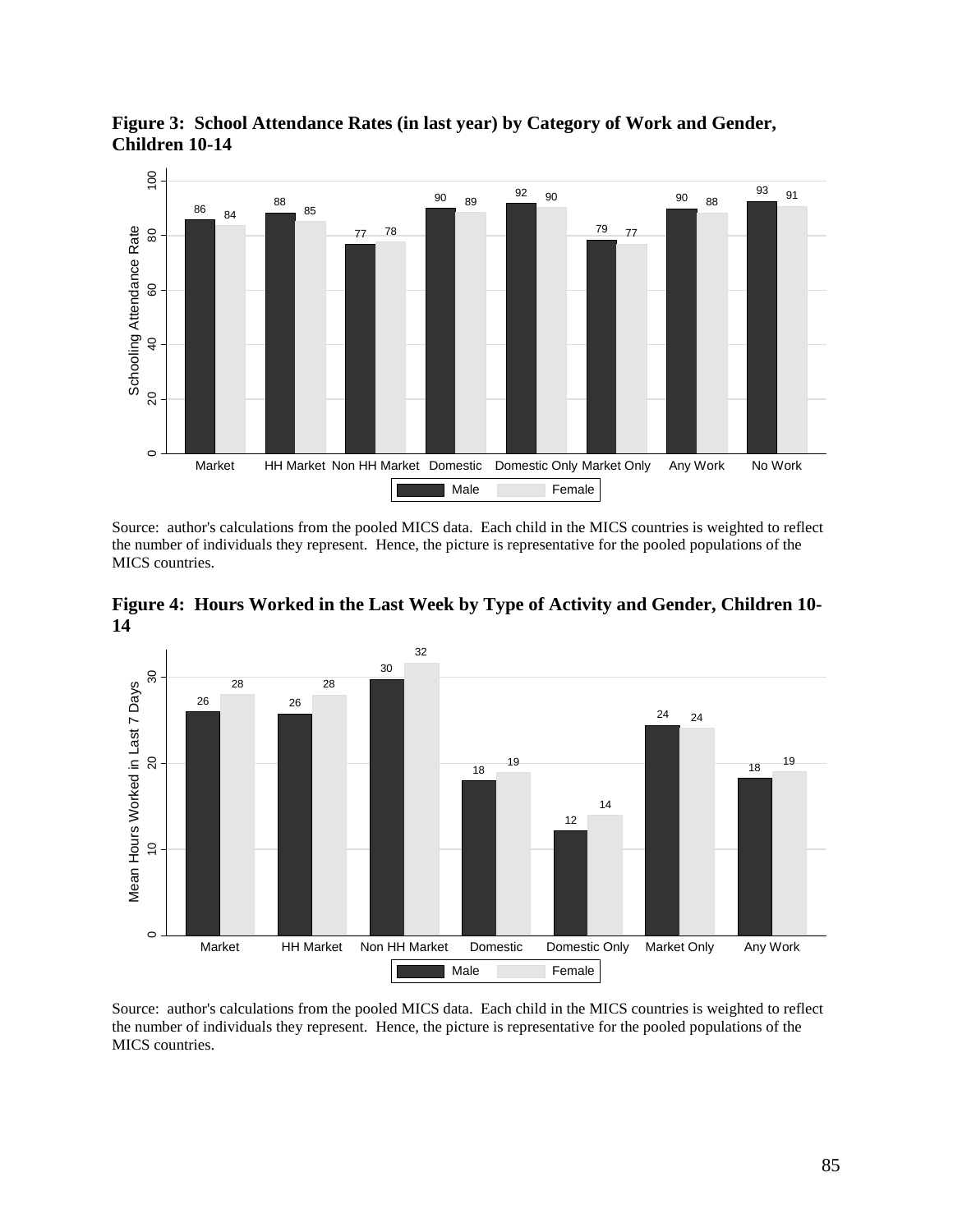**Figure 3: School Attendance Rates (in last year) by Category of Work and Gender, Children 10-14**

Source: author's calculations from the pooled MICS data. Each child in the MICS countries is weighted to reflect the number of individuals they represent. Hence, the picture is representative for the pooled populations of the MICS countries.

**Figure 4: Hours Worked in the Last Week by Type of Activity and Gender, Children 10-14**

Source: author's calculations from the pooled MICS data. Each child in the MICS countries is weighted to reflect the number of individuals they represent. Hence, the picture is representative for the pooled populations of the MICS countries.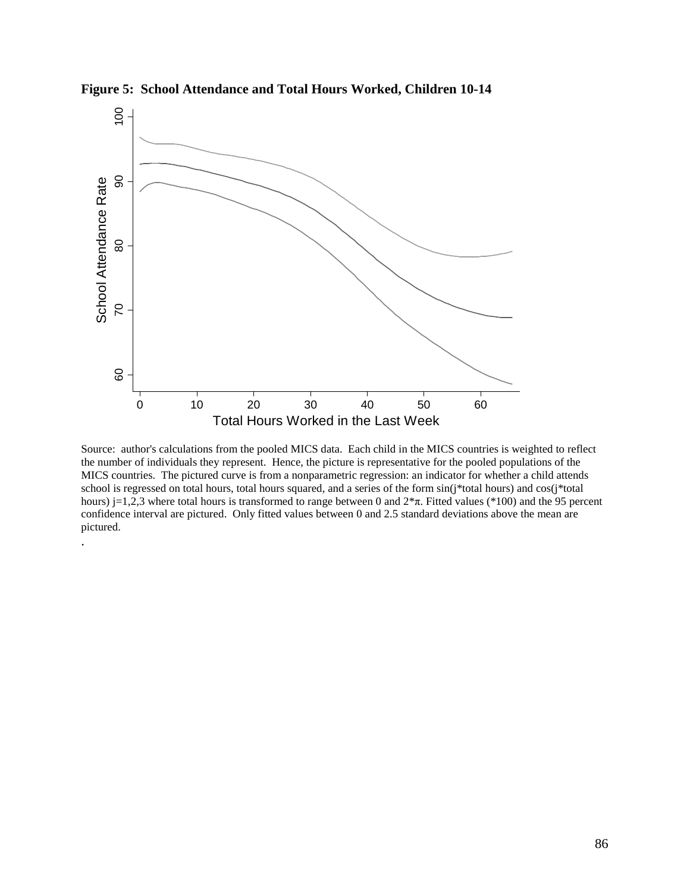**Figure 5: School Attendance and Total Hours Worked, Children 10-14**

Source: author's calculations from the pooled MICS data. Each child in the MICS countries is weighted to reflect the number of individuals they represent. Hence, the picture is representative for the pooled populations of the MICS countries. The pictured curve is from a nonparametric regression: an indicator for whether a child attends school is regressed on total hours, total hours squared, and a series of the form sin(j*total hours) and cos(j*total hours) j=1,2,3 where total hours is transformed to range between 0 and $2*\pi$. Fitted values (*100) and the 95 percent confidence interval are pictured. Only fitted values between 0 and 2.5 standard deviations above the mean are pictured.

.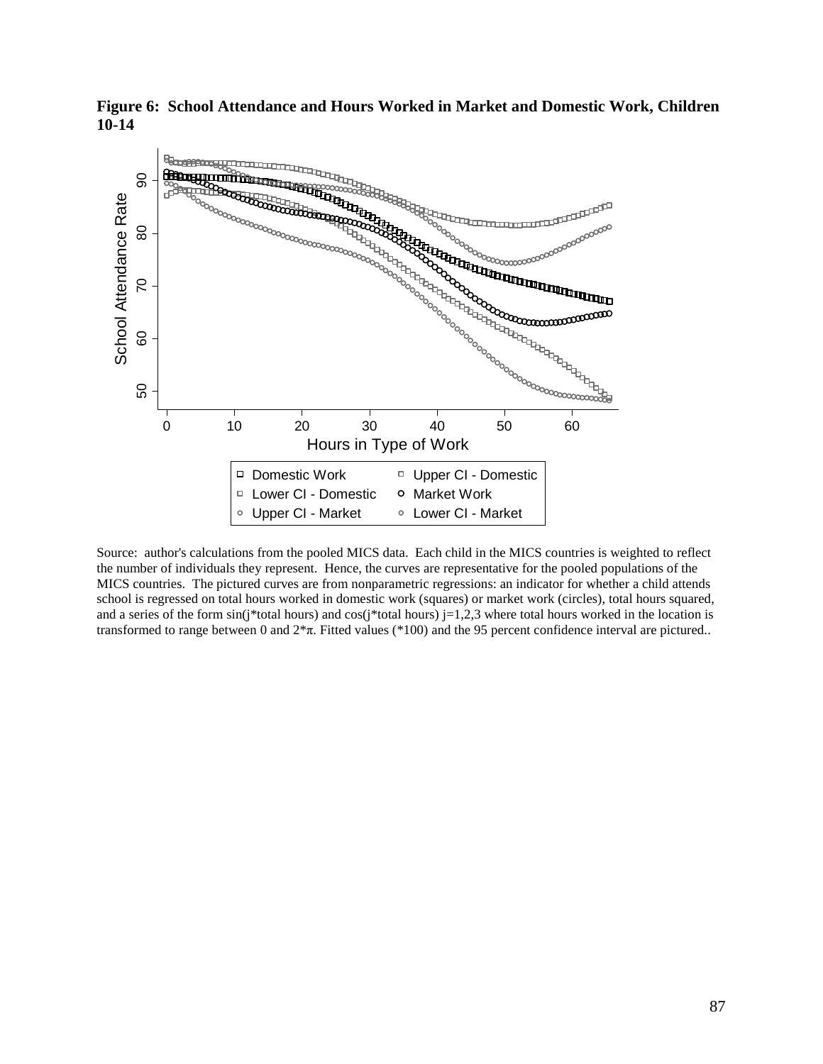**Figure 6: School Attendance and Hours Worked in Market and Domestic Work, Children 10-14**

Source: author's calculations from the pooled MICS data. Each child in the MICS countries is weighted to reflect the number of individuals they represent. Hence, the curves are representative for the pooled populations of the MICS countries. The pictured curves are from nonparametric regressions: an indicator for whether a child attends school is regressed on total hours worked in domestic work (squares) or market work (circles), total hours squared, and a series of the form sin(j*total hours) and cos(j*total hours) j=1,2,3 where total hours worked in the location is transformed to range between 0 and 2*π. Fitted values (*100) and the 95 percent confidence interval are pictured..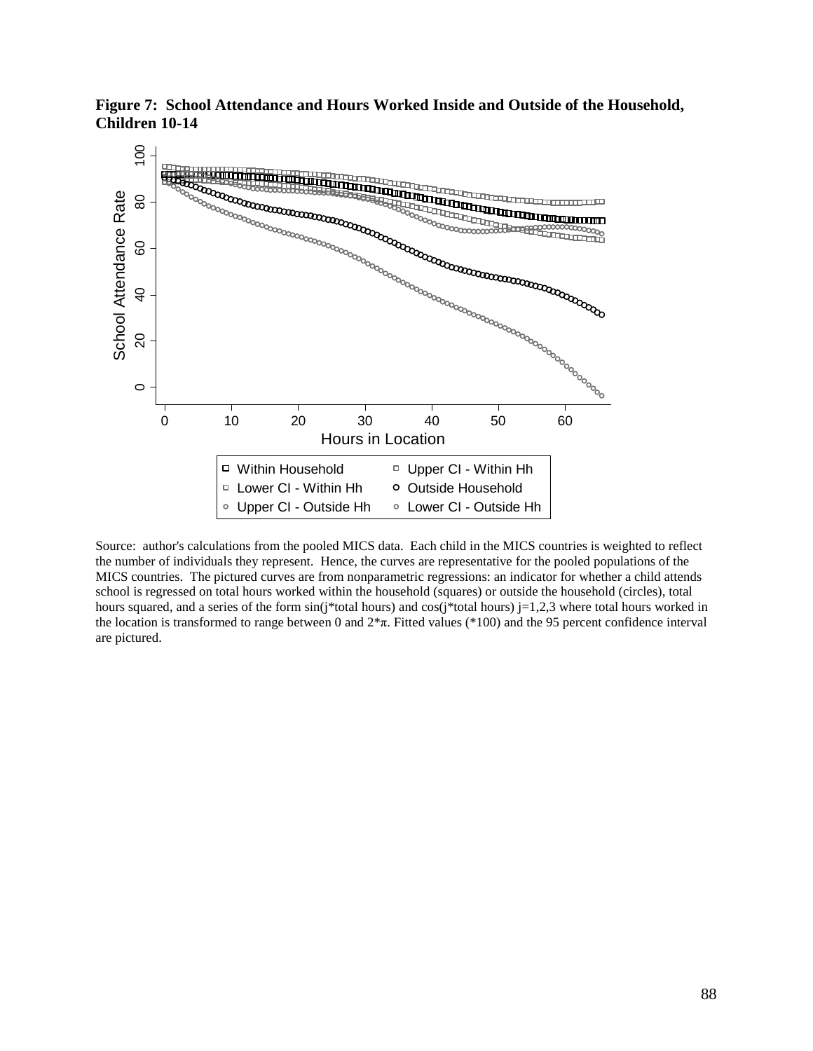**Figure 7: School Attendance and Hours Worked Inside and Outside of the Household, Children 10-14**

Source: author's calculations from the pooled MICS data. Each child in the MICS countries is weighted to reflect the number of individuals they represent. Hence, the curves are representative for the pooled populations of the MICS countries. The pictured curves are from nonparametric regressions: an indicator for whether a child attends school is regressed on total hours worked within the household (squares) or outside the household (circles), total hours squared, and a series of the form sin(j*total hours) and cos(j*total hours) j=1,2,3 where total hours worked in the location is transformed to range between 0 and $2*\pi$. Fitted values (*100) and the 95 percent confidence interval are pictured.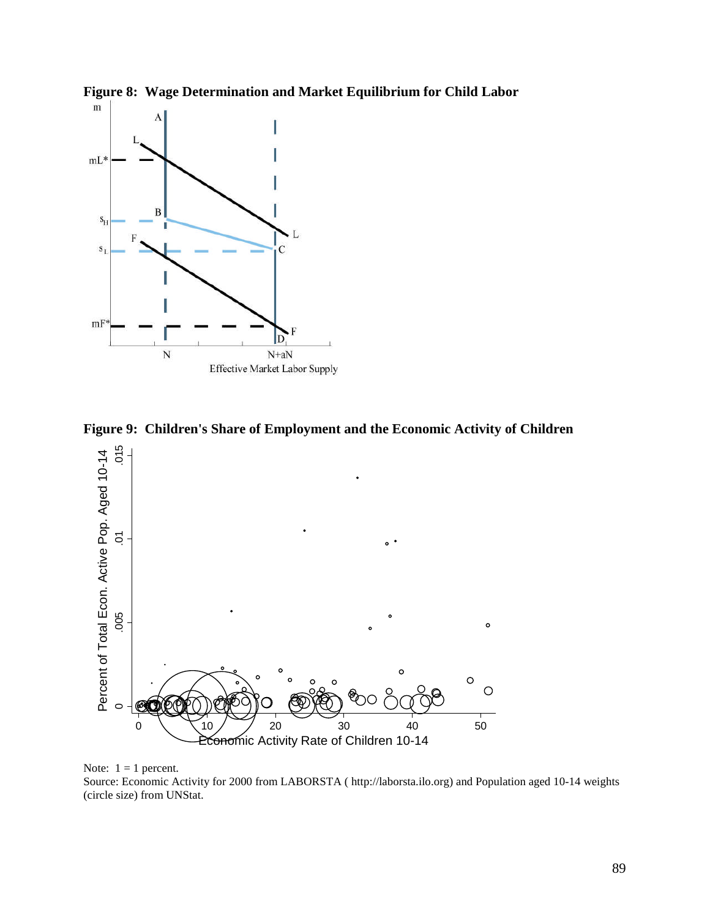**Figure 8: Wage Determination and Market Equilibrium for Child Labor**

**Figure 9: Children's Share of Employment and the Economic Activity of Children**

Note: 1 = 1 percent.
Source: Economic Activity for 2000 from LABORSTA ( http://laborsta.ilo.org) and Population aged 10-14 weights (circle size) from UNStat.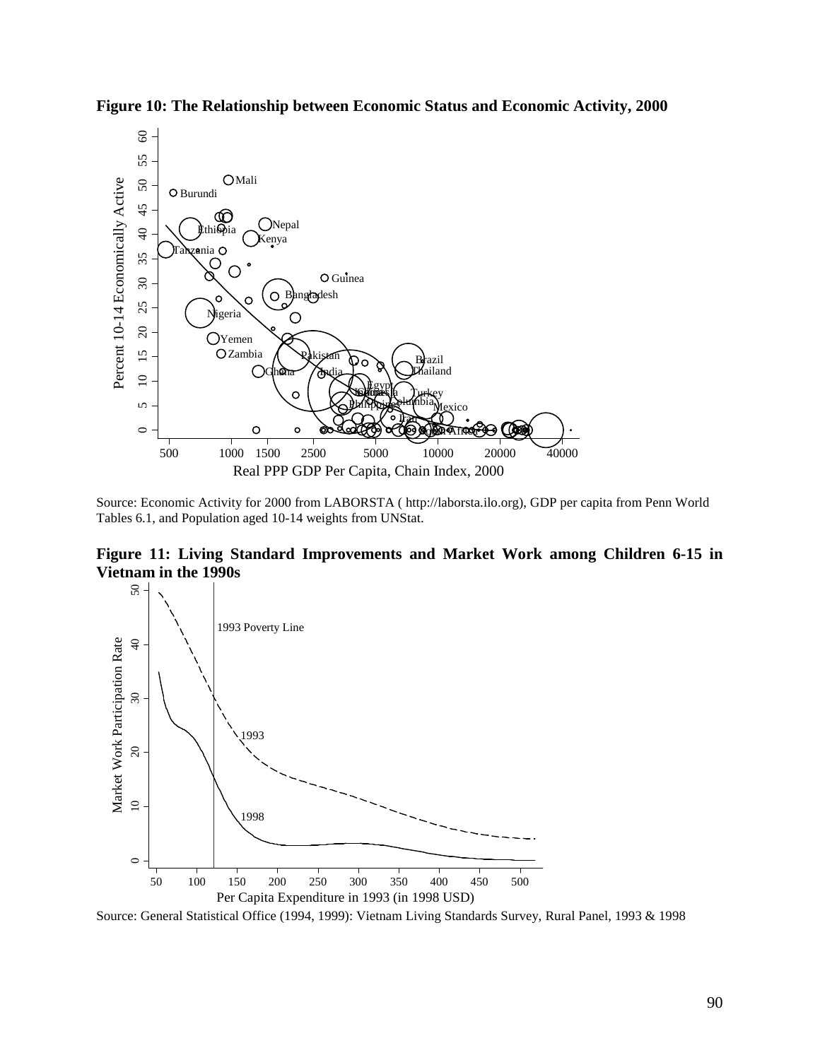**Figure 10: The Relationship between Economic Status and Economic Activity, 2000**

Source: Economic Activity for 2000 from LABORSTA ( http://laborsta.ilo.org), GDP per capita from Penn World Tables 6.1, and Population aged 10-14 weights from UNStat.

**Figure 11: Living Standard Improvements and Market Work among Children 6-15 in Vietnam in the 1990s**

Source: General Statistical Office (1994, 1999): Vietnam Living Standards Survey, Rural Panel, 1993 & 1998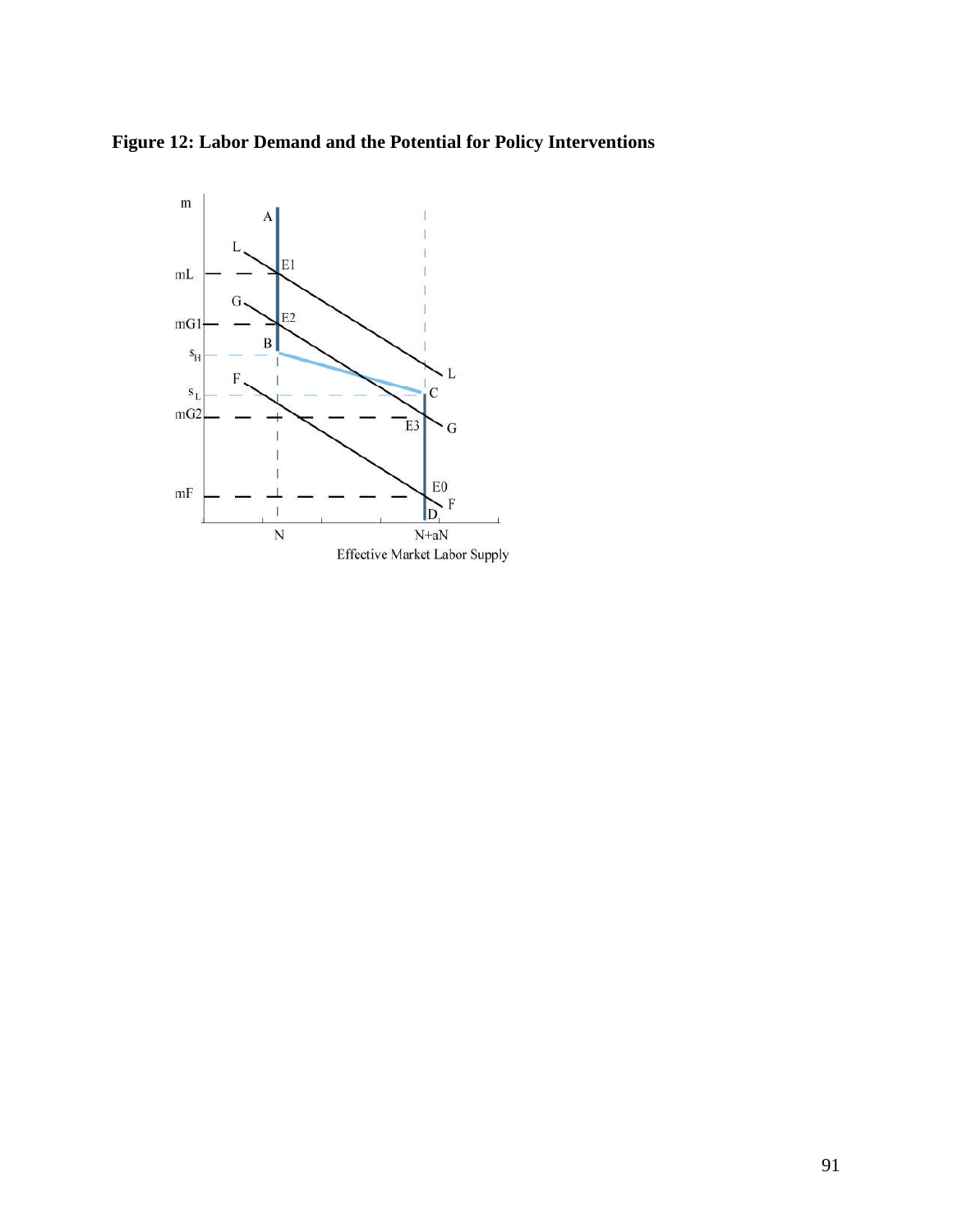**Figure 12: Labor Demand and the Potential for Policy Interventions**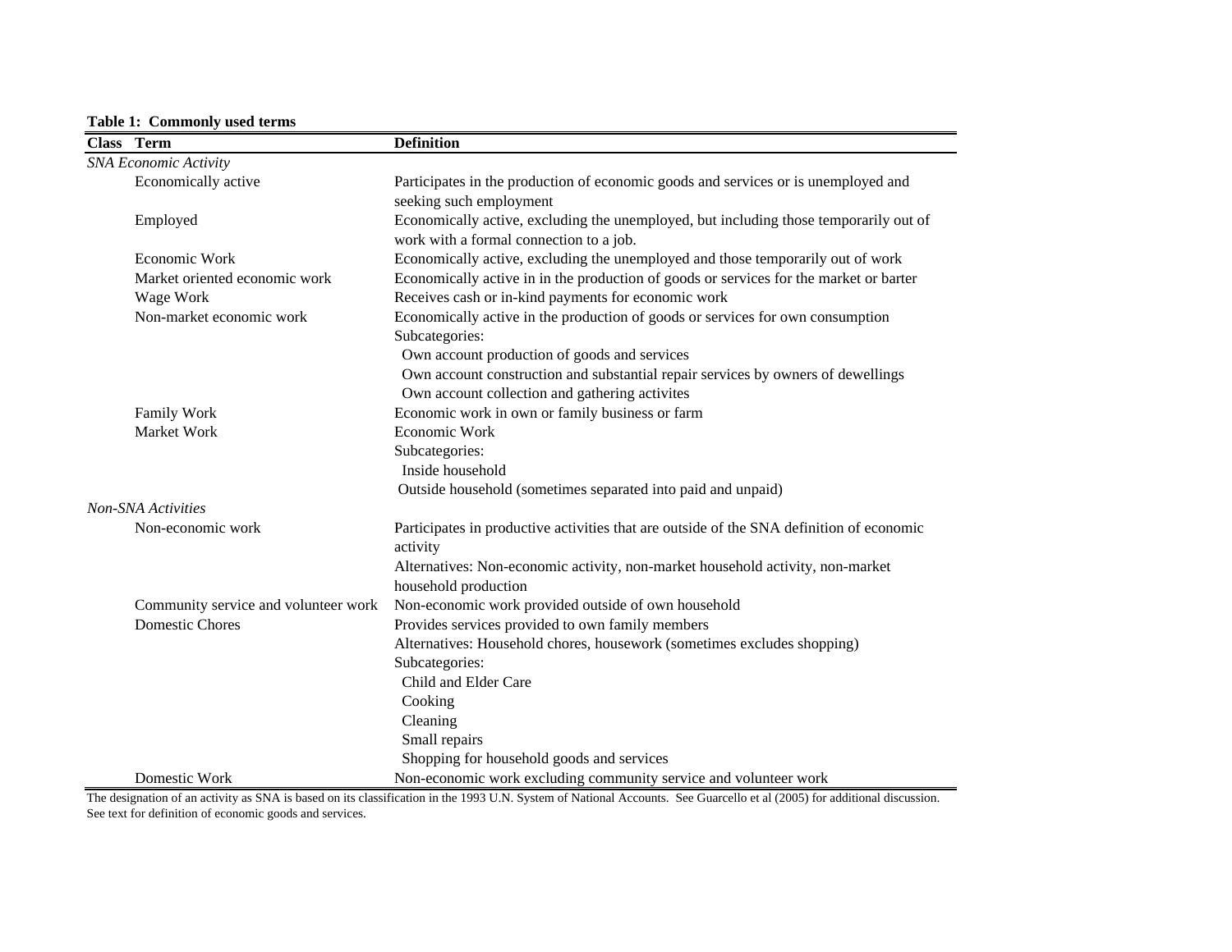**Table 1: Commonly used terms**

| Class | Term | Definition |
|---|---|---|
| *SNA Economic Activity* | | |
| | Economically active | Participates in the production of economic goods and services or is unemployed and seeking such employment |
| | Employed | Economically active, excluding the unemployed, but including those temporarily out of work with a formal connection to a job. |
| | Economic Work | Economically active, excluding the unemployed and those temporarily out of work |
| | Market oriented economic work | Economically active in in the production of goods or services for the market or barter |
| | Wage Work | Receives cash or in-kind payments for economic work |
| | Non-market economic work | Economically active in the production of goods or services for own consumption |
| | | Subcategories: |
| | | Own account production of goods and services |
| | | Own account construction and substantial repair services by owners of dewellings |
| | | Own account collection and gathering activites |
| | Family Work | Economic work in own or family business or farm |
| | Market Work | Economic Work |
| | | Subcategories: |
| | | Inside household |
| | | Outside household (sometimes separated into paid and unpaid) |
| *Non-SNA Activities* | | |
| | Non-economic work | Participates in productive activities that are outside of the SNA definition of economic activity |
| | | Alternatives: Non-economic activity, non-market household activity, non-market household production |
| | Community service and volunteer work | Non-economic work provided outside of own household |
| | Domestic Chores | Provides services provided to own family members |
| | | Alternatives: Household chores, housework (sometimes excludes shopping) |
| | | Subcategories: |
| | | Child and Elder Care |
| | | Cooking |
| | | Cleaning |
| | | Small repairs |
| | | Shopping for household goods and services |
| | Domestic Work | Non-economic work excluding community service and volunteer work |

The designation of an activity as SNA is based on its classification in the 1993 U.N. System of National Accounts. See Guarcello et al (2005) for additional discussion. See text for definition of economic goods and services.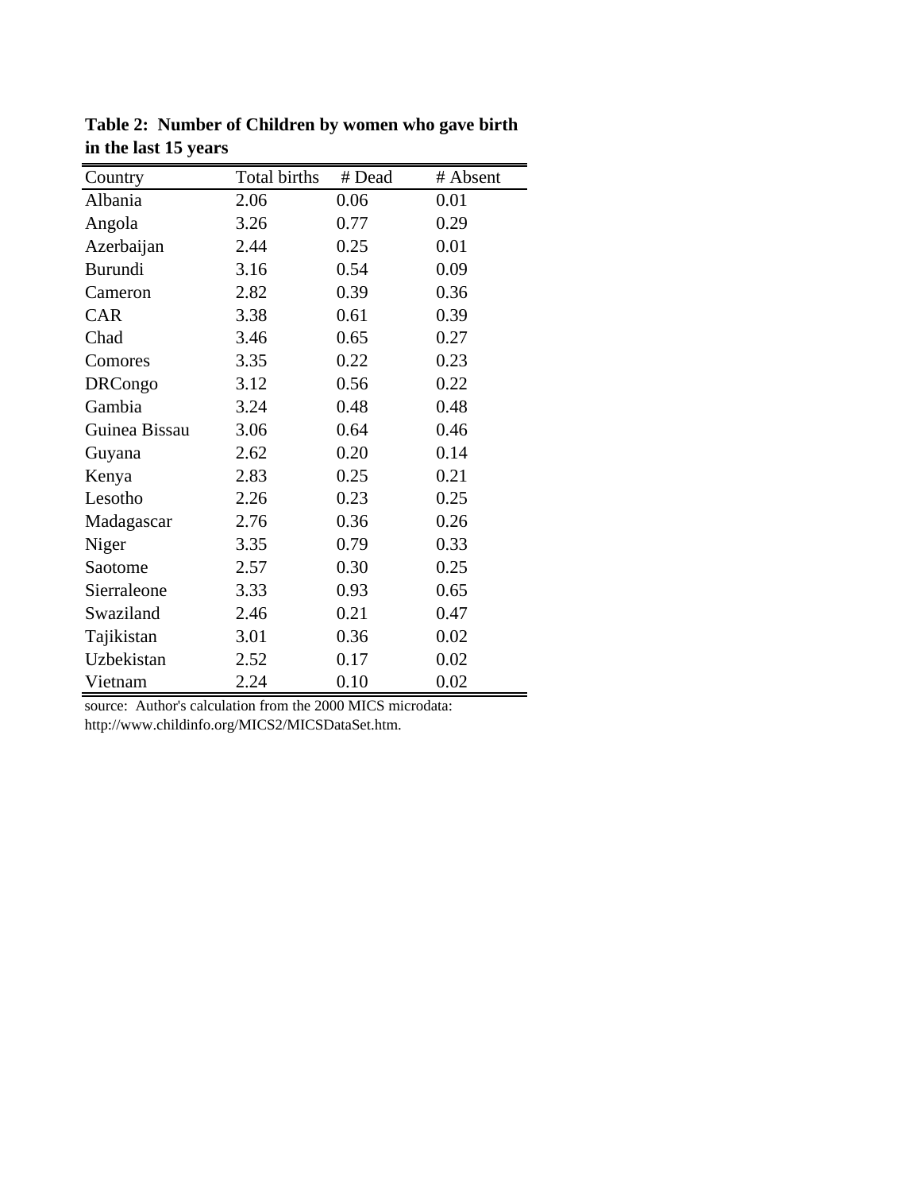**Table 2: Number of Children by women who gave birth in the last 15 years**

| Country | Total births | # Dead | # Absent |
|---|---|---|---|
| Albania | 2.06 | 0.06 | 0.01 |
| Angola | 3.26 | 0.77 | 0.29 |
| Azerbaijan | 2.44 | 0.25 | 0.01 |
| Burundi | 3.16 | 0.54 | 0.09 |
| Cameron | 2.82 | 0.39 | 0.36 |
| CAR | 3.38 | 0.61 | 0.39 |
| Chad | 3.46 | 0.65 | 0.27 |
| Comores | 3.35 | 0.22 | 0.23 |
| DRCongo | 3.12 | 0.56 | 0.22 |
| Gambia | 3.24 | 0.48 | 0.48 |
| Guinea Bissau | 3.06 | 0.64 | 0.46 |
| Guyana | 2.62 | 0.20 | 0.14 |
| Kenya | 2.83 | 0.25 | 0.21 |
| Lesotho | 2.26 | 0.23 | 0.25 |
| Madagascar | 2.76 | 0.36 | 0.26 |
| Niger | 3.35 | 0.79 | 0.33 |
| Saotome | 2.57 | 0.30 | 0.25 |
| Sierraleone | 3.33 | 0.93 | 0.65 |
| Swaziland | 2.46 | 0.21 | 0.47 |
| Tajikistan | 3.01 | 0.36 | 0.02 |
| Uzbekistan | 2.52 | 0.17 | 0.02 |
| Vietnam | 2.24 | 0.10 | 0.02 |

source: Author's calculation from the 2000 MICS microdata: http://www.childinfo.org/MICS2/MICSDataSet.htm.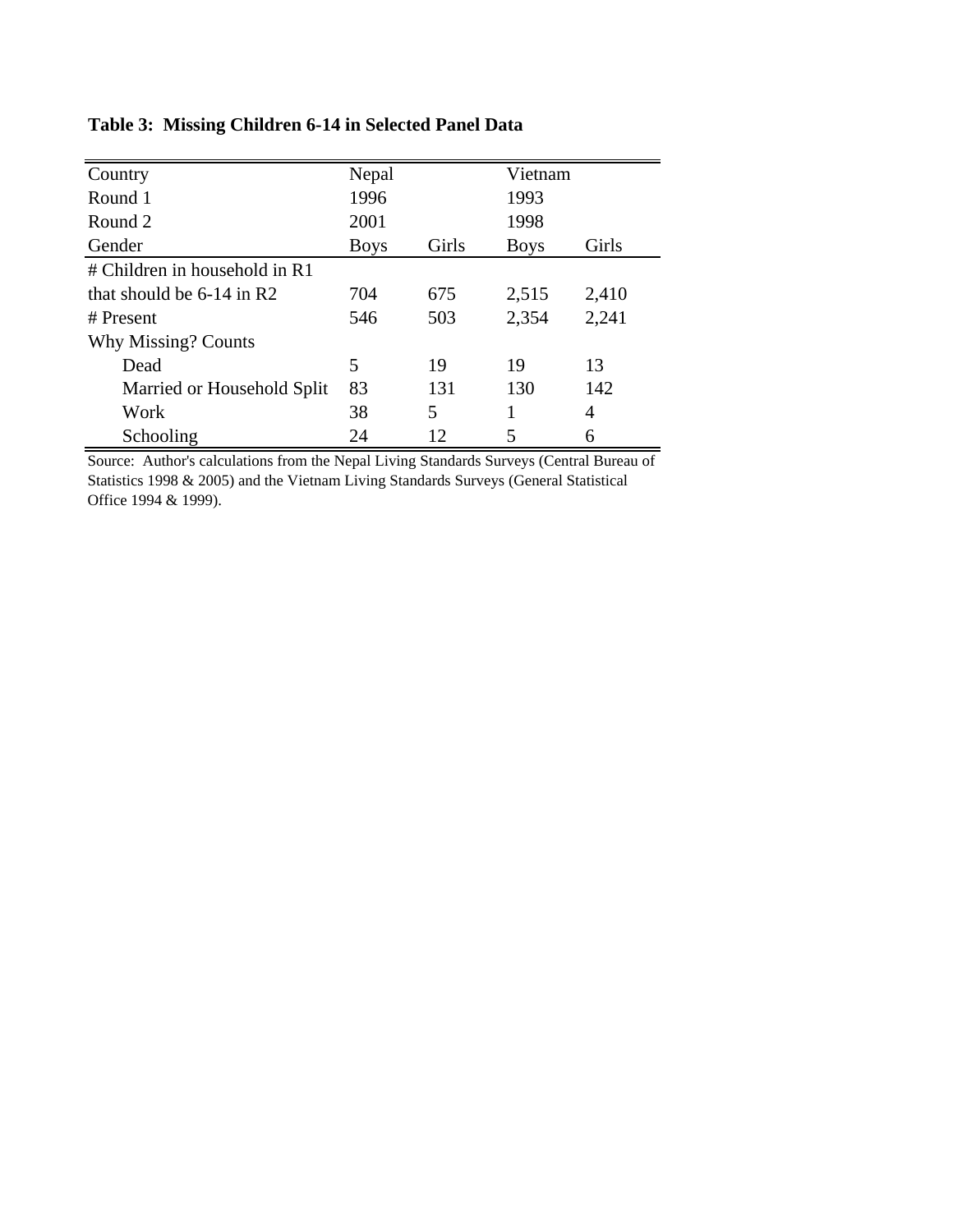**Table 3: Missing Children 6-14 in Selected Panel Data**

| Country | Nepal | | Vietnam | |
|---|---|---|---|---|
| Round 1 | 1996 | | 1993 | |
| Round 2 | 2001 | | 1998 | |
| Gender | Boys | Girls | Boys | Girls |
| # Children in household in R1 that should be 6-14 in R2 | 704 | 675 | 2,515 | 2,410 |
| # Present | 546 | 503 | 2,354 | 2,241 |
| Why Missing? Counts | | | | |
| Dead | 5 | 19 | 19 | 13 |
| Married or Household Split | 83 | 131 | 130 | 142 |
| Work | 38 | 5 | 1 | 4 |
| Schooling | 24 | 12 | 5 | 6 |

Source: Author's calculations from the Nepal Living Standards Surveys (Central Bureau of Statistics 1998 & 2005) and the Vietnam Living Standards Surveys (General Statistical Office 1994 & 1999).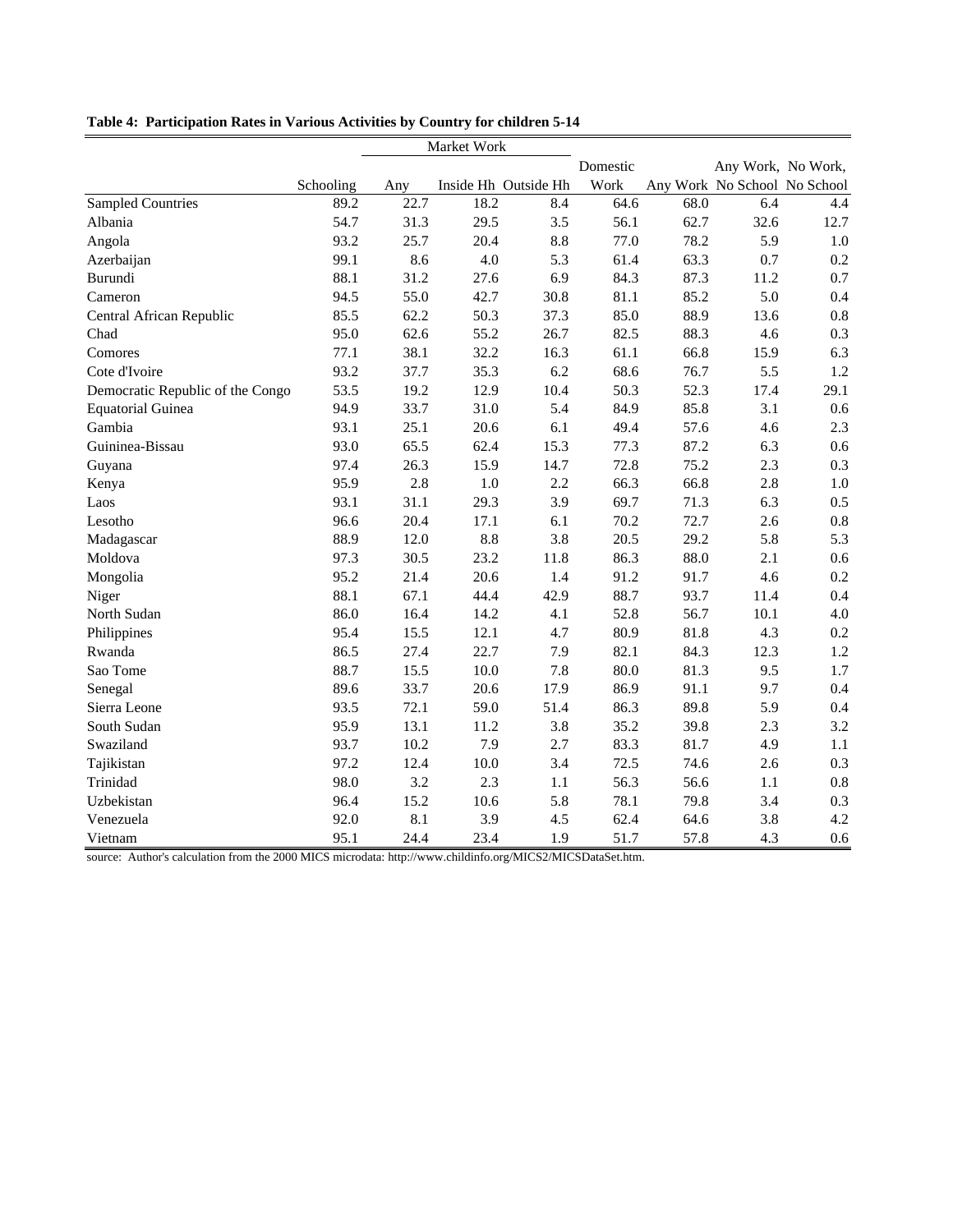**Table 4: Participation Rates in Various Activities by Country for children 5-14**

| | | Market Work | | | | | | |
|---|---|---|---|---|---|---|---|---|
| | Schooling | Any | Inside Hh | Outside Hh | Domestic Work | Any Work | Any Work, No School | No Work, No School |
| Sampled Countries | 89.2 | 22.7 | 18.2 | 8.4 | 64.6 | 68.0 | 6.4 | 4.4 |
| Albania | 54.7 | 31.3 | 29.5 | 3.5 | 56.1 | 62.7 | 32.6 | 12.7 |
| Angola | 93.2 | 25.7 | 20.4 | 8.8 | 77.0 | 78.2 | 5.9 | 1.0 |
| Azerbaijan | 99.1 | 8.6 | 4.0 | 5.3 | 61.4 | 63.3 | 0.7 | 0.2 |
| Burundi | 88.1 | 31.2 | 27.6 | 6.9 | 84.3 | 87.3 | 11.2 | 0.7 |
| Cameron | 94.5 | 55.0 | 42.7 | 30.8 | 81.1 | 85.2 | 5.0 | 0.4 |
| Central African Republic | 85.5 | 62.2 | 50.3 | 37.3 | 85.0 | 88.9 | 13.6 | 0.8 |
| Chad | 95.0 | 62.6 | 55.2 | 26.7 | 82.5 | 88.3 | 4.6 | 0.3 |
| Comores | 77.1 | 38.1 | 32.2 | 16.3 | 61.1 | 66.8 | 15.9 | 6.3 |
| Cote d'Ivoire | 93.2 | 37.7 | 35.3 | 6.2 | 68.6 | 76.7 | 5.5 | 1.2 |
| Democratic Republic of the Congo | 53.5 | 19.2 | 12.9 | 10.4 | 50.3 | 52.3 | 17.4 | 29.1 |
| Equatorial Guinea | 94.9 | 33.7 | 31.0 | 5.4 | 84.9 | 85.8 | 3.1 | 0.6 |
| Gambia | 93.1 | 25.1 | 20.6 | 6.1 | 49.4 | 57.6 | 4.6 | 2.3 |
| Guininea-Bissau | 93.0 | 65.5 | 62.4 | 15.3 | 77.3 | 87.2 | 6.3 | 0.6 |
| Guyana | 97.4 | 26.3 | 15.9 | 14.7 | 72.8 | 75.2 | 2.3 | 0.3 |
| Kenya | 95.9 | 2.8 | 1.0 | 2.2 | 66.3 | 66.8 | 2.8 | 1.0 |
| Laos | 93.1 | 31.1 | 29.3 | 3.9 | 69.7 | 71.3 | 6.3 | 0.5 |
| Lesotho | 96.6 | 20.4 | 17.1 | 6.1 | 70.2 | 72.7 | 2.6 | 0.8 |
| Madagascar | 88.9 | 12.0 | 8.8 | 3.8 | 20.5 | 29.2 | 5.8 | 5.3 |
| Moldova | 97.3 | 30.5 | 23.2 | 11.8 | 86.3 | 88.0 | 2.1 | 0.6 |
| Mongolia | 95.2 | 21.4 | 20.6 | 1.4 | 91.2 | 91.7 | 4.6 | 0.2 |
| Niger | 88.1 | 67.1 | 44.4 | 42.9 | 88.7 | 93.7 | 11.4 | 0.4 |
| North Sudan | 86.0 | 16.4 | 14.2 | 4.1 | 52.8 | 56.7 | 10.1 | 4.0 |
| Philippines | 95.4 | 15.5 | 12.1 | 4.7 | 80.9 | 81.8 | 4.3 | 0.2 |
| Rwanda | 86.5 | 27.4 | 22.7 | 7.9 | 82.1 | 84.3 | 12.3 | 1.2 |
| Sao Tome | 88.7 | 15.5 | 10.0 | 7.8 | 80.0 | 81.3 | 9.5 | 1.7 |
| Senegal | 89.6 | 33.7 | 20.6 | 17.9 | 86.9 | 91.1 | 9.7 | 0.4 |
| Sierra Leone | 93.5 | 72.1 | 59.0 | 51.4 | 86.3 | 89.8 | 5.9 | 0.4 |
| South Sudan | 95.9 | 13.1 | 11.2 | 3.8 | 35.2 | 39.8 | 2.3 | 3.2 |
| Swaziland | 93.7 | 10.2 | 7.9 | 2.7 | 83.3 | 81.7 | 4.9 | 1.1 |
| Tajikistan | 97.2 | 12.4 | 10.0 | 3.4 | 72.5 | 74.6 | 2.6 | 0.3 |
| Trinidad | 98.0 | 3.2 | 2.3 | 1.1 | 56.3 | 56.6 | 1.1 | 0.8 |
| Uzbekistan | 96.4 | 15.2 | 10.6 | 5.8 | 78.1 | 79.8 | 3.4 | 0.3 |
| Venezuela | 92.0 | 8.1 | 3.9 | 4.5 | 62.4 | 64.6 | 3.8 | 4.2 |
| Vietnam | 95.1 | 24.4 | 23.4 | 1.9 | 51.7 | 57.8 | 4.3 | 0.6 |

source: Author's calculation from the 2000 MICS microdata: http://www.childinfo.org/MICS2/MICSDataSet.htm.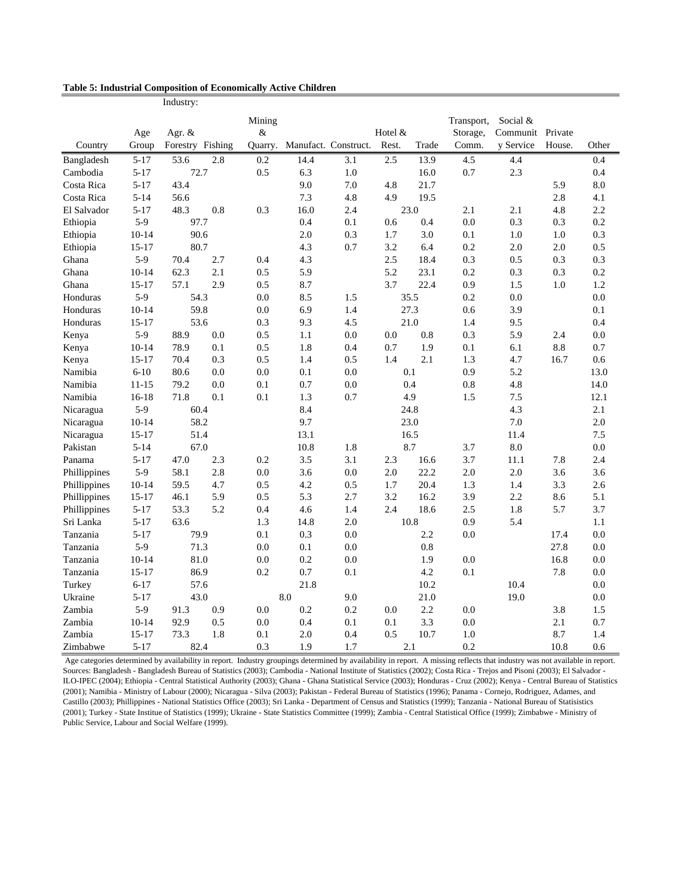**Table 5: Industrial Composition of Economically Active Children**

| Country | Age Group | Industry: Agr. & Forestry | Fishing | Mining & Quarry. | Manufact. | Construct. | Hotel & Rest. | Trade | Transport, Storage, Comm. | Social & Community Service | Private House. | Other |
|---|---|---|---|---|---|---|---|---|---|---|---|---|
| Bangladesh | 5-17 | 53.6 | 2.8 | 0.2 | 14.4 | 3.1 | 2.5 | 13.9 | 4.5 | 4.4 | | 0.4 |
| Cambodia | 5-17 | 72.7 | | 0.5 | 6.3 | 1.0 | | 16.0 | 0.7 | 2.3 | | 0.4 |
| Costa Rica | 5-17 | 43.4 | | | 9.0 | 7.0 | 4.8 | 21.7 | | | 5.9 | 8.0 |
| Costa Rica | 5-14 | 56.6 | | | 7.3 | 4.8 | 4.9 | 19.5 | | | 2.8 | 4.1 |
| El Salvador | 5-17 | 48.3 | 0.8 | 0.3 | 16.0 | 2.4 | 23.0 | | 2.1 | 2.1 | 4.8 | 2.2 |
| Ethiopia | 5-9 | 97.7 | | | 0.4 | 0.1 | 0.6 | 0.4 | 0.0 | 0.3 | 0.3 | 0.2 |
| Ethiopia | 10-14 | 90.6 | | | 2.0 | 0.3 | 1.7 | 3.0 | 0.1 | 1.0 | 1.0 | 0.3 |
| Ethiopia | 15-17 | 80.7 | | | 4.3 | 0.7 | 3.2 | 6.4 | 0.2 | 2.0 | 2.0 | 0.5 |
| Ghana | 5-9 | 70.4 | 2.7 | 0.4 | 4.3 | | 2.5 | 18.4 | 0.3 | 0.5 | 0.3 | 0.3 |
| Ghana | 10-14 | 62.3 | 2.1 | 0.5 | 5.9 | | 5.2 | 23.1 | 0.2 | 0.3 | 0.3 | 0.2 |
| Ghana | 15-17 | 57.1 | 2.9 | 0.5 | 8.7 | | 3.7 | 22.4 | 0.9 | 1.5 | 1.0 | 1.2 |
| Honduras | 5-9 | 54.3 | | 0.0 | 8.5 | 1.5 | 35.5 | | 0.2 | 0.0 | | 0.0 |
| Honduras | 10-14 | 59.8 | | 0.0 | 6.9 | 1.4 | 27.3 | | 0.6 | 3.9 | | 0.1 |
| Honduras | 15-17 | 53.6 | | 0.3 | 9.3 | 4.5 | 21.0 | | 1.4 | 9.5 | | 0.4 |
| Kenya | 5-9 | 88.9 | 0.0 | 0.5 | 1.1 | 0.0 | 0.0 | 0.8 | 0.3 | 5.9 | 2.4 | 0.0 |
| Kenya | 10-14 | 78.9 | 0.1 | 0.5 | 1.8 | 0.4 | 0.7 | 1.9 | 0.1 | 6.1 | 8.8 | 0.7 |
| Kenya | 15-17 | 70.4 | 0.3 | 0.5 | 1.4 | 0.5 | 1.4 | 2.1 | 1.3 | 4.7 | 16.7 | 0.6 |
| Namibia | 6-10 | 80.6 | 0.0 | 0.0 | 0.1 | 0.0 | 0.1 | | 0.9 | 5.2 | | 13.0 |
| Namibia | 11-15 | 79.2 | 0.0 | 0.1 | 0.7 | 0.0 | 0.4 | | 0.8 | 4.8 | | 14.0 |
| Namibia | 16-18 | 71.8 | 0.1 | 0.1 | 1.3 | 0.7 | 4.9 | | 1.5 | 7.5 | | 12.1 |
| Nicaragua | 5-9 | 60.4 | | | 8.4 | | 24.8 | | | 4.3 | | 2.1 |
| Nicaragua | 10-14 | 58.2 | | | 9.7 | | 23.0 | | | 7.0 | | 2.0 |
| Nicaragua | 15-17 | 51.4 | | | 13.1 | | 16.5 | | | 11.4 | | 7.5 |
| Pakistan | 5-14 | 67.0 | | | 10.8 | 1.8 | 8.7 | | 3.7 | 8.0 | | 0.0 |
| Panama | 5-17 | 47.0 | 2.3 | 0.2 | 3.5 | 3.1 | 2.3 | 16.6 | 3.7 | 11.1 | 7.8 | 2.4 |
| Phillippines | 5-9 | 58.1 | 2.8 | 0.0 | 3.6 | 0.0 | 2.0 | 22.2 | 2.0 | 2.0 | 3.6 | 3.6 |
| Phillippines | 10-14 | 59.5 | 4.7 | 0.5 | 4.2 | 0.5 | 1.7 | 20.4 | 1.3 | 1.4 | 3.3 | 2.6 |
| Phillippines | 15-17 | 46.1 | 5.9 | 0.5 | 5.3 | 2.7 | 3.2 | 16.2 | 3.9 | 2.2 | 8.6 | 5.1 |
| Phillippines | 5-17 | 53.3 | 5.2 | 0.4 | 4.6 | 1.4 | 2.4 | 18.6 | 2.5 | 1.8 | 5.7 | 3.7 |
| Sri Lanka | 5-17 | 63.6 | | 1.3 | 14.8 | 2.0 | 10.8 | | 0.9 | 5.4 | | 1.1 |
| Tanzania | 5-17 | 79.9 | | 0.1 | 0.3 | 0.0 | | 2.2 | 0.0 | | 17.4 | 0.0 |
| Tanzania | 5-9 | 71.3 | | 0.0 | 0.1 | 0.0 | | 0.8 | | | 27.8 | 0.0 |
| Tanzania | 10-14 | 81.0 | | 0.0 | 0.2 | 0.0 | | 1.9 | 0.0 | | 16.8 | 0.0 |
| Tanzania | 15-17 | 86.9 | | 0.2 | 0.7 | 0.1 | | 4.2 | 0.1 | | 7.8 | 0.0 |
| Turkey | 6-17 | 57.6 | | | 21.8 | | | 10.2 | | 10.4 | | 0.0 |
| Ukraine | 5-17 | 43.0 | | 8.0 | | 9.0 | | 21.0 | | 19.0 | | 0.0 |
| Zambia | 5-9 | 91.3 | 0.9 | 0.0 | 0.2 | 0.2 | 0.0 | 2.2 | 0.0 | | 3.8 | 1.5 |
| Zambia | 10-14 | 92.9 | 0.5 | 0.0 | 0.4 | 0.1 | 0.1 | 3.3 | 0.0 | | 2.1 | 0.7 |
| Zambia | 15-17 | 73.3 | 1.8 | 0.1 | 2.0 | 0.4 | 0.5 | 10.7 | 1.0 | | 8.7 | 1.4 |
| Zimbabwe | 5-17 | 82.4 | | 0.3 | 1.9 | 1.7 | 2.1 | | 0.2 | | 10.8 | 0.6 |

Age categories determined by availability in report. Industry groupings determined by availability in report. A missing reflects that industry was not available in report. Sources: Bangladesh - Bangladesh Bureau of Statistics (2003); Cambodia - National Institute of Statistics (2002); Costa Rica - Trejos and Pisoni (2003); El Salvador - ILO-IPEC (2004); Ethiopia - Central Statistical Authority (2003); Ghana - Ghana Statistical Service (2003); Honduras - Cruz (2002); Kenya - Central Bureau of Statistics (2001); Namibia - Ministry of Labour (2000); Nicaragua - Silva (2003); Pakistan - Federal Bureau of Statistics (1996); Panama - Cornejo, Rodriguez, Adames, and Castillo (2003); Phillippines - National Statistics Office (2003); Sri Lanka - Department of Census and Statistics (1999); Tanzania - National Bureau of Statisistics (2001); Turkey - State Institue of Statistics (1999); Ukraine - State Statistics Committee (1999); Zambia - Central Statistical Office (1999); Zimbabwe - Ministry of Public Service, Labour and Social Welfare (1999).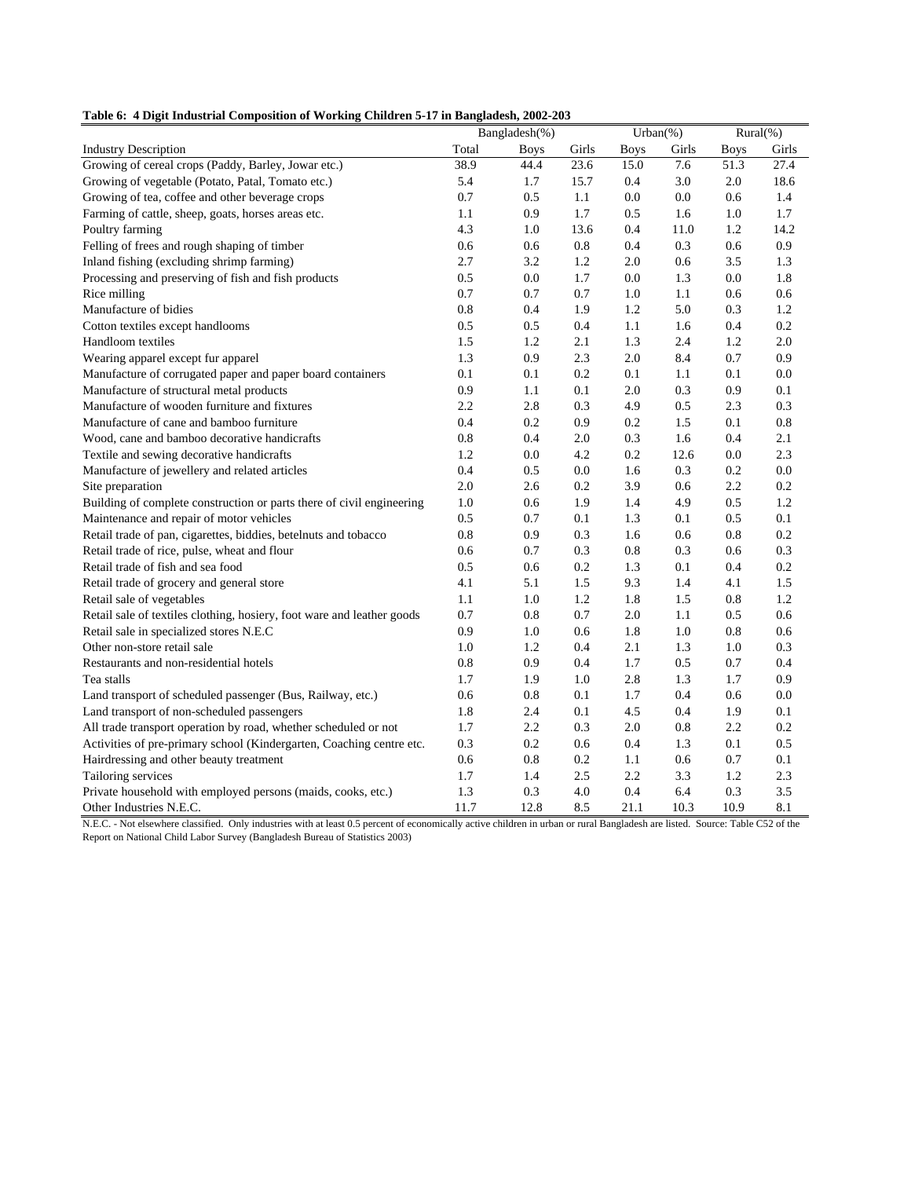**Table 6: 4 Digit Industrial Composition of Working Children 5-17 in Bangladesh, 2002-203**

| | Bangladesh(%) | | | Urban(%) | | Rural(%) | |
|---|---|---|---|---|---|---|---|
| Industry Description | Total | Boys | Girls | Boys | Girls | Boys | Girls |
| Growing of cereal crops (Paddy, Barley, Jowar etc.) | 38.9 | 44.4 | 23.6 | 15.0 | 7.6 | 51.3 | 27.4 |
| Growing of vegetable (Potato, Patal, Tomato etc.) | 5.4 | 1.7 | 15.7 | 0.4 | 3.0 | 2.0 | 18.6 |
| Growing of tea, coffee and other beverage crops | 0.7 | 0.5 | 1.1 | 0.0 | 0.0 | 0.6 | 1.4 |
| Farming of cattle, sheep, goats, horses areas etc. | 1.1 | 0.9 | 1.7 | 0.5 | 1.6 | 1.0 | 1.7 |
| Poultry farming | 4.3 | 1.0 | 13.6 | 0.4 | 11.0 | 1.2 | 14.2 |
| Felling of frees and rough shaping of timber | 0.6 | 0.6 | 0.8 | 0.4 | 0.3 | 0.6 | 0.9 |
| Inland fishing (excluding shrimp farming) | 2.7 | 3.2 | 1.2 | 2.0 | 0.6 | 3.5 | 1.3 |
| Processing and preserving of fish and fish products | 0.5 | 0.0 | 1.7 | 0.0 | 1.3 | 0.0 | 1.8 |
| Rice milling | 0.7 | 0.7 | 0.7 | 1.0 | 1.1 | 0.6 | 0.6 |
| Manufacture of bidies | 0.8 | 0.4 | 1.9 | 1.2 | 5.0 | 0.3 | 1.2 |
| Cotton textiles except handlooms | 0.5 | 0.5 | 0.4 | 1.1 | 1.6 | 0.4 | 0.2 |
| Handloom textiles | 1.5 | 1.2 | 2.1 | 1.3 | 2.4 | 1.2 | 2.0 |
| Wearing apparel except fur apparel | 1.3 | 0.9 | 2.3 | 2.0 | 8.4 | 0.7 | 0.9 |
| Manufacture of corrugated paper and paper board containers | 0.1 | 0.1 | 0.2 | 0.1 | 1.1 | 0.1 | 0.0 |
| Manufacture of structural metal products | 0.9 | 1.1 | 0.1 | 2.0 | 0.3 | 0.9 | 0.1 |
| Manufacture of wooden furniture and fixtures | 2.2 | 2.8 | 0.3 | 4.9 | 0.5 | 2.3 | 0.3 |
| Manufacture of cane and bamboo furniture | 0.4 | 0.2 | 0.9 | 0.2 | 1.5 | 0.1 | 0.8 |
| Wood, cane and bamboo decorative handicrafts | 0.8 | 0.4 | 2.0 | 0.3 | 1.6 | 0.4 | 2.1 |
| Textile and sewing decorative handicrafts | 1.2 | 0.0 | 4.2 | 0.2 | 12.6 | 0.0 | 2.3 |
| Manufacture of jewellery and related articles | 0.4 | 0.5 | 0.0 | 1.6 | 0.3 | 0.2 | 0.0 |
| Site preparation | 2.0 | 2.6 | 0.2 | 3.9 | 0.6 | 2.2 | 0.2 |
| Building of complete construction or parts there of civil engineering | 1.0 | 0.6 | 1.9 | 1.4 | 4.9 | 0.5 | 1.2 |
| Maintenance and repair of motor vehicles | 0.5 | 0.7 | 0.1 | 1.3 | 0.1 | 0.5 | 0.1 |
| Retail trade of pan, cigarettes, biddies, betelnuts and tobacco | 0.8 | 0.9 | 0.3 | 1.6 | 0.6 | 0.8 | 0.2 |
| Retail trade of rice, pulse, wheat and flour | 0.6 | 0.7 | 0.3 | 0.8 | 0.3 | 0.6 | 0.3 |
| Retail trade of fish and sea food | 0.5 | 0.6 | 0.2 | 1.3 | 0.1 | 0.4 | 0.2 |
| Retail trade of grocery and general store | 4.1 | 5.1 | 1.5 | 9.3 | 1.4 | 4.1 | 1.5 |
| Retail sale of vegetables | 1.1 | 1.0 | 1.2 | 1.8 | 1.5 | 0.8 | 1.2 |
| Retail sale of textiles clothing, hosiery, foot ware and leather goods | 0.7 | 0.8 | 0.7 | 2.0 | 1.1 | 0.5 | 0.6 |
| Retail sale in specialized stores N.E.C | 0.9 | 1.0 | 0.6 | 1.8 | 1.0 | 0.8 | 0.6 |
| Other non-store retail sale | 1.0 | 1.2 | 0.4 | 2.1 | 1.3 | 1.0 | 0.3 |
| Restaurants and non-residential hotels | 0.8 | 0.9 | 0.4 | 1.7 | 0.5 | 0.7 | 0.4 |
| Tea stalls | 1.7 | 1.9 | 1.0 | 2.8 | 1.3 | 1.7 | 0.9 |
| Land transport of scheduled passenger (Bus, Railway, etc.) | 0.6 | 0.8 | 0.1 | 1.7 | 0.4 | 0.6 | 0.0 |
| Land transport of non-scheduled passengers | 1.8 | 2.4 | 0.1 | 4.5 | 0.4 | 1.9 | 0.1 |
| All trade transport operation by road, whether scheduled or not | 1.7 | 2.2 | 0.3 | 2.0 | 0.8 | 2.2 | 0.2 |
| Activities of pre-primary school (Kindergarten, Coaching centre etc. | 0.3 | 0.2 | 0.6 | 0.4 | 1.3 | 0.1 | 0.5 |
| Hairdressing and other beauty treatment | 0.6 | 0.8 | 0.2 | 1.1 | 0.6 | 0.7 | 0.1 |
| Tailoring services | 1.7 | 1.4 | 2.5 | 2.2 | 3.3 | 1.2 | 2.3 |
| Private household with employed persons (maids, cooks, etc.) | 1.3 | 0.3 | 4.0 | 0.4 | 6.4 | 0.3 | 3.5 |
| Other Industries N.E.C. | 11.7 | 12.8 | 8.5 | 21.1 | 10.3 | 10.9 | 8.1 |

N.E.C. - Not elsewhere classified. Only industries with at least 0.5 percent of economically active children in urban or rural Bangladesh are listed. Source: Table C52 of the Report on National Child Labor Survey (Bangladesh Bureau of Statistics 2003)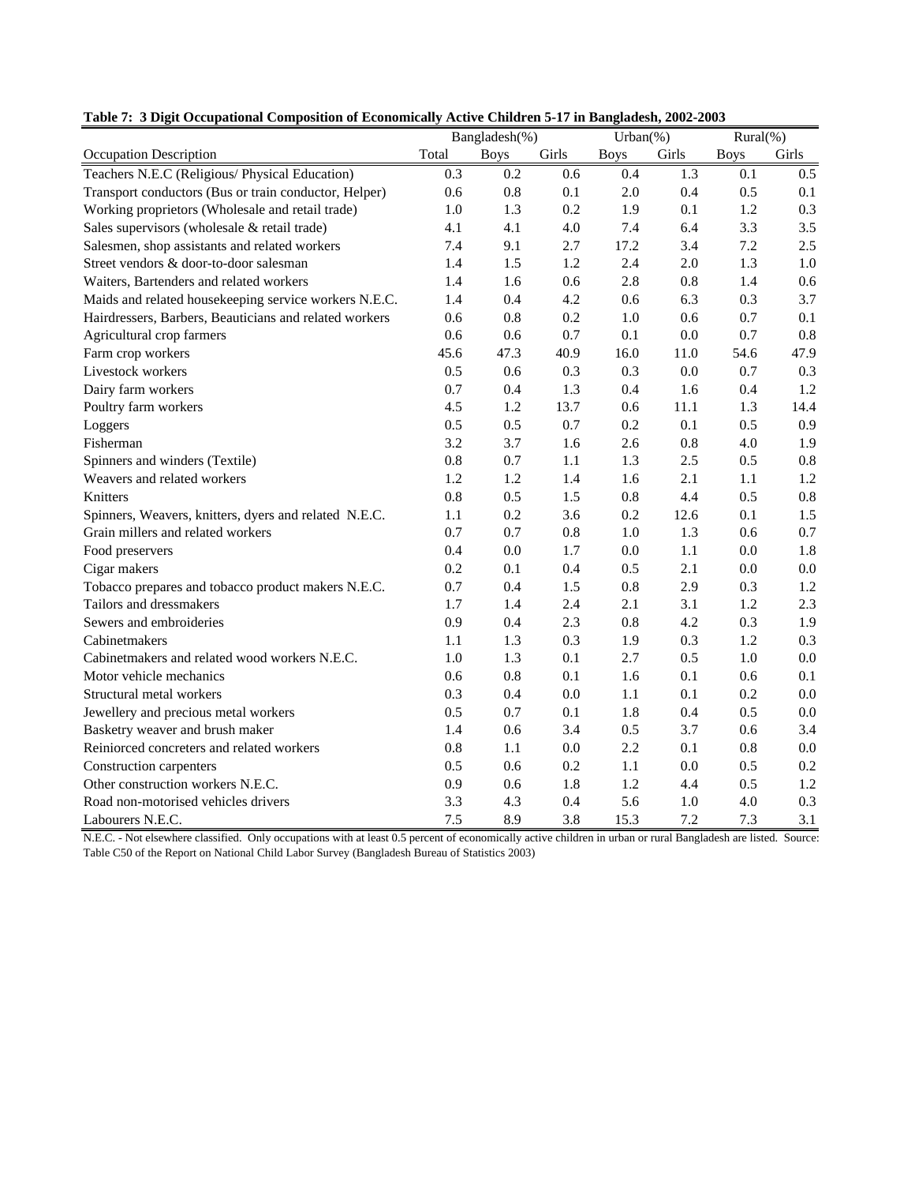**Table 7: 3 Digit Occupational Composition of Economically Active Children 5-17 in Bangladesh, 2002-2003**

| | Bangladesh(%) | | | Urban(%) | | Rural(%) | |
|---|---|---|---|---|---|---|---|
| Occupation Description | Total | Boys | Girls | Boys | Girls | Boys | Girls |
| Teachers N.E.C (Religious/ Physical Education) | 0.3 | 0.2 | 0.6 | 0.4 | 1.3 | 0.1 | 0.5 |
| Transport conductors (Bus or train conductor, Helper) | 0.6 | 0.8 | 0.1 | 2.0 | 0.4 | 0.5 | 0.1 |
| Working proprietors (Wholesale and retail trade) | 1.0 | 1.3 | 0.2 | 1.9 | 0.1 | 1.2 | 0.3 |
| Sales supervisors (wholesale & retail trade) | 4.1 | 4.1 | 4.0 | 7.4 | 6.4 | 3.3 | 3.5 |
| Salesmen, shop assistants and related workers | 7.4 | 9.1 | 2.7 | 17.2 | 3.4 | 7.2 | 2.5 |
| Street vendors & door-to-door salesman | 1.4 | 1.5 | 1.2 | 2.4 | 2.0 | 1.3 | 1.0 |
| Waiters, Bartenders and related workers | 1.4 | 1.6 | 0.6 | 2.8 | 0.8 | 1.4 | 0.6 |
| Maids and related housekeeping service workers N.E.C. | 1.4 | 0.4 | 4.2 | 0.6 | 6.3 | 0.3 | 3.7 |
| Hairdressers, Barbers, Beauticians and related workers | 0.6 | 0.8 | 0.2 | 1.0 | 0.6 | 0.7 | 0.1 |
| Agricultural crop farmers | 0.6 | 0.6 | 0.7 | 0.1 | 0.0 | 0.7 | 0.8 |
| Farm crop workers | 45.6 | 47.3 | 40.9 | 16.0 | 11.0 | 54.6 | 47.9 |
| Livestock workers | 0.5 | 0.6 | 0.3 | 0.3 | 0.0 | 0.7 | 0.3 |
| Dairy farm workers | 0.7 | 0.4 | 1.3 | 0.4 | 1.6 | 0.4 | 1.2 |
| Poultry farm workers | 4.5 | 1.2 | 13.7 | 0.6 | 11.1 | 1.3 | 14.4 |
| Loggers | 0.5 | 0.5 | 0.7 | 0.2 | 0.1 | 0.5 | 0.9 |
| Fisherman | 3.2 | 3.7 | 1.6 | 2.6 | 0.8 | 4.0 | 1.9 |
| Spinners and winders (Textile) | 0.8 | 0.7 | 1.1 | 1.3 | 2.5 | 0.5 | 0.8 |
| Weavers and related workers | 1.2 | 1.2 | 1.4 | 1.6 | 2.1 | 1.1 | 1.2 |
| Knitters | 0.8 | 0.5 | 1.5 | 0.8 | 4.4 | 0.5 | 0.8 |
| Spinners, Weavers, knitters, dyers and related N.E.C. | 1.1 | 0.2 | 3.6 | 0.2 | 12.6 | 0.1 | 1.5 |
| Grain millers and related workers | 0.7 | 0.7 | 0.8 | 1.0 | 1.3 | 0.6 | 0.7 |
| Food preservers | 0.4 | 0.0 | 1.7 | 0.0 | 1.1 | 0.0 | 1.8 |
| Cigar makers | 0.2 | 0.1 | 0.4 | 0.5 | 2.1 | 0.0 | 0.0 |
| Tobacco prepares and tobacco product makers N.E.C. | 0.7 | 0.4 | 1.5 | 0.8 | 2.9 | 0.3 | 1.2 |
| Tailors and dressmakers | 1.7 | 1.4 | 2.4 | 2.1 | 3.1 | 1.2 | 2.3 |
| Sewers and embroideries | 0.9 | 0.4 | 2.3 | 0.8 | 4.2 | 0.3 | 1.9 |
| Cabinetmakers | 1.1 | 1.3 | 0.3 | 1.9 | 0.3 | 1.2 | 0.3 |
| Cabinetmakers and related wood workers N.E.C. | 1.0 | 1.3 | 0.1 | 2.7 | 0.5 | 1.0 | 0.0 |
| Motor vehicle mechanics | 0.6 | 0.8 | 0.1 | 1.6 | 0.1 | 0.6 | 0.1 |
| Structural metal workers | 0.3 | 0.4 | 0.0 | 1.1 | 0.1 | 0.2 | 0.0 |
| Jewellery and precious metal workers | 0.5 | 0.7 | 0.1 | 1.8 | 0.4 | 0.5 | 0.0 |
| Basketry weaver and brush maker | 1.4 | 0.6 | 3.4 | 0.5 | 3.7 | 0.6 | 3.4 |
| Reiniorced concreters and related workers | 0.8 | 1.1 | 0.0 | 2.2 | 0.1 | 0.8 | 0.0 |
| Construction carpenters | 0.5 | 0.6 | 0.2 | 1.1 | 0.0 | 0.5 | 0.2 |
| Other construction workers N.E.C. | 0.9 | 0.6 | 1.8 | 1.2 | 4.4 | 0.5 | 1.2 |
| Road non-motorised vehicles drivers | 3.3 | 4.3 | 0.4 | 5.6 | 1.0 | 4.0 | 0.3 |
| Labourers N.E.C. | 7.5 | 8.9 | 3.8 | 15.3 | 7.2 | 7.3 | 3.1 |

N.E.C. - Not elsewhere classified. Only occupations with at least 0.5 percent of economically active children in urban or rural Bangladesh are listed. Source: Table C50 of the Report on National Child Labor Survey (Bangladesh Bureau of Statistics 2003)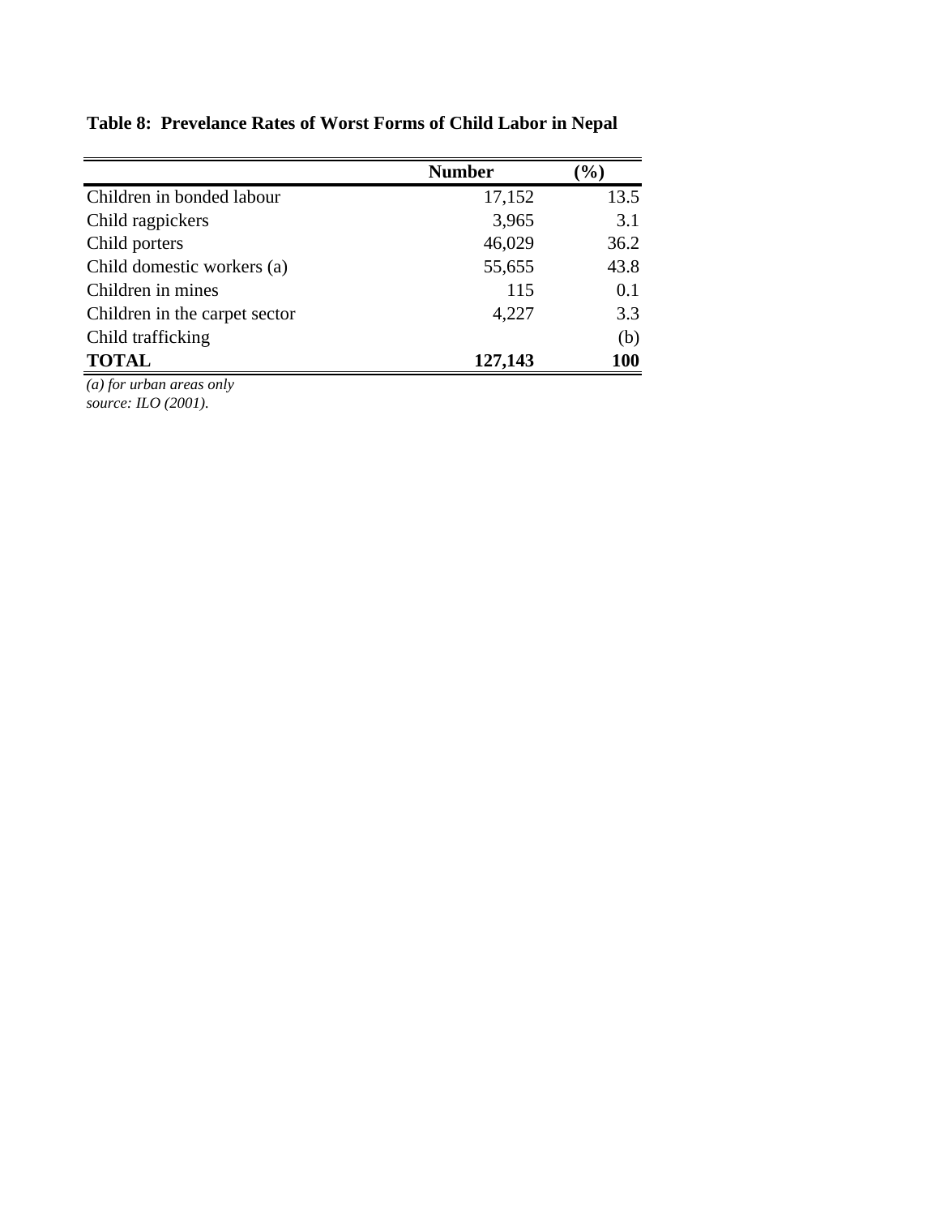**Table 8: Prevelance Rates of Worst Forms of Child Labor in Nepal**

| | Number | (%) |
|---|---|---|
| Children in bonded labour | 17,152 | 13.5 |
| Child ragpickers | 3,965 | 3.1 |
| Child porters | 46,029 | 36.2 |
| Child domestic workers (a) | 55,655 | 43.8 |
| Children in mines | 115 | 0.1 |
| Children in the carpet sector | 4,227 | 3.3 |
| Child trafficking | | (b) |
| **TOTAL** | **127,143** | **100** |

*(a) for urban areas only*
*source: ILO (2001).*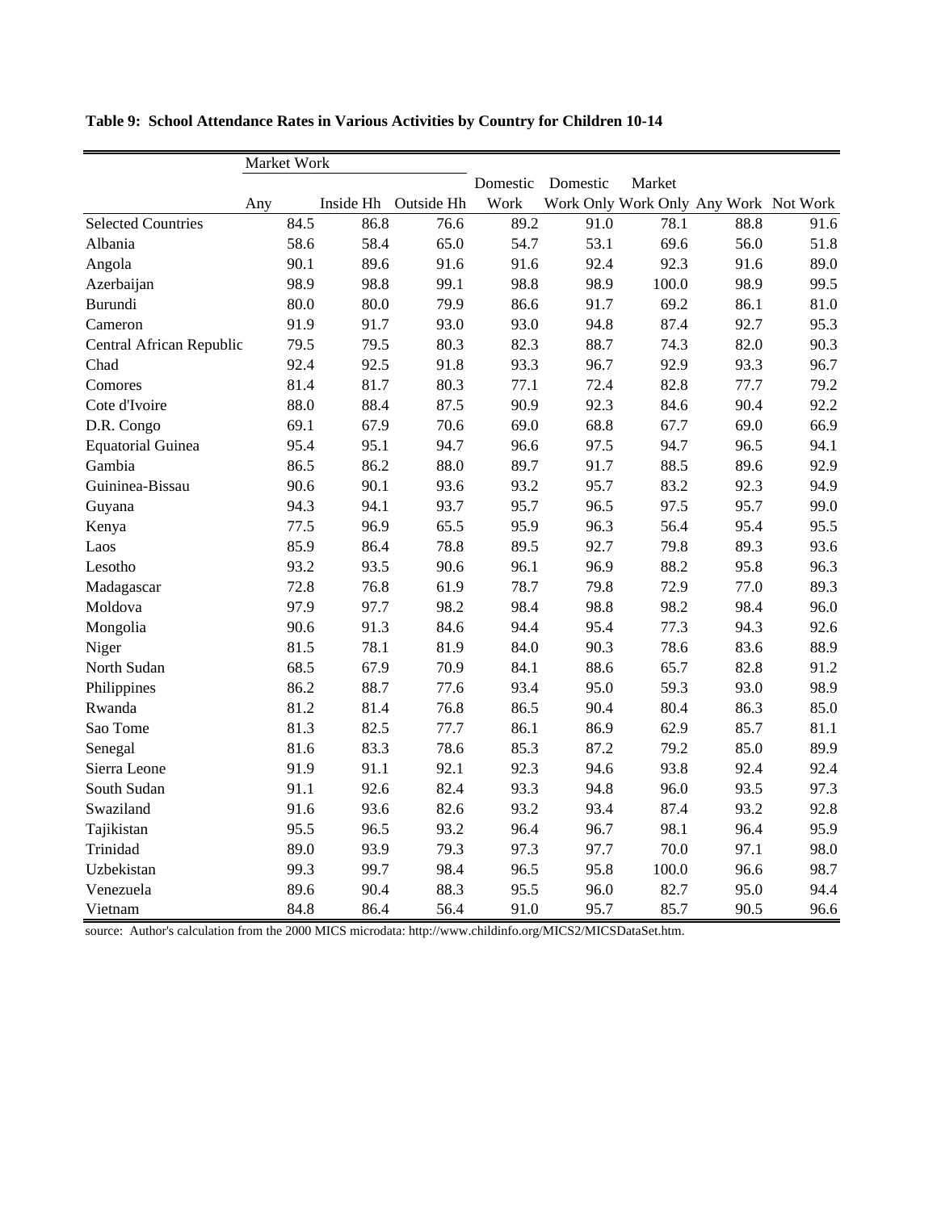**Table 9: School Attendance Rates in Various Activities by Country for Children 10-14**

| | Market Work | | | | | | | |
|---|---|---|---|---|---|---|---|---|
| | Any | Inside Hh | Outside Hh | Domestic Work | Domestic Work Only | Market Work Only | Any Work | Not Work |
| Selected Countries | 84.5 | 86.8 | 76.6 | 89.2 | 91.0 | 78.1 | 88.8 | 91.6 |
| Albania | 58.6 | 58.4 | 65.0 | 54.7 | 53.1 | 69.6 | 56.0 | 51.8 |
| Angola | 90.1 | 89.6 | 91.6 | 91.6 | 92.4 | 92.3 | 91.6 | 89.0 |
| Azerbaijan | 98.9 | 98.8 | 99.1 | 98.8 | 98.9 | 100.0 | 98.9 | 99.5 |
| Burundi | 80.0 | 80.0 | 79.9 | 86.6 | 91.7 | 69.2 | 86.1 | 81.0 |
| Cameron | 91.9 | 91.7 | 93.0 | 93.0 | 94.8 | 87.4 | 92.7 | 95.3 |
| Central African Republic | 79.5 | 79.5 | 80.3 | 82.3 | 88.7 | 74.3 | 82.0 | 90.3 |
| Chad | 92.4 | 92.5 | 91.8 | 93.3 | 96.7 | 92.9 | 93.3 | 96.7 |
| Comores | 81.4 | 81.7 | 80.3 | 77.1 | 72.4 | 82.8 | 77.7 | 79.2 |
| Cote d'Ivoire | 88.0 | 88.4 | 87.5 | 90.9 | 92.3 | 84.6 | 90.4 | 92.2 |
| D.R. Congo | 69.1 | 67.9 | 70.6 | 69.0 | 68.8 | 67.7 | 69.0 | 66.9 |
| Equatorial Guinea | 95.4 | 95.1 | 94.7 | 96.6 | 97.5 | 94.7 | 96.5 | 94.1 |
| Gambia | 86.5 | 86.2 | 88.0 | 89.7 | 91.7 | 88.5 | 89.6 | 92.9 |
| Guininea-Bissau | 90.6 | 90.1 | 93.6 | 93.2 | 95.7 | 83.2 | 92.3 | 94.9 |
| Guyana | 94.3 | 94.1 | 93.7 | 95.7 | 96.5 | 97.5 | 95.7 | 99.0 |
| Kenya | 77.5 | 96.9 | 65.5 | 95.9 | 96.3 | 56.4 | 95.4 | 95.5 |
| Laos | 85.9 | 86.4 | 78.8 | 89.5 | 92.7 | 79.8 | 89.3 | 93.6 |
| Lesotho | 93.2 | 93.5 | 90.6 | 96.1 | 96.9 | 88.2 | 95.8 | 96.3 |
| Madagascar | 72.8 | 76.8 | 61.9 | 78.7 | 79.8 | 72.9 | 77.0 | 89.3 |
| Moldova | 97.9 | 97.7 | 98.2 | 98.4 | 98.8 | 98.2 | 98.4 | 96.0 |
| Mongolia | 90.6 | 91.3 | 84.6 | 94.4 | 95.4 | 77.3 | 94.3 | 92.6 |
| Niger | 81.5 | 78.1 | 81.9 | 84.0 | 90.3 | 78.6 | 83.6 | 88.9 |
| North Sudan | 68.5 | 67.9 | 70.9 | 84.1 | 88.6 | 65.7 | 82.8 | 91.2 |
| Philippines | 86.2 | 88.7 | 77.6 | 93.4 | 95.0 | 59.3 | 93.0 | 98.9 |
| Rwanda | 81.2 | 81.4 | 76.8 | 86.5 | 90.4 | 80.4 | 86.3 | 85.0 |
| Sao Tome | 81.3 | 82.5 | 77.7 | 86.1 | 86.9 | 62.9 | 85.7 | 81.1 |
| Senegal | 81.6 | 83.3 | 78.6 | 85.3 | 87.2 | 79.2 | 85.0 | 89.9 |
| Sierra Leone | 91.9 | 91.1 | 92.1 | 92.3 | 94.6 | 93.8 | 92.4 | 92.4 |
| South Sudan | 91.1 | 92.6 | 82.4 | 93.3 | 94.8 | 96.0 | 93.5 | 97.3 |
| Swaziland | 91.6 | 93.6 | 82.6 | 93.2 | 93.4 | 87.4 | 93.2 | 92.8 |
| Tajikistan | 95.5 | 96.5 | 93.2 | 96.4 | 96.7 | 98.1 | 96.4 | 95.9 |
| Trinidad | 89.0 | 93.9 | 79.3 | 97.3 | 97.7 | 70.0 | 97.1 | 98.0 |
| Uzbekistan | 99.3 | 99.7 | 98.4 | 96.5 | 95.8 | 100.0 | 96.6 | 98.7 |
| Venezuela | 89.6 | 90.4 | 88.3 | 95.5 | 96.0 | 82.7 | 95.0 | 94.4 |
| Vietnam | 84.8 | 86.4 | 56.4 | 91.0 | 95.7 | 85.7 | 90.5 | 96.6 |

source: Author's calculation from the 2000 MICS microdata: http://www.childinfo.org/MICS2/MICSDataSet.htm.